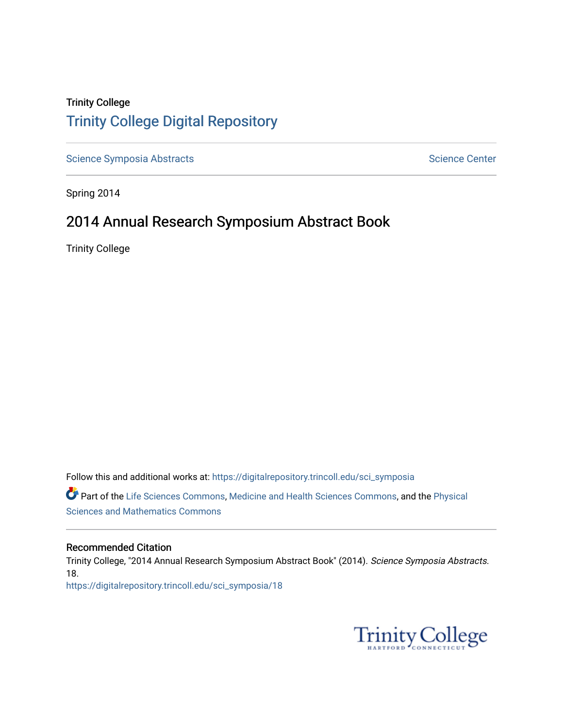Trinity College

# Trinity College Digital Repository

Science Symposia Abstracts | Science Center

Spring 2014

## 2014 Annual Research Symposium Abstract Book

Trinity College

Follow this and additional works at: https://digitalrepository.trincoll.edu/sci_symposia

Part of the Life Sciences Commons, Medicine and Health Sciences Commons, and the Physical Sciences and Mathematics Commons

### Recommended Citation

Trinity College, "2014 Annual Research Symposium Abstract Book" (2014). *Science Symposia Abstracts*. 18.
https://digitalrepository.trincoll.edu/sci_symposia/18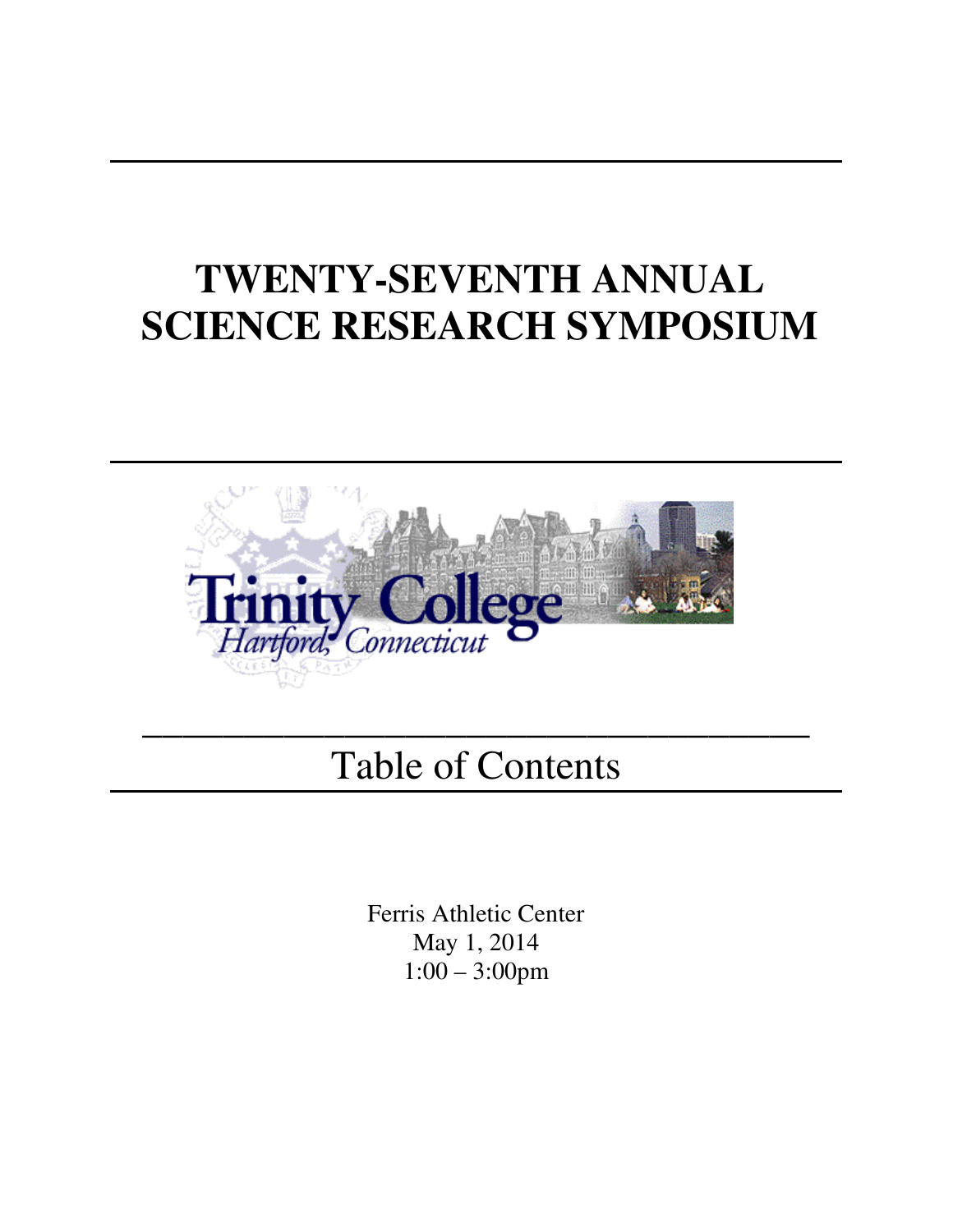# TWENTY-SEVENTH ANNUAL SCIENCE RESEARCH SYMPOSIUM

Trinity College

Hartford, Connecticut

## Table of Contents

Ferris Athletic Center

May 1, 2014

1:00 – 3:00pm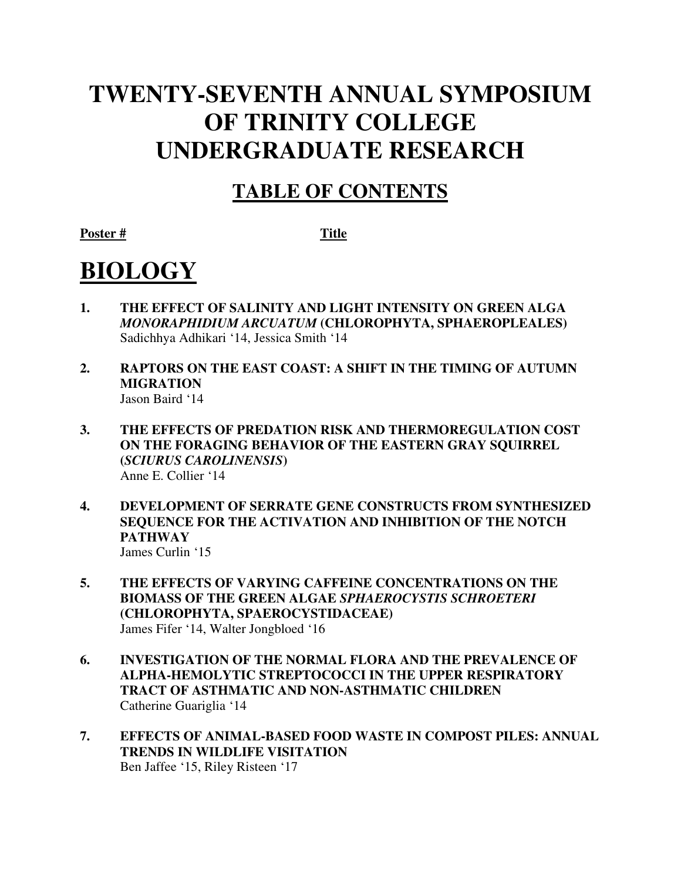# TWENTY-SEVENTH ANNUAL SYMPOSIUM OF TRINITY COLLEGE UNDERGRADUATE RESEARCH

## TABLE OF CONTENTS

**Poster #** **Title**

# BIOLOGY

1. **THE EFFECT OF SALINITY AND LIGHT INTENSITY ON GREEN ALGA *MONORAPHIDIUM ARCUATUM* (CHLOROPHYTA, SPHAEROPLEALES)**
   Sadichhya Adhikari '14, Jessica Smith '14

2. **RAPTORS ON THE EAST COAST: A SHIFT IN THE TIMING OF AUTUMN MIGRATION**
   Jason Baird '14

3. **THE EFFECTS OF PREDATION RISK AND THERMOREGULATION COST ON THE FORAGING BEHAVIOR OF THE EASTERN GRAY SQUIRREL (*SCIURUS CAROLINENSIS*)**
   Anne E. Collier '14

4. **DEVELOPMENT OF SERRATE GENE CONSTRUCTS FROM SYNTHESIZED SEQUENCE FOR THE ACTIVATION AND INHIBITION OF THE NOTCH PATHWAY**
   James Curlin '15

5. **THE EFFECTS OF VARYING CAFFEINE CONCENTRATIONS ON THE BIOMASS OF THE GREEN ALGAE *SPHAEROCYSTIS SCHROETERI* (CHLOROPHYTA, SPAEROCYSTIDACEAE)**
   James Fifer '14, Walter Jongbloed '16

6. **INVESTIGATION OF THE NORMAL FLORA AND THE PREVALENCE OF ALPHA-HEMOLYTIC STREPTOCOCCI IN THE UPPER RESPIRATORY TRACT OF ASTHMATIC AND NON-ASTHMATIC CHILDREN**
   Catherine Guariglia '14

7. **EFFECTS OF ANIMAL-BASED FOOD WASTE IN COMPOST PILES: ANNUAL TRENDS IN WILDLIFE VISITATION**
   Ben Jaffee '15, Riley Risteen '17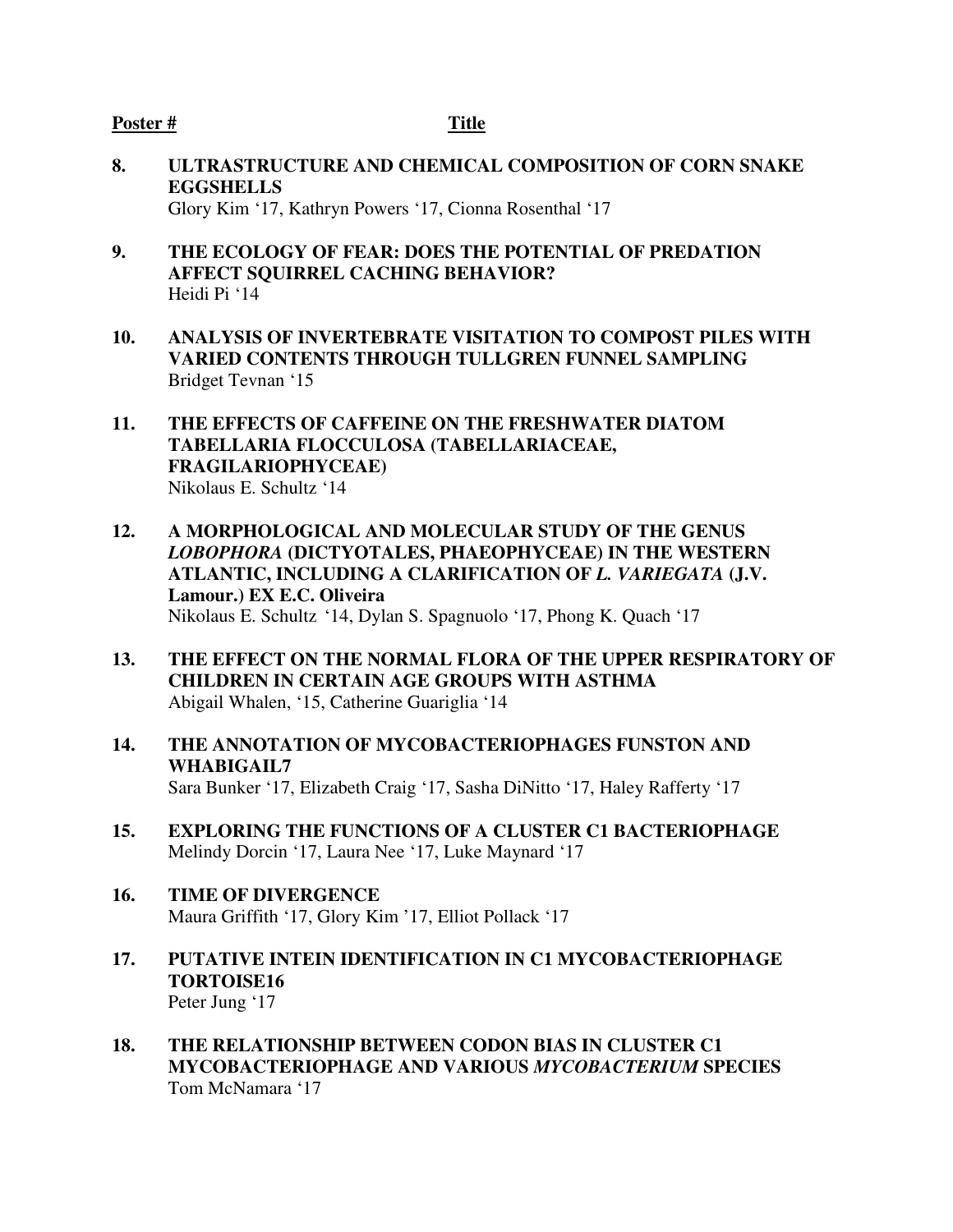**Poster #** **Title**

**8. ULTRASTRUCTURE AND CHEMICAL COMPOSITION OF CORN SNAKE EGGSHELLS**
Glory Kim '17, Kathryn Powers '17, Cionna Rosenthal '17

**9. THE ECOLOGY OF FEAR: DOES THE POTENTIAL OF PREDATION AFFECT SQUIRREL CACHING BEHAVIOR?**
Heidi Pi '14

**10. ANALYSIS OF INVERTEBRATE VISITATION TO COMPOST PILES WITH VARIED CONTENTS THROUGH TULLGREN FUNNEL SAMPLING**
Bridget Tevnan '15

**11. THE EFFECTS OF CAFFEINE ON THE FRESHWATER DIATOM TABELLARIA FLOCCULOSA (TABELLARIACEAE, FRAGILARIOPHYCEAE)**
Nikolaus E. Schultz '14

**12. A MORPHOLOGICAL AND MOLECULAR STUDY OF THE GENUS *LOBOPHORA* (DICTYOTALES, PHAEOPHYCEAE) IN THE WESTERN ATLANTIC, INCLUDING A CLARIFICATION OF *L. VARIEGATA* (J.V. Lamour.) EX E.C. Oliveira**
Nikolaus E. Schultz '14, Dylan S. Spagnuolo '17, Phong K. Quach '17

**13. THE EFFECT ON THE NORMAL FLORA OF THE UPPER RESPIRATORY OF CHILDREN IN CERTAIN AGE GROUPS WITH ASTHMA**
Abigail Whalen, '15, Catherine Guariglia '14

**14. THE ANNOTATION OF MYCOBACTERIOPHAGES FUNSTON AND WHABIGAIL7**
Sara Bunker '17, Elizabeth Craig '17, Sasha DiNitto '17, Haley Rafferty '17

**15. EXPLORING THE FUNCTIONS OF A CLUSTER C1 BACTERIOPHAGE**
Melindy Dorcin '17, Laura Nee '17, Luke Maynard '17

**16. TIME OF DIVERGENCE**
Maura Griffith '17, Glory Kim '17, Elliot Pollack '17

**17. PUTATIVE INTEIN IDENTIFICATION IN C1 MYCOBACTERIOPHAGE TORTOISE16**
Peter Jung '17

**18. THE RELATIONSHIP BETWEEN CODON BIAS IN CLUSTER C1 MYCOBACTERIOPHAGE AND VARIOUS *MYCOBACTERIUM* SPECIES**
Tom McNamara '17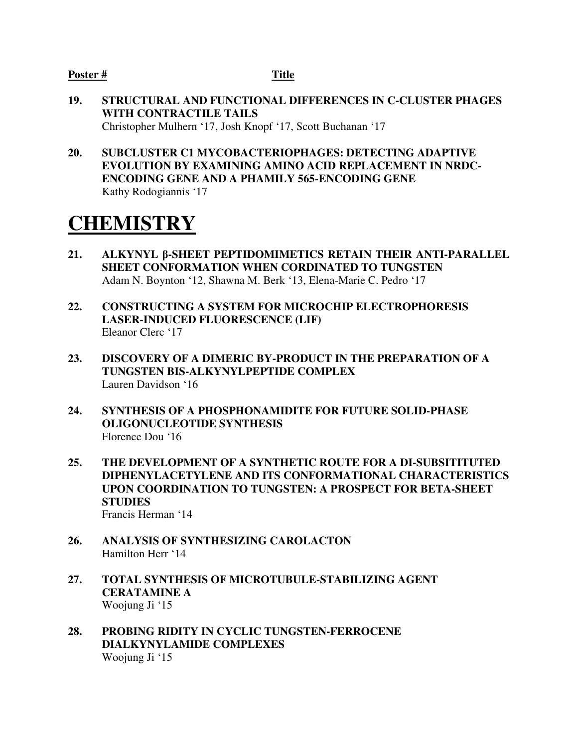**Poster #** **Title**

**19. STRUCTURAL AND FUNCTIONAL DIFFERENCES IN C-CLUSTER PHAGES WITH CONTRACTILE TAILS**
Christopher Mulhern '17, Josh Knopf '17, Scott Buchanan '17

**20. SUBCLUSTER C1 MYCOBACTERIOPHAGES: DETECTING ADAPTIVE EVOLUTION BY EXAMINING AMINO ACID REPLACEMENT IN NRDC-ENCODING GENE AND A PHAMILY 565-ENCODING GENE**
Kathy Rodogiannis '17

# CHEMISTRY

**21. ALKYNYL β-SHEET PEPTIDOMIMETICS RETAIN THEIR ANTI-PARALLEL SHEET CONFORMATION WHEN CORDINATED TO TUNGSTEN**
Adam N. Boynton '12, Shawna M. Berk '13, Elena-Marie C. Pedro '17

**22. CONSTRUCTING A SYSTEM FOR MICROCHIP ELECTROPHORESIS LASER-INDUCED FLUORESCENCE (LIF)**
Eleanor Clerc '17

**23. DISCOVERY OF A DIMERIC BY-PRODUCT IN THE PREPARATION OF A TUNGSTEN BIS-ALKYNYLPEPTIDE COMPLEX**
Lauren Davidson '16

**24. SYNTHESIS OF A PHOSPHONAMIDITE FOR FUTURE SOLID-PHASE OLIGONUCLEOTIDE SYNTHESIS**
Florence Dou '16

**25. THE DEVELOPMENT OF A SYNTHETIC ROUTE FOR A DI-SUBSITITUTED DIPHENYLACETYLENE AND ITS CONFORMATIONAL CHARACTERISTICS UPON COORDINATION TO TUNGSTEN: A PROSPECT FOR BETA-SHEET STUDIES**
Francis Herman '14

**26. ANALYSIS OF SYNTHESIZING CAROLACTON**
Hamilton Herr '14

**27. TOTAL SYNTHESIS OF MICROTUBULE-STABILIZING AGENT CERATAMINE A**
Woojung Ji '15

**28. PROBING RIDITY IN CYCLIC TUNGSTEN-FERROCENE DIALKYNYLAMIDE COMPLEXES**
Woojung Ji '15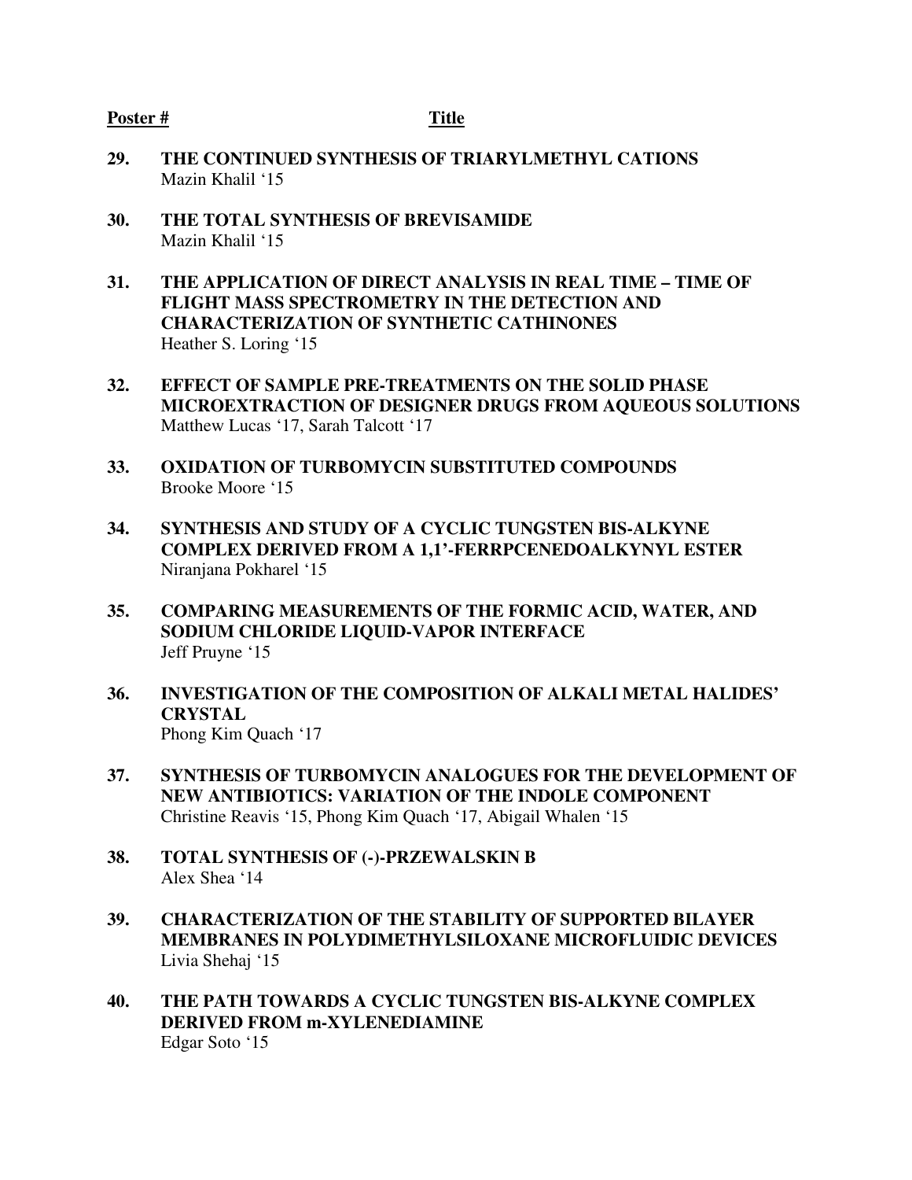**Poster #** **Title**

**29. THE CONTINUED SYNTHESIS OF TRIARYLMETHYL CATIONS**
Mazin Khalil '15

**30. THE TOTAL SYNTHESIS OF BREVISAMIDE**
Mazin Khalil '15

**31. THE APPLICATION OF DIRECT ANALYSIS IN REAL TIME – TIME OF FLIGHT MASS SPECTROMETRY IN THE DETECTION AND CHARACTERIZATION OF SYNTHETIC CATHINONES**
Heather S. Loring '15

**32. EFFECT OF SAMPLE PRE-TREATMENTS ON THE SOLID PHASE MICROEXTRACTION OF DESIGNER DRUGS FROM AQUEOUS SOLUTIONS**
Matthew Lucas '17, Sarah Talcott '17

**33. OXIDATION OF TURBOMYCIN SUBSTITUTED COMPOUNDS**
Brooke Moore '15

**34. SYNTHESIS AND STUDY OF A CYCLIC TUNGSTEN BIS-ALKYNE COMPLEX DERIVED FROM A 1,1'-FERRPCENEDOALKYNYL ESTER**
Niranjana Pokharel '15

**35. COMPARING MEASUREMENTS OF THE FORMIC ACID, WATER, AND SODIUM CHLORIDE LIQUID-VAPOR INTERFACE**
Jeff Pruyne '15

**36. INVESTIGATION OF THE COMPOSITION OF ALKALI METAL HALIDES' CRYSTAL**
Phong Kim Quach '17

**37. SYNTHESIS OF TURBOMYCIN ANALOGUES FOR THE DEVELOPMENT OF NEW ANTIBIOTICS: VARIATION OF THE INDOLE COMPONENT**
Christine Reavis '15, Phong Kim Quach '17, Abigail Whalen '15

**38. TOTAL SYNTHESIS OF (-)-PRZEWALSKIN B**
Alex Shea '14

**39. CHARACTERIZATION OF THE STABILITY OF SUPPORTED BILAYER MEMBRANES IN POLYDIMETHYLSILOXANE MICROFLUIDIC DEVICES**
Livia Shehaj '15

**40. THE PATH TOWARDS A CYCLIC TUNGSTEN BIS-ALKYNE COMPLEX DERIVED FROM m-XYLENEDIAMINE**
Edgar Soto '15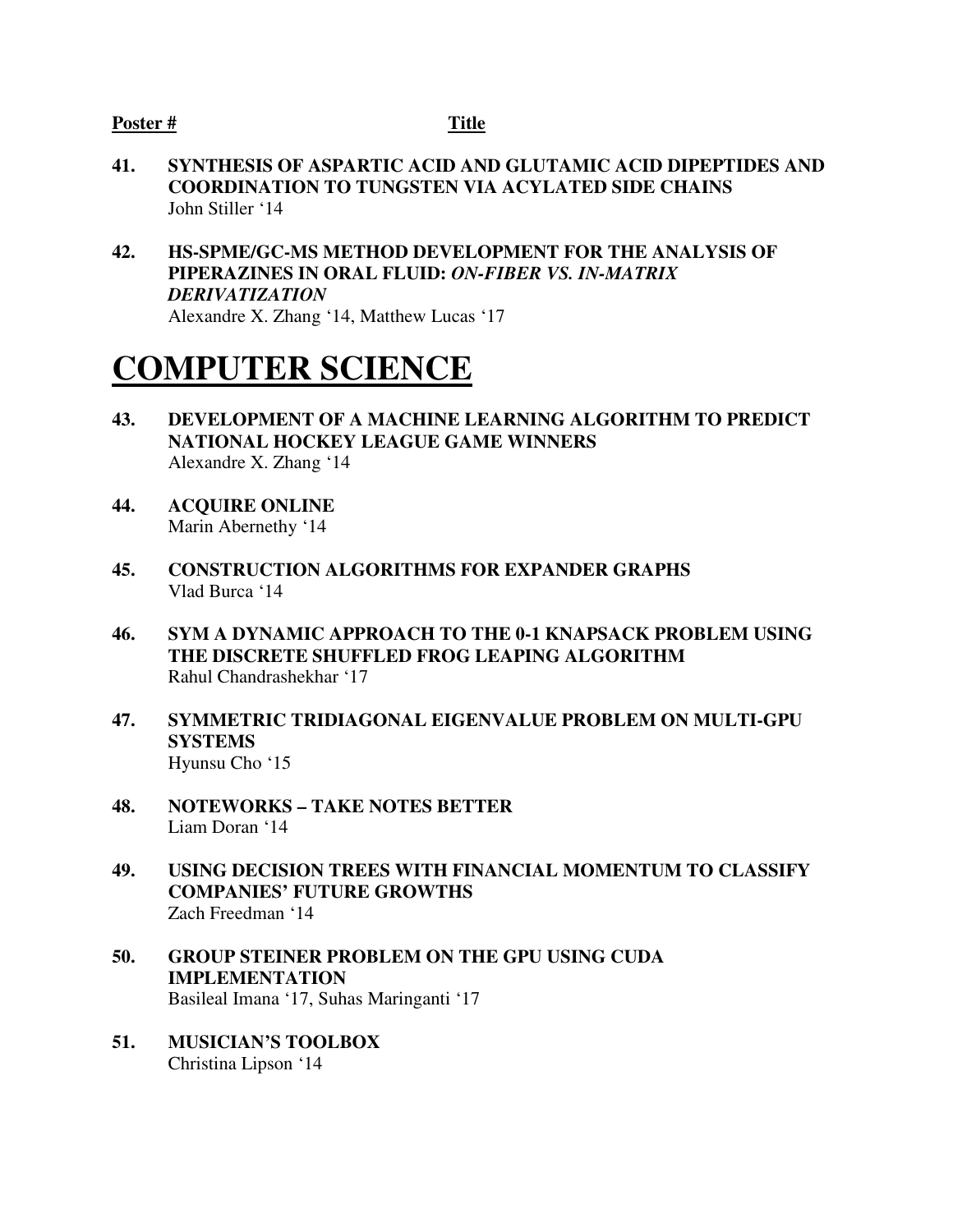**Poster #** **Title**

**41. SYNTHESIS OF ASPARTIC ACID AND GLUTAMIC ACID DIPEPTIDES AND COORDINATION TO TUNGSTEN VIA ACYLATED SIDE CHAINS**
John Stiller '14

**42. HS-SPME/GC-MS METHOD DEVELOPMENT FOR THE ANALYSIS OF PIPERAZINES IN ORAL FLUID: *ON-FIBER VS. IN-MATRIX DERIVATIZATION***
Alexandre X. Zhang '14, Matthew Lucas '17

# COMPUTER SCIENCE

**43. DEVELOPMENT OF A MACHINE LEARNING ALGORITHM TO PREDICT NATIONAL HOCKEY LEAGUE GAME WINNERS**
Alexandre X. Zhang '14

**44. ACQUIRE ONLINE**
Marin Abernethy '14

**45. CONSTRUCTION ALGORITHMS FOR EXPANDER GRAPHS**
Vlad Burca '14

**46. SYM A DYNAMIC APPROACH TO THE 0-1 KNAPSACK PROBLEM USING THE DISCRETE SHUFFLED FROG LEAPING ALGORITHM**
Rahul Chandrashekhar '17

**47. SYMMETRIC TRIDIAGONAL EIGENVALUE PROBLEM ON MULTI-GPU SYSTEMS**
Hyunsu Cho '15

**48. NOTEWORKS – TAKE NOTES BETTER**
Liam Doran '14

**49. USING DECISION TREES WITH FINANCIAL MOMENTUM TO CLASSIFY COMPANIES' FUTURE GROWTHS**
Zach Freedman '14

**50. GROUP STEINER PROBLEM ON THE GPU USING CUDA IMPLEMENTATION**
Basileal Imana '17, Suhas Maringanti '17

**51. MUSICIAN'S TOOLBOX**
Christina Lipson '14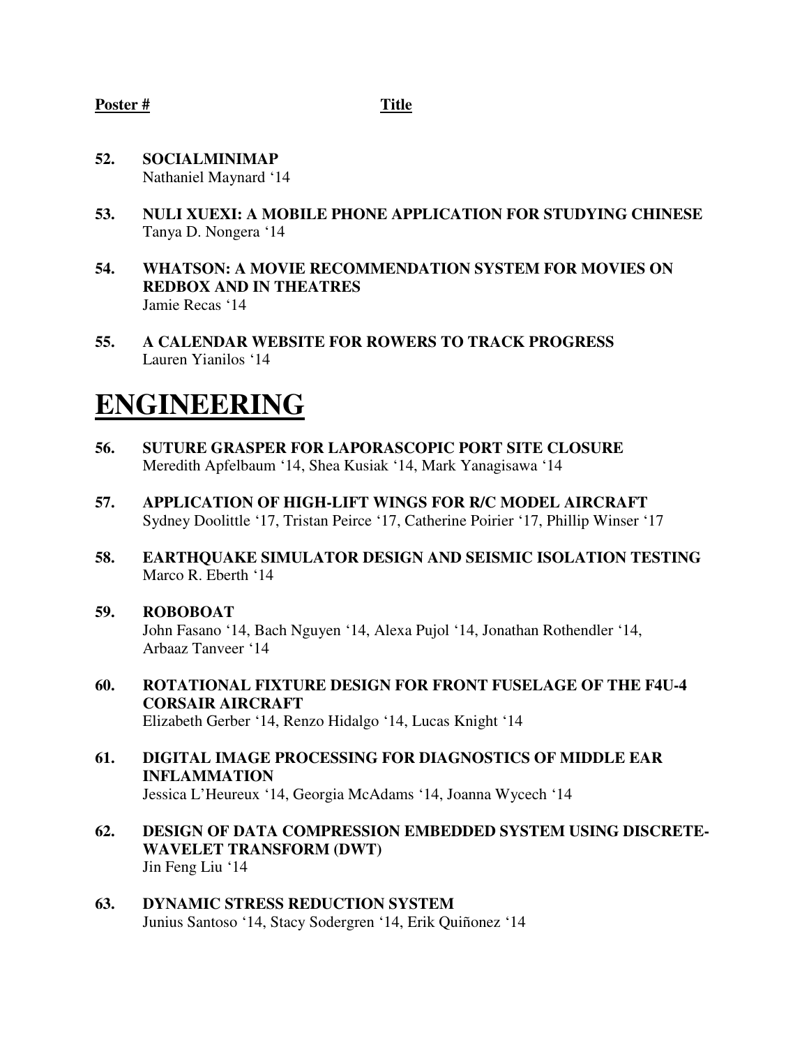**Poster #** **Title**

**52. SOCIALMINIMAP**
Nathaniel Maynard '14

**53. NULI XUEXI: A MOBILE PHONE APPLICATION FOR STUDYING CHINESE**
Tanya D. Nongera '14

**54. WHATSON: A MOVIE RECOMMENDATION SYSTEM FOR MOVIES ON REDBOX AND IN THEATRES**
Jamie Recas '14

**55. A CALENDAR WEBSITE FOR ROWERS TO TRACK PROGRESS**
Lauren Yianilos '14

# ENGINEERING

**56. SUTURE GRASPER FOR LAPORASCOPIC PORT SITE CLOSURE**
Meredith Apfelbaum '14, Shea Kusiak '14, Mark Yanagisawa '14

**57. APPLICATION OF HIGH-LIFT WINGS FOR R/C MODEL AIRCRAFT**
Sydney Doolittle '17, Tristan Peirce '17, Catherine Poirier '17, Phillip Winser '17

**58. EARTHQUAKE SIMULATOR DESIGN AND SEISMIC ISOLATION TESTING**
Marco R. Eberth '14

**59. ROBOBOAT**
John Fasano '14, Bach Nguyen '14, Alexa Pujol '14, Jonathan Rothendler '14, Arbaaz Tanveer '14

**60. ROTATIONAL FIXTURE DESIGN FOR FRONT FUSELAGE OF THE F4U-4 CORSAIR AIRCRAFT**
Elizabeth Gerber '14, Renzo Hidalgo '14, Lucas Knight '14

**61. DIGITAL IMAGE PROCESSING FOR DIAGNOSTICS OF MIDDLE EAR INFLAMMATION**
Jessica L'Heureux '14, Georgia McAdams '14, Joanna Wycech '14

**62. DESIGN OF DATA COMPRESSION EMBEDDED SYSTEM USING DISCRETE-WAVELET TRANSFORM (DWT)**
Jin Feng Liu '14

**63. DYNAMIC STRESS REDUCTION SYSTEM**
Junius Santoso '14, Stacy Sodergren '14, Erik Quiñonez '14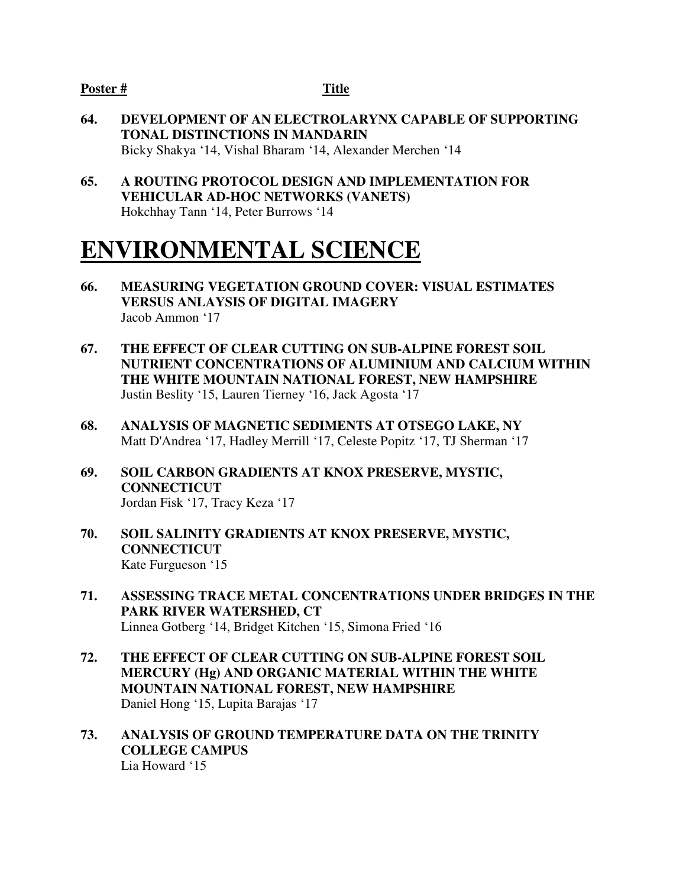**Poster #** **Title**

**64. DEVELOPMENT OF AN ELECTROLARYNX CAPABLE OF SUPPORTING TONAL DISTINCTIONS IN MANDARIN**
Bicky Shakya '14, Vishal Bharam '14, Alexander Merchen '14

**65. A ROUTING PROTOCOL DESIGN AND IMPLEMENTATION FOR VEHICULAR AD-HOC NETWORKS (VANETS)**
Hokchhay Tann '14, Peter Burrows '14

# ENVIRONMENTAL SCIENCE

**66. MEASURING VEGETATION GROUND COVER: VISUAL ESTIMATES VERSUS ANLAYSIS OF DIGITAL IMAGERY**
Jacob Ammon '17

**67. THE EFFECT OF CLEAR CUTTING ON SUB-ALPINE FOREST SOIL NUTRIENT CONCENTRATIONS OF ALUMINIUM AND CALCIUM WITHIN THE WHITE MOUNTAIN NATIONAL FOREST, NEW HAMPSHIRE**
Justin Beslity '15, Lauren Tierney '16, Jack Agosta '17

**68. ANALYSIS OF MAGNETIC SEDIMENTS AT OTSEGO LAKE, NY**
Matt D'Andrea '17, Hadley Merrill '17, Celeste Popitz '17, TJ Sherman '17

**69. SOIL CARBON GRADIENTS AT KNOX PRESERVE, MYSTIC, CONNECTICUT**
Jordan Fisk '17, Tracy Keza '17

**70. SOIL SALINITY GRADIENTS AT KNOX PRESERVE, MYSTIC, CONNECTICUT**
Kate Furgueson '15

**71. ASSESSING TRACE METAL CONCENTRATIONS UNDER BRIDGES IN THE PARK RIVER WATERSHED, CT**
Linnea Gotberg '14, Bridget Kitchen '15, Simona Fried '16

**72. THE EFFECT OF CLEAR CUTTING ON SUB-ALPINE FOREST SOIL MERCURY (Hg) AND ORGANIC MATERIAL WITHIN THE WHITE MOUNTAIN NATIONAL FOREST, NEW HAMPSHIRE**
Daniel Hong '15, Lupita Barajas '17

**73. ANALYSIS OF GROUND TEMPERATURE DATA ON THE TRINITY COLLEGE CAMPUS**
Lia Howard '15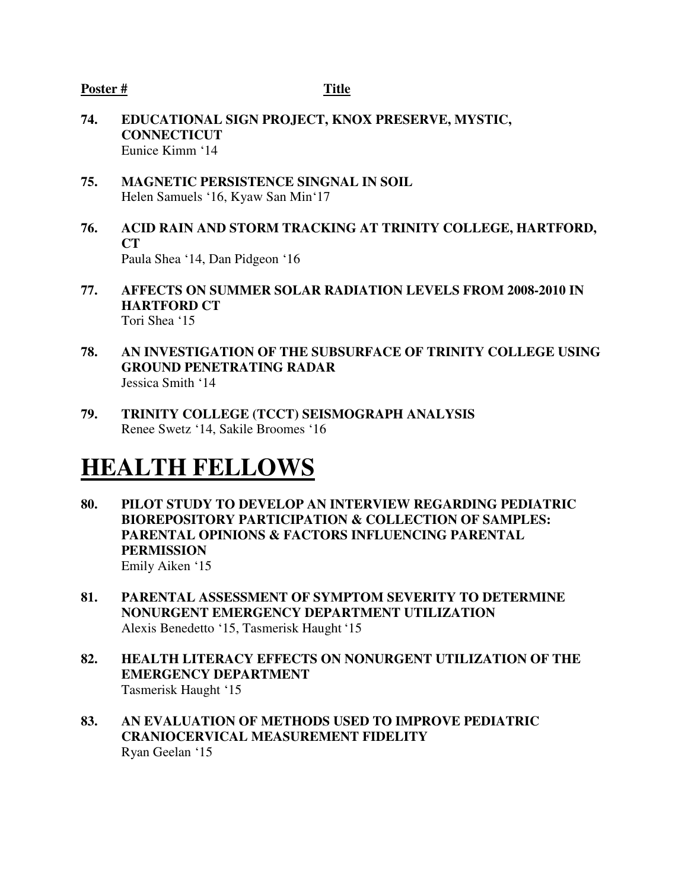**Poster #** **Title**

**74. EDUCATIONAL SIGN PROJECT, KNOX PRESERVE, MYSTIC, CONNECTICUT**
Eunice Kimm '14

**75. MAGNETIC PERSISTENCE SINGNAL IN SOIL**
Helen Samuels '16, Kyaw San Min'17

**76. ACID RAIN AND STORM TRACKING AT TRINITY COLLEGE, HARTFORD, CT**
Paula Shea '14, Dan Pidgeon '16

**77. AFFECTS ON SUMMER SOLAR RADIATION LEVELS FROM 2008-2010 IN HARTFORD CT**
Tori Shea '15

**78. AN INVESTIGATION OF THE SUBSURFACE OF TRINITY COLLEGE USING GROUND PENETRATING RADAR**
Jessica Smith '14

**79. TRINITY COLLEGE (TCCT) SEISMOGRAPH ANALYSIS**
Renee Swetz '14, Sakile Broomes '16

# HEALTH FELLOWS

**80. PILOT STUDY TO DEVELOP AN INTERVIEW REGARDING PEDIATRIC BIOREPOSITORY PARTICIPATION & COLLECTION OF SAMPLES: PARENTAL OPINIONS & FACTORS INFLUENCING PARENTAL PERMISSION**
Emily Aiken '15

**81. PARENTAL ASSESSMENT OF SYMPTOM SEVERITY TO DETERMINE NONURGENT EMERGENCY DEPARTMENT UTILIZATION**
Alexis Benedetto '15, Tasmerisk Haught '15

**82. HEALTH LITERACY EFFECTS ON NONURGENT UTILIZATION OF THE EMERGENCY DEPARTMENT**
Tasmerisk Haught '15

**83. AN EVALUATION OF METHODS USED TO IMPROVE PEDIATRIC CRANIOCERVICAL MEASUREMENT FIDELITY**
Ryan Geelan '15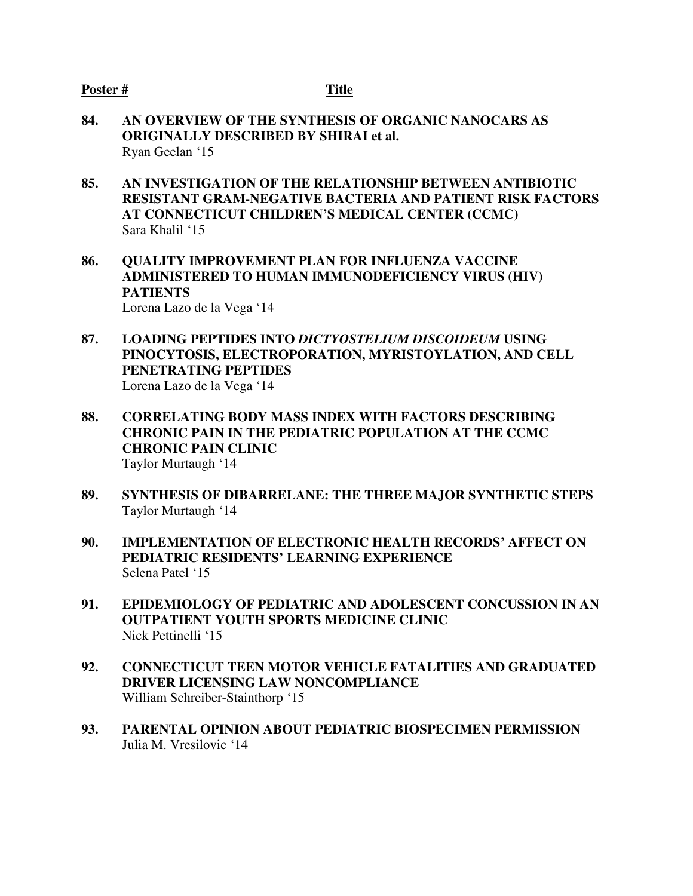**Poster #** **Title**

**84. AN OVERVIEW OF THE SYNTHESIS OF ORGANIC NANOCARS AS ORIGINALLY DESCRIBED BY SHIRAI et al.**
Ryan Geelan '15

**85. AN INVESTIGATION OF THE RELATIONSHIP BETWEEN ANTIBIOTIC RESISTANT GRAM-NEGATIVE BACTERIA AND PATIENT RISK FACTORS AT CONNECTICUT CHILDREN'S MEDICAL CENTER (CCMC)**
Sara Khalil '15

**86. QUALITY IMPROVEMENT PLAN FOR INFLUENZA VACCINE ADMINISTERED TO HUMAN IMMUNODEFICIENCY VIRUS (HIV) PATIENTS**
Lorena Lazo de la Vega '14

**87. LOADING PEPTIDES INTO *DICTYOSTELIUM DISCOIDEUM* USING PINOCYTOSIS, ELECTROPORATION, MYRISTOYLATION, AND CELL PENETRATING PEPTIDES**
Lorena Lazo de la Vega '14

**88. CORRELATING BODY MASS INDEX WITH FACTORS DESCRIBING CHRONIC PAIN IN THE PEDIATRIC POPULATION AT THE CCMC CHRONIC PAIN CLINIC**
Taylor Murtaugh '14

**89. SYNTHESIS OF DIBARRELANE: THE THREE MAJOR SYNTHETIC STEPS**
Taylor Murtaugh '14

**90. IMPLEMENTATION OF ELECTRONIC HEALTH RECORDS' AFFECT ON PEDIATRIC RESIDENTS' LEARNING EXPERIENCE**
Selena Patel '15

**91. EPIDEMIOLOGY OF PEDIATRIC AND ADOLESCENT CONCUSSION IN AN OUTPATIENT YOUTH SPORTS MEDICINE CLINIC**
Nick Pettinelli '15

**92. CONNECTICUT TEEN MOTOR VEHICLE FATALITIES AND GRADUATED DRIVER LICENSING LAW NONCOMPLIANCE**
William Schreiber-Stainthorp '15

**93. PARENTAL OPINION ABOUT PEDIATRIC BIOSPECIMEN PERMISSION**
Julia M. Vresilovic '14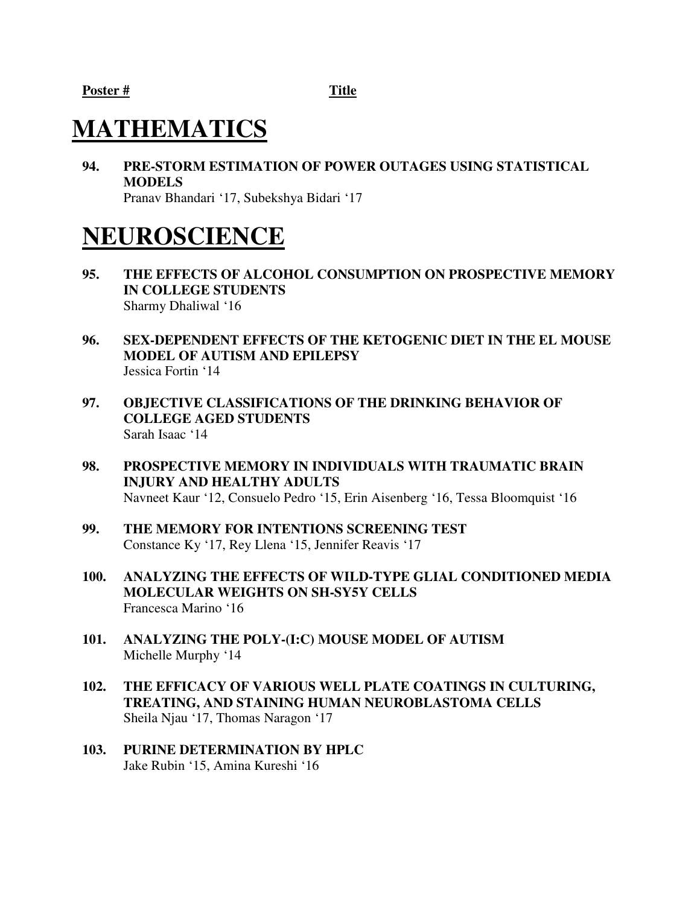**Poster #** **Title**

# MATHEMATICS

**94. PRE-STORM ESTIMATION OF POWER OUTAGES USING STATISTICAL MODELS**
Pranav Bhandari '17, Subekshya Bidari '17

# NEUROSCIENCE

**95. THE EFFECTS OF ALCOHOL CONSUMPTION ON PROSPECTIVE MEMORY IN COLLEGE STUDENTS**
Sharmy Dhaliwal '16

**96. SEX-DEPENDENT EFFECTS OF THE KETOGENIC DIET IN THE EL MOUSE MODEL OF AUTISM AND EPILEPSY**
Jessica Fortin '14

**97. OBJECTIVE CLASSIFICATIONS OF THE DRINKING BEHAVIOR OF COLLEGE AGED STUDENTS**
Sarah Isaac '14

**98. PROSPECTIVE MEMORY IN INDIVIDUALS WITH TRAUMATIC BRAIN INJURY AND HEALTHY ADULTS**
Navneet Kaur '12, Consuelo Pedro '15, Erin Aisenberg '16, Tessa Bloomquist '16

**99. THE MEMORY FOR INTENTIONS SCREENING TEST**
Constance Ky '17, Rey Llena '15, Jennifer Reavis '17

**100. ANALYZING THE EFFECTS OF WILD-TYPE GLIAL CONDITIONED MEDIA MOLECULAR WEIGHTS ON SH-SY5Y CELLS**
Francesca Marino '16

**101. ANALYZING THE POLY-(I:C) MOUSE MODEL OF AUTISM**
Michelle Murphy '14

**102. THE EFFICACY OF VARIOUS WELL PLATE COATINGS IN CULTURING, TREATING, AND STAINING HUMAN NEUROBLASTOMA CELLS**
Sheila Njau '17, Thomas Naragon '17

**103. PURINE DETERMINATION BY HPLC**
Jake Rubin '15, Amina Kureshi '16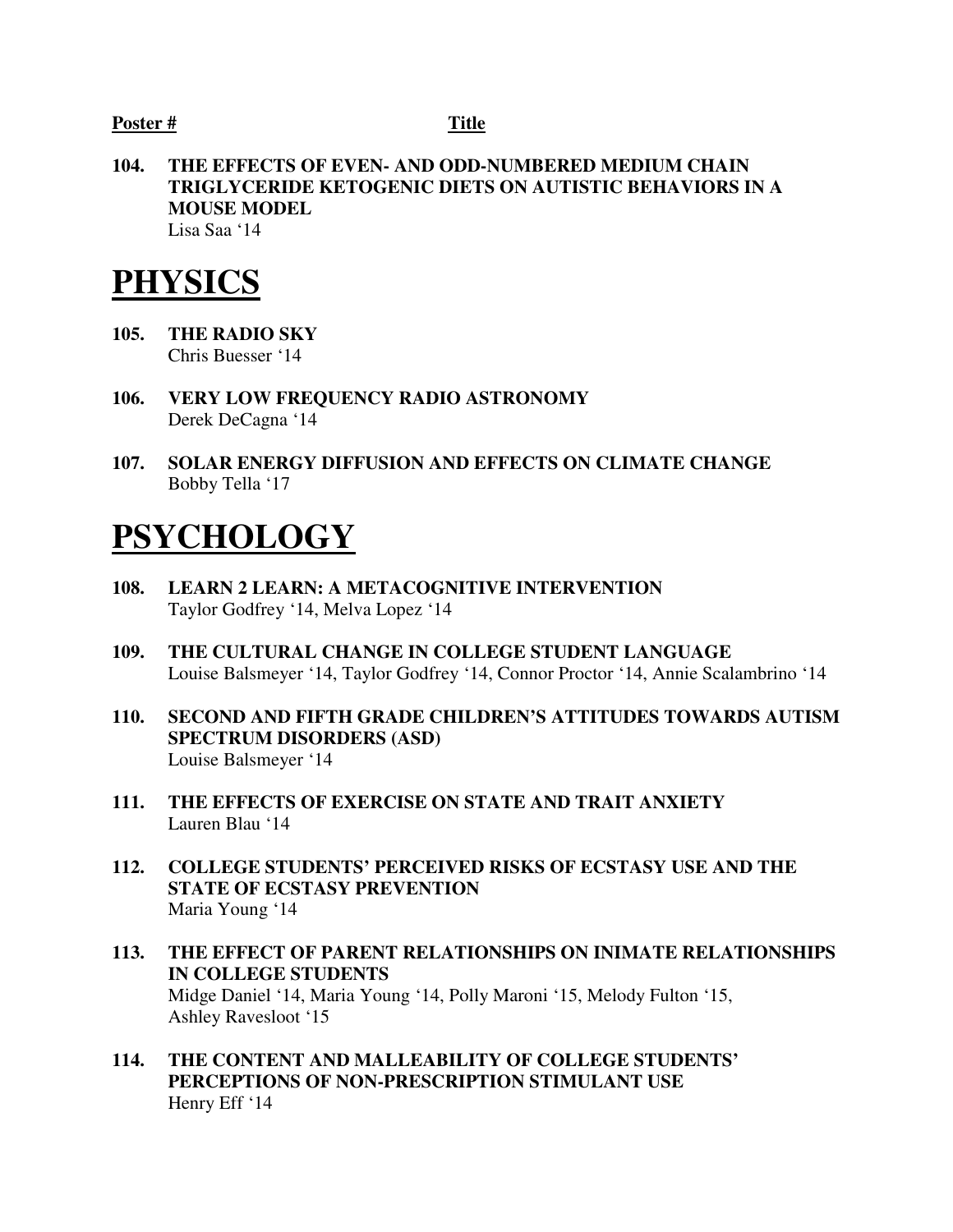**Poster #** **Title**

**104. THE EFFECTS OF EVEN- AND ODD-NUMBERED MEDIUM CHAIN TRIGLYCERIDE KETOGENIC DIETS ON AUTISTIC BEHAVIORS IN A MOUSE MODEL**
Lisa Saa '14

# PHYSICS

**105. THE RADIO SKY**
Chris Buesser '14

**106. VERY LOW FREQUENCY RADIO ASTRONOMY**
Derek DeCagna '14

**107. SOLAR ENERGY DIFFUSION AND EFFECTS ON CLIMATE CHANGE**
Bobby Tella '17

# PSYCHOLOGY

**108. LEARN 2 LEARN: A METACOGNITIVE INTERVENTION**
Taylor Godfrey '14, Melva Lopez '14

**109. THE CULTURAL CHANGE IN COLLEGE STUDENT LANGUAGE**
Louise Balsmeyer '14, Taylor Godfrey '14, Connor Proctor '14, Annie Scalambrino '14

**110. SECOND AND FIFTH GRADE CHILDREN'S ATTITUDES TOWARDS AUTISM SPECTRUM DISORDERS (ASD)**
Louise Balsmeyer '14

**111. THE EFFECTS OF EXERCISE ON STATE AND TRAIT ANXIETY**
Lauren Blau '14

**112. COLLEGE STUDENTS' PERCEIVED RISKS OF ECSTASY USE AND THE STATE OF ECSTASY PREVENTION**
Maria Young '14

**113. THE EFFECT OF PARENT RELATIONSHIPS ON INIMATE RELATIONSHIPS IN COLLEGE STUDENTS**
Midge Daniel '14, Maria Young '14, Polly Maroni '15, Melody Fulton '15, Ashley Ravesloot '15

**114. THE CONTENT AND MALLEABILITY OF COLLEGE STUDENTS' PERCEPTIONS OF NON-PRESCRIPTION STIMULANT USE**
Henry Eff '14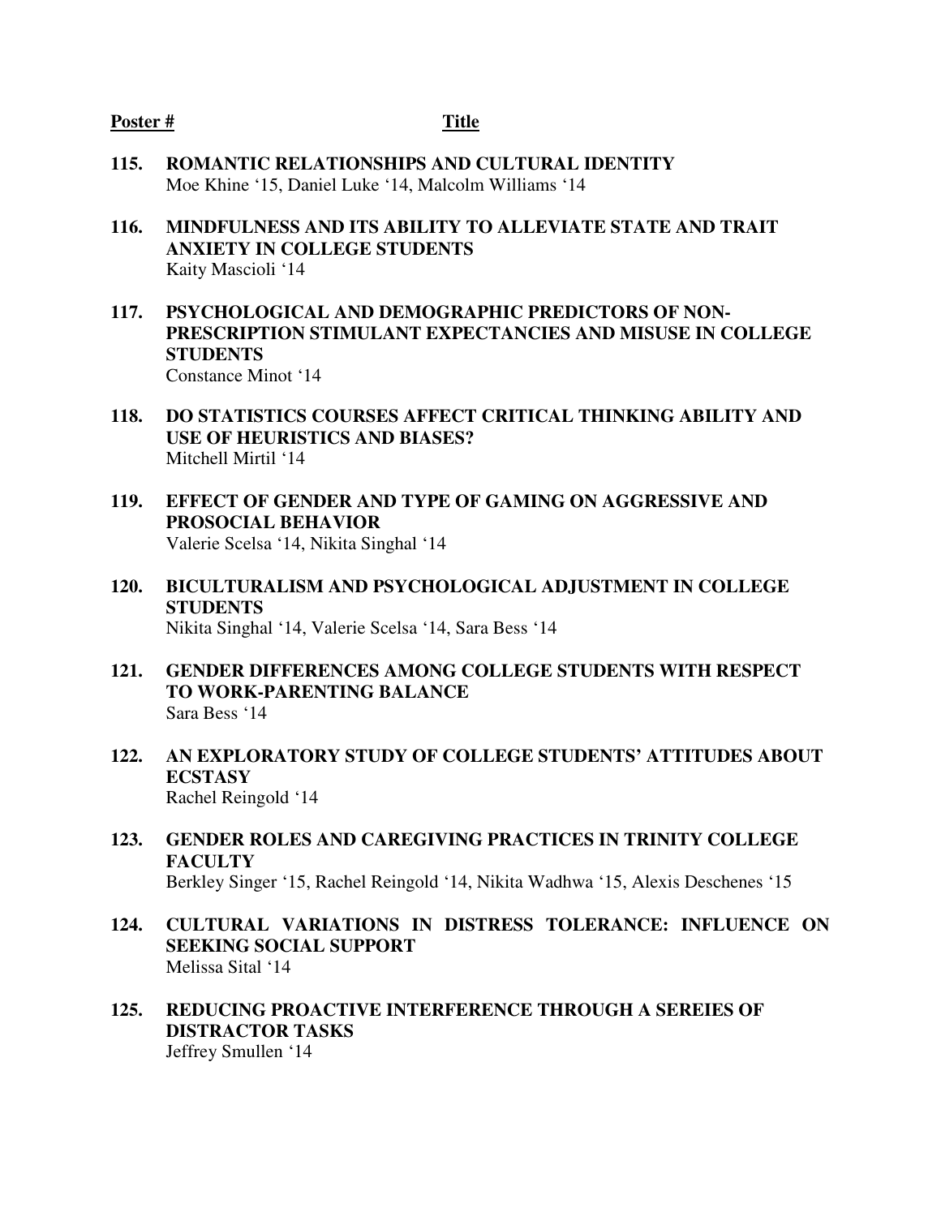**Poster #** **Title**

**115. ROMANTIC RELATIONSHIPS AND CULTURAL IDENTITY**
Moe Khine '15, Daniel Luke '14, Malcolm Williams '14

**116. MINDFULNESS AND ITS ABILITY TO ALLEVIATE STATE AND TRAIT ANXIETY IN COLLEGE STUDENTS**
Kaity Mascioli '14

**117. PSYCHOLOGICAL AND DEMOGRAPHIC PREDICTORS OF NON-PRESCRIPTION STIMULANT EXPECTANCIES AND MISUSE IN COLLEGE STUDENTS**
Constance Minot '14

**118. DO STATISTICS COURSES AFFECT CRITICAL THINKING ABILITY AND USE OF HEURISTICS AND BIASES?**
Mitchell Mirtil '14

**119. EFFECT OF GENDER AND TYPE OF GAMING ON AGGRESSIVE AND PROSOCIAL BEHAVIOR**
Valerie Scelsa '14, Nikita Singhal '14

**120. BICULTURALISM AND PSYCHOLOGICAL ADJUSTMENT IN COLLEGE STUDENTS**
Nikita Singhal '14, Valerie Scelsa '14, Sara Bess '14

**121. GENDER DIFFERENCES AMONG COLLEGE STUDENTS WITH RESPECT TO WORK-PARENTING BALANCE**
Sara Bess '14

**122. AN EXPLORATORY STUDY OF COLLEGE STUDENTS' ATTITUDES ABOUT ECSTASY**
Rachel Reingold '14

**123. GENDER ROLES AND CAREGIVING PRACTICES IN TRINITY COLLEGE FACULTY**
Berkley Singer '15, Rachel Reingold '14, Nikita Wadhwa '15, Alexis Deschenes '15

**124. CULTURAL VARIATIONS IN DISTRESS TOLERANCE: INFLUENCE ON SEEKING SOCIAL SUPPORT**
Melissa Sital '14

**125. REDUCING PROACTIVE INTERFERENCE THROUGH A SEREIES OF DISTRACTOR TASKS**
Jeffrey Smullen '14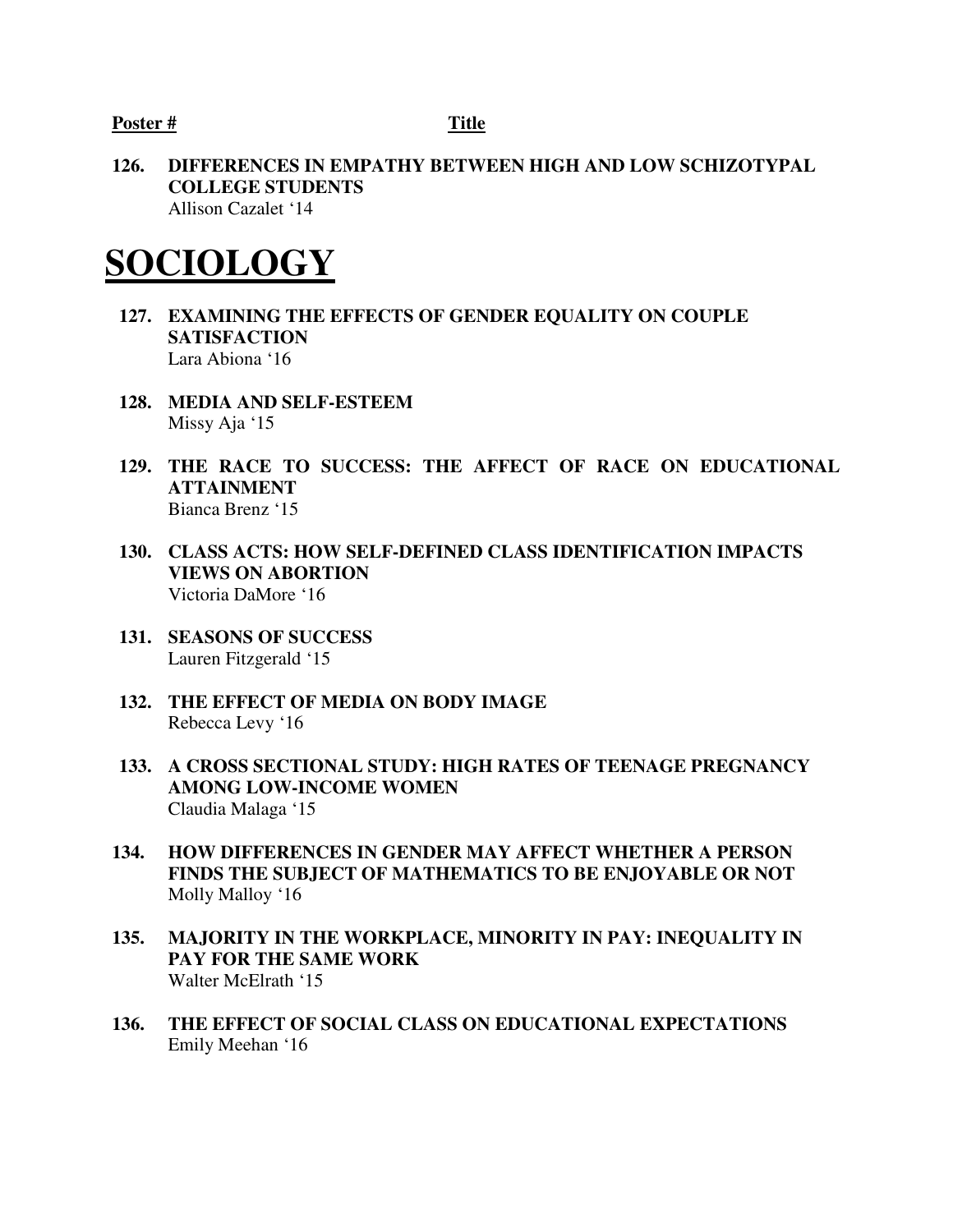**Poster #** **Title**

**126. DIFFERENCES IN EMPATHY BETWEEN HIGH AND LOW SCHIZOTYPAL COLLEGE STUDENTS**
Allison Cazalet '14

# SOCIOLOGY

**127. EXAMINING THE EFFECTS OF GENDER EQUALITY ON COUPLE SATISFACTION**
Lara Abiona '16

**128. MEDIA AND SELF-ESTEEM**
Missy Aja '15

**129. THE RACE TO SUCCESS: THE AFFECT OF RACE ON EDUCATIONAL ATTAINMENT**
Bianca Brenz '15

**130. CLASS ACTS: HOW SELF-DEFINED CLASS IDENTIFICATION IMPACTS VIEWS ON ABORTION**
Victoria DaMore '16

**131. SEASONS OF SUCCESS**
Lauren Fitzgerald '15

**132. THE EFFECT OF MEDIA ON BODY IMAGE**
Rebecca Levy '16

**133. A CROSS SECTIONAL STUDY: HIGH RATES OF TEENAGE PREGNANCY AMONG LOW-INCOME WOMEN**
Claudia Malaga '15

**134. HOW DIFFERENCES IN GENDER MAY AFFECT WHETHER A PERSON FINDS THE SUBJECT OF MATHEMATICS TO BE ENJOYABLE OR NOT**
Molly Malloy '16

**135. MAJORITY IN THE WORKPLACE, MINORITY IN PAY: INEQUALITY IN PAY FOR THE SAME WORK**
Walter McElrath '15

**136. THE EFFECT OF SOCIAL CLASS ON EDUCATIONAL EXPECTATIONS**
Emily Meehan '16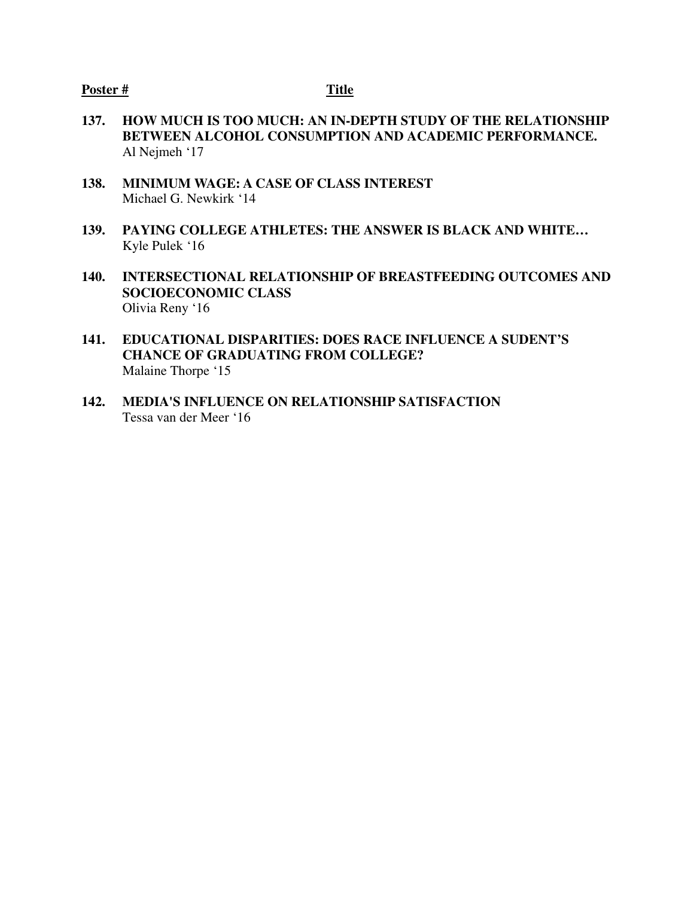**Poster #** **Title**

**137. HOW MUCH IS TOO MUCH: AN IN-DEPTH STUDY OF THE RELATIONSHIP BETWEEN ALCOHOL CONSUMPTION AND ACADEMIC PERFORMANCE.**
Al Nejmeh '17

**138. MINIMUM WAGE: A CASE OF CLASS INTEREST**
Michael G. Newkirk '14

**139. PAYING COLLEGE ATHLETES: THE ANSWER IS BLACK AND WHITE…**
Kyle Pulek '16

**140. INTERSECTIONAL RELATIONSHIP OF BREASTFEEDING OUTCOMES AND SOCIOECONOMIC CLASS**
Olivia Reny '16

**141. EDUCATIONAL DISPARITIES: DOES RACE INFLUENCE A SUDENT'S CHANCE OF GRADUATING FROM COLLEGE?**
Malaine Thorpe '15

**142. MEDIA'S INFLUENCE ON RELATIONSHIP SATISFACTION**
Tessa van der Meer '16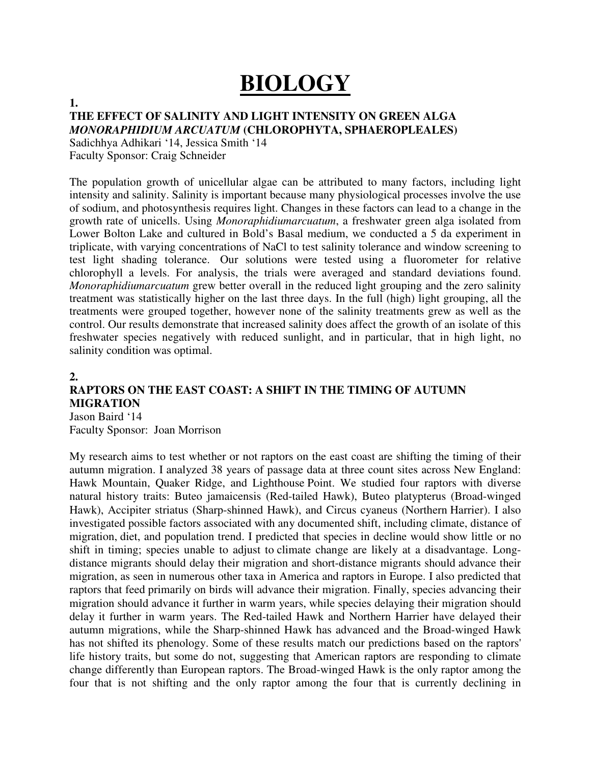# BIOLOGY

**1.**

**THE EFFECT OF SALINITY AND LIGHT INTENSITY ON GREEN ALGA *MONORAPHIDIUM ARCUATUM* (CHLOROPHYTA, SPHAEROPLEALES)**

Sadichhya Adhikari '14, Jessica Smith '14
Faculty Sponsor: Craig Schneider

The population growth of unicellular algae can be attributed to many factors, including light intensity and salinity. Salinity is important because many physiological processes involve the use of sodium, and photosynthesis requires light. Changes in these factors can lead to a change in the growth rate of unicells. Using *Monoraphidiumarcuatum*, a freshwater green alga isolated from Lower Bolton Lake and cultured in Bold's Basal medium, we conducted a 5 da experiment in triplicate, with varying concentrations of NaCl to test salinity tolerance and window screening to test light shading tolerance. Our solutions were tested using a fluorometer for relative chlorophyll a levels. For analysis, the trials were averaged and standard deviations found. *Monoraphidiumarcuatum* grew better overall in the reduced light grouping and the zero salinity treatment was statistically higher on the last three days. In the full (high) light grouping, all the treatments were grouped together, however none of the salinity treatments grew as well as the control. Our results demonstrate that increased salinity does affect the growth of an isolate of this freshwater species negatively with reduced sunlight, and in particular, that in high light, no salinity condition was optimal.

**2.**

**RAPTORS ON THE EAST COAST: A SHIFT IN THE TIMING OF AUTUMN MIGRATION**

Jason Baird '14
Faculty Sponsor: Joan Morrison

My research aims to test whether or not raptors on the east coast are shifting the timing of their autumn migration. I analyzed 38 years of passage data at three count sites across New England: Hawk Mountain, Quaker Ridge, and Lighthouse Point. We studied four raptors with diverse natural history traits: Buteo jamaicensis (Red-tailed Hawk), Buteo platypterus (Broad-winged Hawk), Accipiter striatus (Sharp-shinned Hawk), and Circus cyaneus (Northern Harrier). I also investigated possible factors associated with any documented shift, including climate, distance of migration, diet, and population trend. I predicted that species in decline would show little or no shift in timing; species unable to adjust to climate change are likely at a disadvantage. Long-distance migrants should delay their migration and short-distance migrants should advance their migration, as seen in numerous other taxa in America and raptors in Europe. I also predicted that raptors that feed primarily on birds will advance their migration. Finally, species advancing their migration should advance it further in warm years, while species delaying their migration should delay it further in warm years. The Red-tailed Hawk and Northern Harrier have delayed their autumn migrations, while the Sharp-shinned Hawk has advanced and the Broad-winged Hawk has not shifted its phenology. Some of these results match our predictions based on the raptors' life history traits, but some do not, suggesting that American raptors are responding to climate change differently than European raptors. The Broad-winged Hawk is the only raptor among the four that is not shifting and the only raptor among the four that is currently declining in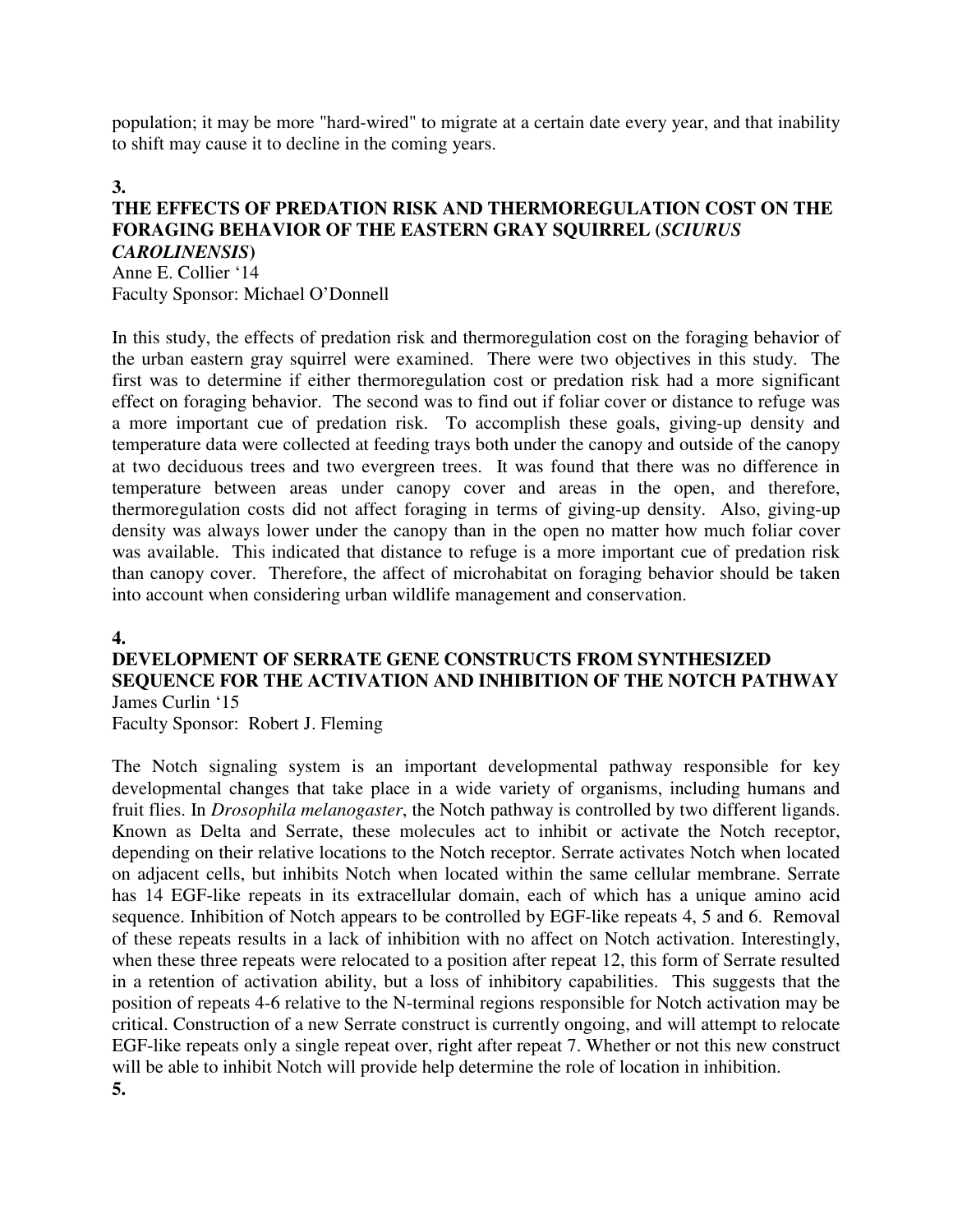population; it may be more "hard-wired" to migrate at a certain date every year, and that inability to shift may cause it to decline in the coming years.

**3.**

### THE EFFECTS OF PREDATION RISK AND THERMOREGULATION COST ON THE FORAGING BEHAVIOR OF THE EASTERN GRAY SQUIRREL (*SCIURUS CAROLINENSIS*)

Anne E. Collier '14
Faculty Sponsor: Michael O'Donnell

In this study, the effects of predation risk and thermoregulation cost on the foraging behavior of the urban eastern gray squirrel were examined. There were two objectives in this study. The first was to determine if either thermoregulation cost or predation risk had a more significant effect on foraging behavior. The second was to find out if foliar cover or distance to refuge was a more important cue of predation risk. To accomplish these goals, giving-up density and temperature data were collected at feeding trays both under the canopy and outside of the canopy at two deciduous trees and two evergreen trees. It was found that there was no difference in temperature between areas under canopy cover and areas in the open, and therefore, thermoregulation costs did not affect foraging in terms of giving-up density. Also, giving-up density was always lower under the canopy than in the open no matter how much foliar cover was available. This indicated that distance to refuge is a more important cue of predation risk than canopy cover. Therefore, the affect of microhabitat on foraging behavior should be taken into account when considering urban wildlife management and conservation.

**4.**

### DEVELOPMENT OF SERRATE GENE CONSTRUCTS FROM SYNTHESIZED SEQUENCE FOR THE ACTIVATION AND INHIBITION OF THE NOTCH PATHWAY

James Curlin '15
Faculty Sponsor: Robert J. Fleming

The Notch signaling system is an important developmental pathway responsible for key developmental changes that take place in a wide variety of organisms, including humans and fruit flies. In *Drosophila melanogaster*, the Notch pathway is controlled by two different ligands. Known as Delta and Serrate, these molecules act to inhibit or activate the Notch receptor, depending on their relative locations to the Notch receptor. Serrate activates Notch when located on adjacent cells, but inhibits Notch when located within the same cellular membrane. Serrate has 14 EGF-like repeats in its extracellular domain, each of which has a unique amino acid sequence. Inhibition of Notch appears to be controlled by EGF-like repeats 4, 5 and 6. Removal of these repeats results in a lack of inhibition with no affect on Notch activation. Interestingly, when these three repeats were relocated to a position after repeat 12, this form of Serrate resulted in a retention of activation ability, but a loss of inhibitory capabilities. This suggests that the position of repeats 4-6 relative to the N-terminal regions responsible for Notch activation may be critical. Construction of a new Serrate construct is currently ongoing, and will attempt to relocate EGF-like repeats only a single repeat over, right after repeat 7. Whether or not this new construct will be able to inhibit Notch will provide help determine the role of location in inhibition.

**5.**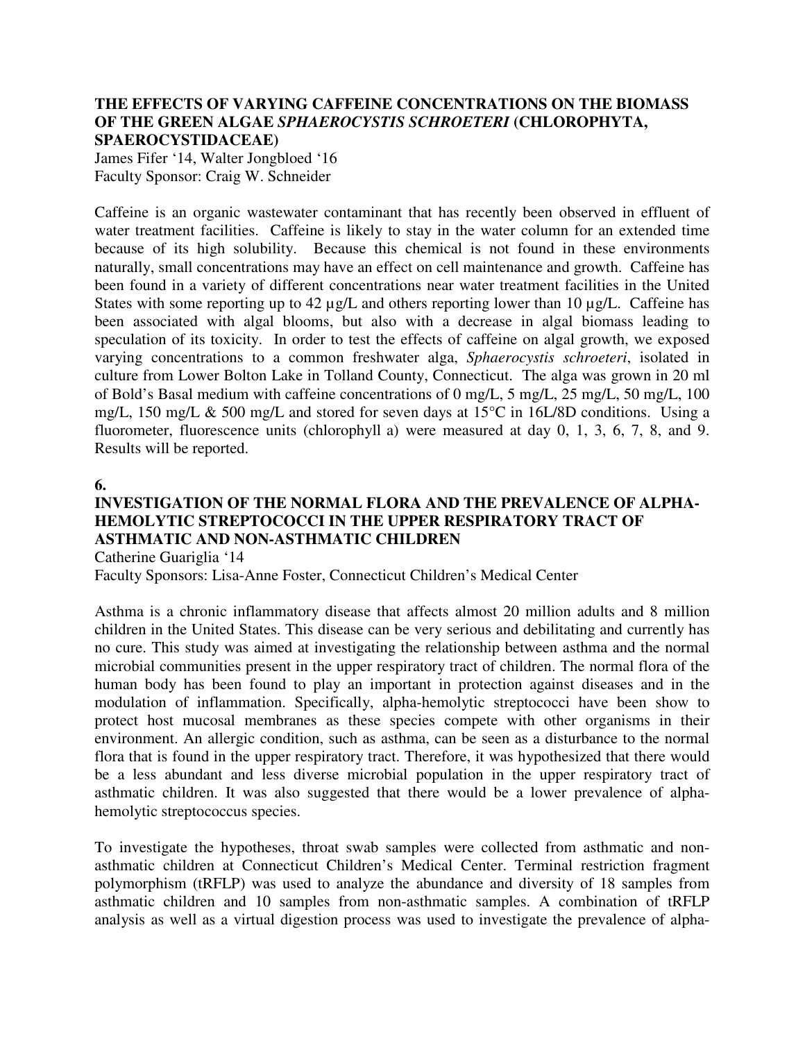### THE EFFECTS OF VARYING CAFFEINE CONCENTRATIONS ON THE BIOMASS OF THE GREEN ALGAE *SPHAEROCYSTIS SCHROETERI* (CHLOROPHYTA, SPAEROCYSTIDACEAE)

James Fifer '14, Walter Jongbloed '16
Faculty Sponsor: Craig W. Schneider

Caffeine is an organic wastewater contaminant that has recently been observed in effluent of water treatment facilities. Caffeine is likely to stay in the water column for an extended time because of its high solubility. Because this chemical is not found in these environments naturally, small concentrations may have an effect on cell maintenance and growth. Caffeine has been found in a variety of different concentrations near water treatment facilities in the United States with some reporting up to 42 µg/L and others reporting lower than 10 µg/L. Caffeine has been associated with algal blooms, but also with a decrease in algal biomass leading to speculation of its toxicity. In order to test the effects of caffeine on algal growth, we exposed varying concentrations to a common freshwater alga, *Sphaerocystis schroeteri*, isolated in culture from Lower Bolton Lake in Tolland County, Connecticut. The alga was grown in 20 ml of Bold's Basal medium with caffeine concentrations of 0 mg/L, 5 mg/L, 25 mg/L, 50 mg/L, 100 mg/L, 150 mg/L & 500 mg/L and stored for seven days at 15°C in 16L/8D conditions. Using a fluorometer, fluorescence units (chlorophyll a) were measured at day 0, 1, 3, 6, 7, 8, and 9. Results will be reported.

**6.**

### INVESTIGATION OF THE NORMAL FLORA AND THE PREVALENCE OF ALPHA-HEMOLYTIC STREPTOCOCCI IN THE UPPER RESPIRATORY TRACT OF ASTHMATIC AND NON-ASTHMATIC CHILDREN

Catherine Guariglia '14
Faculty Sponsors: Lisa-Anne Foster, Connecticut Children's Medical Center

Asthma is a chronic inflammatory disease that affects almost 20 million adults and 8 million children in the United States. This disease can be very serious and debilitating and currently has no cure. This study was aimed at investigating the relationship between asthma and the normal microbial communities present in the upper respiratory tract of children. The normal flora of the human body has been found to play an important in protection against diseases and in the modulation of inflammation. Specifically, alpha-hemolytic streptococci have been show to protect host mucosal membranes as these species compete with other organisms in their environment. An allergic condition, such as asthma, can be seen as a disturbance to the normal flora that is found in the upper respiratory tract. Therefore, it was hypothesized that there would be a less abundant and less diverse microbial population in the upper respiratory tract of asthmatic children. It was also suggested that there would be a lower prevalence of alpha-hemolytic streptococcus species.

To investigate the hypotheses, throat swab samples were collected from asthmatic and non-asthmatic children at Connecticut Children's Medical Center. Terminal restriction fragment polymorphism (tRFLP) was used to analyze the abundance and diversity of 18 samples from asthmatic children and 10 samples from non-asthmatic samples. A combination of tRFLP analysis as well as a virtual digestion process was used to investigate the prevalence of alpha-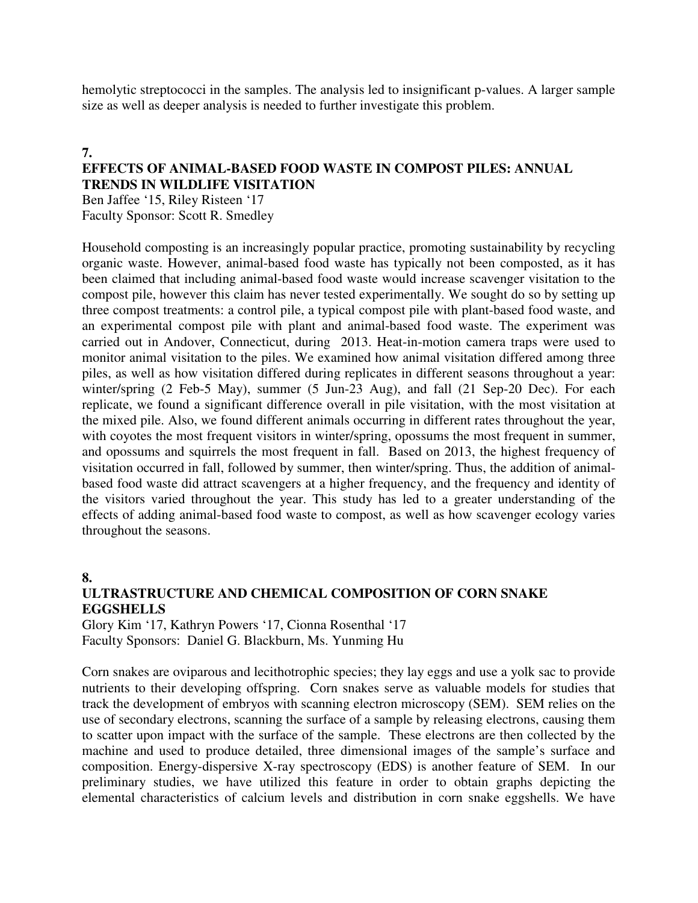hemolytic streptococci in the samples. The analysis led to insignificant p-values. A larger sample size as well as deeper analysis is needed to further investigate this problem.

**7.**

### EFFECTS OF ANIMAL-BASED FOOD WASTE IN COMPOST PILES: ANNUAL TRENDS IN WILDLIFE VISITATION

Ben Jaffee '15, Riley Risteen '17
Faculty Sponsor: Scott R. Smedley

Household composting is an increasingly popular practice, promoting sustainability by recycling organic waste. However, animal-based food waste has typically not been composted, as it has been claimed that including animal-based food waste would increase scavenger visitation to the compost pile, however this claim has never tested experimentally. We sought do so by setting up three compost treatments: a control pile, a typical compost pile with plant-based food waste, and an experimental compost pile with plant and animal-based food waste. The experiment was carried out in Andover, Connecticut, during 2013. Heat-in-motion camera traps were used to monitor animal visitation to the piles. We examined how animal visitation differed among three piles, as well as how visitation differed during replicates in different seasons throughout a year: winter/spring (2 Feb-5 May), summer (5 Jun-23 Aug), and fall (21 Sep-20 Dec). For each replicate, we found a significant difference overall in pile visitation, with the most visitation at the mixed pile. Also, we found different animals occurring in different rates throughout the year, with coyotes the most frequent visitors in winter/spring, opossums the most frequent in summer, and opossums and squirrels the most frequent in fall. Based on 2013, the highest frequency of visitation occurred in fall, followed by summer, then winter/spring. Thus, the addition of animal-based food waste did attract scavengers at a higher frequency, and the frequency and identity of the visitors varied throughout the year. This study has led to a greater understanding of the effects of adding animal-based food waste to compost, as well as how scavenger ecology varies throughout the seasons.

**8.**

### ULTRASTRUCTURE AND CHEMICAL COMPOSITION OF CORN SNAKE EGGSHELLS

Glory Kim '17, Kathryn Powers '17, Cionna Rosenthal '17
Faculty Sponsors: Daniel G. Blackburn, Ms. Yunming Hu

Corn snakes are oviparous and lecithotrophic species; they lay eggs and use a yolk sac to provide nutrients to their developing offspring. Corn snakes serve as valuable models for studies that track the development of embryos with scanning electron microscopy (SEM). SEM relies on the use of secondary electrons, scanning the surface of a sample by releasing electrons, causing them to scatter upon impact with the surface of the sample. These electrons are then collected by the machine and used to produce detailed, three dimensional images of the sample's surface and composition. Energy-dispersive X-ray spectroscopy (EDS) is another feature of SEM. In our preliminary studies, we have utilized this feature in order to obtain graphs depicting the elemental characteristics of calcium levels and distribution in corn snake eggshells. We have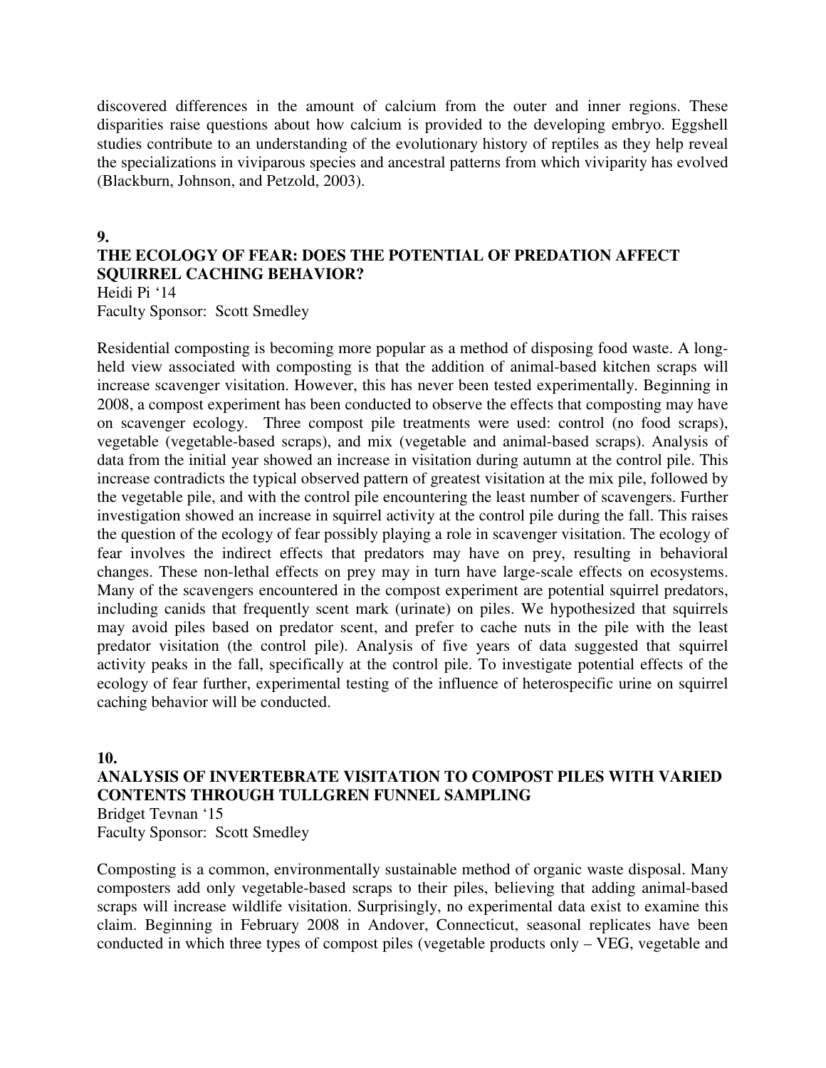discovered differences in the amount of calcium from the outer and inner regions. These disparities raise questions about how calcium is provided to the developing embryo. Eggshell studies contribute to an understanding of the evolutionary history of reptiles as they help reveal the specializations in viviparous species and ancestral patterns from which viviparity has evolved (Blackburn, Johnson, and Petzold, 2003).

**9.**

**THE ECOLOGY OF FEAR: DOES THE POTENTIAL OF PREDATION AFFECT SQUIRREL CACHING BEHAVIOR?**

Heidi Pi '14
Faculty Sponsor: Scott Smedley

Residential composting is becoming more popular as a method of disposing food waste. A long-held view associated with composting is that the addition of animal-based kitchen scraps will increase scavenger visitation. However, this has never been tested experimentally. Beginning in 2008, a compost experiment has been conducted to observe the effects that composting may have on scavenger ecology. Three compost pile treatments were used: control (no food scraps), vegetable (vegetable-based scraps), and mix (vegetable and animal-based scraps). Analysis of data from the initial year showed an increase in visitation during autumn at the control pile. This increase contradicts the typical observed pattern of greatest visitation at the mix pile, followed by the vegetable pile, and with the control pile encountering the least number of scavengers. Further investigation showed an increase in squirrel activity at the control pile during the fall. This raises the question of the ecology of fear possibly playing a role in scavenger visitation. The ecology of fear involves the indirect effects that predators may have on prey, resulting in behavioral changes. These non-lethal effects on prey may in turn have large-scale effects on ecosystems. Many of the scavengers encountered in the compost experiment are potential squirrel predators, including canids that frequently scent mark (urinate) on piles. We hypothesized that squirrels may avoid piles based on predator scent, and prefer to cache nuts in the pile with the least predator visitation (the control pile). Analysis of five years of data suggested that squirrel activity peaks in the fall, specifically at the control pile. To investigate potential effects of the ecology of fear further, experimental testing of the influence of heterospecific urine on squirrel caching behavior will be conducted.

**10.**

**ANALYSIS OF INVERTEBRATE VISITATION TO COMPOST PILES WITH VARIED CONTENTS THROUGH TULLGREN FUNNEL SAMPLING**

Bridget Tevnan '15
Faculty Sponsor: Scott Smedley

Composting is a common, environmentally sustainable method of organic waste disposal. Many composters add only vegetable-based scraps to their piles, believing that adding animal-based scraps will increase wildlife visitation. Surprisingly, no experimental data exist to examine this claim. Beginning in February 2008 in Andover, Connecticut, seasonal replicates have been conducted in which three types of compost piles (vegetable products only – VEG, vegetable and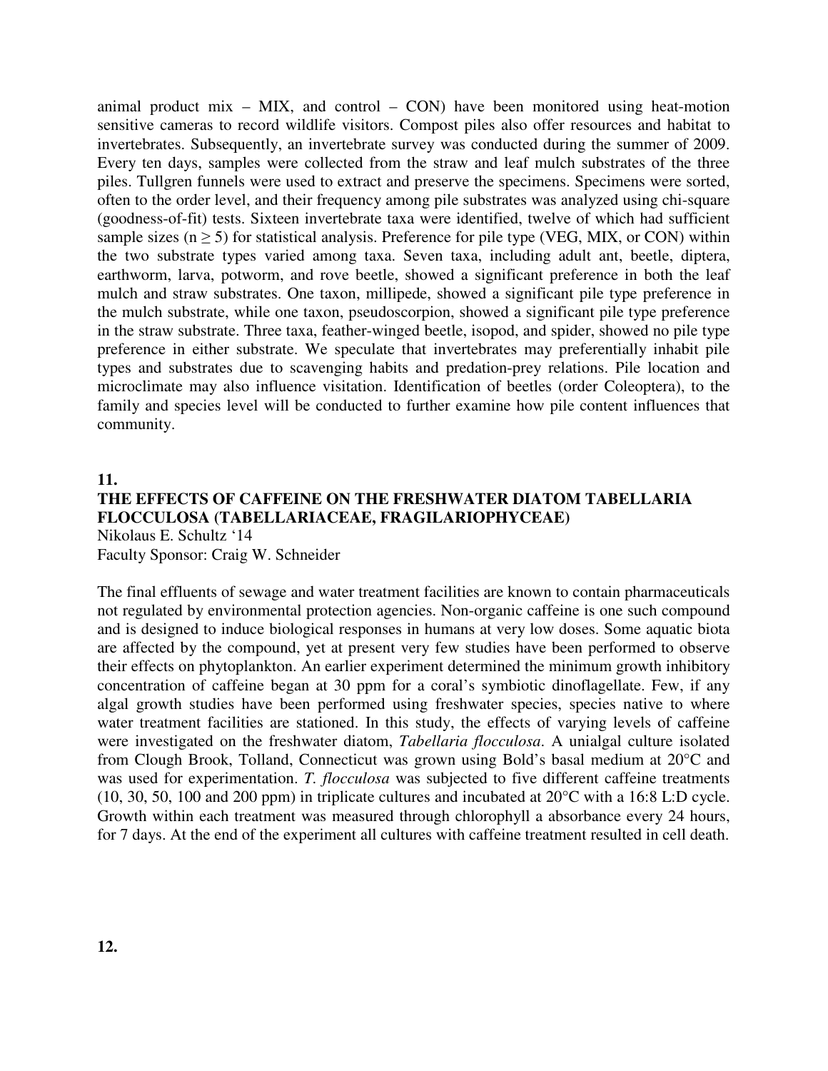animal product mix – MIX, and control – CON) have been monitored using heat-motion sensitive cameras to record wildlife visitors. Compost piles also offer resources and habitat to invertebrates. Subsequently, an invertebrate survey was conducted during the summer of 2009. Every ten days, samples were collected from the straw and leaf mulch substrates of the three piles. Tullgren funnels were used to extract and preserve the specimens. Specimens were sorted, often to the order level, and their frequency among pile substrates was analyzed using chi-square (goodness-of-fit) tests. Sixteen invertebrate taxa were identified, twelve of which had sufficient sample sizes ($n \geq 5$) for statistical analysis. Preference for pile type (VEG, MIX, or CON) within the two substrate types varied among taxa. Seven taxa, including adult ant, beetle, diptera, earthworm, larva, potworm, and rove beetle, showed a significant preference in both the leaf mulch and straw substrates. One taxon, millipede, showed a significant pile type preference in the mulch substrate, while one taxon, pseudoscorpion, showed a significant pile type preference in the straw substrate. Three taxa, feather-winged beetle, isopod, and spider, showed no pile type preference in either substrate. We speculate that invertebrates may preferentially inhabit pile types and substrates due to scavenging habits and predation-prey relations. Pile location and microclimate may also influence visitation. Identification of beetles (order Coleoptera), to the family and species level will be conducted to further examine how pile content influences that community.

**11.**

## THE EFFECTS OF CAFFEINE ON THE FRESHWATER DIATOM TABELLARIA FLOCCULOSA (TABELLARIACEAE, FRAGILARIOPHYCEAE)

Nikolaus E. Schultz '14
Faculty Sponsor: Craig W. Schneider

The final effluents of sewage and water treatment facilities are known to contain pharmaceuticals not regulated by environmental protection agencies. Non-organic caffeine is one such compound and is designed to induce biological responses in humans at very low doses. Some aquatic biota are affected by the compound, yet at present very few studies have been performed to observe their effects on phytoplankton. An earlier experiment determined the minimum growth inhibitory concentration of caffeine began at 30 ppm for a coral's symbiotic dinoflagellate. Few, if any algal growth studies have been performed using freshwater species, species native to where water treatment facilities are stationed. In this study, the effects of varying levels of caffeine were investigated on the freshwater diatom, *Tabellaria flocculosa*. A unialgal culture isolated from Clough Brook, Tolland, Connecticut was grown using Bold's basal medium at 20°C and was used for experimentation. *T. flocculosa* was subjected to five different caffeine treatments (10, 30, 50, 100 and 200 ppm) in triplicate cultures and incubated at 20°C with a 16:8 L:D cycle. Growth within each treatment was measured through chlorophyll a absorbance every 24 hours, for 7 days. At the end of the experiment all cultures with caffeine treatment resulted in cell death.

**12.**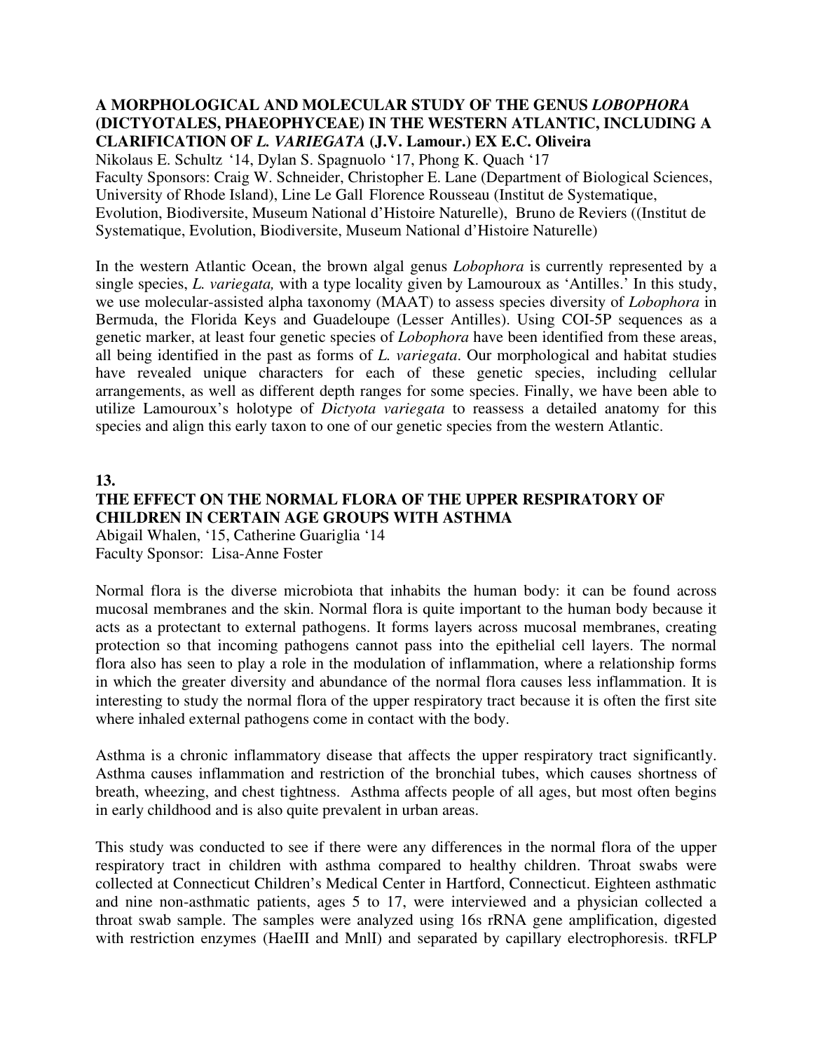### A MORPHOLOGICAL AND MOLECULAR STUDY OF THE GENUS *LOBOPHORA* (DICTYOTALES, PHAEOPHYCEAE) IN THE WESTERN ATLANTIC, INCLUDING A CLARIFICATION OF *L. VARIEGATA* (J.V. Lamour.) EX E.C. Oliveira

Nikolaus E. Schultz '14, Dylan S. Spagnuolo '17, Phong K. Quach '17
Faculty Sponsors: Craig W. Schneider, Christopher E. Lane (Department of Biological Sciences, University of Rhode Island), Line Le Gall Florence Rousseau (Institut de Systematique, Evolution, Biodiversite, Museum National d'Histoire Naturelle), Bruno de Reviers ((Institut de Systematique, Evolution, Biodiversite, Museum National d'Histoire Naturelle)

In the western Atlantic Ocean, the brown algal genus *Lobophora* is currently represented by a single species, *L. variegata,* with a type locality given by Lamouroux as 'Antilles.' In this study, we use molecular-assisted alpha taxonomy (MAAT) to assess species diversity of *Lobophora* in Bermuda, the Florida Keys and Guadeloupe (Lesser Antilles). Using COI-5P sequences as a genetic marker, at least four genetic species of *Lobophora* have been identified from these areas, all being identified in the past as forms of *L. variegata*. Our morphological and habitat studies have revealed unique characters for each of these genetic species, including cellular arrangements, as well as different depth ranges for some species. Finally, we have been able to utilize Lamouroux's holotype of *Dictyota variegata* to reassess a detailed anatomy for this species and align this early taxon to one of our genetic species from the western Atlantic.

**13.**

### THE EFFECT ON THE NORMAL FLORA OF THE UPPER RESPIRATORY OF CHILDREN IN CERTAIN AGE GROUPS WITH ASTHMA

Abigail Whalen, '15, Catherine Guariglia '14
Faculty Sponsor: Lisa-Anne Foster

Normal flora is the diverse microbiota that inhabits the human body: it can be found across mucosal membranes and the skin. Normal flora is quite important to the human body because it acts as a protectant to external pathogens. It forms layers across mucosal membranes, creating protection so that incoming pathogens cannot pass into the epithelial cell layers. The normal flora also has seen to play a role in the modulation of inflammation, where a relationship forms in which the greater diversity and abundance of the normal flora causes less inflammation. It is interesting to study the normal flora of the upper respiratory tract because it is often the first site where inhaled external pathogens come in contact with the body.

Asthma is a chronic inflammatory disease that affects the upper respiratory tract significantly. Asthma causes inflammation and restriction of the bronchial tubes, which causes shortness of breath, wheezing, and chest tightness. Asthma affects people of all ages, but most often begins in early childhood and is also quite prevalent in urban areas.

This study was conducted to see if there were any differences in the normal flora of the upper respiratory tract in children with asthma compared to healthy children. Throat swabs were collected at Connecticut Children's Medical Center in Hartford, Connecticut. Eighteen asthmatic and nine non-asthmatic patients, ages 5 to 17, were interviewed and a physician collected a throat swab sample. The samples were analyzed using 16s rRNA gene amplification, digested with restriction enzymes (HaeIII and MnlI) and separated by capillary electrophoresis. tRFLP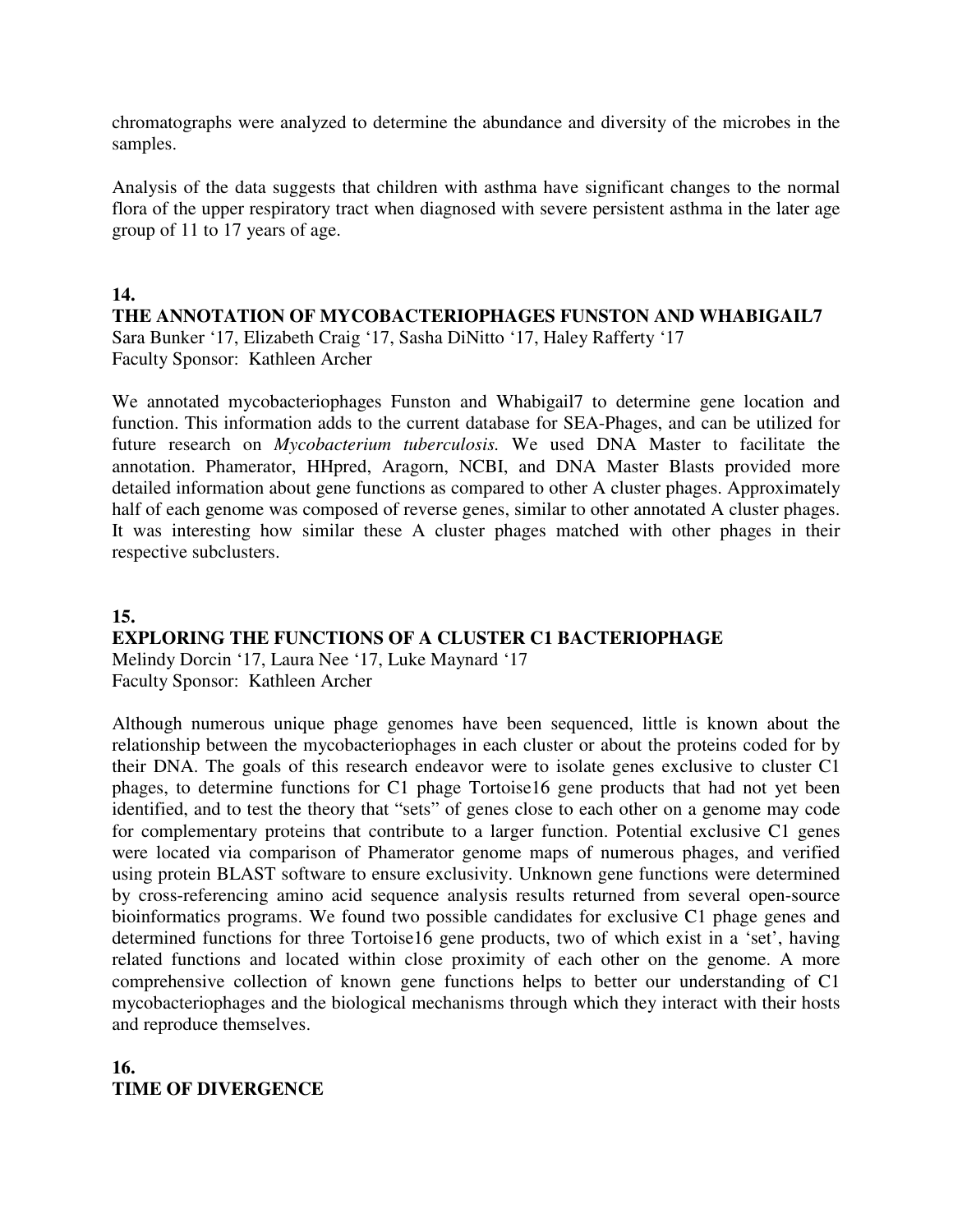chromatographs were analyzed to determine the abundance and diversity of the microbes in the samples.

Analysis of the data suggests that children with asthma have significant changes to the normal flora of the upper respiratory tract when diagnosed with severe persistent asthma in the later age group of 11 to 17 years of age.

**14.**

**THE ANNOTATION OF MYCOBACTERIOPHAGES FUNSTON AND WHABIGAIL7**

Sara Bunker '17, Elizabeth Craig '17, Sasha DiNitto '17, Haley Rafferty '17
Faculty Sponsor: Kathleen Archer

We annotated mycobacteriophages Funston and Whabigail7 to determine gene location and function. This information adds to the current database for SEA-Phages, and can be utilized for future research on *Mycobacterium tuberculosis.* We used DNA Master to facilitate the annotation. Phamerator, HHpred, Aragorn, NCBI, and DNA Master Blasts provided more detailed information about gene functions as compared to other A cluster phages. Approximately half of each genome was composed of reverse genes, similar to other annotated A cluster phages. It was interesting how similar these A cluster phages matched with other phages in their respective subclusters.

**15.**

**EXPLORING THE FUNCTIONS OF A CLUSTER C1 BACTERIOPHAGE**

Melindy Dorcin '17, Laura Nee '17, Luke Maynard '17
Faculty Sponsor: Kathleen Archer

Although numerous unique phage genomes have been sequenced, little is known about the relationship between the mycobacteriophages in each cluster or about the proteins coded for by their DNA. The goals of this research endeavor were to isolate genes exclusive to cluster C1 phages, to determine functions for C1 phage Tortoise16 gene products that had not yet been identified, and to test the theory that "sets" of genes close to each other on a genome may code for complementary proteins that contribute to a larger function. Potential exclusive C1 genes were located via comparison of Phamerator genome maps of numerous phages, and verified using protein BLAST software to ensure exclusivity. Unknown gene functions were determined by cross-referencing amino acid sequence analysis results returned from several open-source bioinformatics programs. We found two possible candidates for exclusive C1 phage genes and determined functions for three Tortoise16 gene products, two of which exist in a 'set', having related functions and located within close proximity of each other on the genome. A more comprehensive collection of known gene functions helps to better our understanding of C1 mycobacteriophages and the biological mechanisms through which they interact with their hosts and reproduce themselves.

**16.**

**TIME OF DIVERGENCE**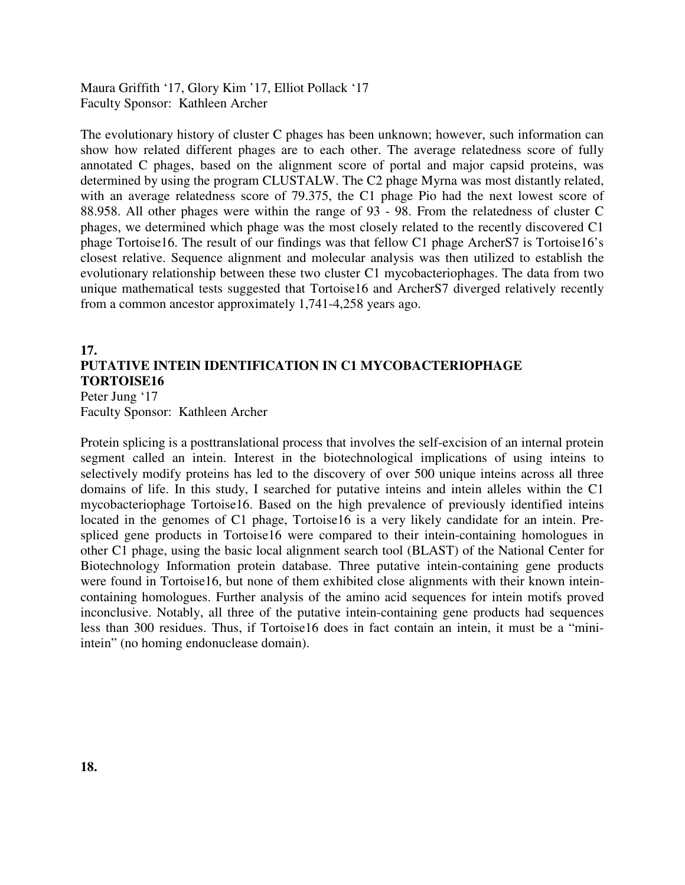Maura Griffith '17, Glory Kim '17, Elliot Pollack '17
Faculty Sponsor: Kathleen Archer

The evolutionary history of cluster C phages has been unknown; however, such information can show how related different phages are to each other. The average relatedness score of fully annotated C phages, based on the alignment score of portal and major capsid proteins, was determined by using the program CLUSTALW. The C2 phage Myrna was most distantly related, with an average relatedness score of 79.375, the C1 phage Pio had the next lowest score of 88.958. All other phages were within the range of 93 - 98. From the relatedness of cluster C phages, we determined which phage was the most closely related to the recently discovered C1 phage Tortoise16. The result of our findings was that fellow C1 phage ArcherS7 is Tortoise16's closest relative. Sequence alignment and molecular analysis was then utilized to establish the evolutionary relationship between these two cluster C1 mycobacteriophages. The data from two unique mathematical tests suggested that Tortoise16 and ArcherS7 diverged relatively recently from a common ancestor approximately 1,741-4,258 years ago.

## 17. PUTATIVE INTEIN IDENTIFICATION IN C1 MYCOBACTERIOPHAGE TORTOISE16

Peter Jung '17
Faculty Sponsor: Kathleen Archer

Protein splicing is a posttranslational process that involves the self-excision of an internal protein segment called an intein. Interest in the biotechnological implications of using inteins to selectively modify proteins has led to the discovery of over 500 unique inteins across all three domains of life. In this study, I searched for putative inteins and intein alleles within the C1 mycobacteriophage Tortoise16. Based on the high prevalence of previously identified inteins located in the genomes of C1 phage, Tortoise16 is a very likely candidate for an intein. Pre-spliced gene products in Tortoise16 were compared to their intein-containing homologues in other C1 phage, using the basic local alignment search tool (BLAST) of the National Center for Biotechnology Information protein database. Three putative intein-containing gene products were found in Tortoise16, but none of them exhibited close alignments with their known intein-containing homologues. Further analysis of the amino acid sequences for intein motifs proved inconclusive. Notably, all three of the putative intein-containing gene products had sequences less than 300 residues. Thus, if Tortoise16 does in fact contain an intein, it must be a "mini-intein" (no homing endonuclease domain).

## 18.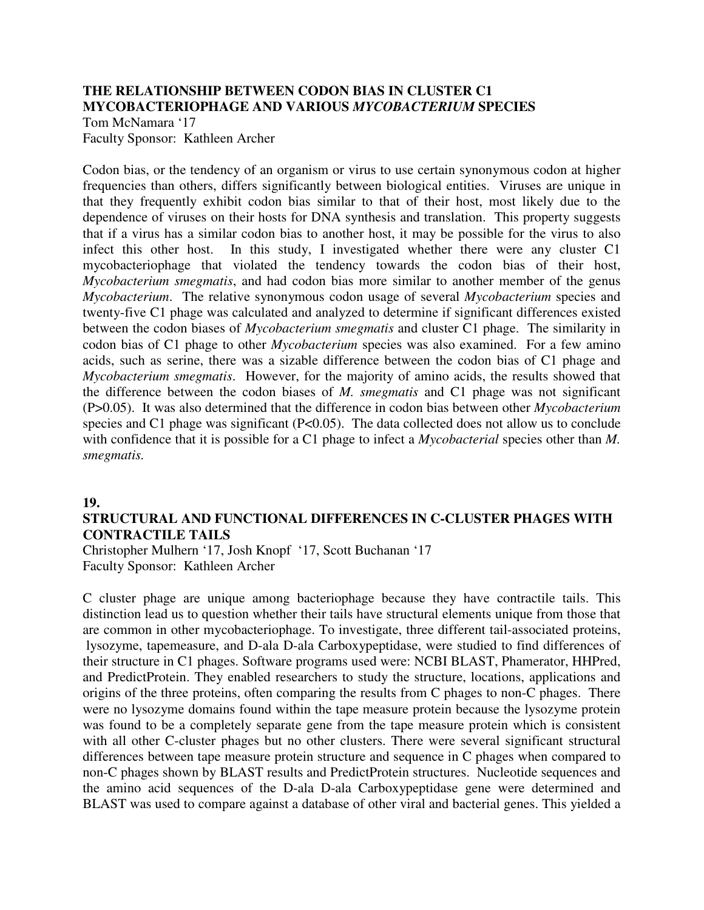### THE RELATIONSHIP BETWEEN CODON BIAS IN CLUSTER C1 MYCOBACTERIOPHAGE AND VARIOUS *MYCOBACTERIUM* SPECIES

Tom McNamara '17
Faculty Sponsor: Kathleen Archer

Codon bias, or the tendency of an organism or virus to use certain synonymous codon at higher frequencies than others, differs significantly between biological entities. Viruses are unique in that they frequently exhibit codon bias similar to that of their host, most likely due to the dependence of viruses on their hosts for DNA synthesis and translation. This property suggests that if a virus has a similar codon bias to another host, it may be possible for the virus to also infect this other host. In this study, I investigated whether there were any cluster C1 mycobacteriophage that violated the tendency towards the codon bias of their host, *Mycobacterium smegmatis*, and had codon bias more similar to another member of the genus *Mycobacterium*. The relative synonymous codon usage of several *Mycobacterium* species and twenty-five C1 phage was calculated and analyzed to determine if significant differences existed between the codon biases of *Mycobacterium smegmatis* and cluster C1 phage. The similarity in codon bias of C1 phage to other *Mycobacterium* species was also examined. For a few amino acids, such as serine, there was a sizable difference between the codon bias of C1 phage and *Mycobacterium smegmatis*. However, for the majority of amino acids, the results showed that the difference between the codon biases of *M. smegmatis* and C1 phage was not significant ($P>0.05$). It was also determined that the difference in codon bias between other *Mycobacterium* species and C1 phage was significant ($P<0.05$). The data collected does not allow us to conclude with confidence that it is possible for a C1 phage to infect a *Mycobacterial* species other than *M. smegmatis.*

**19.**

### STRUCTURAL AND FUNCTIONAL DIFFERENCES IN C-CLUSTER PHAGES WITH CONTRACTILE TAILS

Christopher Mulhern '17, Josh Knopf '17, Scott Buchanan '17
Faculty Sponsor: Kathleen Archer

C cluster phage are unique among bacteriophage because they have contractile tails. This distinction lead us to question whether their tails have structural elements unique from those that are common in other mycobacteriophage. To investigate, three different tail-associated proteins, lysozyme, tapemeasure, and D-ala D-ala Carboxypeptidase, were studied to find differences of their structure in C1 phages. Software programs used were: NCBI BLAST, Phamerator, HHPred, and PredictProtein. They enabled researchers to study the structure, locations, applications and origins of the three proteins, often comparing the results from C phages to non-C phages. There were no lysozyme domains found within the tape measure protein because the lysozyme protein was found to be a completely separate gene from the tape measure protein which is consistent with all other C-cluster phages but no other clusters. There were several significant structural differences between tape measure protein structure and sequence in C phages when compared to non-C phages shown by BLAST results and PredictProtein structures. Nucleotide sequences and the amino acid sequences of the D-ala D-ala Carboxypeptidase gene were determined and BLAST was used to compare against a database of other viral and bacterial genes. This yielded a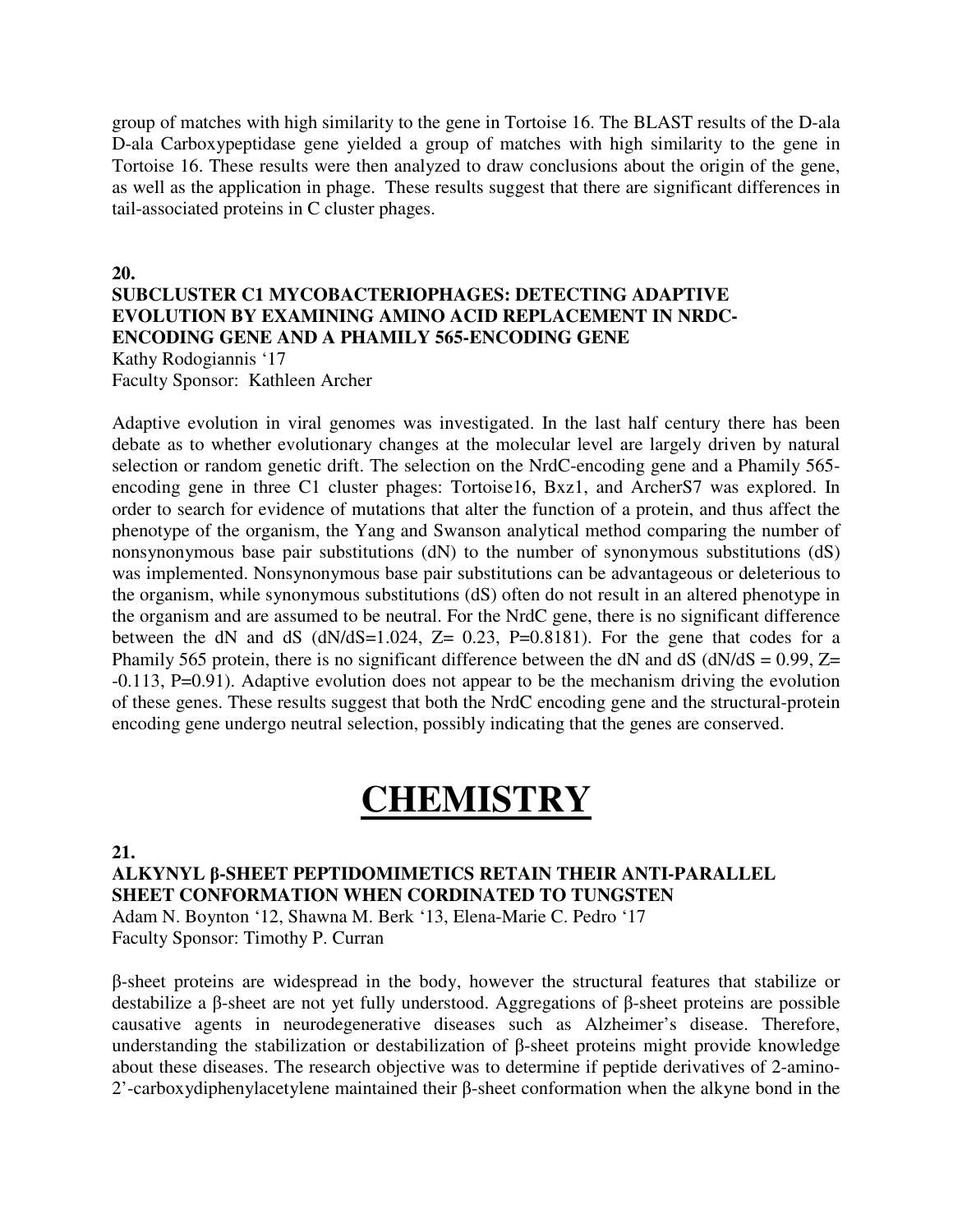group of matches with high similarity to the gene in Tortoise 16. The BLAST results of the D-ala D-ala Carboxypeptidase gene yielded a group of matches with high similarity to the gene in Tortoise 16. These results were then analyzed to draw conclusions about the origin of the gene, as well as the application in phage. These results suggest that there are significant differences in tail-associated proteins in C cluster phages.

**20.**

### SUBCLUSTER C1 MYCOBACTERIOPHAGES: DETECTING ADAPTIVE EVOLUTION BY EXAMINING AMINO ACID REPLACEMENT IN NRDC-ENCODING GENE AND A PHAMILY 565-ENCODING GENE

Kathy Rodogiannis '17
Faculty Sponsor: Kathleen Archer

Adaptive evolution in viral genomes was investigated. In the last half century there has been debate as to whether evolutionary changes at the molecular level are largely driven by natural selection or random genetic drift. The selection on the NrdC-encoding gene and a Phamily 565-encoding gene in three C1 cluster phages: Tortoise16, Bxz1, and ArcherS7 was explored. In order to search for evidence of mutations that alter the function of a protein, and thus affect the phenotype of the organism, the Yang and Swanson analytical method comparing the number of nonsynonymous base pair substitutions (dN) to the number of synonymous substitutions (dS) was implemented. Nonsynonymous base pair substitutions can be advantageous or deleterious to the organism, while synonymous substitutions (dS) often do not result in an altered phenotype in the organism and are assumed to be neutral. For the NrdC gene, there is no significant difference between the dN and dS ($dN/dS=1.024$, $Z= 0.23$, $P=0.8181$). For the gene that codes for a Phamily 565 protein, there is no significant difference between the dN and dS ($dN/dS = 0.99$, $Z= -0.113$, $P=0.91$). Adaptive evolution does not appear to be the mechanism driving the evolution of these genes. These results suggest that both the NrdC encoding gene and the structural-protein encoding gene undergo neutral selection, possibly indicating that the genes are conserved.

# CHEMISTRY

**21.**

### ALKYNYL β-SHEET PEPTIDOMIMETICS RETAIN THEIR ANTI-PARALLEL SHEET CONFORMATION WHEN CORDINATED TO TUNGSTEN

Adam N. Boynton '12, Shawna M. Berk '13, Elena-Marie C. Pedro '17
Faculty Sponsor: Timothy P. Curran

β-sheet proteins are widespread in the body, however the structural features that stabilize or destabilize a β-sheet are not yet fully understood. Aggregations of β-sheet proteins are possible causative agents in neurodegenerative diseases such as Alzheimer's disease. Therefore, understanding the stabilization or destabilization of β-sheet proteins might provide knowledge about these diseases. The research objective was to determine if peptide derivatives of 2-amino-2'-carboxydiphenylacetylene maintained their β-sheet conformation when the alkyne bond in the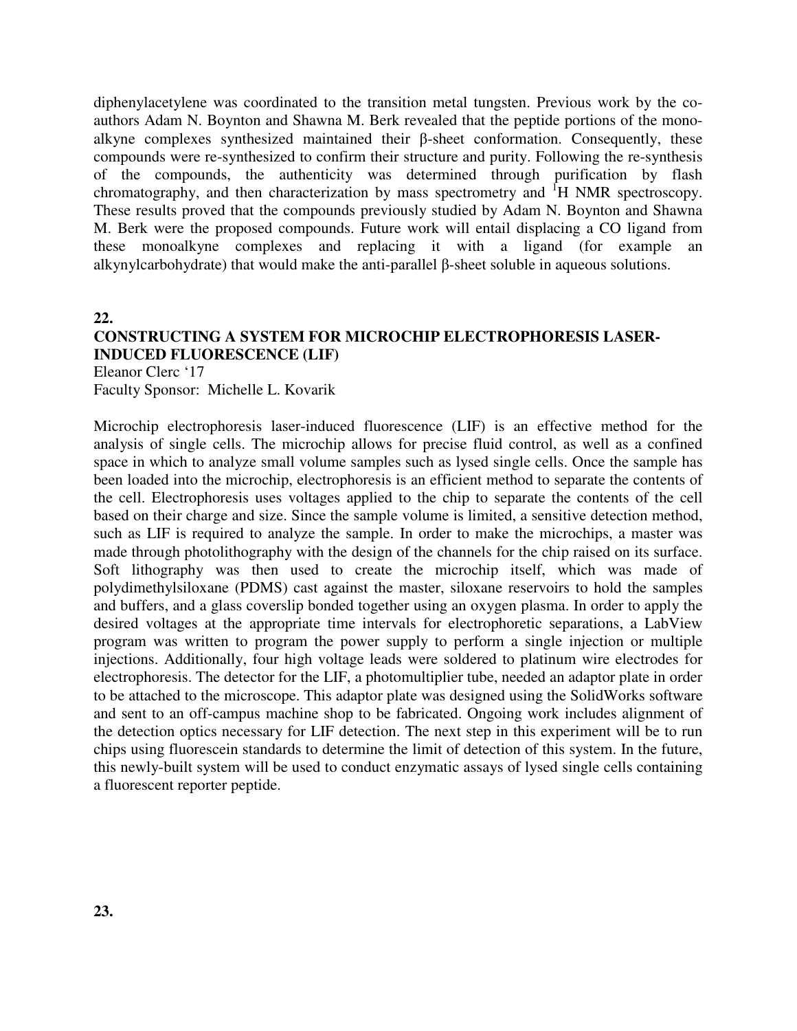diphenylacetylene was coordinated to the transition metal tungsten. Previous work by the co-authors Adam N. Boynton and Shawna M. Berk revealed that the peptide portions of the mono-alkyne complexes synthesized maintained their β-sheet conformation. Consequently, these compounds were re-synthesized to confirm their structure and purity. Following the re-synthesis of the compounds, the authenticity was determined through purification by flash chromatography, and then characterization by mass spectrometry and $^{1}$H NMR spectroscopy. These results proved that the compounds previously studied by Adam N. Boynton and Shawna M. Berk were the proposed compounds. Future work will entail displacing a CO ligand from these monoalkyne complexes and replacing it with a ligand (for example an alkynylcarbohydrate) that would make the anti-parallel β-sheet soluble in aqueous solutions.

**22.**

**CONSTRUCTING A SYSTEM FOR MICROCHIP ELECTROPHORESIS LASER-INDUCED FLUORESCENCE (LIF)**

Eleanor Clerc '17
Faculty Sponsor: Michelle L. Kovarik

Microchip electrophoresis laser-induced fluorescence (LIF) is an effective method for the analysis of single cells. The microchip allows for precise fluid control, as well as a confined space in which to analyze small volume samples such as lysed single cells. Once the sample has been loaded into the microchip, electrophoresis is an efficient method to separate the contents of the cell. Electrophoresis uses voltages applied to the chip to separate the contents of the cell based on their charge and size. Since the sample volume is limited, a sensitive detection method, such as LIF is required to analyze the sample. In order to make the microchips, a master was made through photolithography with the design of the channels for the chip raised on its surface. Soft lithography was then used to create the microchip itself, which was made of polydimethylsiloxane (PDMS) cast against the master, siloxane reservoirs to hold the samples and buffers, and a glass coverslip bonded together using an oxygen plasma. In order to apply the desired voltages at the appropriate time intervals for electrophoretic separations, a LabView program was written to program the power supply to perform a single injection or multiple injections. Additionally, four high voltage leads were soldered to platinum wire electrodes for electrophoresis. The detector for the LIF, a photomultiplier tube, needed an adaptor plate in order to be attached to the microscope. This adaptor plate was designed using the SolidWorks software and sent to an off-campus machine shop to be fabricated. Ongoing work includes alignment of the detection optics necessary for LIF detection. The next step in this experiment will be to run chips using fluorescein standards to determine the limit of detection of this system. In the future, this newly-built system will be used to conduct enzymatic assays of lysed single cells containing a fluorescent reporter peptide.

**23.**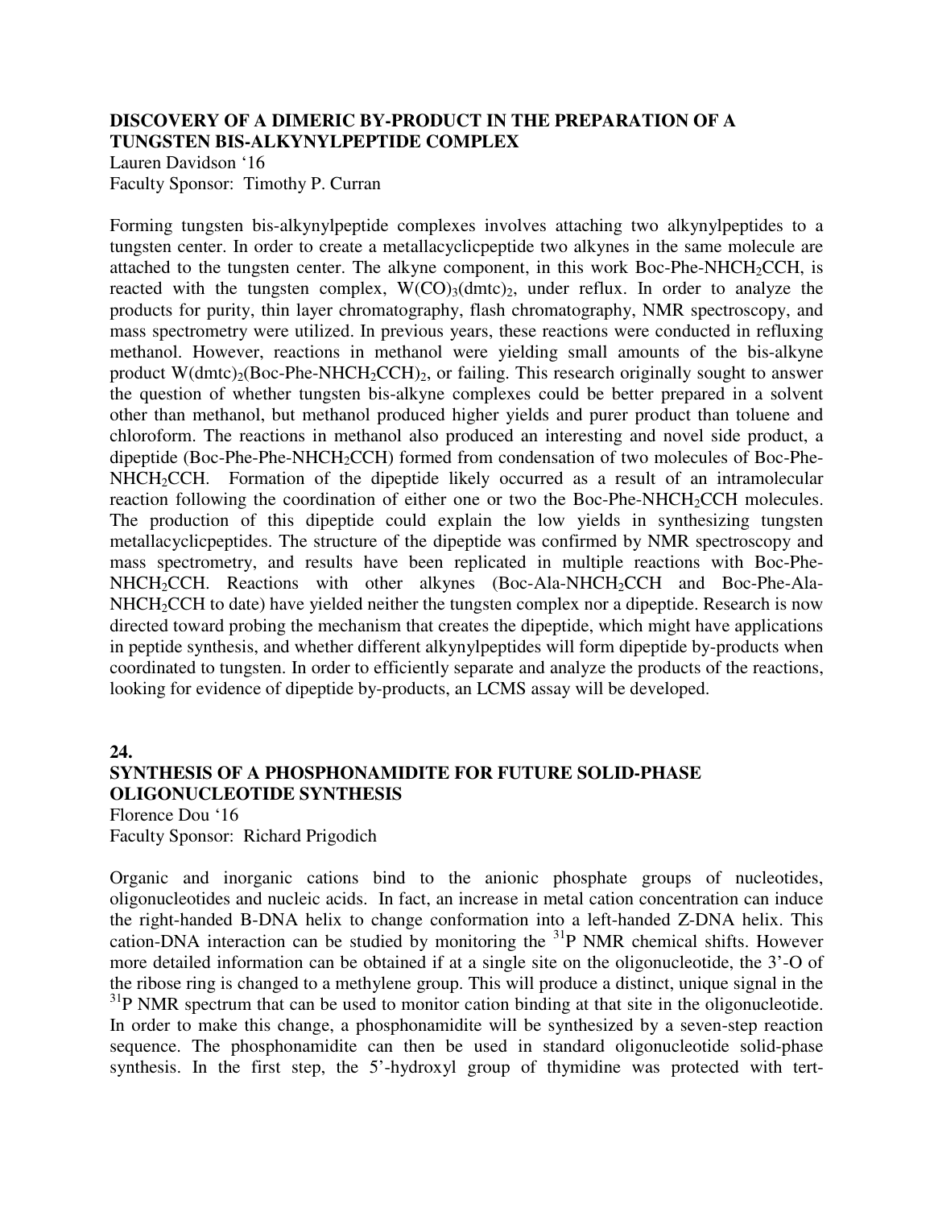### DISCOVERY OF A DIMERIC BY-PRODUCT IN THE PREPARATION OF A TUNGSTEN BIS-ALKYNYLPEPTIDE COMPLEX

Lauren Davidson '16
Faculty Sponsor: Timothy P. Curran

Forming tungsten bis-alkynylpeptide complexes involves attaching two alkynylpeptides to a tungsten center. In order to create a metallacyclicpeptide two alkynes in the same molecule are attached to the tungsten center. The alkyne component, in this work Boc-Phe-$NHCH_2CCH$, is reacted with the tungsten complex, $W(CO)_3(dmtc)_2$, under reflux. In order to analyze the products for purity, thin layer chromatography, flash chromatography, NMR spectroscopy, and mass spectrometry were utilized. In previous years, these reactions were conducted in refluxing methanol. However, reactions in methanol were yielding small amounts of the bis-alkyne product $W(dmtc)_2$(Boc-Phe-$NHCH_2CCH)_2$, or failing. This research originally sought to answer the question of whether tungsten bis-alkyne complexes could be better prepared in a solvent other than methanol, but methanol produced higher yields and purer product than toluene and chloroform. The reactions in methanol also produced an interesting and novel side product, a dipeptide (Boc-Phe-Phe-$NHCH_2CCH$) formed from condensation of two molecules of Boc-Phe-$NHCH_2CCH$. Formation of the dipeptide likely occurred as a result of an intramolecular reaction following the coordination of either one or two the Boc-Phe-$NHCH_2CCH$ molecules. The production of this dipeptide could explain the low yields in synthesizing tungsten metallacyclicpeptides. The structure of the dipeptide was confirmed by NMR spectroscopy and mass spectrometry, and results have been replicated in multiple reactions with Boc-Phe-$NHCH_2CCH$. Reactions with other alkynes (Boc-Ala-$NHCH_2CCH$ and Boc-Phe-Ala-$NHCH_2CCH$ to date) have yielded neither the tungsten complex nor a dipeptide. Research is now directed toward probing the mechanism that creates the dipeptide, which might have applications in peptide synthesis, and whether different alkynylpeptides will form dipeptide by-products when coordinated to tungsten. In order to efficiently separate and analyze the products of the reactions, looking for evidence of dipeptide by-products, an LCMS assay will be developed.

**24.**

### SYNTHESIS OF A PHOSPHONAMIDITE FOR FUTURE SOLID-PHASE OLIGONUCLEOTIDE SYNTHESIS

Florence Dou '16
Faculty Sponsor: Richard Prigodich

Organic and inorganic cations bind to the anionic phosphate groups of nucleotides, oligonucleotides and nucleic acids. In fact, an increase in metal cation concentration can induce the right-handed B-DNA helix to change conformation into a left-handed Z-DNA helix. This cation-DNA interaction can be studied by monitoring the $^{31}P$ NMR chemical shifts. However more detailed information can be obtained if at a single site on the oligonucleotide, the 3'-O of the ribose ring is changed to a methylene group. This will produce a distinct, unique signal in the $^{31}P$ NMR spectrum that can be used to monitor cation binding at that site in the oligonucleotide. In order to make this change, a phosphonamidite will be synthesized by a seven-step reaction sequence. The phosphonamidite can then be used in standard oligonucleotide solid-phase synthesis. In the first step, the 5'-hydroxyl group of thymidine was protected with tert-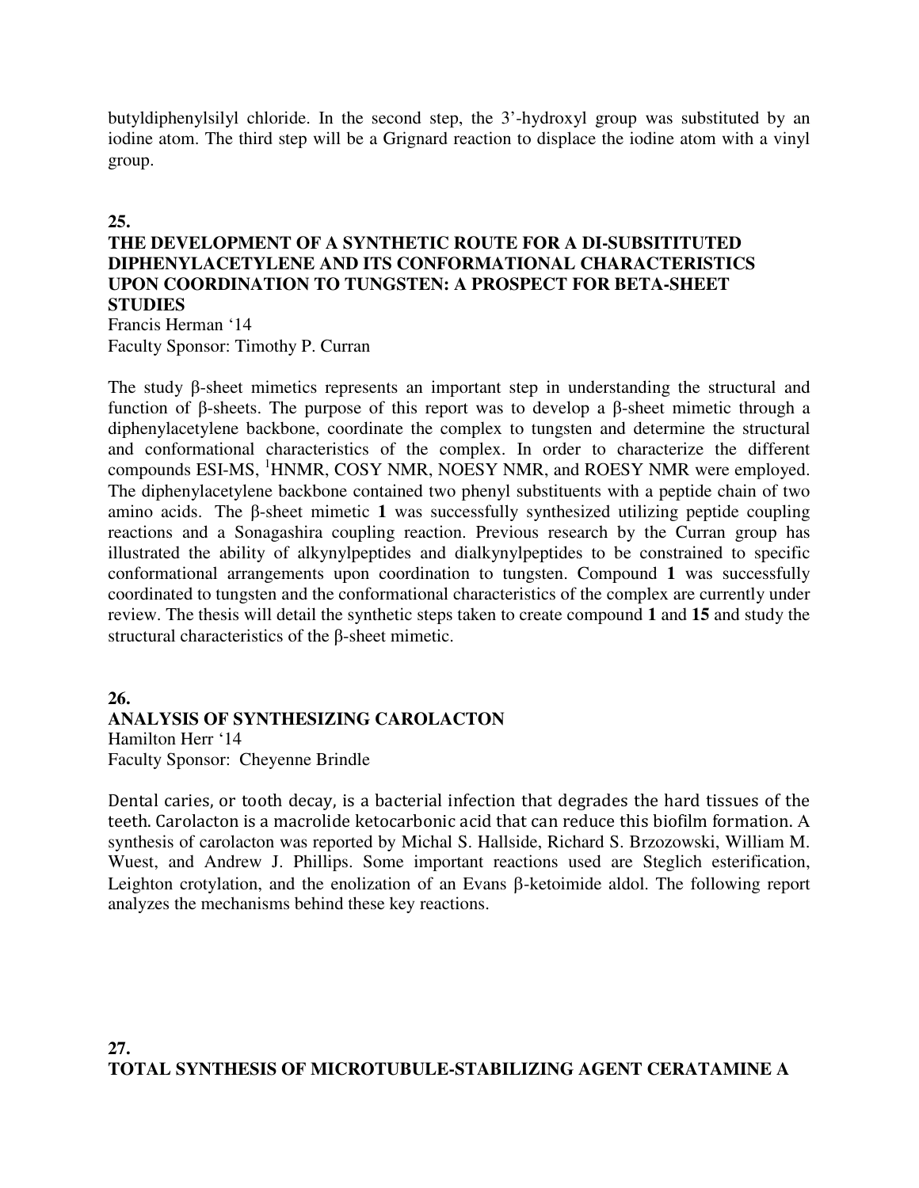butyldiphenylsilyl chloride. In the second step, the 3'-hydroxyl group was substituted by an iodine atom. The third step will be a Grignard reaction to displace the iodine atom with a vinyl group.

**25.**

### THE DEVELOPMENT OF A SYNTHETIC ROUTE FOR A DI-SUBSITITUTED DIPHENYLACETYLENE AND ITS CONFORMATIONAL CHARACTERISTICS UPON COORDINATION TO TUNGSTEN: A PROSPECT FOR BETA-SHEET STUDIES

Francis Herman '14
Faculty Sponsor: Timothy P. Curran

The study β-sheet mimetics represents an important step in understanding the structural and function of β-sheets. The purpose of this report was to develop a β-sheet mimetic through a diphenylacetylene backbone, coordinate the complex to tungsten and determine the structural and conformational characteristics of the complex. In order to characterize the different compounds ESI-MS, $^1$HNMR, COSY NMR, NOESY NMR, and ROESY NMR were employed. The diphenylacetylene backbone contained two phenyl substituents with a peptide chain of two amino acids. The β-sheet mimetic **1** was successfully synthesized utilizing peptide coupling reactions and a Sonagashira coupling reaction. Previous research by the Curran group has illustrated the ability of alkynylpeptides and dialkynylpeptides to be constrained to specific conformational arrangements upon coordination to tungsten. Compound **1** was successfully coordinated to tungsten and the conformational characteristics of the complex are currently under review. The thesis will detail the synthetic steps taken to create compound **1** and **15** and study the structural characteristics of the β-sheet mimetic.

**26.**

### ANALYSIS OF SYNTHESIZING CAROLACTON

Hamilton Herr '14
Faculty Sponsor: Cheyenne Brindle

Dental caries, or tooth decay, is a bacterial infection that degrades the hard tissues of the teeth. Carolacton is a macrolide ketocarbonic acid that can reduce this biofilm formation. A synthesis of carolacton was reported by Michal S. Hallside, Richard S. Brzozowski, William M. Wuest, and Andrew J. Phillips. Some important reactions used are Steglich esterification, Leighton crotylation, and the enolization of an Evans β-ketoimide aldol. The following report analyzes the mechanisms behind these key reactions.

**27.**

### TOTAL SYNTHESIS OF MICROTUBULE-STABILIZING AGENT CERATAMINE A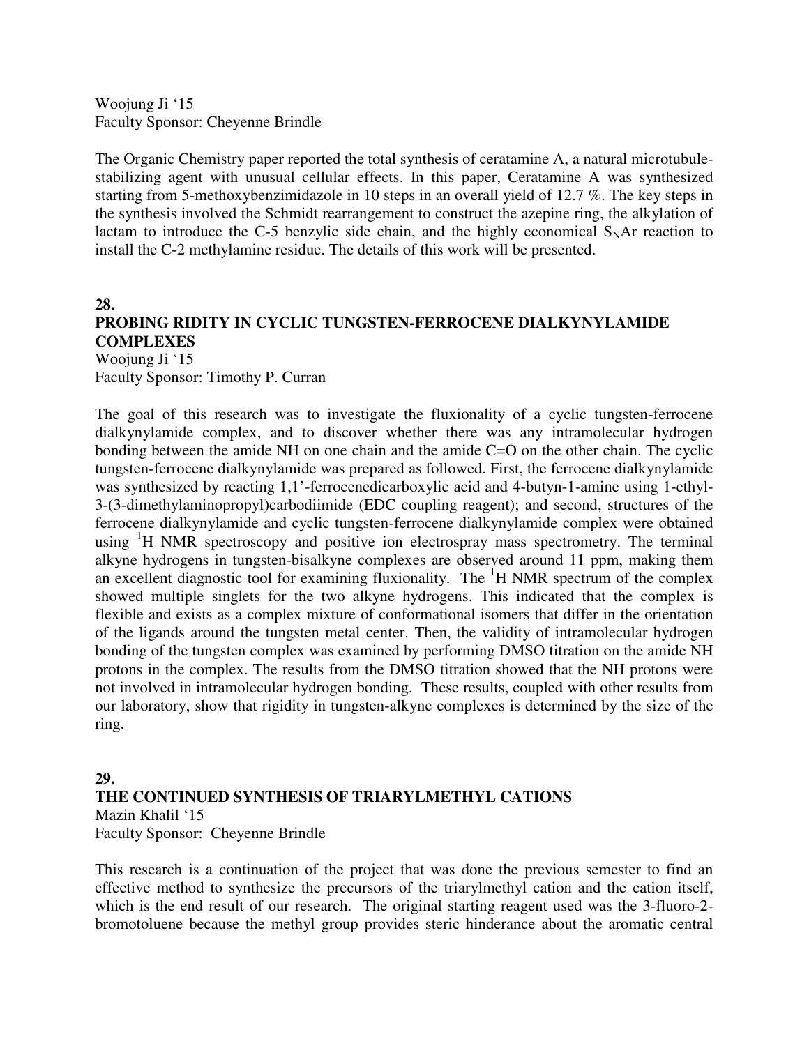Woojung Ji '15
Faculty Sponsor: Cheyenne Brindle

The Organic Chemistry paper reported the total synthesis of ceratamine A, a natural microtubule-stabilizing agent with unusual cellular effects. In this paper, Ceratamine A was synthesized starting from 5-methoxybenzimidazole in 10 steps in an overall yield of 12.7 %. The key steps in the synthesis involved the Schmidt rearrangement to construct the azepine ring, the alkylation of lactam to introduce the C-5 benzylic side chain, and the highly economical $S_NAr$ reaction to install the C-2 methylamine residue. The details of this work will be presented.

**28.**

**PROBING RIDITY IN CYCLIC TUNGSTEN-FERROCENE DIALKYNYLAMIDE COMPLEXES**

Woojung Ji '15
Faculty Sponsor: Timothy P. Curran

The goal of this research was to investigate the fluxionality of a cyclic tungsten-ferrocene dialkynylamide complex, and to discover whether there was any intramolecular hydrogen bonding between the amide NH on one chain and the amide C=O on the other chain. The cyclic tungsten-ferrocene dialkynylamide was prepared as followed. First, the ferrocene dialkynylamide was synthesized by reacting 1,1'-ferrocenedicarboxylic acid and 4-butyn-1-amine using 1-ethyl-3-(3-dimethylaminopropyl)carbodiimide (EDC coupling reagent); and second, structures of the ferrocene dialkynylamide and cyclic tungsten-ferrocene dialkynylamide complex were obtained using $^1$H NMR spectroscopy and positive ion electrospray mass spectrometry. The terminal alkyne hydrogens in tungsten-bisalkyne complexes are observed around 11 ppm, making them an excellent diagnostic tool for examining fluxionality. The $^1$H NMR spectrum of the complex showed multiple singlets for the two alkyne hydrogens. This indicated that the complex is flexible and exists as a complex mixture of conformational isomers that differ in the orientation of the ligands around the tungsten metal center. Then, the validity of intramolecular hydrogen bonding of the tungsten complex was examined by performing DMSO titration on the amide NH protons in the complex. The results from the DMSO titration showed that the NH protons were not involved in intramolecular hydrogen bonding. These results, coupled with other results from our laboratory, show that rigidity in tungsten-alkyne complexes is determined by the size of the ring.

**29.**

**THE CONTINUED SYNTHESIS OF TRIARYLMETHYL CATIONS**

Mazin Khalil '15
Faculty Sponsor: Cheyenne Brindle

This research is a continuation of the project that was done the previous semester to find an effective method to synthesize the precursors of the triarylmethyl cation and the cation itself, which is the end result of our research. The original starting reagent used was the 3-fluoro-2-bromotoluene because the methyl group provides steric hinderance about the aromatic central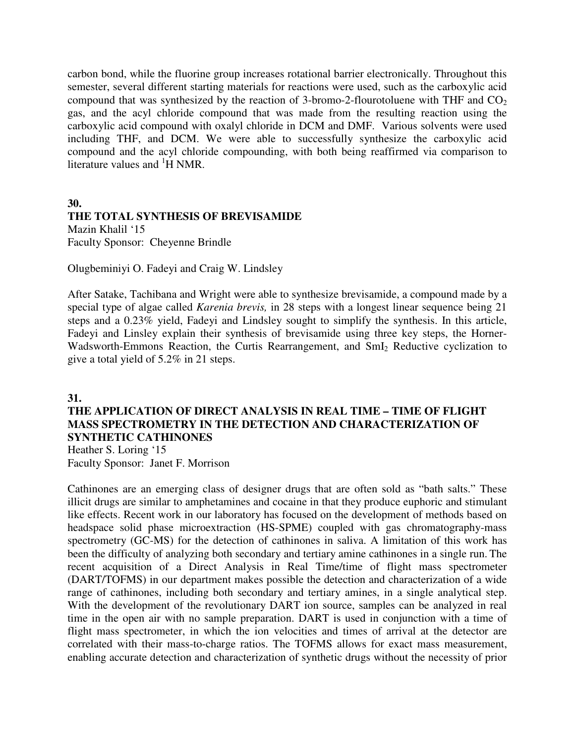carbon bond, while the fluorine group increases rotational barrier electronically. Throughout this semester, several different starting materials for reactions were used, such as the carboxylic acid compound that was synthesized by the reaction of 3-bromo-2-flourotoluene with THF and $CO_2$ gas, and the acyl chloride compound that was made from the resulting reaction using the carboxylic acid compound with oxalyl chloride in DCM and DMF. Various solvents were used including THF, and DCM. We were able to successfully synthesize the carboxylic acid compound and the acyl chloride compounding, with both being reaffirmed via comparison to literature values and $^1$H NMR.

**30.**

### THE TOTAL SYNTHESIS OF BREVISAMIDE

Mazin Khalil '15
Faculty Sponsor: Cheyenne Brindle

Olugbeminiyi O. Fadeyi and Craig W. Lindsley

After Satake, Tachibana and Wright were able to synthesize brevisamide, a compound made by a special type of algae called *Karenia brevis,* in 28 steps with a longest linear sequence being 21 steps and a 0.23% yield, Fadeyi and Lindsley sought to simplify the synthesis. In this article, Fadeyi and Linsley explain their synthesis of brevisamide using three key steps, the Horner-Wadsworth-Emmons Reaction, the Curtis Rearrangement, and $SmI_2$ Reductive cyclization to give a total yield of 5.2% in 21 steps.

**31.**

### THE APPLICATION OF DIRECT ANALYSIS IN REAL TIME – TIME OF FLIGHT MASS SPECTROMETRY IN THE DETECTION AND CHARACTERIZATION OF SYNTHETIC CATHINONES

Heather S. Loring '15
Faculty Sponsor: Janet F. Morrison

Cathinones are an emerging class of designer drugs that are often sold as "bath salts." These illicit drugs are similar to amphetamines and cocaine in that they produce euphoric and stimulant like effects. Recent work in our laboratory has focused on the development of methods based on headspace solid phase microextraction (HS-SPME) coupled with gas chromatography-mass spectrometry (GC-MS) for the detection of cathinones in saliva. A limitation of this work has been the difficulty of analyzing both secondary and tertiary amine cathinones in a single run. The recent acquisition of a Direct Analysis in Real Time/time of flight mass spectrometer (DART/TOFMS) in our department makes possible the detection and characterization of a wide range of cathinones, including both secondary and tertiary amines, in a single analytical step. With the development of the revolutionary DART ion source, samples can be analyzed in real time in the open air with no sample preparation. DART is used in conjunction with a time of flight mass spectrometer, in which the ion velocities and times of arrival at the detector are correlated with their mass-to-charge ratios. The TOFMS allows for exact mass measurement, enabling accurate detection and characterization of synthetic drugs without the necessity of prior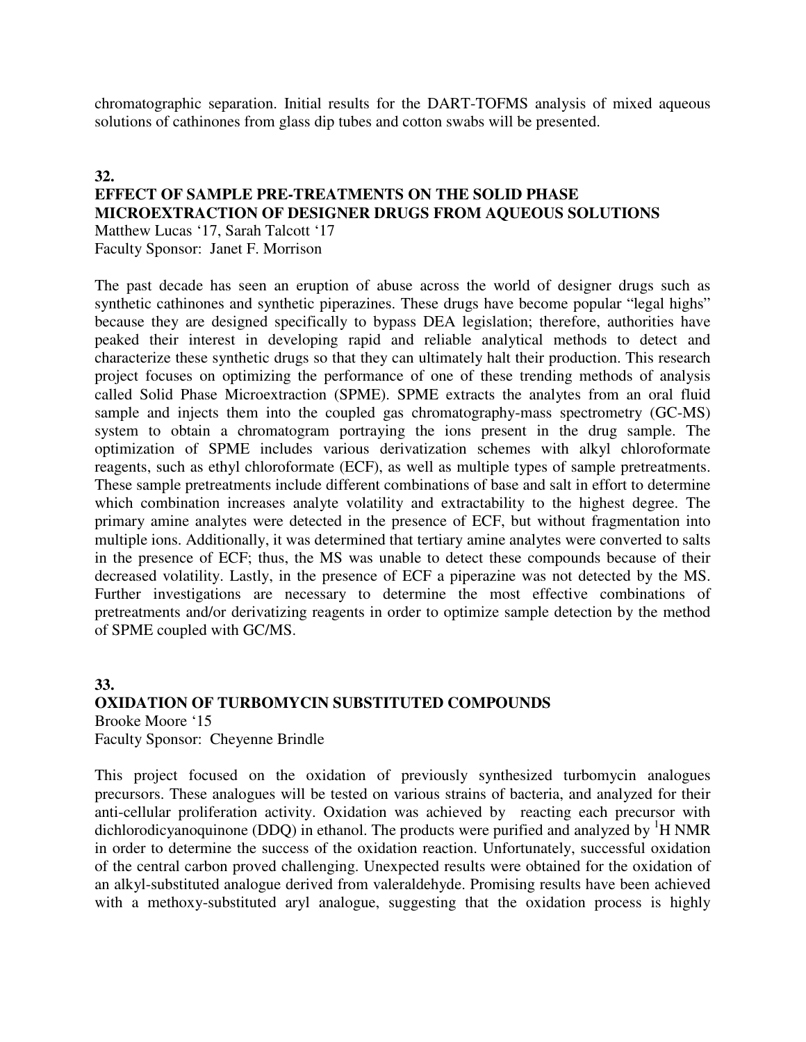chromatographic separation. Initial results for the DART-TOFMS analysis of mixed aqueous solutions of cathinones from glass dip tubes and cotton swabs will be presented.

**32.**

### EFFECT OF SAMPLE PRE-TREATMENTS ON THE SOLID PHASE MICROEXTRACTION OF DESIGNER DRUGS FROM AQUEOUS SOLUTIONS

Matthew Lucas '17, Sarah Talcott '17
Faculty Sponsor: Janet F. Morrison

The past decade has seen an eruption of abuse across the world of designer drugs such as synthetic cathinones and synthetic piperazines. These drugs have become popular "legal highs" because they are designed specifically to bypass DEA legislation; therefore, authorities have peaked their interest in developing rapid and reliable analytical methods to detect and characterize these synthetic drugs so that they can ultimately halt their production. This research project focuses on optimizing the performance of one of these trending methods of analysis called Solid Phase Microextraction (SPME). SPME extracts the analytes from an oral fluid sample and injects them into the coupled gas chromatography-mass spectrometry (GC-MS) system to obtain a chromatogram portraying the ions present in the drug sample. The optimization of SPME includes various derivatization schemes with alkyl chloroformate reagents, such as ethyl chloroformate (ECF), as well as multiple types of sample pretreatments. These sample pretreatments include different combinations of base and salt in effort to determine which combination increases analyte volatility and extractability to the highest degree. The primary amine analytes were detected in the presence of ECF, but without fragmentation into multiple ions. Additionally, it was determined that tertiary amine analytes were converted to salts in the presence of ECF; thus, the MS was unable to detect these compounds because of their decreased volatility. Lastly, in the presence of ECF a piperazine was not detected by the MS. Further investigations are necessary to determine the most effective combinations of pretreatments and/or derivatizing reagents in order to optimize sample detection by the method of SPME coupled with GC/MS.

**33.**

### OXIDATION OF TURBOMYCIN SUBSTITUTED COMPOUNDS

Brooke Moore '15
Faculty Sponsor: Cheyenne Brindle

This project focused on the oxidation of previously synthesized turbomycin analogues precursors. These analogues will be tested on various strains of bacteria, and analyzed for their anti-cellular proliferation activity. Oxidation was achieved by reacting each precursor with dichlorodicyanoquinone (DDQ) in ethanol. The products were purified and analyzed by $^1$H NMR in order to determine the success of the oxidation reaction. Unfortunately, successful oxidation of the central carbon proved challenging. Unexpected results were obtained for the oxidation of an alkyl-substituted analogue derived from valeraldehyde. Promising results have been achieved with a methoxy-substituted aryl analogue, suggesting that the oxidation process is highly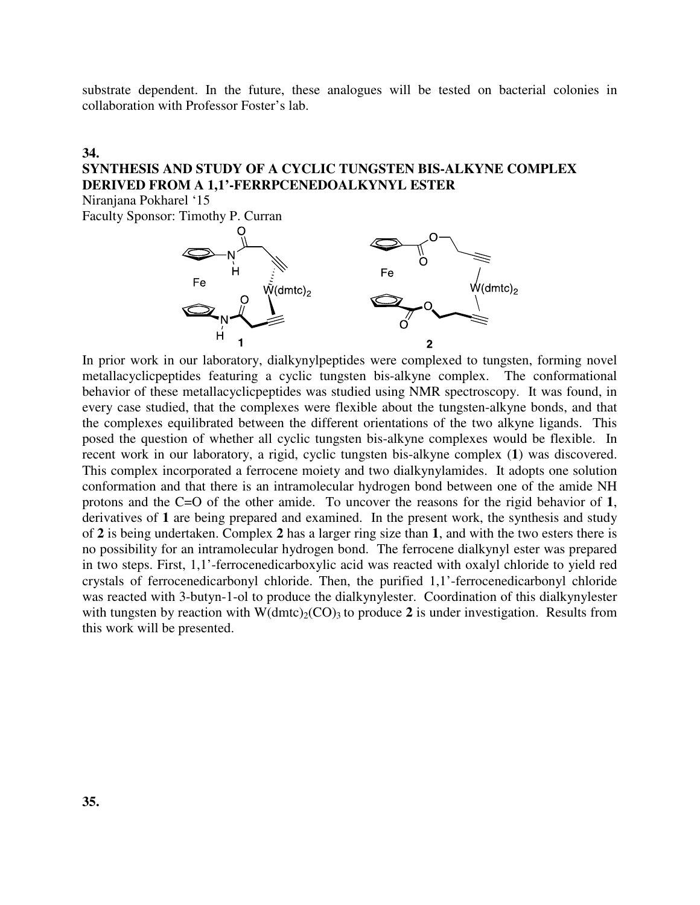substrate dependent. In the future, these analogues will be tested on bacterial colonies in collaboration with Professor Foster's lab.

**34.**

**SYNTHESIS AND STUDY OF A CYCLIC TUNGSTEN BIS-ALKYNE COMPLEX DERIVED FROM A 1,1'-FERRPCENEDOALKYNYL ESTER**

Niranjana Pokharel '15
Faculty Sponsor: Timothy P. Curran

In prior work in our laboratory, dialkynylpeptides were complexed to tungsten, forming novel metallacyclicpeptides featuring a cyclic tungsten bis-alkyne complex. The conformational behavior of these metallacyclicpeptides was studied using NMR spectroscopy. It was found, in every case studied, that the complexes were flexible about the tungsten-alkyne bonds, and that the complexes equilibrated between the different orientations of the two alkyne ligands. This posed the question of whether all cyclic tungsten bis-alkyne complexes would be flexible. In recent work in our laboratory, a rigid, cyclic tungsten bis-alkyne complex (**1**) was discovered. This complex incorporated a ferrocene moiety and two dialkynylamides. It adopts one solution conformation and that there is an intramolecular hydrogen bond between one of the amide NH protons and the C=O of the other amide. To uncover the reasons for the rigid behavior of **1**, derivatives of **1** are being prepared and examined. In the present work, the synthesis and study of **2** is being undertaken. Complex **2** has a larger ring size than **1**, and with the two esters there is no possibility for an intramolecular hydrogen bond. The ferrocene dialkynyl ester was prepared in two steps. First, 1,1'-ferrocenedicarboxylic acid was reacted with oxalyl chloride to yield red crystals of ferrocenedicarbonyl chloride. Then, the purified 1,1'-ferrocenedicarbonyl chloride was reacted with 3-butyn-1-ol to produce the dialkynylester. Coordination of this dialkynylester with tungsten by reaction with $W(dmtc)_2(CO)_3$ to produce **2** is under investigation. Results from this work will be presented.

**35.**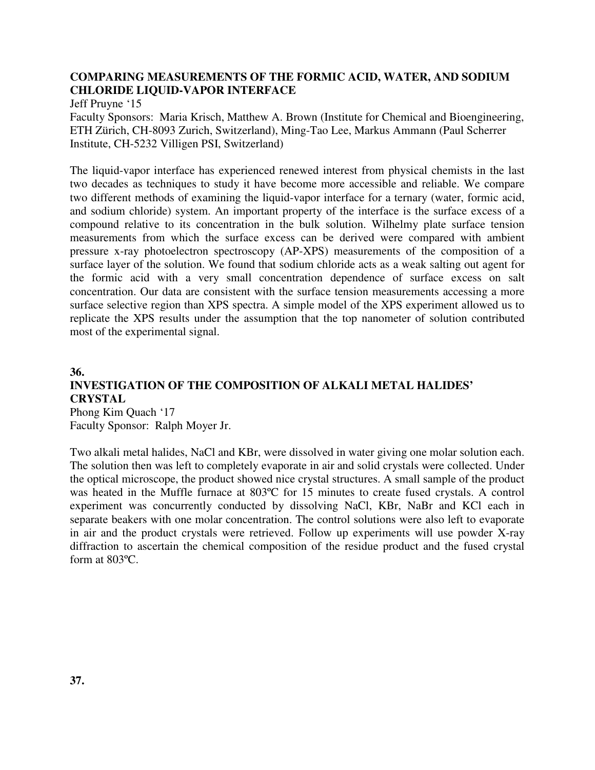### COMPARING MEASUREMENTS OF THE FORMIC ACID, WATER, AND SODIUM CHLORIDE LIQUID-VAPOR INTERFACE

Jeff Pruyne '15

Faculty Sponsors: Maria Krisch, Matthew A. Brown (Institute for Chemical and Bioengineering, ETH Zürich, CH-8093 Zurich, Switzerland), Ming-Tao Lee, Markus Ammann (Paul Scherrer Institute, CH-5232 Villigen PSI, Switzerland)

The liquid-vapor interface has experienced renewed interest from physical chemists in the last two decades as techniques to study it have become more accessible and reliable. We compare two different methods of examining the liquid-vapor interface for a ternary (water, formic acid, and sodium chloride) system. An important property of the interface is the surface excess of a compound relative to its concentration in the bulk solution. Wilhelmy plate surface tension measurements from which the surface excess can be derived were compared with ambient pressure x-ray photoelectron spectroscopy (AP-XPS) measurements of the composition of a surface layer of the solution. We found that sodium chloride acts as a weak salting out agent for the formic acid with a very small concentration dependence of surface excess on salt concentration. Our data are consistent with the surface tension measurements accessing a more surface selective region than XPS spectra. A simple model of the XPS experiment allowed us to replicate the XPS results under the assumption that the top nanometer of solution contributed most of the experimental signal.

**36.**

### INVESTIGATION OF THE COMPOSITION OF ALKALI METAL HALIDES' CRYSTAL

Phong Kim Quach '17

Faculty Sponsor: Ralph Moyer Jr.

Two alkali metal halides, NaCl and KBr, were dissolved in water giving one molar solution each. The solution then was left to completely evaporate in air and solid crystals were collected. Under the optical microscope, the product showed nice crystal structures. A small sample of the product was heated in the Muffle furnace at 803ºC for 15 minutes to create fused crystals. A control experiment was concurrently conducted by dissolving NaCl, KBr, NaBr and KCl each in separate beakers with one molar concentration. The control solutions were also left to evaporate in air and the product crystals were retrieved. Follow up experiments will use powder X-ray diffraction to ascertain the chemical composition of the residue product and the fused crystal form at 803ºC.

**37.**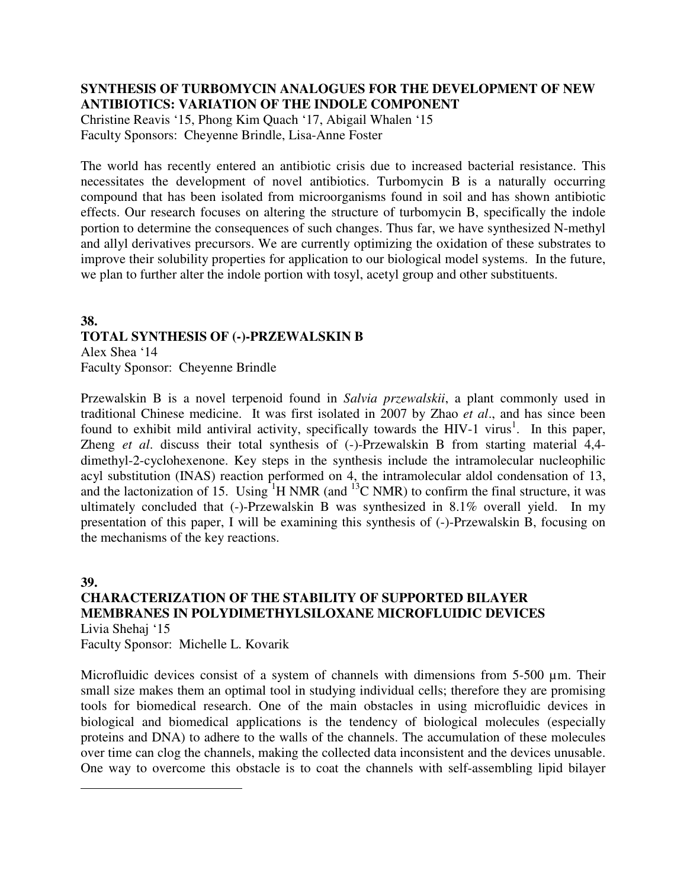**SYNTHESIS OF TURBOMYCIN ANALOGUES FOR THE DEVELOPMENT OF NEW ANTIBIOTICS: VARIATION OF THE INDOLE COMPONENT**
Christine Reavis '15, Phong Kim Quach '17, Abigail Whalen '15
Faculty Sponsors: Cheyenne Brindle, Lisa-Anne Foster

The world has recently entered an antibiotic crisis due to increased bacterial resistance. This necessitates the development of novel antibiotics. Turbomycin B is a naturally occurring compound that has been isolated from microorganisms found in soil and has shown antibiotic effects. Our research focuses on altering the structure of turbomycin B, specifically the indole portion to determine the consequences of such changes. Thus far, we have synthesized N-methyl and allyl derivatives precursors. We are currently optimizing the oxidation of these substrates to improve their solubility properties for application to our biological model systems. In the future, we plan to further alter the indole portion with tosyl, acetyl group and other substituents.

**38.**

**TOTAL SYNTHESIS OF (-)-PRZEWALSKIN B**
Alex Shea '14
Faculty Sponsor: Cheyenne Brindle

Przewalskin B is a novel terpenoid found in *Salvia przewalskii*, a plant commonly used in traditional Chinese medicine. It was first isolated in 2007 by Zhao *et al*., and has since been found to exhibit mild antiviral activity, specifically towards the HIV-1 virus[1]. In this paper, Zheng *et al*. discuss their total synthesis of (-)-Przewalskin B from starting material 4,4-dimethyl-2-cyclohexenone. Key steps in the synthesis include the intramolecular nucleophilic acyl substitution (INAS) reaction performed on 4, the intramolecular aldol condensation of 13, and the lactonization of 15. Using $^{1}$H NMR (and $^{13}$C NMR) to confirm the final structure, it was ultimately concluded that (-)-Przewalskin B was synthesized in 8.1% overall yield. In my presentation of this paper, I will be examining this synthesis of (-)-Przewalskin B, focusing on the mechanisms of the key reactions.

**39.**

**CHARACTERIZATION OF THE STABILITY OF SUPPORTED BILAYER MEMBRANES IN POLYDIMETHYLSILOXANE MICROFLUIDIC DEVICES**
Livia Shehaj '15
Faculty Sponsor: Michelle L. Kovarik

Microfluidic devices consist of a system of channels with dimensions from 5-500 µm. Their small size makes them an optimal tool in studying individual cells; therefore they are promising tools for biomedical research. One of the main obstacles in using microfluidic devices in biological and biomedical applications is the tendency of biological molecules (especially proteins and DNA) to adhere to the walls of the channels. The accumulation of these molecules over time can clog the channels, making the collected data inconsistent and the devices unusable. One way to overcome this obstacle is to coat the channels with self-assembling lipid bilayer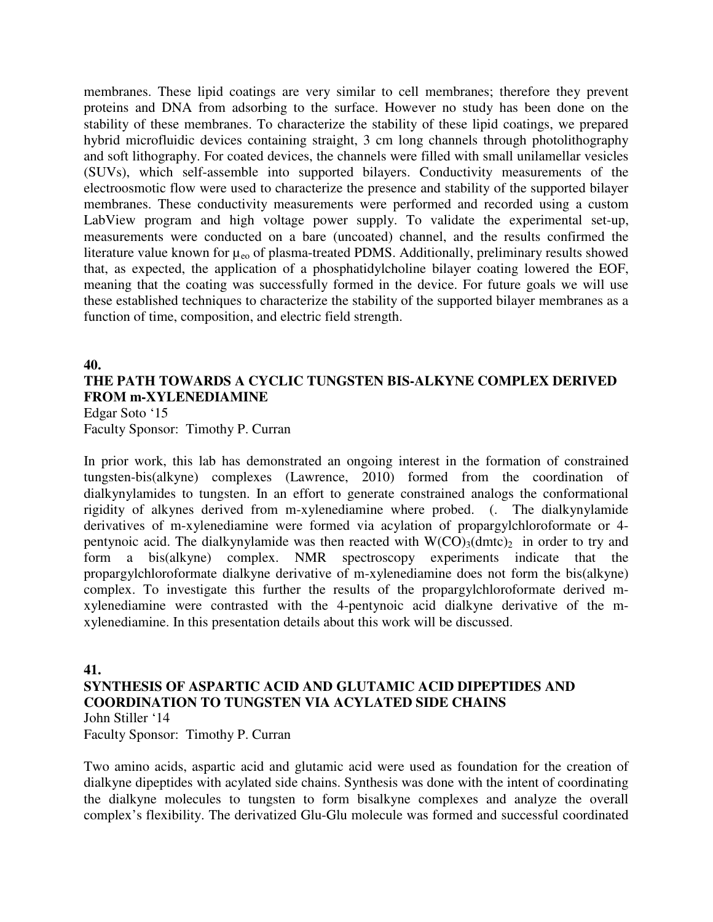membranes. These lipid coatings are very similar to cell membranes; therefore they prevent proteins and DNA from adsorbing to the surface. However no study has been done on the stability of these membranes. To characterize the stability of these lipid coatings, we prepared hybrid microfluidic devices containing straight, 3 cm long channels through photolithography and soft lithography. For coated devices, the channels were filled with small unilamellar vesicles (SUVs), which self-assemble into supported bilayers. Conductivity measurements of the electroosmotic flow were used to characterize the presence and stability of the supported bilayer membranes. These conductivity measurements were performed and recorded using a custom LabView program and high voltage power supply. To validate the experimental set-up, measurements were conducted on a bare (uncoated) channel, and the results confirmed the literature value known for $\mu_{eo}$ of plasma-treated PDMS. Additionally, preliminary results showed that, as expected, the application of a phosphatidylcholine bilayer coating lowered the EOF, meaning that the coating was successfully formed in the device. For future goals we will use these established techniques to characterize the stability of the supported bilayer membranes as a function of time, composition, and electric field strength.

**40.**

### THE PATH TOWARDS A CYCLIC TUNGSTEN BIS-ALKYNE COMPLEX DERIVED FROM m-XYLENEDIAMINE

Edgar Soto '15
Faculty Sponsor: Timothy P. Curran

In prior work, this lab has demonstrated an ongoing interest in the formation of constrained tungsten-bis(alkyne) complexes (Lawrence, 2010) formed from the coordination of dialkynylamides to tungsten. In an effort to generate constrained analogs the conformational rigidity of alkynes derived from m-xylenediamine where probed. (. The dialkynylamide derivatives of m-xylenediamine were formed via acylation of propargylchloroformate or 4-pentynoic acid. The dialkynylamide was then reacted with $W(CO)_3(dmtc)_2$ in order to try and form a bis(alkyne) complex. NMR spectroscopy experiments indicate that the propargylchloroformate dialkyne derivative of m-xylenediamine does not form the bis(alkyne) complex. To investigate this further the results of the propargylchloroformate derived m-xylenediamine were contrasted with the 4-pentynoic acid dialkyne derivative of the m-xylenediamine. In this presentation details about this work will be discussed.

**41.**

### SYNTHESIS OF ASPARTIC ACID AND GLUTAMIC ACID DIPEPTIDES AND COORDINATION TO TUNGSTEN VIA ACYLATED SIDE CHAINS

John Stiller '14
Faculty Sponsor: Timothy P. Curran

Two amino acids, aspartic acid and glutamic acid were used as foundation for the creation of dialkyne dipeptides with acylated side chains. Synthesis was done with the intent of coordinating the dialkyne molecules to tungsten to form bisalkyne complexes and analyze the overall complex's flexibility. The derivatized Glu-Glu molecule was formed and successful coordinated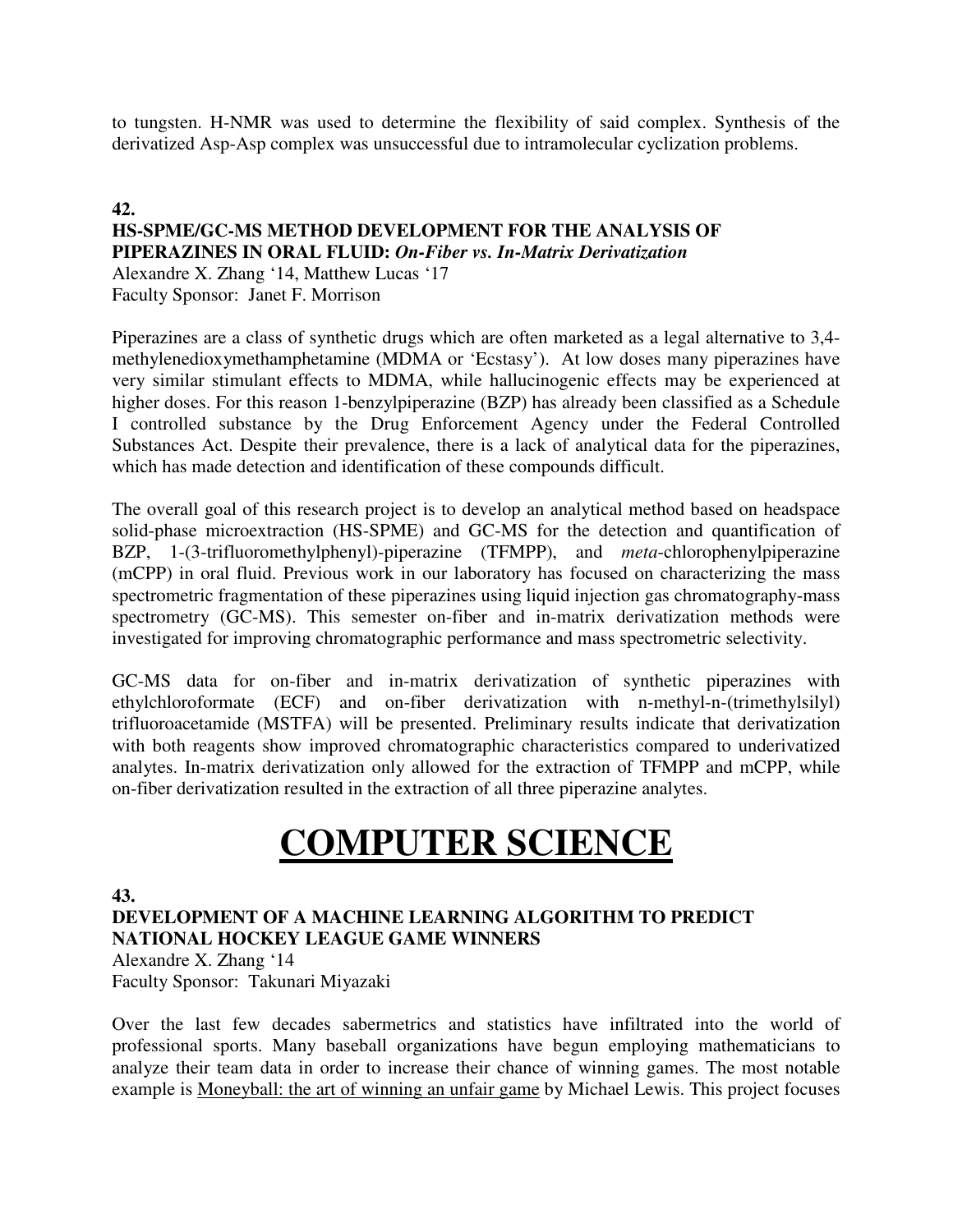to tungsten. H-NMR was used to determine the flexibility of said complex. Synthesis of the derivatized Asp-Asp complex was unsuccessful due to intramolecular cyclization problems.

**42.**

**HS-SPME/GC-MS METHOD DEVELOPMENT FOR THE ANALYSIS OF PIPERAZINES IN ORAL FLUID:** ***On-Fiber vs. In-Matrix Derivatization***

Alexandre X. Zhang '14, Matthew Lucas '17
Faculty Sponsor: Janet F. Morrison

Piperazines are a class of synthetic drugs which are often marketed as a legal alternative to 3,4-methylenedioxymethamphetamine (MDMA or 'Ecstasy'). At low doses many piperazines have very similar stimulant effects to MDMA, while hallucinogenic effects may be experienced at higher doses. For this reason 1-benzylpiperazine (BZP) has already been classified as a Schedule I controlled substance by the Drug Enforcement Agency under the Federal Controlled Substances Act. Despite their prevalence, there is a lack of analytical data for the piperazines, which has made detection and identification of these compounds difficult.

The overall goal of this research project is to develop an analytical method based on headspace solid-phase microextraction (HS-SPME) and GC-MS for the detection and quantification of BZP, 1-(3-trifluoromethylphenyl)-piperazine (TFMPP), and *meta*-chlorophenylpiperazine (mCPP) in oral fluid. Previous work in our laboratory has focused on characterizing the mass spectrometric fragmentation of these piperazines using liquid injection gas chromatography-mass spectrometry (GC-MS). This semester on-fiber and in-matrix derivatization methods were investigated for improving chromatographic performance and mass spectrometric selectivity.

GC-MS data for on-fiber and in-matrix derivatization of synthetic piperazines with ethylchloroformate (ECF) and on-fiber derivatization with n-methyl-n-(trimethylsilyl) trifluoroacetamide (MSTFA) will be presented. Preliminary results indicate that derivatization with both reagents show improved chromatographic characteristics compared to underivatized analytes. In-matrix derivatization only allowed for the extraction of TFMPP and mCPP, while on-fiber derivatization resulted in the extraction of all three piperazine analytes.

# COMPUTER SCIENCE

**43.**

**DEVELOPMENT OF A MACHINE LEARNING ALGORITHM TO PREDICT NATIONAL HOCKEY LEAGUE GAME WINNERS**

Alexandre X. Zhang '14
Faculty Sponsor: Takunari Miyazaki

Over the last few decades sabermetrics and statistics have infiltrated into the world of professional sports. Many baseball organizations have begun employing mathematicians to analyze their team data in order to increase their chance of winning games. The most notable example is Moneyball: the art of winning an unfair game by Michael Lewis. This project focuses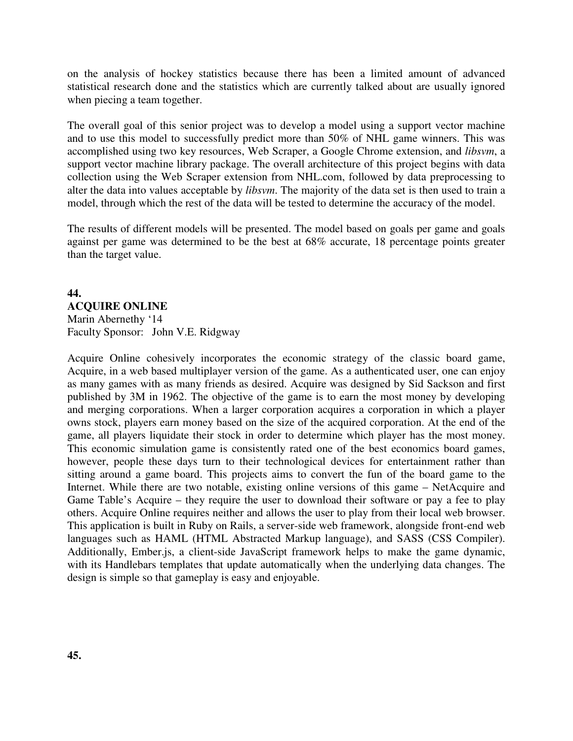on the analysis of hockey statistics because there has been a limited amount of advanced statistical research done and the statistics which are currently talked about are usually ignored when piecing a team together.

The overall goal of this senior project was to develop a model using a support vector machine and to use this model to successfully predict more than 50% of NHL game winners. This was accomplished using two key resources, Web Scraper, a Google Chrome extension, and *libsvm*, a support vector machine library package. The overall architecture of this project begins with data collection using the Web Scraper extension from NHL.com, followed by data preprocessing to alter the data into values acceptable by *libsvm*. The majority of the data set is then used to train a model, through which the rest of the data will be tested to determine the accuracy of the model.

The results of different models will be presented. The model based on goals per game and goals against per game was determined to be the best at 68% accurate, 18 percentage points greater than the target value.

**44.**
**ACQUIRE ONLINE**
Marin Abernethy '14
Faculty Sponsor: John V.E. Ridgway

Acquire Online cohesively incorporates the economic strategy of the classic board game, Acquire, in a web based multiplayer version of the game. As a authenticated user, one can enjoy as many games with as many friends as desired. Acquire was designed by Sid Sackson and first published by 3M in 1962. The objective of the game is to earn the most money by developing and merging corporations. When a larger corporation acquires a corporation in which a player owns stock, players earn money based on the size of the acquired corporation. At the end of the game, all players liquidate their stock in order to determine which player has the most money. This economic simulation game is consistently rated one of the best economics board games, however, people these days turn to their technological devices for entertainment rather than sitting around a game board. This projects aims to convert the fun of the board game to the Internet. While there are two notable, existing online versions of this game – NetAcquire and Game Table's Acquire – they require the user to download their software or pay a fee to play others. Acquire Online requires neither and allows the user to play from their local web browser. This application is built in Ruby on Rails, a server-side web framework, alongside front-end web languages such as HAML (HTML Abstracted Markup language), and SASS (CSS Compiler). Additionally, Ember.js, a client-side JavaScript framework helps to make the game dynamic, with its Handlebars templates that update automatically when the underlying data changes. The design is simple so that gameplay is easy and enjoyable.

**45.**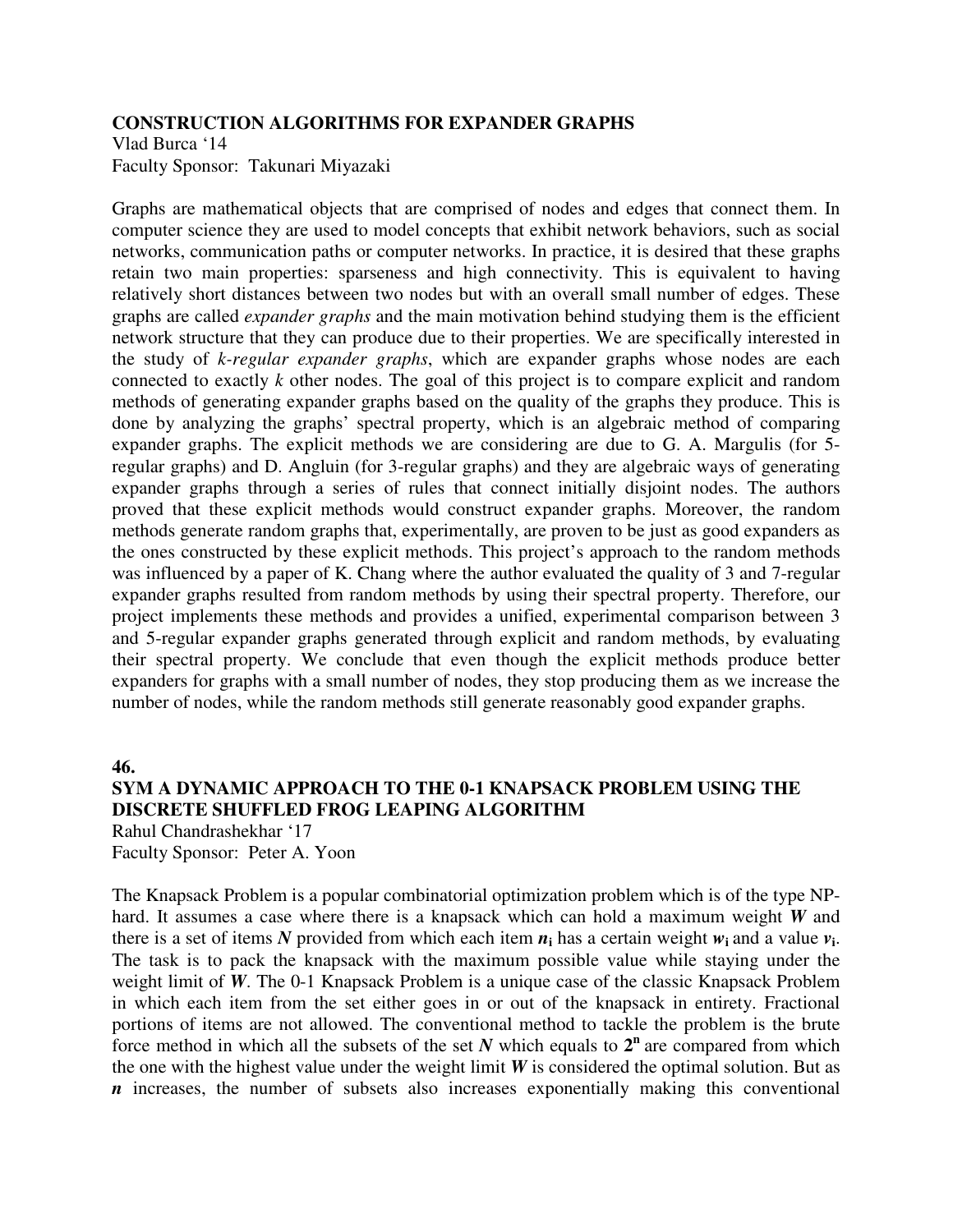**CONSTRUCTION ALGORITHMS FOR EXPANDER GRAPHS**
Vlad Burca '14
Faculty Sponsor: Takunari Miyazaki

Graphs are mathematical objects that are comprised of nodes and edges that connect them. In computer science they are used to model concepts that exhibit network behaviors, such as social networks, communication paths or computer networks. In practice, it is desired that these graphs retain two main properties: sparseness and high connectivity. This is equivalent to having relatively short distances between two nodes but with an overall small number of edges. These graphs are called *expander graphs* and the main motivation behind studying them is the efficient network structure that they can produce due to their properties. We are specifically interested in the study of *k-regular expander graphs*, which are expander graphs whose nodes are each connected to exactly *k* other nodes. The goal of this project is to compare explicit and random methods of generating expander graphs based on the quality of the graphs they produce. This is done by analyzing the graphs' spectral property, which is an algebraic method of comparing expander graphs. The explicit methods we are considering are due to G. A. Margulis (for 5-regular graphs) and D. Angluin (for 3-regular graphs) and they are algebraic ways of generating expander graphs through a series of rules that connect initially disjoint nodes. The authors proved that these explicit methods would construct expander graphs. Moreover, the random methods generate random graphs that, experimentally, are proven to be just as good expanders as the ones constructed by these explicit methods. This project's approach to the random methods was influenced by a paper of K. Chang where the author evaluated the quality of 3 and 7-regular expander graphs resulted from random methods by using their spectral property. Therefore, our project implements these methods and provides a unified, experimental comparison between 3 and 5-regular expander graphs generated through explicit and random methods, by evaluating their spectral property. We conclude that even though the explicit methods produce better expanders for graphs with a small number of nodes, they stop producing them as we increase the number of nodes, while the random methods still generate reasonably good expander graphs.

**46.**

**SYM A DYNAMIC APPROACH TO THE 0-1 KNAPSACK PROBLEM USING THE DISCRETE SHUFFLED FROG LEAPING ALGORITHM**
Rahul Chandrashekhar '17
Faculty Sponsor: Peter A. Yoon

The Knapsack Problem is a popular combinatorial optimization problem which is of the type NP-hard. It assumes a case where there is a knapsack which can hold a maximum weight $\boldsymbol{W}$ and there is a set of items $\boldsymbol{N}$ provided from which each item $\boldsymbol{n_i}$ has a certain weight $\boldsymbol{w_i}$ and a value $\boldsymbol{v_i}$. The task is to pack the knapsack with the maximum possible value while staying under the weight limit of $\boldsymbol{W}$. The 0-1 Knapsack Problem is a unique case of the classic Knapsack Problem in which each item from the set either goes in or out of the knapsack in entirety. Fractional portions of items are not allowed. The conventional method to tackle the problem is the brute force method in which all the subsets of the set $\boldsymbol{N}$ which equals to $\boldsymbol{2^n}$ are compared from which the one with the highest value under the weight limit $\boldsymbol{W}$ is considered the optimal solution. But as $\boldsymbol{n}$ increases, the number of subsets also increases exponentially making this conventional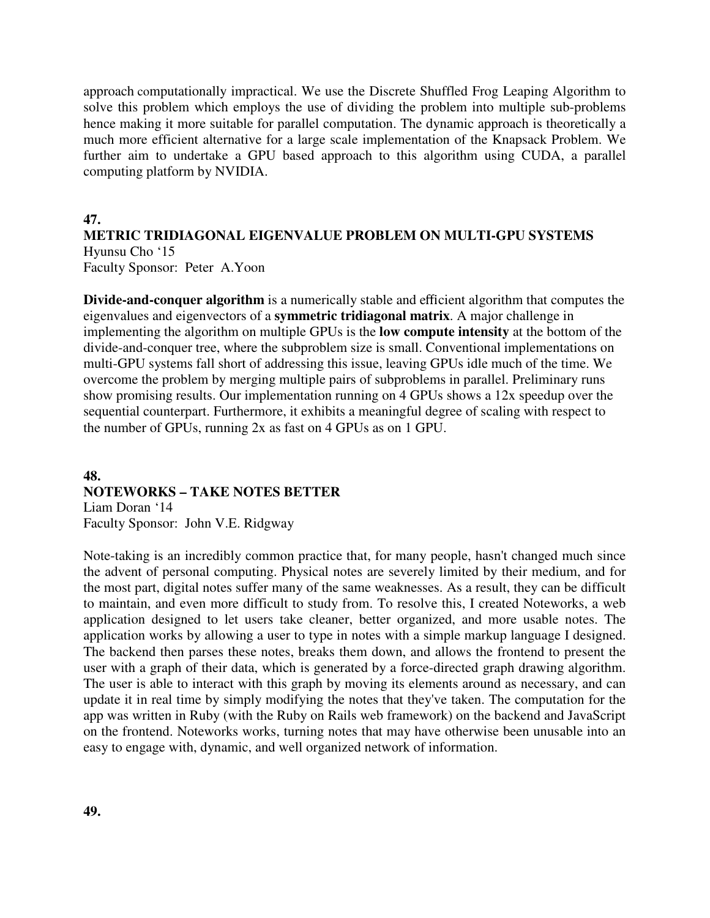approach computationally impractical. We use the Discrete Shuffled Frog Leaping Algorithm to solve this problem which employs the use of dividing the problem into multiple sub-problems hence making it more suitable for parallel computation. The dynamic approach is theoretically a much more efficient alternative for a large scale implementation of the Knapsack Problem. We further aim to undertake a GPU based approach to this algorithm using CUDA, a parallel computing platform by NVIDIA.

**47.**

**METRIC TRIDIAGONAL EIGENVALUE PROBLEM ON MULTI-GPU SYSTEMS**

Hyunsu Cho '15
Faculty Sponsor: Peter A.Yoon

**Divide-and-conquer algorithm** is a numerically stable and efficient algorithm that computes the eigenvalues and eigenvectors of a **symmetric tridiagonal matrix**. A major challenge in implementing the algorithm on multiple GPUs is the **low compute intensity** at the bottom of the divide-and-conquer tree, where the subproblem size is small. Conventional implementations on multi-GPU systems fall short of addressing this issue, leaving GPUs idle much of the time. We overcome the problem by merging multiple pairs of subproblems in parallel. Preliminary runs show promising results. Our implementation running on 4 GPUs shows a 12x speedup over the sequential counterpart. Furthermore, it exhibits a meaningful degree of scaling with respect to the number of GPUs, running 2x as fast on 4 GPUs as on 1 GPU.

**48.**

**NOTEWORKS – TAKE NOTES BETTER**

Liam Doran '14
Faculty Sponsor: John V.E. Ridgway

Note-taking is an incredibly common practice that, for many people, hasn't changed much since the advent of personal computing. Physical notes are severely limited by their medium, and for the most part, digital notes suffer many of the same weaknesses. As a result, they can be difficult to maintain, and even more difficult to study from. To resolve this, I created Noteworks, a web application designed to let users take cleaner, better organized, and more usable notes. The application works by allowing a user to type in notes with a simple markup language I designed. The backend then parses these notes, breaks them down, and allows the frontend to present the user with a graph of their data, which is generated by a force-directed graph drawing algorithm. The user is able to interact with this graph by moving its elements around as necessary, and can update it in real time by simply modifying the notes that they've taken. The computation for the app was written in Ruby (with the Ruby on Rails web framework) on the backend and JavaScript on the frontend. Noteworks works, turning notes that may have otherwise been unusable into an easy to engage with, dynamic, and well organized network of information.

**49.**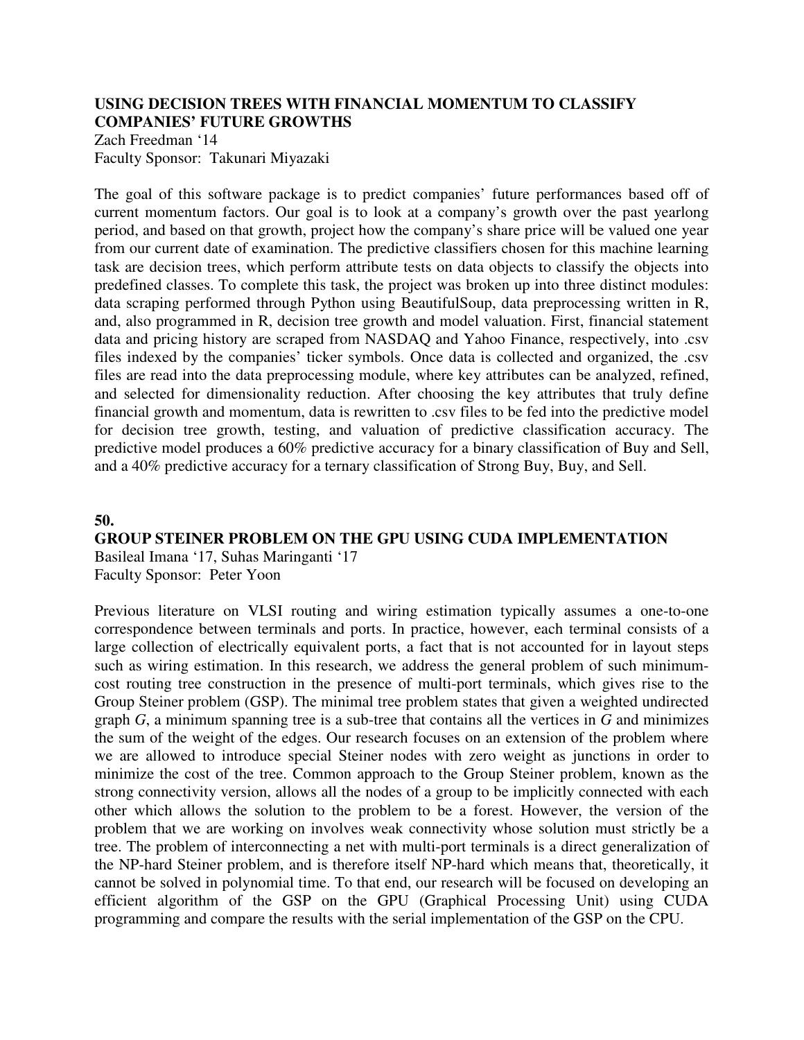**USING DECISION TREES WITH FINANCIAL MOMENTUM TO CLASSIFY COMPANIES' FUTURE GROWTHS**

Zach Freedman '14

Faculty Sponsor: Takunari Miyazaki

The goal of this software package is to predict companies' future performances based off of current momentum factors. Our goal is to look at a company's growth over the past yearlong period, and based on that growth, project how the company's share price will be valued one year from our current date of examination. The predictive classifiers chosen for this machine learning task are decision trees, which perform attribute tests on data objects to classify the objects into predefined classes. To complete this task, the project was broken up into three distinct modules: data scraping performed through Python using BeautifulSoup, data preprocessing written in R, and, also programmed in R, decision tree growth and model valuation. First, financial statement data and pricing history are scraped from NASDAQ and Yahoo Finance, respectively, into .csv files indexed by the companies' ticker symbols. Once data is collected and organized, the .csv files are read into the data preprocessing module, where key attributes can be analyzed, refined, and selected for dimensionality reduction. After choosing the key attributes that truly define financial growth and momentum, data is rewritten to .csv files to be fed into the predictive model for decision tree growth, testing, and valuation of predictive classification accuracy. The predictive model produces a 60% predictive accuracy for a binary classification of Buy and Sell, and a 40% predictive accuracy for a ternary classification of Strong Buy, Buy, and Sell.

**50.**

**GROUP STEINER PROBLEM ON THE GPU USING CUDA IMPLEMENTATION**

Basileal Imana '17, Suhas Maringanti '17

Faculty Sponsor: Peter Yoon

Previous literature on VLSI routing and wiring estimation typically assumes a one-to-one correspondence between terminals and ports. In practice, however, each terminal consists of a large collection of electrically equivalent ports, a fact that is not accounted for in layout steps such as wiring estimation. In this research, we address the general problem of such minimum-cost routing tree construction in the presence of multi-port terminals, which gives rise to the Group Steiner problem (GSP). The minimal tree problem states that given a weighted undirected graph *G*, a minimum spanning tree is a sub-tree that contains all the vertices in *G* and minimizes the sum of the weight of the edges. Our research focuses on an extension of the problem where we are allowed to introduce special Steiner nodes with zero weight as junctions in order to minimize the cost of the tree. Common approach to the Group Steiner problem, known as the strong connectivity version, allows all the nodes of a group to be implicitly connected with each other which allows the solution to the problem to be a forest. However, the version of the problem that we are working on involves weak connectivity whose solution must strictly be a tree. The problem of interconnecting a net with multi-port terminals is a direct generalization of the NP-hard Steiner problem, and is therefore itself NP-hard which means that, theoretically, it cannot be solved in polynomial time. To that end, our research will be focused on developing an efficient algorithm of the GSP on the GPU (Graphical Processing Unit) using CUDA programming and compare the results with the serial implementation of the GSP on the CPU.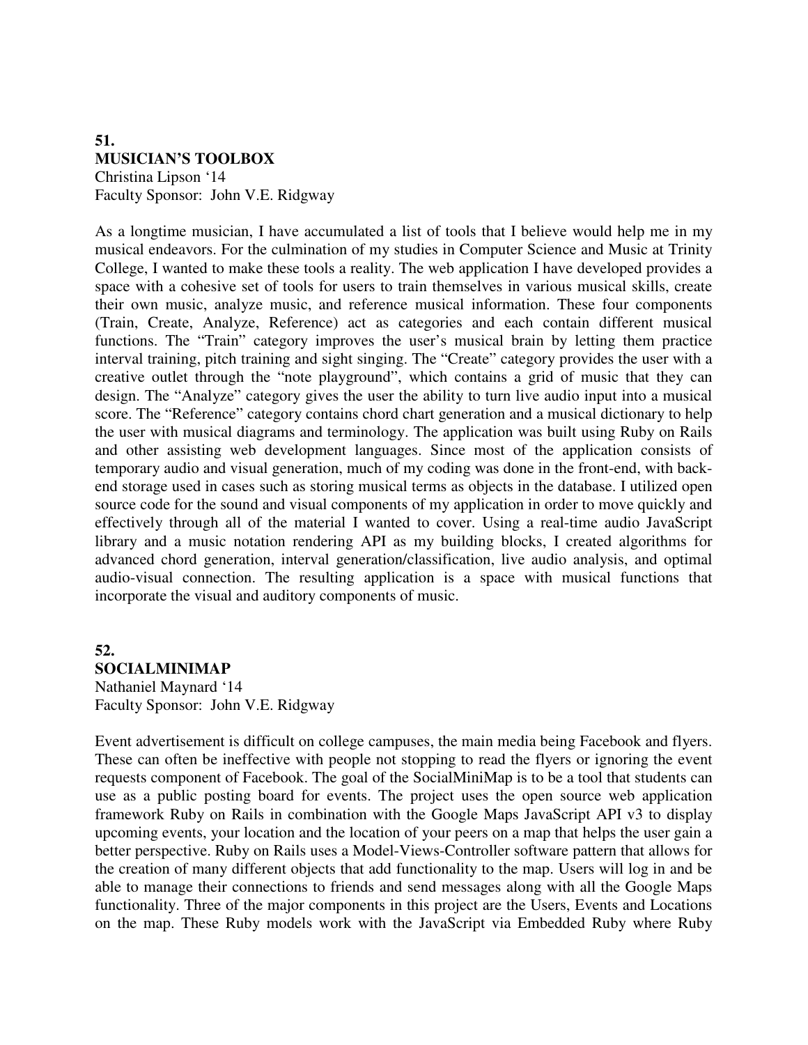**51.**
**MUSICIAN'S TOOLBOX**
Christina Lipson '14
Faculty Sponsor: John V.E. Ridgway

As a longtime musician, I have accumulated a list of tools that I believe would help me in my musical endeavors. For the culmination of my studies in Computer Science and Music at Trinity College, I wanted to make these tools a reality. The web application I have developed provides a space with a cohesive set of tools for users to train themselves in various musical skills, create their own music, analyze music, and reference musical information. These four components (Train, Create, Analyze, Reference) act as categories and each contain different musical functions. The "Train" category improves the user's musical brain by letting them practice interval training, pitch training and sight singing. The "Create" category provides the user with a creative outlet through the "note playground", which contains a grid of music that they can design. The "Analyze" category gives the user the ability to turn live audio input into a musical score. The "Reference" category contains chord chart generation and a musical dictionary to help the user with musical diagrams and terminology. The application was built using Ruby on Rails and other assisting web development languages. Since most of the application consists of temporary audio and visual generation, much of my coding was done in the front-end, with back-end storage used in cases such as storing musical terms as objects in the database. I utilized open source code for the sound and visual components of my application in order to move quickly and effectively through all of the material I wanted to cover. Using a real-time audio JavaScript library and a music notation rendering API as my building blocks, I created algorithms for advanced chord generation, interval generation/classification, live audio analysis, and optimal audio-visual connection. The resulting application is a space with musical functions that incorporate the visual and auditory components of music.

**52.**
**SOCIALMINIMAP**
Nathaniel Maynard '14
Faculty Sponsor: John V.E. Ridgway

Event advertisement is difficult on college campuses, the main media being Facebook and flyers. These can often be ineffective with people not stopping to read the flyers or ignoring the event requests component of Facebook. The goal of the SocialMiniMap is to be a tool that students can use as a public posting board for events. The project uses the open source web application framework Ruby on Rails in combination with the Google Maps JavaScript API v3 to display upcoming events, your location and the location of your peers on a map that helps the user gain a better perspective. Ruby on Rails uses a Model-Views-Controller software pattern that allows for the creation of many different objects that add functionality to the map. Users will log in and be able to manage their connections to friends and send messages along with all the Google Maps functionality. Three of the major components in this project are the Users, Events and Locations on the map. These Ruby models work with the JavaScript via Embedded Ruby where Ruby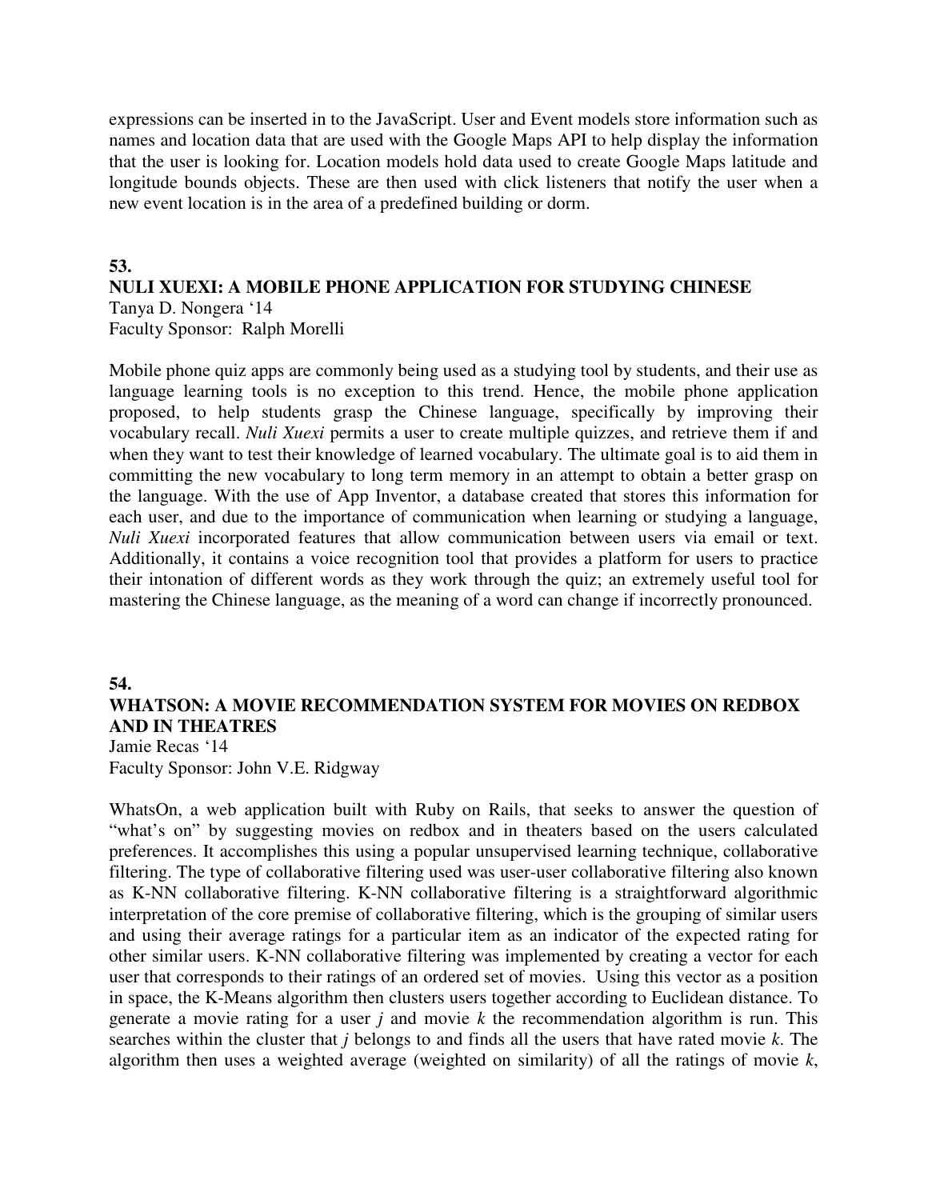expressions can be inserted in to the JavaScript. User and Event models store information such as names and location data that are used with the Google Maps API to help display the information that the user is looking for. Location models hold data used to create Google Maps latitude and longitude bounds objects. These are then used with click listeners that notify the user when a new event location is in the area of a predefined building or dorm.

**53.**

**NULI XUEXI: A MOBILE PHONE APPLICATION FOR STUDYING CHINESE**

Tanya D. Nongera '14
Faculty Sponsor: Ralph Morelli

Mobile phone quiz apps are commonly being used as a studying tool by students, and their use as language learning tools is no exception to this trend. Hence, the mobile phone application proposed, to help students grasp the Chinese language, specifically by improving their vocabulary recall. *Nuli Xuexi* permits a user to create multiple quizzes, and retrieve them if and when they want to test their knowledge of learned vocabulary. The ultimate goal is to aid them in committing the new vocabulary to long term memory in an attempt to obtain a better grasp on the language. With the use of App Inventor, a database created that stores this information for each user, and due to the importance of communication when learning or studying a language, *Nuli Xuexi* incorporated features that allow communication between users via email or text. Additionally, it contains a voice recognition tool that provides a platform for users to practice their intonation of different words as they work through the quiz; an extremely useful tool for mastering the Chinese language, as the meaning of a word can change if incorrectly pronounced.

**54.**

**WHATSON: A MOVIE RECOMMENDATION SYSTEM FOR MOVIES ON REDBOX AND IN THEATRES**

Jamie Recas '14
Faculty Sponsor: John V.E. Ridgway

WhatsOn, a web application built with Ruby on Rails, that seeks to answer the question of "what's on" by suggesting movies on redbox and in theaters based on the users calculated preferences. It accomplishes this using a popular unsupervised learning technique, collaborative filtering. The type of collaborative filtering used was user-user collaborative filtering also known as K-NN collaborative filtering. K-NN collaborative filtering is a straightforward algorithmic interpretation of the core premise of collaborative filtering, which is the grouping of similar users and using their average ratings for a particular item as an indicator of the expected rating for other similar users. K-NN collaborative filtering was implemented by creating a vector for each user that corresponds to their ratings of an ordered set of movies. Using this vector as a position in space, the K-Means algorithm then clusters users together according to Euclidean distance. To generate a movie rating for a user $j$ and movie $k$ the recommendation algorithm is run. This searches within the cluster that $j$ belongs to and finds all the users that have rated movie $k$. The algorithm then uses a weighted average (weighted on similarity) of all the ratings of movie $k$,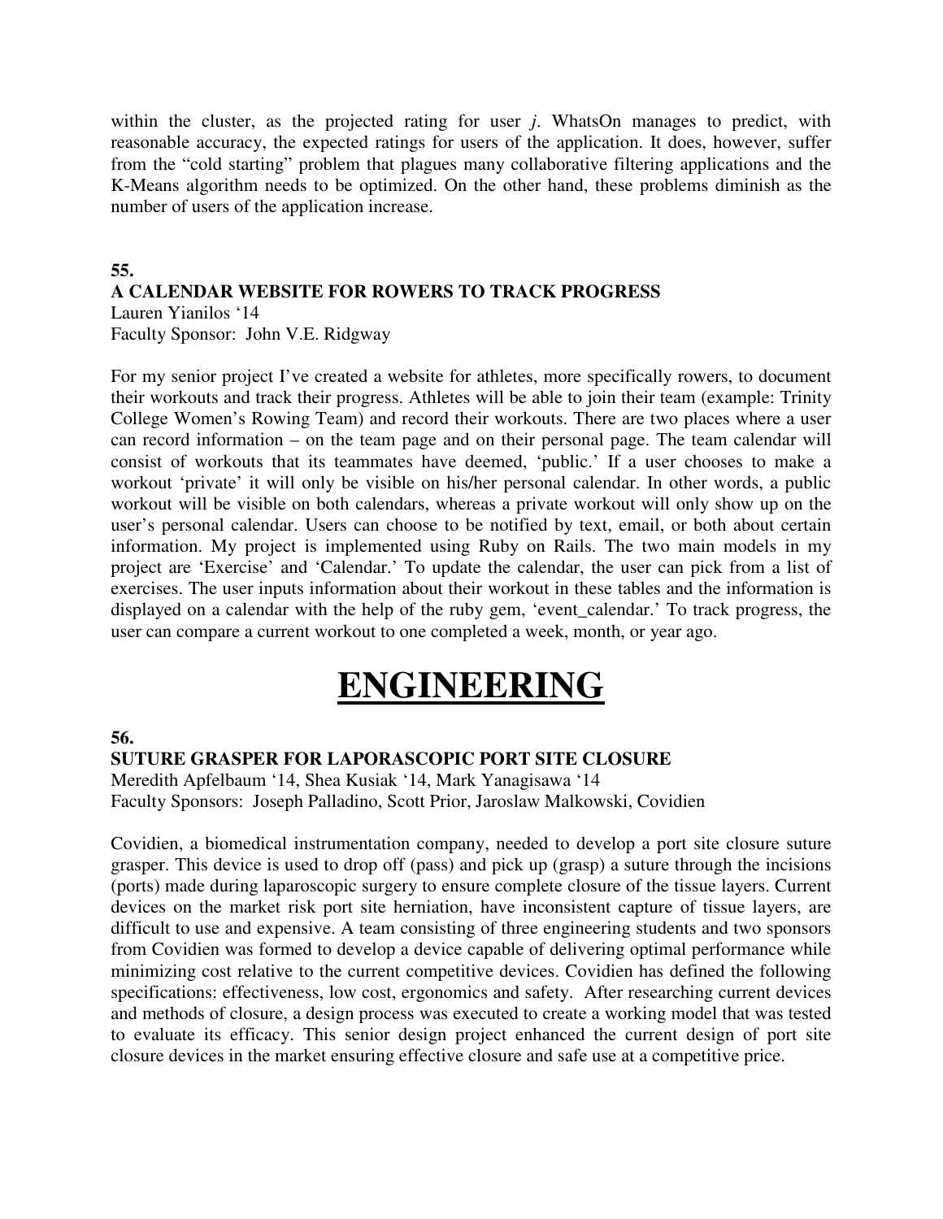within the cluster, as the projected rating for user *j*. WhatsOn manages to predict, with reasonable accuracy, the expected ratings for users of the application. It does, however, suffer from the "cold starting" problem that plagues many collaborative filtering applications and the K-Means algorithm needs to be optimized. On the other hand, these problems diminish as the number of users of the application increase.

**55.**

**A CALENDAR WEBSITE FOR ROWERS TO TRACK PROGRESS**

Lauren Yianilos '14

Faculty Sponsor: John V.E. Ridgway

For my senior project I've created a website for athletes, more specifically rowers, to document their workouts and track their progress. Athletes will be able to join their team (example: Trinity College Women's Rowing Team) and record their workouts. There are two places where a user can record information – on the team page and on their personal page. The team calendar will consist of workouts that its teammates have deemed, 'public.' If a user chooses to make a workout 'private' it will only be visible on his/her personal calendar. In other words, a public workout will be visible on both calendars, whereas a private workout will only show up on the user's personal calendar. Users can choose to be notified by text, email, or both about certain information. My project is implemented using Ruby on Rails. The two main models in my project are 'Exercise' and 'Calendar.' To update the calendar, the user can pick from a list of exercises. The user inputs information about their workout in these tables and the information is displayed on a calendar with the help of the ruby gem, 'event_calendar.' To track progress, the user can compare a current workout to one completed a week, month, or year ago.

# ENGINEERING

**56.**

**SUTURE GRASPER FOR LAPORASCOPIC PORT SITE CLOSURE**

Meredith Apfelbaum '14, Shea Kusiak '14, Mark Yanagisawa '14

Faculty Sponsors: Joseph Palladino, Scott Prior, Jaroslaw Malkowski, Covidien

Covidien, a biomedical instrumentation company, needed to develop a port site closure suture grasper. This device is used to drop off (pass) and pick up (grasp) a suture through the incisions (ports) made during laparoscopic surgery to ensure complete closure of the tissue layers. Current devices on the market risk port site herniation, have inconsistent capture of tissue layers, are difficult to use and expensive. A team consisting of three engineering students and two sponsors from Covidien was formed to develop a device capable of delivering optimal performance while minimizing cost relative to the current competitive devices. Covidien has defined the following specifications: effectiveness, low cost, ergonomics and safety. After researching current devices and methods of closure, a design process was executed to create a working model that was tested to evaluate its efficacy. This senior design project enhanced the current design of port site closure devices in the market ensuring effective closure and safe use at a competitive price.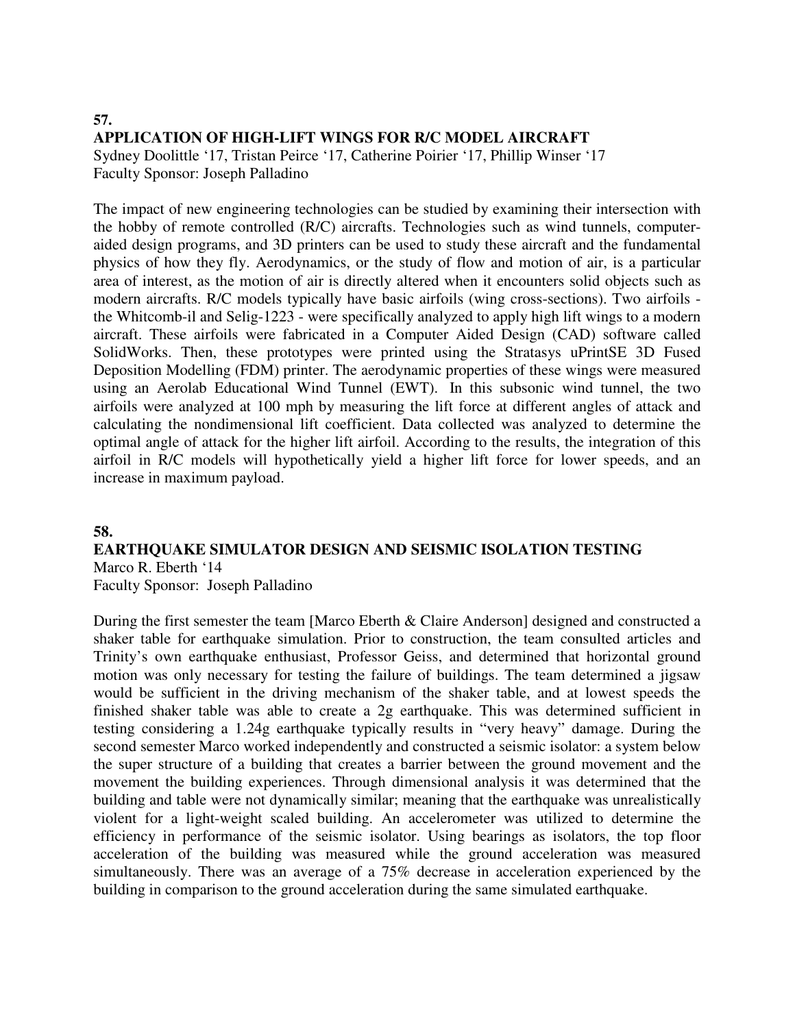**57.**

**APPLICATION OF HIGH-LIFT WINGS FOR R/C MODEL AIRCRAFT**

Sydney Doolittle '17, Tristan Peirce '17, Catherine Poirier '17, Phillip Winser '17
Faculty Sponsor: Joseph Palladino

The impact of new engineering technologies can be studied by examining their intersection with the hobby of remote controlled (R/C) aircrafts. Technologies such as wind tunnels, computer-aided design programs, and 3D printers can be used to study these aircraft and the fundamental physics of how they fly. Aerodynamics, or the study of flow and motion of air, is a particular area of interest, as the motion of air is directly altered when it encounters solid objects such as modern aircrafts. R/C models typically have basic airfoils (wing cross-sections). Two airfoils - the Whitcomb-il and Selig-1223 - were specifically analyzed to apply high lift wings to a modern aircraft. These airfoils were fabricated in a Computer Aided Design (CAD) software called SolidWorks. Then, these prototypes were printed using the Stratasys uPrintSE 3D Fused Deposition Modelling (FDM) printer. The aerodynamic properties of these wings were measured using an Aerolab Educational Wind Tunnel (EWT). In this subsonic wind tunnel, the two airfoils were analyzed at 100 mph by measuring the lift force at different angles of attack and calculating the nondimensional lift coefficient. Data collected was analyzed to determine the optimal angle of attack for the higher lift airfoil. According to the results, the integration of this airfoil in R/C models will hypothetically yield a higher lift force for lower speeds, and an increase in maximum payload.

**58.**

**EARTHQUAKE SIMULATOR DESIGN AND SEISMIC ISOLATION TESTING**

Marco R. Eberth '14
Faculty Sponsor: Joseph Palladino

During the first semester the team [Marco Eberth & Claire Anderson] designed and constructed a shaker table for earthquake simulation. Prior to construction, the team consulted articles and Trinity's own earthquake enthusiast, Professor Geiss, and determined that horizontal ground motion was only necessary for testing the failure of buildings. The team determined a jigsaw would be sufficient in the driving mechanism of the shaker table, and at lowest speeds the finished shaker table was able to create a 2g earthquake. This was determined sufficient in testing considering a 1.24g earthquake typically results in "very heavy" damage. During the second semester Marco worked independently and constructed a seismic isolator: a system below the super structure of a building that creates a barrier between the ground movement and the movement the building experiences. Through dimensional analysis it was determined that the building and table were not dynamically similar; meaning that the earthquake was unrealistically violent for a light-weight scaled building. An accelerometer was utilized to determine the efficiency in performance of the seismic isolator. Using bearings as isolators, the top floor acceleration of the building was measured while the ground acceleration was measured simultaneously. There was an average of a 75% decrease in acceleration experienced by the building in comparison to the ground acceleration during the same simulated earthquake.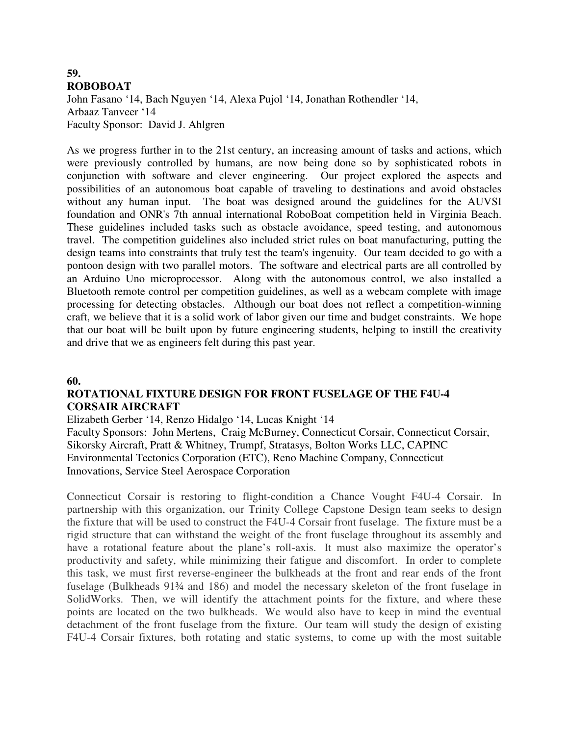**59.**
**ROBOBOAT**

John Fasano '14, Bach Nguyen '14, Alexa Pujol '14, Jonathan Rothendler '14, Arbaaz Tanveer '14
Faculty Sponsor: David J. Ahlgren

As we progress further in to the 21st century, an increasing amount of tasks and actions, which were previously controlled by humans, are now being done so by sophisticated robots in conjunction with software and clever engineering. Our project explored the aspects and possibilities of an autonomous boat capable of traveling to destinations and avoid obstacles without any human input. The boat was designed around the guidelines for the AUVSI foundation and ONR's 7th annual international RoboBoat competition held in Virginia Beach. These guidelines included tasks such as obstacle avoidance, speed testing, and autonomous travel. The competition guidelines also included strict rules on boat manufacturing, putting the design teams into constraints that truly test the team's ingenuity. Our team decided to go with a pontoon design with two parallel motors. The software and electrical parts are all controlled by an Arduino Uno microprocessor. Along with the autonomous control, we also installed a Bluetooth remote control per competition guidelines, as well as a webcam complete with image processing for detecting obstacles. Although our boat does not reflect a competition-winning craft, we believe that it is a solid work of labor given our time and budget constraints. We hope that our boat will be built upon by future engineering students, helping to instill the creativity and drive that we as engineers felt during this past year.

**60.**
**ROTATIONAL FIXTURE DESIGN FOR FRONT FUSELAGE OF THE F4U-4 CORSAIR AIRCRAFT**

Elizabeth Gerber '14, Renzo Hidalgo '14, Lucas Knight '14
Faculty Sponsors: John Mertens, Craig McBurney, Connecticut Corsair, Connecticut Corsair, Sikorsky Aircraft, Pratt & Whitney, Trumpf, Stratasys, Bolton Works LLC, CAPINC Environmental Tectonics Corporation (ETC), Reno Machine Company, Connecticut Innovations, Service Steel Aerospace Corporation

Connecticut Corsair is restoring to flight-condition a Chance Vought F4U-4 Corsair. In partnership with this organization, our Trinity College Capstone Design team seeks to design the fixture that will be used to construct the F4U-4 Corsair front fuselage. The fixture must be a rigid structure that can withstand the weight of the front fuselage throughout its assembly and have a rotational feature about the plane's roll-axis. It must also maximize the operator's productivity and safety, while minimizing their fatigue and discomfort. In order to complete this task, we must first reverse-engineer the bulkheads at the front and rear ends of the front fuselage (Bulkheads 91¾ and 186) and model the necessary skeleton of the front fuselage in SolidWorks. Then, we will identify the attachment points for the fixture, and where these points are located on the two bulkheads. We would also have to keep in mind the eventual detachment of the front fuselage from the fixture. Our team will study the design of existing F4U-4 Corsair fixtures, both rotating and static systems, to come up with the most suitable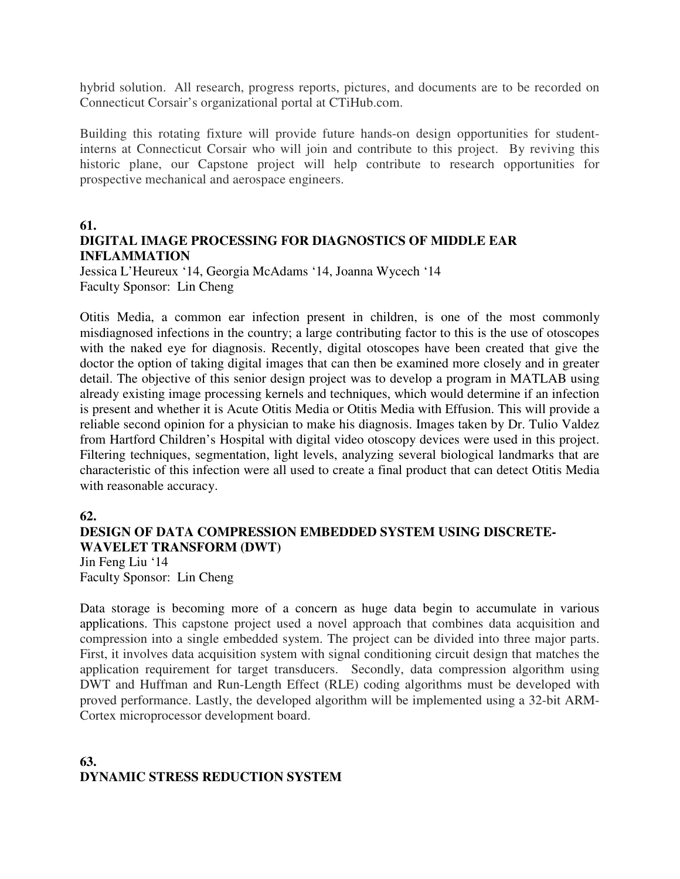hybrid solution. All research, progress reports, pictures, and documents are to be recorded on Connecticut Corsair's organizational portal at CTiHub.com.

Building this rotating fixture will provide future hands-on design opportunities for student-interns at Connecticut Corsair who will join and contribute to this project. By reviving this historic plane, our Capstone project will help contribute to research opportunities for prospective mechanical and aerospace engineers.

**61.**
**DIGITAL IMAGE PROCESSING FOR DIAGNOSTICS OF MIDDLE EAR INFLAMMATION**
Jessica L'Heureux '14, Georgia McAdams '14, Joanna Wycech '14
Faculty Sponsor: Lin Cheng

Otitis Media, a common ear infection present in children, is one of the most commonly misdiagnosed infections in the country; a large contributing factor to this is the use of otoscopes with the naked eye for diagnosis. Recently, digital otoscopes have been created that give the doctor the option of taking digital images that can then be examined more closely and in greater detail. The objective of this senior design project was to develop a program in MATLAB using already existing image processing kernels and techniques, which would determine if an infection is present and whether it is Acute Otitis Media or Otitis Media with Effusion. This will provide a reliable second opinion for a physician to make his diagnosis. Images taken by Dr. Tulio Valdez from Hartford Children's Hospital with digital video otoscopy devices were used in this project. Filtering techniques, segmentation, light levels, analyzing several biological landmarks that are characteristic of this infection were all used to create a final product that can detect Otitis Media with reasonable accuracy.

**62.**
**DESIGN OF DATA COMPRESSION EMBEDDED SYSTEM USING DISCRETE-WAVELET TRANSFORM (DWT)**
Jin Feng Liu '14
Faculty Sponsor: Lin Cheng

Data storage is becoming more of a concern as huge data begin to accumulate in various applications. This capstone project used a novel approach that combines data acquisition and compression into a single embedded system. The project can be divided into three major parts. First, it involves data acquisition system with signal conditioning circuit design that matches the application requirement for target transducers. Secondly, data compression algorithm using DWT and Huffman and Run-Length Effect (RLE) coding algorithms must be developed with proved performance. Lastly, the developed algorithm will be implemented using a 32-bit ARM-Cortex microprocessor development board.

**63.**
**DYNAMIC STRESS REDUCTION SYSTEM**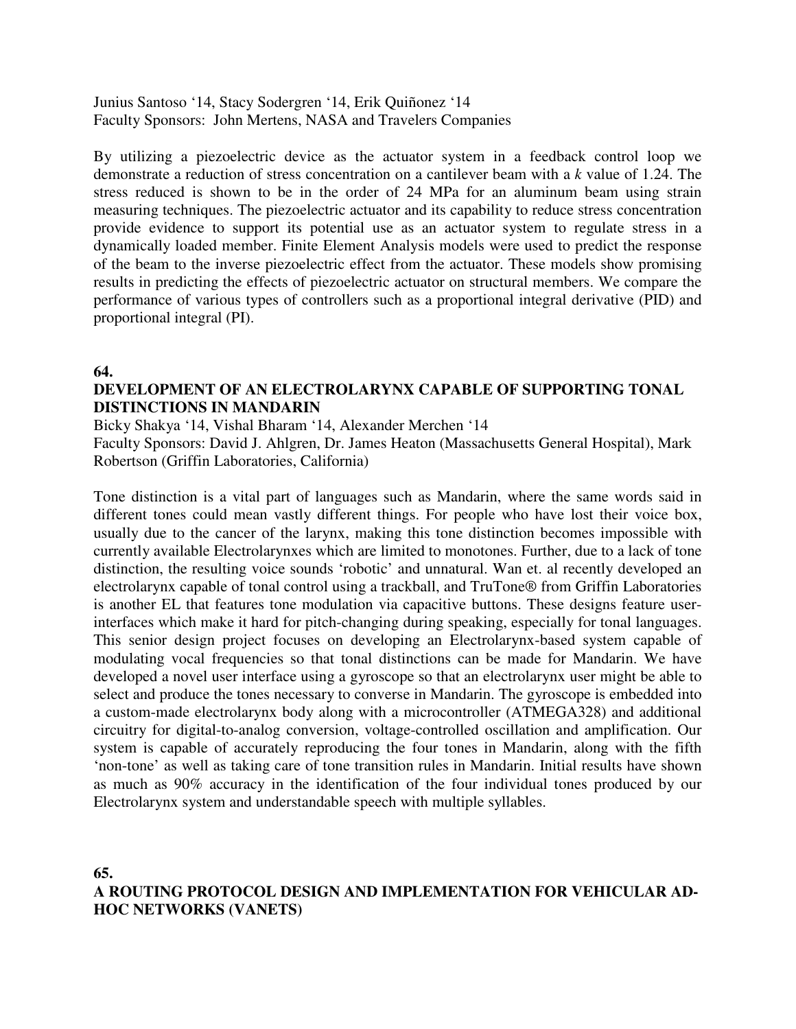Junius Santoso '14, Stacy Sodergren '14, Erik Quiñonez '14
Faculty Sponsors: John Mertens, NASA and Travelers Companies

By utilizing a piezoelectric device as the actuator system in a feedback control loop we demonstrate a reduction of stress concentration on a cantilever beam with a *k* value of 1.24. The stress reduced is shown to be in the order of 24 MPa for an aluminum beam using strain measuring techniques. The piezoelectric actuator and its capability to reduce stress concentration provide evidence to support its potential use as an actuator system to regulate stress in a dynamically loaded member. Finite Element Analysis models were used to predict the response of the beam to the inverse piezoelectric effect from the actuator. These models show promising results in predicting the effects of piezoelectric actuator on structural members. We compare the performance of various types of controllers such as a proportional integral derivative (PID) and proportional integral (PI).

**64.**

**DEVELOPMENT OF AN ELECTROLARYNX CAPABLE OF SUPPORTING TONAL DISTINCTIONS IN MANDARIN**

Bicky Shakya '14, Vishal Bharam '14, Alexander Merchen '14
Faculty Sponsors: David J. Ahlgren, Dr. James Heaton (Massachusetts General Hospital), Mark Robertson (Griffin Laboratories, California)

Tone distinction is a vital part of languages such as Mandarin, where the same words said in different tones could mean vastly different things. For people who have lost their voice box, usually due to the cancer of the larynx, making this tone distinction becomes impossible with currently available Electrolarynxes which are limited to monotones. Further, due to a lack of tone distinction, the resulting voice sounds 'robotic' and unnatural. Wan et. al recently developed an electrolarynx capable of tonal control using a trackball, and TruTone® from Griffin Laboratories is another EL that features tone modulation via capacitive buttons. These designs feature user-interfaces which make it hard for pitch-changing during speaking, especially for tonal languages. This senior design project focuses on developing an Electrolarynx-based system capable of modulating vocal frequencies so that tonal distinctions can be made for Mandarin. We have developed a novel user interface using a gyroscope so that an electrolarynx user might be able to select and produce the tones necessary to converse in Mandarin. The gyroscope is embedded into a custom-made electrolarynx body along with a microcontroller (ATMEGA328) and additional circuitry for digital-to-analog conversion, voltage-controlled oscillation and amplification. Our system is capable of accurately reproducing the four tones in Mandarin, along with the fifth 'non-tone' as well as taking care of tone transition rules in Mandarin. Initial results have shown as much as 90% accuracy in the identification of the four individual tones produced by our Electrolarynx system and understandable speech with multiple syllables.

**65.**

**A ROUTING PROTOCOL DESIGN AND IMPLEMENTATION FOR VEHICULAR AD-HOC NETWORKS (VANETS)**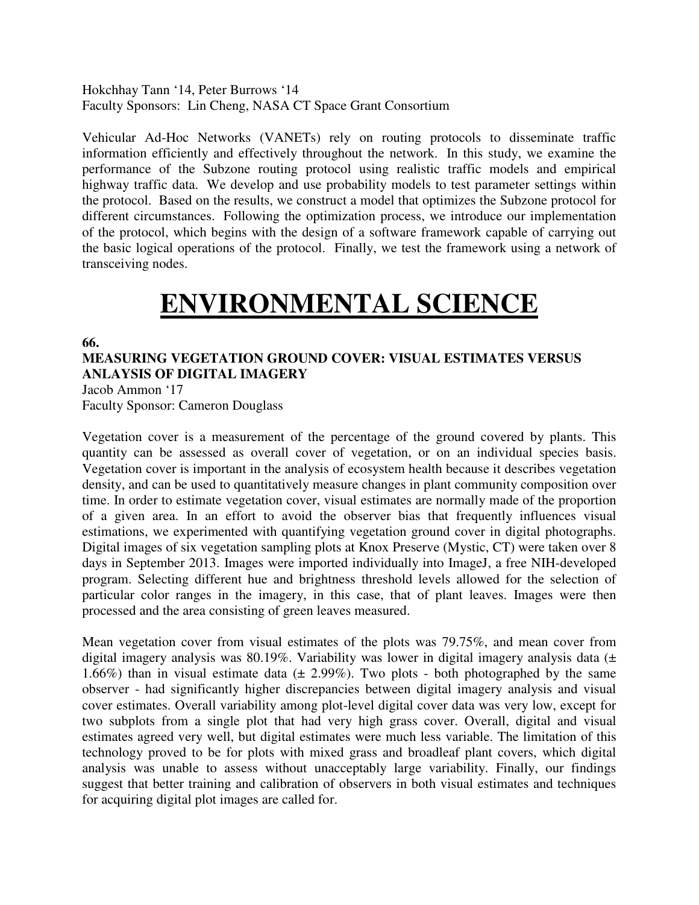Hokchhay Tann '14, Peter Burrows '14
Faculty Sponsors: Lin Cheng, NASA CT Space Grant Consortium

Vehicular Ad-Hoc Networks (VANETs) rely on routing protocols to disseminate traffic information efficiently and effectively throughout the network. In this study, we examine the performance of the Subzone routing protocol using realistic traffic models and empirical highway traffic data. We develop and use probability models to test parameter settings within the protocol. Based on the results, we construct a model that optimizes the Subzone protocol for different circumstances. Following the optimization process, we introduce our implementation of the protocol, which begins with the design of a software framework capable of carrying out the basic logical operations of the protocol. Finally, we test the framework using a network of transceiving nodes.

# ENVIRONMENTAL SCIENCE

**66.**

**MEASURING VEGETATION GROUND COVER: VISUAL ESTIMATES VERSUS ANLAYSIS OF DIGITAL IMAGERY**

Jacob Ammon '17
Faculty Sponsor: Cameron Douglass

Vegetation cover is a measurement of the percentage of the ground covered by plants. This quantity can be assessed as overall cover of vegetation, or on an individual species basis. Vegetation cover is important in the analysis of ecosystem health because it describes vegetation density, and can be used to quantitatively measure changes in plant community composition over time. In order to estimate vegetation cover, visual estimates are normally made of the proportion of a given area. In an effort to avoid the observer bias that frequently influences visual estimations, we experimented with quantifying vegetation ground cover in digital photographs. Digital images of six vegetation sampling plots at Knox Preserve (Mystic, CT) were taken over 8 days in September 2013. Images were imported individually into ImageJ, a free NIH-developed program. Selecting different hue and brightness threshold levels allowed for the selection of particular color ranges in the imagery, in this case, that of plant leaves. Images were then processed and the area consisting of green leaves measured.

Mean vegetation cover from visual estimates of the plots was 79.75%, and mean cover from digital imagery analysis was 80.19%. Variability was lower in digital imagery analysis data (± 1.66%) than in visual estimate data (± 2.99%). Two plots - both photographed by the same observer - had significantly higher discrepancies between digital imagery analysis and visual cover estimates. Overall variability among plot-level digital cover data was very low, except for two subplots from a single plot that had very high grass cover. Overall, digital and visual estimates agreed very well, but digital estimates were much less variable. The limitation of this technology proved to be for plots with mixed grass and broadleaf plant covers, which digital analysis was unable to assess without unacceptably large variability. Finally, our findings suggest that better training and calibration of observers in both visual estimates and techniques for acquiring digital plot images are called for.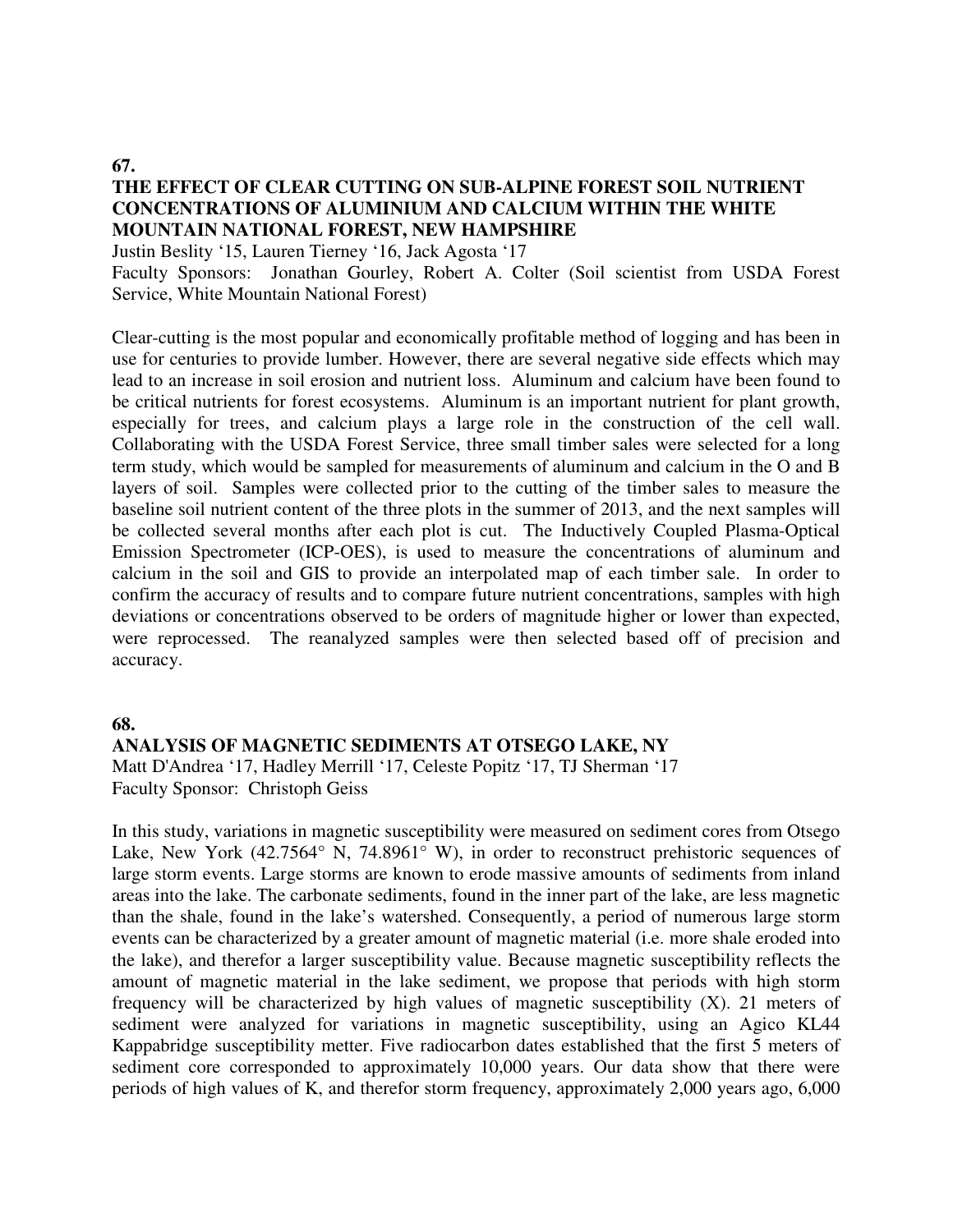**67.**

## THE EFFECT OF CLEAR CUTTING ON SUB-ALPINE FOREST SOIL NUTRIENT CONCENTRATIONS OF ALUMINIUM AND CALCIUM WITHIN THE WHITE MOUNTAIN NATIONAL FOREST, NEW HAMPSHIRE

Justin Beslity '15, Lauren Tierney '16, Jack Agosta '17
Faculty Sponsors: Jonathan Gourley, Robert A. Colter (Soil scientist from USDA Forest Service, White Mountain National Forest)

Clear-cutting is the most popular and economically profitable method of logging and has been in use for centuries to provide lumber. However, there are several negative side effects which may lead to an increase in soil erosion and nutrient loss. Aluminum and calcium have been found to be critical nutrients for forest ecosystems. Aluminum is an important nutrient for plant growth, especially for trees, and calcium plays a large role in the construction of the cell wall. Collaborating with the USDA Forest Service, three small timber sales were selected for a long term study, which would be sampled for measurements of aluminum and calcium in the O and B layers of soil. Samples were collected prior to the cutting of the timber sales to measure the baseline soil nutrient content of the three plots in the summer of 2013, and the next samples will be collected several months after each plot is cut. The Inductively Coupled Plasma-Optical Emission Spectrometer (ICP-OES), is used to measure the concentrations of aluminum and calcium in the soil and GIS to provide an interpolated map of each timber sale. In order to confirm the accuracy of results and to compare future nutrient concentrations, samples with high deviations or concentrations observed to be orders of magnitude higher or lower than expected, were reprocessed. The reanalyzed samples were then selected based off of precision and accuracy.

**68.**

## ANALYSIS OF MAGNETIC SEDIMENTS AT OTSEGO LAKE, NY

Matt D'Andrea '17, Hadley Merrill '17, Celeste Popitz '17, TJ Sherman '17
Faculty Sponsor: Christoph Geiss

In this study, variations in magnetic susceptibility were measured on sediment cores from Otsego Lake, New York (42.7564° N, 74.8961° W), in order to reconstruct prehistoric sequences of large storm events. Large storms are known to erode massive amounts of sediments from inland areas into the lake. The carbonate sediments, found in the inner part of the lake, are less magnetic than the shale, found in the lake's watershed. Consequently, a period of numerous large storm events can be characterized by a greater amount of magnetic material (i.e. more shale eroded into the lake), and therefor a larger susceptibility value. Because magnetic susceptibility reflects the amount of magnetic material in the lake sediment, we propose that periods with high storm frequency will be characterized by high values of magnetic susceptibility (X). 21 meters of sediment were analyzed for variations in magnetic susceptibility, using an Agico KL44 Kappabridge susceptibility metter. Five radiocarbon dates established that the first 5 meters of sediment core corresponded to approximately 10,000 years. Our data show that there were periods of high values of K, and therefor storm frequency, approximately 2,000 years ago, 6,000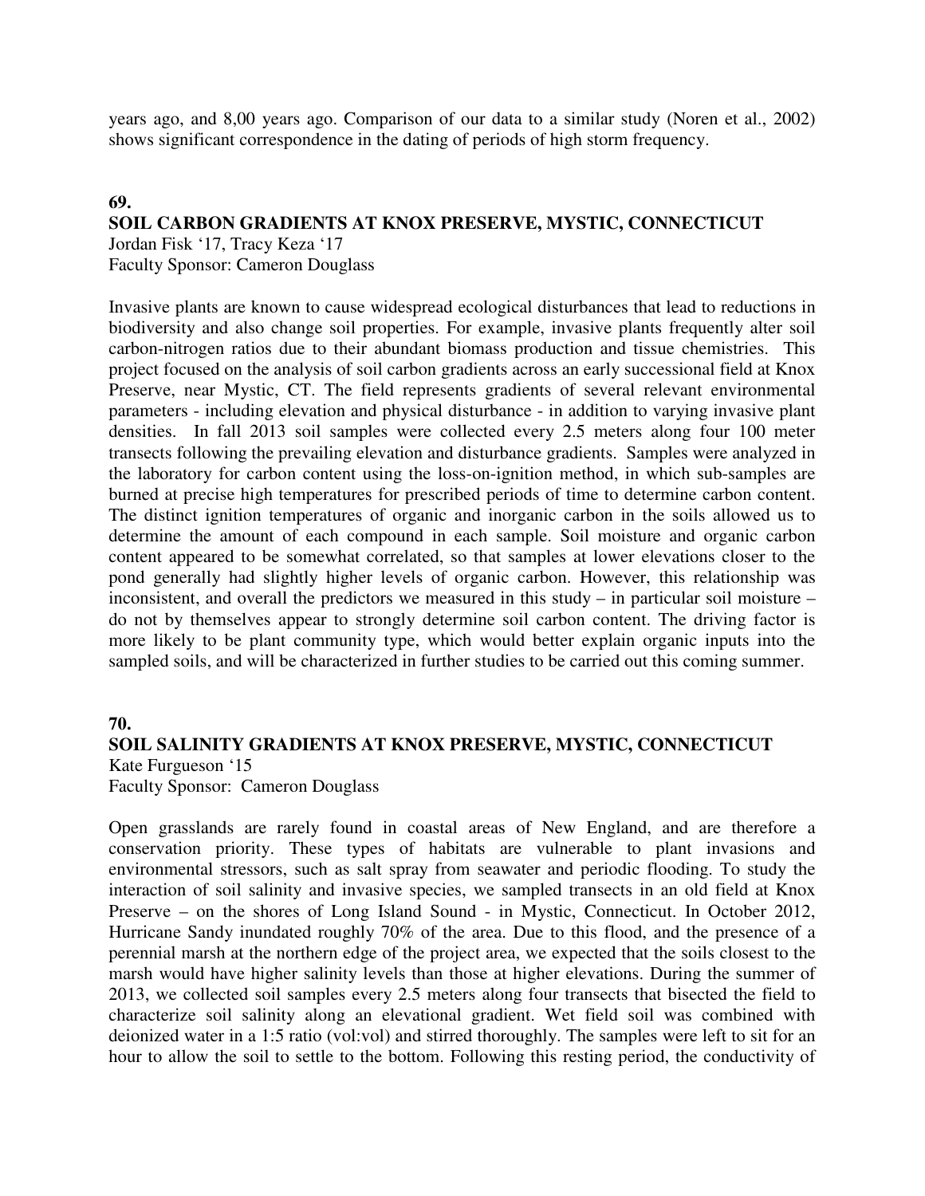years ago, and 8,00 years ago. Comparison of our data to a similar study (Noren et al., 2002) shows significant correspondence in the dating of periods of high storm frequency.

**69.**

**SOIL CARBON GRADIENTS AT KNOX PRESERVE, MYSTIC, CONNECTICUT**

Jordan Fisk '17, Tracy Keza '17
Faculty Sponsor: Cameron Douglass

Invasive plants are known to cause widespread ecological disturbances that lead to reductions in biodiversity and also change soil properties. For example, invasive plants frequently alter soil carbon-nitrogen ratios due to their abundant biomass production and tissue chemistries. This project focused on the analysis of soil carbon gradients across an early successional field at Knox Preserve, near Mystic, CT. The field represents gradients of several relevant environmental parameters - including elevation and physical disturbance - in addition to varying invasive plant densities. In fall 2013 soil samples were collected every 2.5 meters along four 100 meter transects following the prevailing elevation and disturbance gradients. Samples were analyzed in the laboratory for carbon content using the loss-on-ignition method, in which sub-samples are burned at precise high temperatures for prescribed periods of time to determine carbon content. The distinct ignition temperatures of organic and inorganic carbon in the soils allowed us to determine the amount of each compound in each sample. Soil moisture and organic carbon content appeared to be somewhat correlated, so that samples at lower elevations closer to the pond generally had slightly higher levels of organic carbon. However, this relationship was inconsistent, and overall the predictors we measured in this study – in particular soil moisture – do not by themselves appear to strongly determine soil carbon content. The driving factor is more likely to be plant community type, which would better explain organic inputs into the sampled soils, and will be characterized in further studies to be carried out this coming summer.

**70.**

**SOIL SALINITY GRADIENTS AT KNOX PRESERVE, MYSTIC, CONNECTICUT**

Kate Furgueson '15
Faculty Sponsor: Cameron Douglass

Open grasslands are rarely found in coastal areas of New England, and are therefore a conservation priority. These types of habitats are vulnerable to plant invasions and environmental stressors, such as salt spray from seawater and periodic flooding. To study the interaction of soil salinity and invasive species, we sampled transects in an old field at Knox Preserve – on the shores of Long Island Sound - in Mystic, Connecticut. In October 2012, Hurricane Sandy inundated roughly 70% of the area. Due to this flood, and the presence of a perennial marsh at the northern edge of the project area, we expected that the soils closest to the marsh would have higher salinity levels than those at higher elevations. During the summer of 2013, we collected soil samples every 2.5 meters along four transects that bisected the field to characterize soil salinity along an elevational gradient. Wet field soil was combined with deionized water in a 1:5 ratio (vol:vol) and stirred thoroughly. The samples were left to sit for an hour to allow the soil to settle to the bottom. Following this resting period, the conductivity of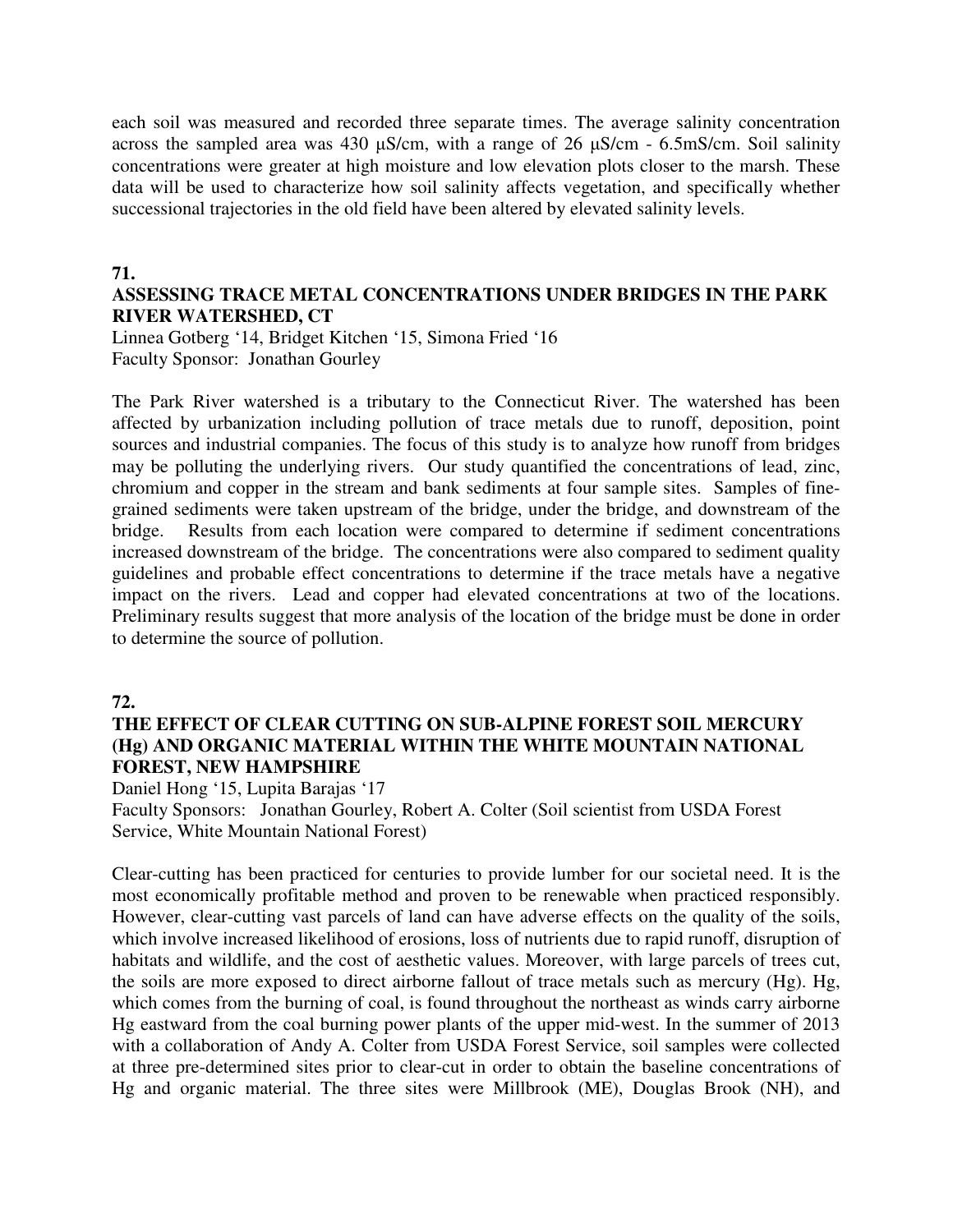each soil was measured and recorded three separate times. The average salinity concentration across the sampled area was 430 μS/cm, with a range of 26 μS/cm - 6.5mS/cm. Soil salinity concentrations were greater at high moisture and low elevation plots closer to the marsh. These data will be used to characterize how soil salinity affects vegetation, and specifically whether successional trajectories in the old field have been altered by elevated salinity levels.

**71.**

### ASSESSING TRACE METAL CONCENTRATIONS UNDER BRIDGES IN THE PARK RIVER WATERSHED, CT

Linnea Gotberg '14, Bridget Kitchen '15, Simona Fried '16
Faculty Sponsor: Jonathan Gourley

The Park River watershed is a tributary to the Connecticut River. The watershed has been affected by urbanization including pollution of trace metals due to runoff, deposition, point sources and industrial companies. The focus of this study is to analyze how runoff from bridges may be polluting the underlying rivers. Our study quantified the concentrations of lead, zinc, chromium and copper in the stream and bank sediments at four sample sites. Samples of fine-grained sediments were taken upstream of the bridge, under the bridge, and downstream of the bridge. Results from each location were compared to determine if sediment concentrations increased downstream of the bridge. The concentrations were also compared to sediment quality guidelines and probable effect concentrations to determine if the trace metals have a negative impact on the rivers. Lead and copper had elevated concentrations at two of the locations. Preliminary results suggest that more analysis of the location of the bridge must be done in order to determine the source of pollution.

**72.**

### THE EFFECT OF CLEAR CUTTING ON SUB-ALPINE FOREST SOIL MERCURY (Hg) AND ORGANIC MATERIAL WITHIN THE WHITE MOUNTAIN NATIONAL FOREST, NEW HAMPSHIRE

Daniel Hong '15, Lupita Barajas '17
Faculty Sponsors: Jonathan Gourley, Robert A. Colter (Soil scientist from USDA Forest Service, White Mountain National Forest)

Clear-cutting has been practiced for centuries to provide lumber for our societal need. It is the most economically profitable method and proven to be renewable when practiced responsibly. However, clear-cutting vast parcels of land can have adverse effects on the quality of the soils, which involve increased likelihood of erosions, loss of nutrients due to rapid runoff, disruption of habitats and wildlife, and the cost of aesthetic values. Moreover, with large parcels of trees cut, the soils are more exposed to direct airborne fallout of trace metals such as mercury (Hg). Hg, which comes from the burning of coal, is found throughout the northeast as winds carry airborne Hg eastward from the coal burning power plants of the upper mid-west. In the summer of 2013 with a collaboration of Andy A. Colter from USDA Forest Service, soil samples were collected at three pre-determined sites prior to clear-cut in order to obtain the baseline concentrations of Hg and organic material. The three sites were Millbrook (ME), Douglas Brook (NH), and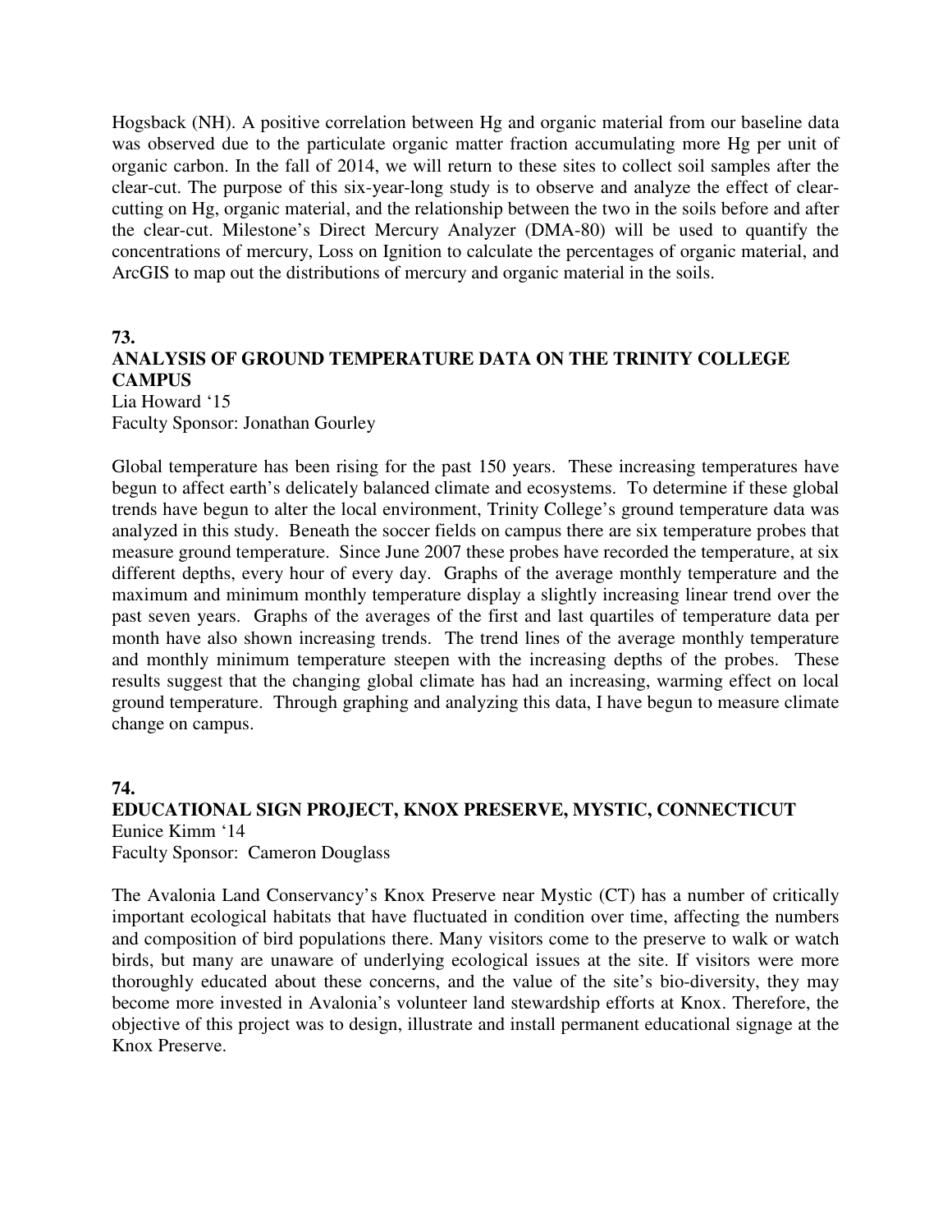Hogsback (NH). A positive correlation between Hg and organic material from our baseline data was observed due to the particulate organic matter fraction accumulating more Hg per unit of organic carbon. In the fall of 2014, we will return to these sites to collect soil samples after the clear-cut. The purpose of this six-year-long study is to observe and analyze the effect of clear-cutting on Hg, organic material, and the relationship between the two in the soils before and after the clear-cut. Milestone's Direct Mercury Analyzer (DMA-80) will be used to quantify the concentrations of mercury, Loss on Ignition to calculate the percentages of organic material, and ArcGIS to map out the distributions of mercury and organic material in the soils.

**73.**

**ANALYSIS OF GROUND TEMPERATURE DATA ON THE TRINITY COLLEGE CAMPUS**

Lia Howard '15
Faculty Sponsor: Jonathan Gourley

Global temperature has been rising for the past 150 years. These increasing temperatures have begun to affect earth's delicately balanced climate and ecosystems. To determine if these global trends have begun to alter the local environment, Trinity College's ground temperature data was analyzed in this study. Beneath the soccer fields on campus there are six temperature probes that measure ground temperature. Since June 2007 these probes have recorded the temperature, at six different depths, every hour of every day. Graphs of the average monthly temperature and the maximum and minimum monthly temperature display a slightly increasing linear trend over the past seven years. Graphs of the averages of the first and last quartiles of temperature data per month have also shown increasing trends. The trend lines of the average monthly temperature and monthly minimum temperature steepen with the increasing depths of the probes. These results suggest that the changing global climate has had an increasing, warming effect on local ground temperature. Through graphing and analyzing this data, I have begun to measure climate change on campus.

**74.**

**EDUCATIONAL SIGN PROJECT, KNOX PRESERVE, MYSTIC, CONNECTICUT**

Eunice Kimm '14
Faculty Sponsor: Cameron Douglass

The Avalonia Land Conservancy's Knox Preserve near Mystic (CT) has a number of critically important ecological habitats that have fluctuated in condition over time, affecting the numbers and composition of bird populations there. Many visitors come to the preserve to walk or watch birds, but many are unaware of underlying ecological issues at the site. If visitors were more thoroughly educated about these concerns, and the value of the site's bio-diversity, they may become more invested in Avalonia's volunteer land stewardship efforts at Knox. Therefore, the objective of this project was to design, illustrate and install permanent educational signage at the Knox Preserve.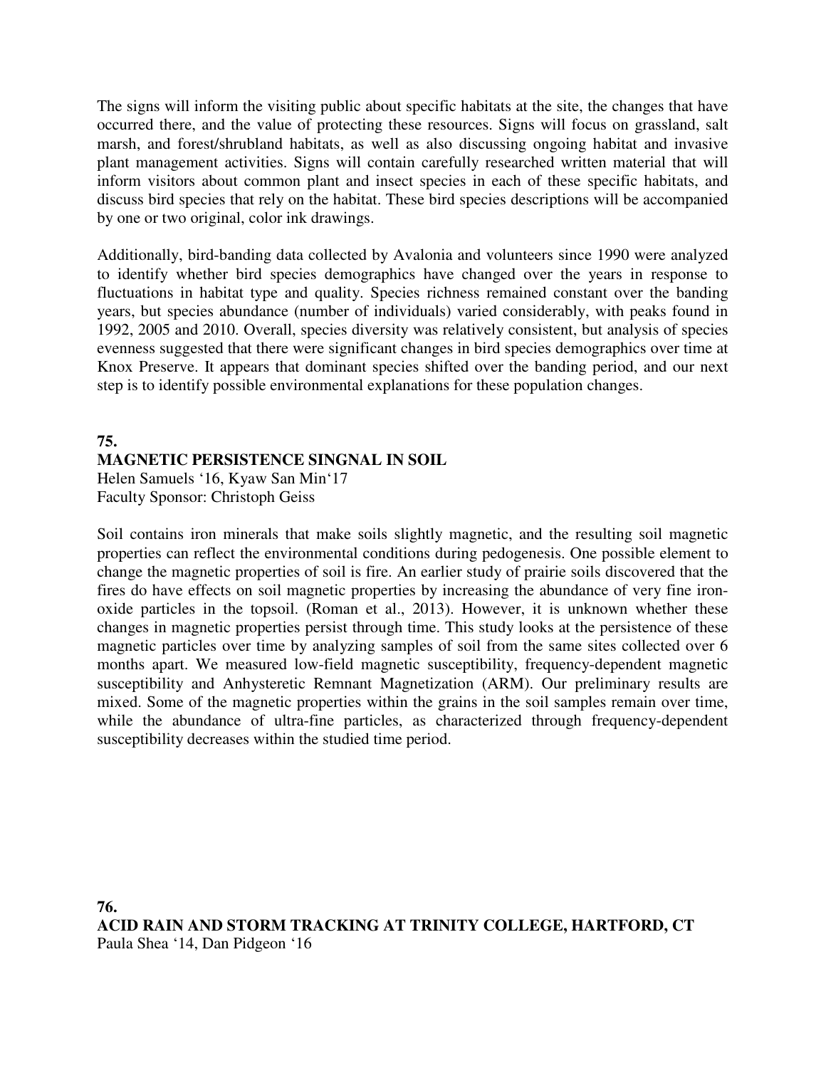The signs will inform the visiting public about specific habitats at the site, the changes that have occurred there, and the value of protecting these resources. Signs will focus on grassland, salt marsh, and forest/shrubland habitats, as well as also discussing ongoing habitat and invasive plant management activities. Signs will contain carefully researched written material that will inform visitors about common plant and insect species in each of these specific habitats, and discuss bird species that rely on the habitat. These bird species descriptions will be accompanied by one or two original, color ink drawings.

Additionally, bird-banding data collected by Avalonia and volunteers since 1990 were analyzed to identify whether bird species demographics have changed over the years in response to fluctuations in habitat type and quality. Species richness remained constant over the banding years, but species abundance (number of individuals) varied considerably, with peaks found in 1992, 2005 and 2010. Overall, species diversity was relatively consistent, but analysis of species evenness suggested that there were significant changes in bird species demographics over time at Knox Preserve. It appears that dominant species shifted over the banding period, and our next step is to identify possible environmental explanations for these population changes.

**75.**

**MAGNETIC PERSISTENCE SINGNAL IN SOIL**

Helen Samuels '16, Kyaw San Min'17

Faculty Sponsor: Christoph Geiss

Soil contains iron minerals that make soils slightly magnetic, and the resulting soil magnetic properties can reflect the environmental conditions during pedogenesis. One possible element to change the magnetic properties of soil is fire. An earlier study of prairie soils discovered that the fires do have effects on soil magnetic properties by increasing the abundance of very fine iron-oxide particles in the topsoil. (Roman et al., 2013). However, it is unknown whether these changes in magnetic properties persist through time. This study looks at the persistence of these magnetic particles over time by analyzing samples of soil from the same sites collected over 6 months apart. We measured low-field magnetic susceptibility, frequency-dependent magnetic susceptibility and Anhysteretic Remnant Magnetization (ARM). Our preliminary results are mixed. Some of the magnetic properties within the grains in the soil samples remain over time, while the abundance of ultra-fine particles, as characterized through frequency-dependent susceptibility decreases within the studied time period.

**76.**

**ACID RAIN AND STORM TRACKING AT TRINITY COLLEGE, HARTFORD, CT**

Paula Shea '14, Dan Pidgeon '16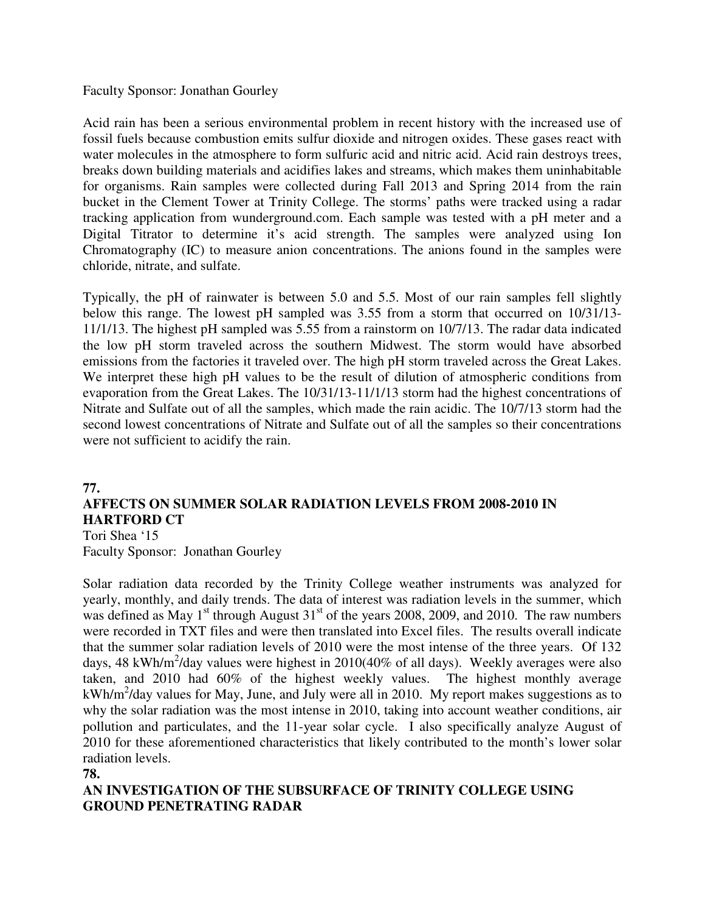Faculty Sponsor: Jonathan Gourley

Acid rain has been a serious environmental problem in recent history with the increased use of fossil fuels because combustion emits sulfur dioxide and nitrogen oxides. These gases react with water molecules in the atmosphere to form sulfuric acid and nitric acid. Acid rain destroys trees, breaks down building materials and acidifies lakes and streams, which makes them uninhabitable for organisms. Rain samples were collected during Fall 2013 and Spring 2014 from the rain bucket in the Clement Tower at Trinity College. The storms' paths were tracked using a radar tracking application from wunderground.com. Each sample was tested with a pH meter and a Digital Titrator to determine it's acid strength. The samples were analyzed using Ion Chromatography (IC) to measure anion concentrations. The anions found in the samples were chloride, nitrate, and sulfate.

Typically, the pH of rainwater is between 5.0 and 5.5. Most of our rain samples fell slightly below this range. The lowest pH sampled was 3.55 from a storm that occurred on 10/31/13-11/1/13. The highest pH sampled was 5.55 from a rainstorm on 10/7/13. The radar data indicated the low pH storm traveled across the southern Midwest. The storm would have absorbed emissions from the factories it traveled over. The high pH storm traveled across the Great Lakes. We interpret these high pH values to be the result of dilution of atmospheric conditions from evaporation from the Great Lakes. The 10/31/13-11/1/13 storm had the highest concentrations of Nitrate and Sulfate out of all the samples, which made the rain acidic. The 10/7/13 storm had the second lowest concentrations of Nitrate and Sulfate out of all the samples so their concentrations were not sufficient to acidify the rain.

**77.**

**AFFECTS ON SUMMER SOLAR RADIATION LEVELS FROM 2008-2010 IN HARTFORD CT**

Tori Shea '15
Faculty Sponsor: Jonathan Gourley

Solar radiation data recorded by the Trinity College weather instruments was analyzed for yearly, monthly, and daily trends. The data of interest was radiation levels in the summer, which was defined as May 1st through August 31st of the years 2008, 2009, and 2010. The raw numbers were recorded in TXT files and were then translated into Excel files. The results overall indicate that the summer solar radiation levels of 2010 were the most intense of the three years. Of 132 days, 48 $kWh/m^2$/day values were highest in 2010(40% of all days). Weekly averages were also taken, and 2010 had 60% of the highest weekly values. The highest monthly average $kWh/m^2$/day values for May, June, and July were all in 2010. My report makes suggestions as to why the solar radiation was the most intense in 2010, taking into account weather conditions, air pollution and particulates, and the 11-year solar cycle. I also specifically analyze August of 2010 for these aforementioned characteristics that likely contributed to the month's lower solar radiation levels.

**78.**

**AN INVESTIGATION OF THE SUBSURFACE OF TRINITY COLLEGE USING GROUND PENETRATING RADAR**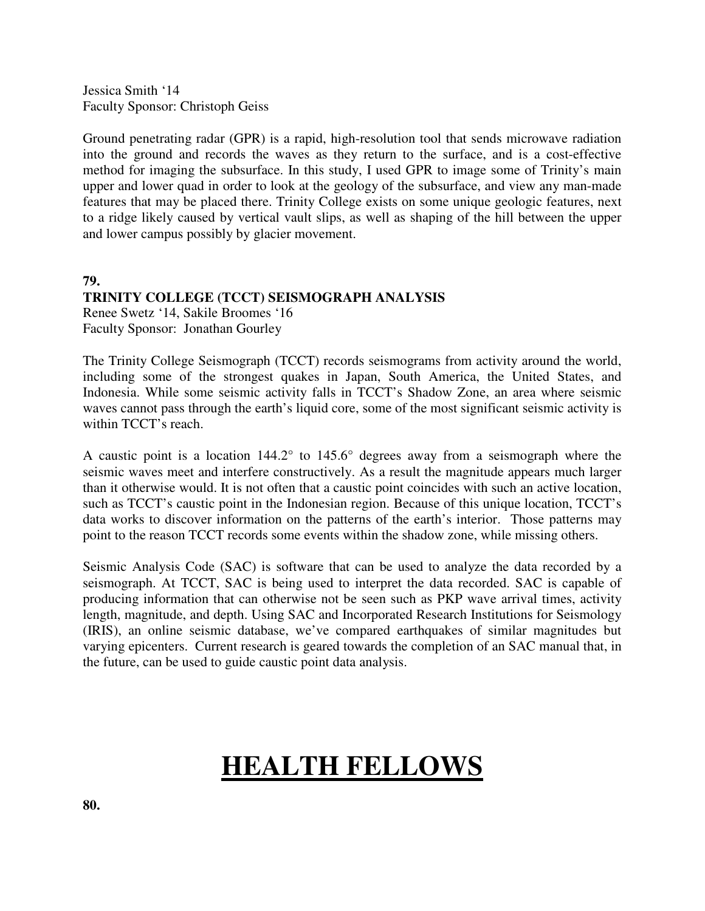Jessica Smith '14
Faculty Sponsor: Christoph Geiss

Ground penetrating radar (GPR) is a rapid, high-resolution tool that sends microwave radiation into the ground and records the waves as they return to the surface, and is a cost-effective method for imaging the subsurface. In this study, I used GPR to image some of Trinity's main upper and lower quad in order to look at the geology of the subsurface, and view any man-made features that may be placed there. Trinity College exists on some unique geologic features, next to a ridge likely caused by vertical vault slips, as well as shaping of the hill between the upper and lower campus possibly by glacier movement.

**79.**

**TRINITY COLLEGE (TCCT) SEISMOGRAPH ANALYSIS**

Renee Swetz '14, Sakile Broomes '16
Faculty Sponsor: Jonathan Gourley

The Trinity College Seismograph (TCCT) records seismograms from activity around the world, including some of the strongest quakes in Japan, South America, the United States, and Indonesia. While some seismic activity falls in TCCT's Shadow Zone, an area where seismic waves cannot pass through the earth's liquid core, some of the most significant seismic activity is within TCCT's reach.

A caustic point is a location 144.2° to 145.6° degrees away from a seismograph where the seismic waves meet and interfere constructively. As a result the magnitude appears much larger than it otherwise would. It is not often that a caustic point coincides with such an active location, such as TCCT's caustic point in the Indonesian region. Because of this unique location, TCCT's data works to discover information on the patterns of the earth's interior. Those patterns may point to the reason TCCT records some events within the shadow zone, while missing others.

Seismic Analysis Code (SAC) is software that can be used to analyze the data recorded by a seismograph. At TCCT, SAC is being used to interpret the data recorded. SAC is capable of producing information that can otherwise not be seen such as PKP wave arrival times, activity length, magnitude, and depth. Using SAC and Incorporated Research Institutions for Seismology (IRIS), an online seismic database, we've compared earthquakes of similar magnitudes but varying epicenters. Current research is geared towards the completion of an SAC manual that, in the future, can be used to guide caustic point data analysis.

# HEALTH FELLOWS

**80.**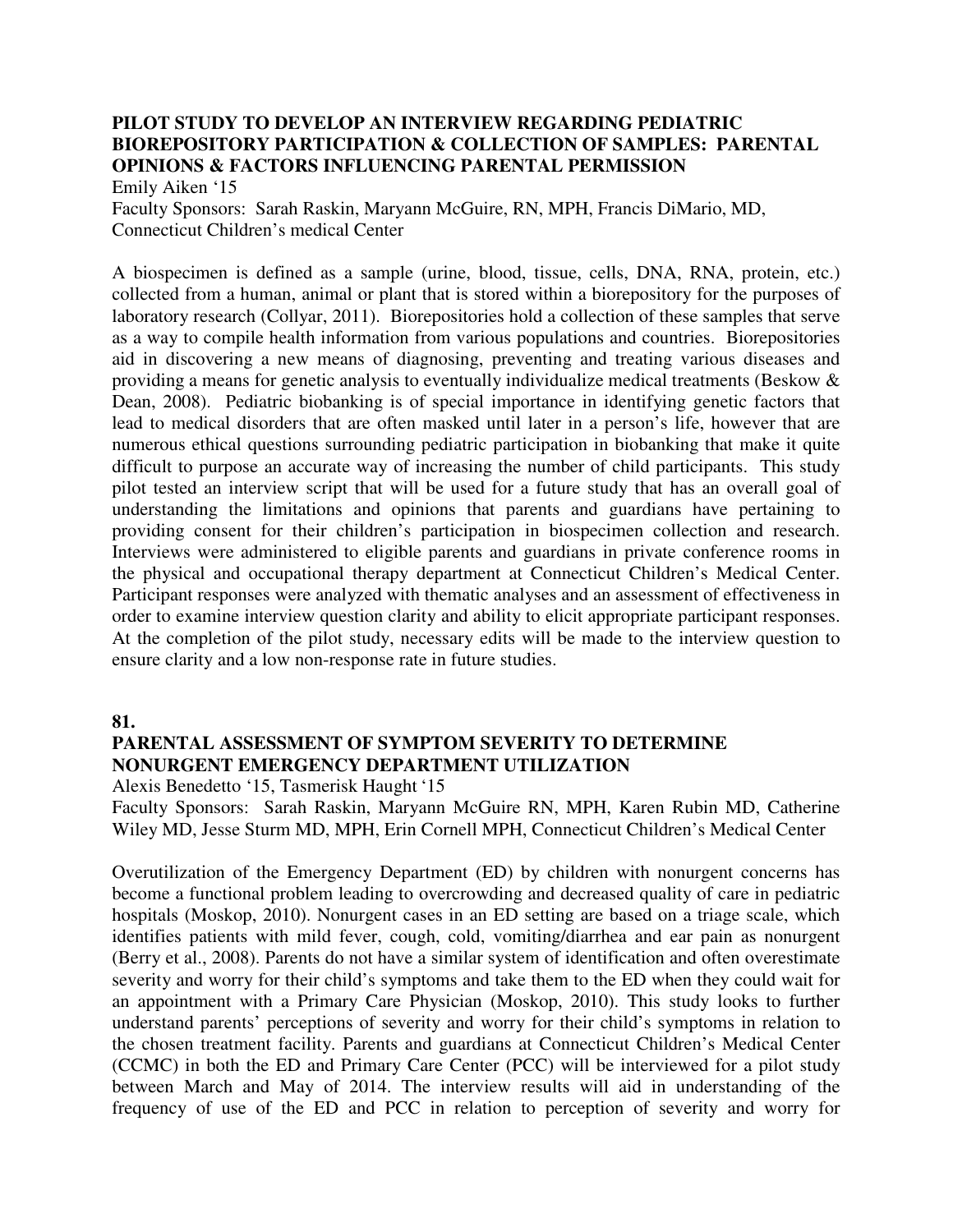**PILOT STUDY TO DEVELOP AN INTERVIEW REGARDING PEDIATRIC BIOREPOSITORY PARTICIPATION & COLLECTION OF SAMPLES: PARENTAL OPINIONS & FACTORS INFLUENCING PARENTAL PERMISSION**

Emily Aiken '15

Faculty Sponsors: Sarah Raskin, Maryann McGuire, RN, MPH, Francis DiMario, MD, Connecticut Children's medical Center

A biospecimen is defined as a sample (urine, blood, tissue, cells, DNA, RNA, protein, etc.) collected from a human, animal or plant that is stored within a biorepository for the purposes of laboratory research (Collyar, 2011). Biorepositories hold a collection of these samples that serve as a way to compile health information from various populations and countries. Biorepositories aid in discovering a new means of diagnosing, preventing and treating various diseases and providing a means for genetic analysis to eventually individualize medical treatments (Beskow & Dean, 2008). Pediatric biobanking is of special importance in identifying genetic factors that lead to medical disorders that are often masked until later in a person's life, however that are numerous ethical questions surrounding pediatric participation in biobanking that make it quite difficult to purpose an accurate way of increasing the number of child participants. This study pilot tested an interview script that will be used for a future study that has an overall goal of understanding the limitations and opinions that parents and guardians have pertaining to providing consent for their children's participation in biospecimen collection and research. Interviews were administered to eligible parents and guardians in private conference rooms in the physical and occupational therapy department at Connecticut Children's Medical Center. Participant responses were analyzed with thematic analyses and an assessment of effectiveness in order to examine interview question clarity and ability to elicit appropriate participant responses. At the completion of the pilot study, necessary edits will be made to the interview question to ensure clarity and a low non-response rate in future studies.

**81.**

**PARENTAL ASSESSMENT OF SYMPTOM SEVERITY TO DETERMINE NONURGENT EMERGENCY DEPARTMENT UTILIZATION**

Alexis Benedetto '15, Tasmerisk Haught '15

Faculty Sponsors: Sarah Raskin, Maryann McGuire RN, MPH, Karen Rubin MD, Catherine Wiley MD, Jesse Sturm MD, MPH, Erin Cornell MPH, Connecticut Children's Medical Center

Overutilization of the Emergency Department (ED) by children with nonurgent concerns has become a functional problem leading to overcrowding and decreased quality of care in pediatric hospitals (Moskop, 2010). Nonurgent cases in an ED setting are based on a triage scale, which identifies patients with mild fever, cough, cold, vomiting/diarrhea and ear pain as nonurgent (Berry et al., 2008). Parents do not have a similar system of identification and often overestimate severity and worry for their child's symptoms and take them to the ED when they could wait for an appointment with a Primary Care Physician (Moskop, 2010). This study looks to further understand parents' perceptions of severity and worry for their child's symptoms in relation to the chosen treatment facility. Parents and guardians at Connecticut Children's Medical Center (CCMC) in both the ED and Primary Care Center (PCC) will be interviewed for a pilot study between March and May of 2014. The interview results will aid in understanding of the frequency of use of the ED and PCC in relation to perception of severity and worry for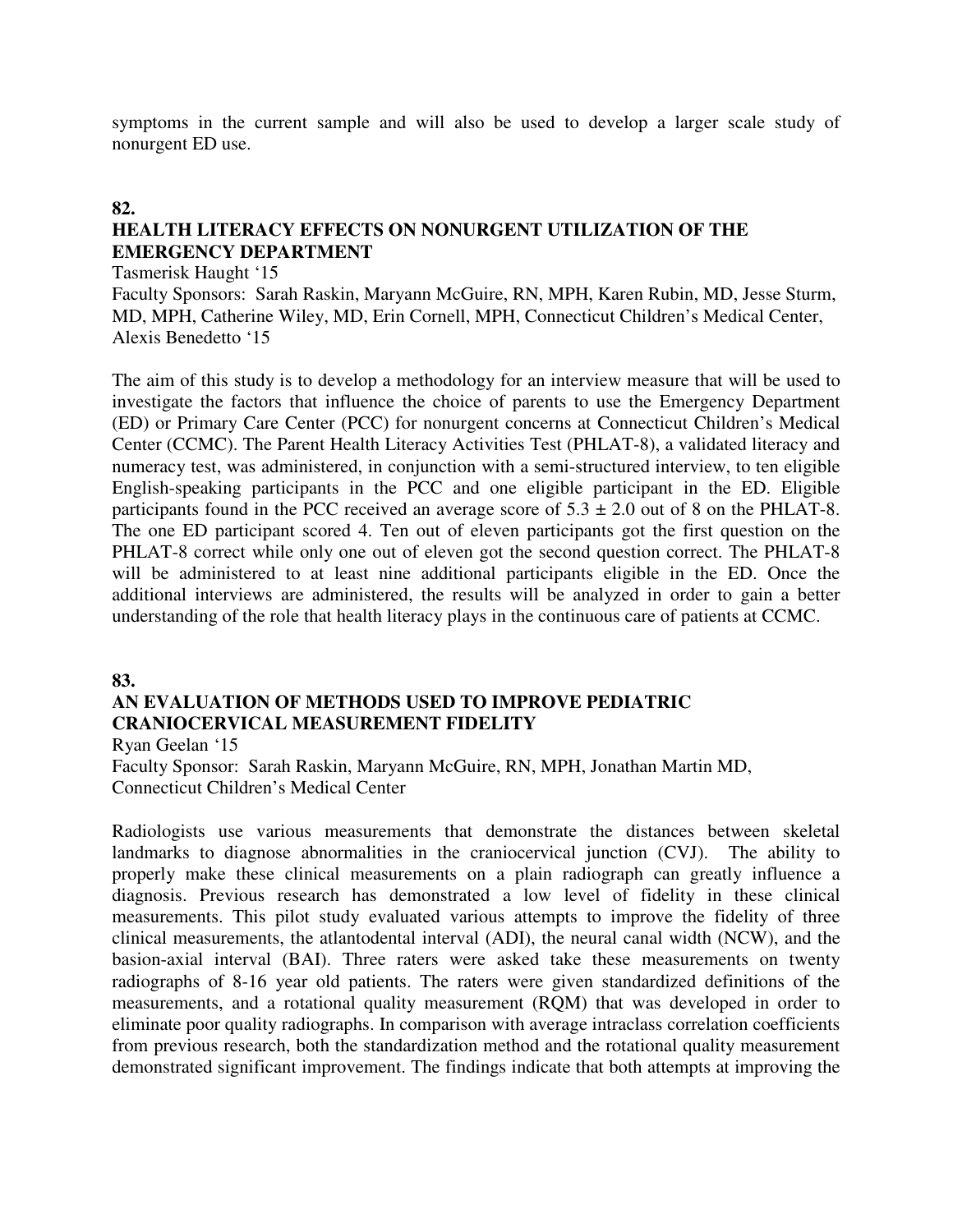symptoms in the current sample and will also be used to develop a larger scale study of nonurgent ED use.

**82.**

**HEALTH LITERACY EFFECTS ON NONURGENT UTILIZATION OF THE EMERGENCY DEPARTMENT**

Tasmerisk Haught '15

Faculty Sponsors: Sarah Raskin, Maryann McGuire, RN, MPH, Karen Rubin, MD, Jesse Sturm, MD, MPH, Catherine Wiley, MD, Erin Cornell, MPH, Connecticut Children's Medical Center, Alexis Benedetto '15

The aim of this study is to develop a methodology for an interview measure that will be used to investigate the factors that influence the choice of parents to use the Emergency Department (ED) or Primary Care Center (PCC) for nonurgent concerns at Connecticut Children's Medical Center (CCMC). The Parent Health Literacy Activities Test (PHLAT-8), a validated literacy and numeracy test, was administered, in conjunction with a semi-structured interview, to ten eligible English-speaking participants in the PCC and one eligible participant in the ED. Eligible participants found in the PCC received an average score of $5.3 \pm 2.0$ out of 8 on the PHLAT-8. The one ED participant scored 4. Ten out of eleven participants got the first question on the PHLAT-8 correct while only one out of eleven got the second question correct. The PHLAT-8 will be administered to at least nine additional participants eligible in the ED. Once the additional interviews are administered, the results will be analyzed in order to gain a better understanding of the role that health literacy plays in the continuous care of patients at CCMC.

**83.**

**AN EVALUATION OF METHODS USED TO IMPROVE PEDIATRIC CRANIOCERVICAL MEASUREMENT FIDELITY**

Ryan Geelan '15

Faculty Sponsor: Sarah Raskin, Maryann McGuire, RN, MPH, Jonathan Martin MD, Connecticut Children's Medical Center

Radiologists use various measurements that demonstrate the distances between skeletal landmarks to diagnose abnormalities in the craniocervical junction (CVJ). The ability to properly make these clinical measurements on a plain radiograph can greatly influence a diagnosis. Previous research has demonstrated a low level of fidelity in these clinical measurements. This pilot study evaluated various attempts to improve the fidelity of three clinical measurements, the atlantodental interval (ADI), the neural canal width (NCW), and the basion-axial interval (BAI). Three raters were asked take these measurements on twenty radiographs of 8-16 year old patients. The raters were given standardized definitions of the measurements, and a rotational quality measurement (RQM) that was developed in order to eliminate poor quality radiographs. In comparison with average intraclass correlation coefficients from previous research, both the standardization method and the rotational quality measurement demonstrated significant improvement. The findings indicate that both attempts at improving the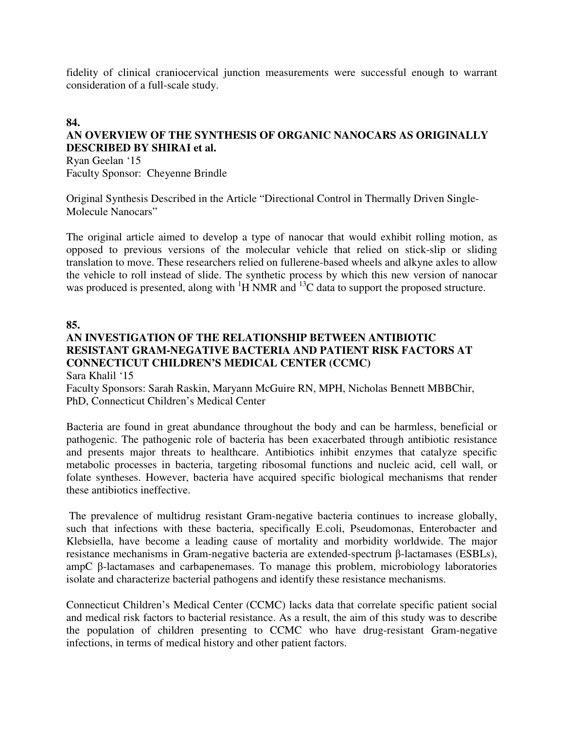fidelity of clinical craniocervical junction measurements were successful enough to warrant consideration of a full-scale study.

**84.**

**AN OVERVIEW OF THE SYNTHESIS OF ORGANIC NANOCARS AS ORIGINALLY DESCRIBED BY SHIRAI et al.**

Ryan Geelan '15
Faculty Sponsor: Cheyenne Brindle

Original Synthesis Described in the Article "Directional Control in Thermally Driven Single-Molecule Nanocars"

The original article aimed to develop a type of nanocar that would exhibit rolling motion, as opposed to previous versions of the molecular vehicle that relied on stick-slip or sliding translation to move. These researchers relied on fullerene-based wheels and alkyne axles to allow the vehicle to roll instead of slide. The synthetic process by which this new version of nanocar was produced is presented, along with $^{1}$H NMR and $^{13}$C data to support the proposed structure.

**85.**

**AN INVESTIGATION OF THE RELATIONSHIP BETWEEN ANTIBIOTIC RESISTANT GRAM-NEGATIVE BACTERIA AND PATIENT RISK FACTORS AT CONNECTICUT CHILDREN'S MEDICAL CENTER (CCMC)**

Sara Khalil '15
Faculty Sponsors: Sarah Raskin, Maryann McGuire RN, MPH, Nicholas Bennett MBBChir, PhD, Connecticut Children's Medical Center

Bacteria are found in great abundance throughout the body and can be harmless, beneficial or pathogenic. The pathogenic role of bacteria has been exacerbated through antibiotic resistance and presents major threats to healthcare. Antibiotics inhibit enzymes that catalyze specific metabolic processes in bacteria, targeting ribosomal functions and nucleic acid, cell wall, or folate syntheses. However, bacteria have acquired specific biological mechanisms that render these antibiotics ineffective.

The prevalence of multidrug resistant Gram-negative bacteria continues to increase globally, such that infections with these bacteria, specifically E.coli, Pseudomonas, Enterobacter and Klebsiella, have become a leading cause of mortality and morbidity worldwide. The major resistance mechanisms in Gram-negative bacteria are extended-spectrum β-lactamases (ESBLs), ampC β-lactamases and carbapenemases. To manage this problem, microbiology laboratories isolate and characterize bacterial pathogens and identify these resistance mechanisms.

Connecticut Children's Medical Center (CCMC) lacks data that correlate specific patient social and medical risk factors to bacterial resistance. As a result, the aim of this study was to describe the population of children presenting to CCMC who have drug-resistant Gram-negative infections, in terms of medical history and other patient factors.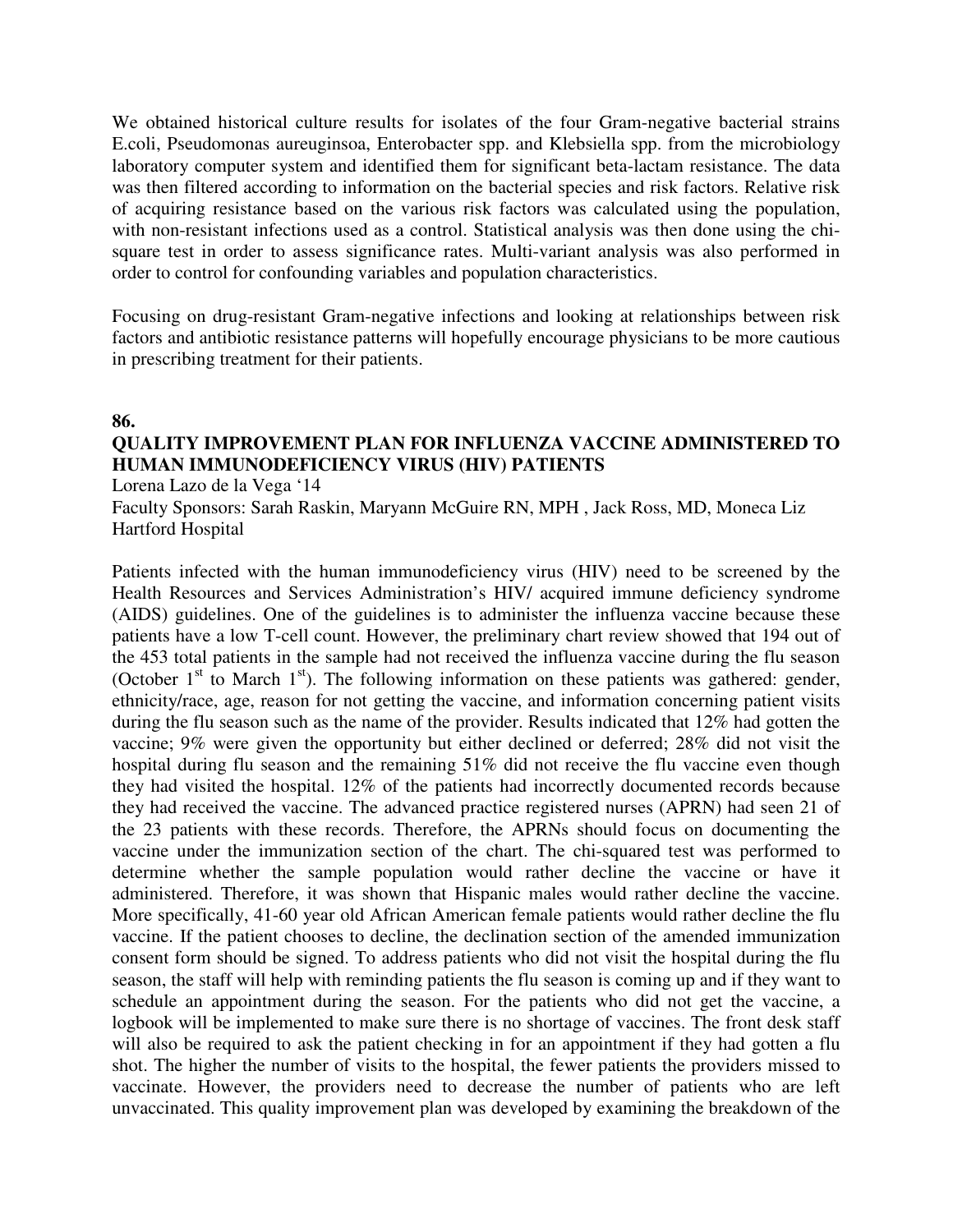We obtained historical culture results for isolates of the four Gram-negative bacterial strains E.coli, Pseudomonas aureuginsoa, Enterobacter spp. and Klebsiella spp. from the microbiology laboratory computer system and identified them for significant beta-lactam resistance. The data was then filtered according to information on the bacterial species and risk factors. Relative risk of acquiring resistance based on the various risk factors was calculated using the population, with non-resistant infections used as a control. Statistical analysis was then done using the chi-square test in order to assess significance rates. Multi-variant analysis was also performed in order to control for confounding variables and population characteristics.

Focusing on drug-resistant Gram-negative infections and looking at relationships between risk factors and antibiotic resistance patterns will hopefully encourage physicians to be more cautious in prescribing treatment for their patients.

**86.**

**QUALITY IMPROVEMENT PLAN FOR INFLUENZA VACCINE ADMINISTERED TO HUMAN IMMUNODEFICIENCY VIRUS (HIV) PATIENTS**

Lorena Lazo de la Vega '14

Faculty Sponsors: Sarah Raskin, Maryann McGuire RN, MPH , Jack Ross, MD, Moneca Liz

Hartford Hospital

Patients infected with the human immunodeficiency virus (HIV) need to be screened by the Health Resources and Services Administration's HIV/ acquired immune deficiency syndrome (AIDS) guidelines. One of the guidelines is to administer the influenza vaccine because these patients have a low T-cell count. However, the preliminary chart review showed that 194 out of the 453 total patients in the sample had not received the influenza vaccine during the flu season (October 1st to March 1st). The following information on these patients was gathered: gender, ethnicity/race, age, reason for not getting the vaccine, and information concerning patient visits during the flu season such as the name of the provider. Results indicated that 12% had gotten the vaccine; 9% were given the opportunity but either declined or deferred; 28% did not visit the hospital during flu season and the remaining 51% did not receive the flu vaccine even though they had visited the hospital. 12% of the patients had incorrectly documented records because they had received the vaccine. The advanced practice registered nurses (APRN) had seen 21 of the 23 patients with these records. Therefore, the APRNs should focus on documenting the vaccine under the immunization section of the chart. The chi-squared test was performed to determine whether the sample population would rather decline the vaccine or have it administered. Therefore, it was shown that Hispanic males would rather decline the vaccine. More specifically, 41-60 year old African American female patients would rather decline the flu vaccine. If the patient chooses to decline, the declination section of the amended immunization consent form should be signed. To address patients who did not visit the hospital during the flu season, the staff will help with reminding patients the flu season is coming up and if they want to schedule an appointment during the season. For the patients who did not get the vaccine, a logbook will be implemented to make sure there is no shortage of vaccines. The front desk staff will also be required to ask the patient checking in for an appointment if they had gotten a flu shot. The higher the number of visits to the hospital, the fewer patients the providers missed to vaccinate. However, the providers need to decrease the number of patients who are left unvaccinated. This quality improvement plan was developed by examining the breakdown of the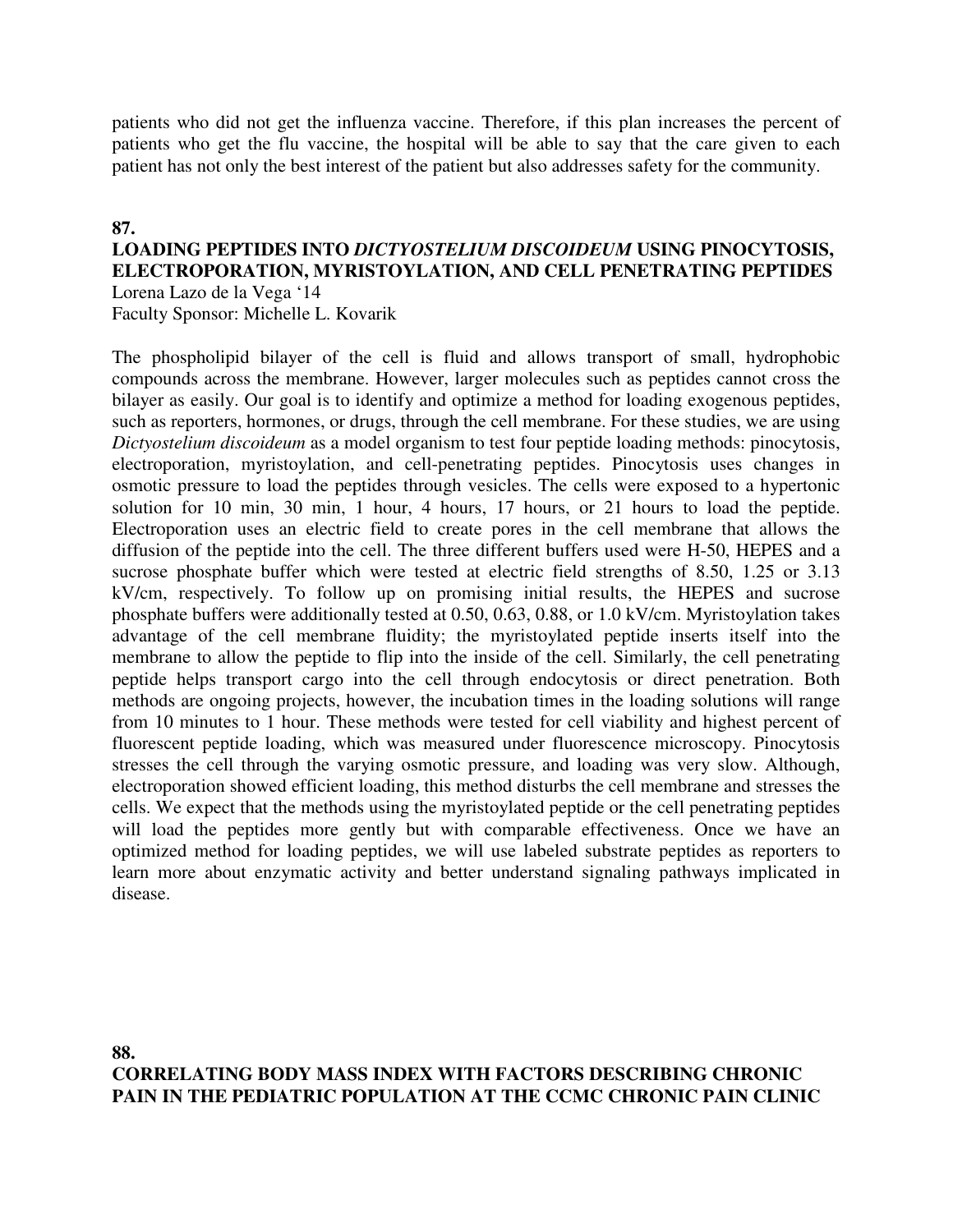patients who did not get the influenza vaccine. Therefore, if this plan increases the percent of patients who get the flu vaccine, the hospital will be able to say that the care given to each patient has not only the best interest of the patient but also addresses safety for the community.

**87.**

**LOADING PEPTIDES INTO *DICTYOSTELIUM DISCOIDEUM* USING PINOCYTOSIS, ELECTROPORATION, MYRISTOYLATION, AND CELL PENETRATING PEPTIDES**

Lorena Lazo de la Vega '14
Faculty Sponsor: Michelle L. Kovarik

The phospholipid bilayer of the cell is fluid and allows transport of small, hydrophobic compounds across the membrane. However, larger molecules such as peptides cannot cross the bilayer as easily. Our goal is to identify and optimize a method for loading exogenous peptides, such as reporters, hormones, or drugs, through the cell membrane. For these studies, we are using *Dictyostelium discoideum* as a model organism to test four peptide loading methods: pinocytosis, electroporation, myristoylation, and cell-penetrating peptides. Pinocytosis uses changes in osmotic pressure to load the peptides through vesicles. The cells were exposed to a hypertonic solution for 10 min, 30 min, 1 hour, 4 hours, 17 hours, or 21 hours to load the peptide. Electroporation uses an electric field to create pores in the cell membrane that allows the diffusion of the peptide into the cell. The three different buffers used were H-50, HEPES and a sucrose phosphate buffer which were tested at electric field strengths of 8.50, 1.25 or 3.13 kV/cm, respectively. To follow up on promising initial results, the HEPES and sucrose phosphate buffers were additionally tested at 0.50, 0.63, 0.88, or 1.0 kV/cm. Myristoylation takes advantage of the cell membrane fluidity; the myristoylated peptide inserts itself into the membrane to allow the peptide to flip into the inside of the cell. Similarly, the cell penetrating peptide helps transport cargo into the cell through endocytosis or direct penetration. Both methods are ongoing projects, however, the incubation times in the loading solutions will range from 10 minutes to 1 hour. These methods were tested for cell viability and highest percent of fluorescent peptide loading, which was measured under fluorescence microscopy. Pinocytosis stresses the cell through the varying osmotic pressure, and loading was very slow. Although, electroporation showed efficient loading, this method disturbs the cell membrane and stresses the cells. We expect that the methods using the myristoylated peptide or the cell penetrating peptides will load the peptides more gently but with comparable effectiveness. Once we have an optimized method for loading peptides, we will use labeled substrate peptides as reporters to learn more about enzymatic activity and better understand signaling pathways implicated in disease.

**88.**

**CORRELATING BODY MASS INDEX WITH FACTORS DESCRIBING CHRONIC PAIN IN THE PEDIATRIC POPULATION AT THE CCMC CHRONIC PAIN CLINIC**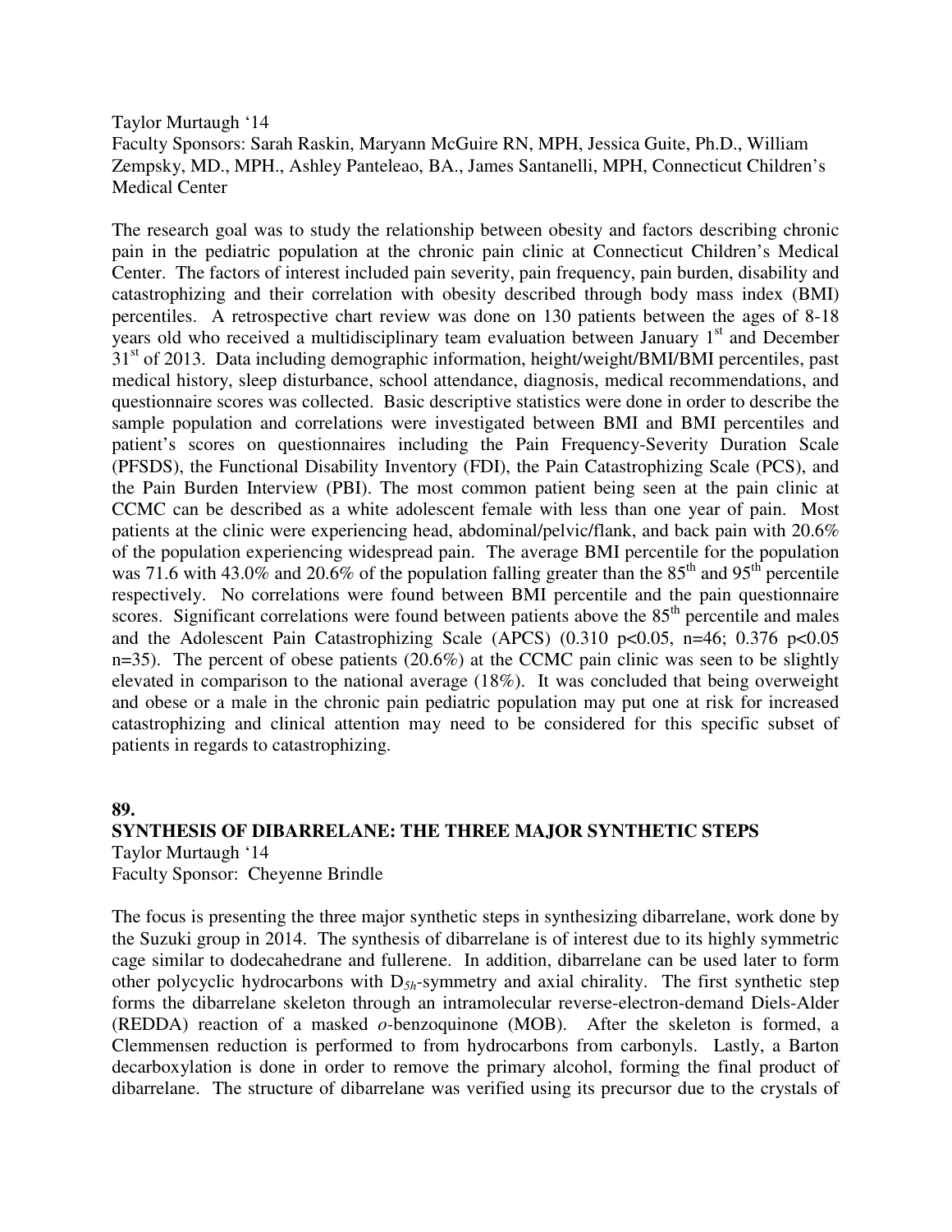Taylor Murtaugh '14
Faculty Sponsors: Sarah Raskin, Maryann McGuire RN, MPH, Jessica Guite, Ph.D., William Zempsky, MD., MPH., Ashley Panteleao, BA., James Santanelli, MPH, Connecticut Children's Medical Center

The research goal was to study the relationship between obesity and factors describing chronic pain in the pediatric population at the chronic pain clinic at Connecticut Children's Medical Center. The factors of interest included pain severity, pain frequency, pain burden, disability and catastrophizing and their correlation with obesity described through body mass index (BMI) percentiles. A retrospective chart review was done on 130 patients between the ages of 8-18 years old who received a multidisciplinary team evaluation between January 1st and December 31st of 2013. Data including demographic information, height/weight/BMI/BMI percentiles, past medical history, sleep disturbance, school attendance, diagnosis, medical recommendations, and questionnaire scores was collected. Basic descriptive statistics were done in order to describe the sample population and correlations were investigated between BMI and BMI percentiles and patient's scores on questionnaires including the Pain Frequency-Severity Duration Scale (PFSDS), the Functional Disability Inventory (FDI), the Pain Catastrophizing Scale (PCS), and the Pain Burden Interview (PBI). The most common patient being seen at the pain clinic at CCMC can be described as a white adolescent female with less than one year of pain. Most patients at the clinic were experiencing head, abdominal/pelvic/flank, and back pain with 20.6% of the population experiencing widespread pain. The average BMI percentile for the population was 71.6 with 43.0% and 20.6% of the population falling greater than the 85th and 95th percentile respectively. No correlations were found between BMI percentile and the pain questionnaire scores. Significant correlations were found between patients above the 85th percentile and males and the Adolescent Pain Catastrophizing Scale (APCS) (0.310 $p<0.05$, $n=46$; 0.376 $p<0.05$ $n=35$). The percent of obese patients (20.6%) at the CCMC pain clinic was seen to be slightly elevated in comparison to the national average (18%). It was concluded that being overweight and obese or a male in the chronic pain pediatric population may put one at risk for increased catastrophizing and clinical attention may need to be considered for this specific subset of patients in regards to catastrophizing.

**89.**

**SYNTHESIS OF DIBARRELANE: THE THREE MAJOR SYNTHETIC STEPS**

Taylor Murtaugh '14
Faculty Sponsor: Cheyenne Brindle

The focus is presenting the three major synthetic steps in synthesizing dibarrelane, work done by the Suzuki group in 2014. The synthesis of dibarrelane is of interest due to its highly symmetric cage similar to dodecahedrane and fullerene. In addition, dibarrelane can be used later to form other polycyclic hydrocarbons with $D_{5h}$-symmetry and axial chirality. The first synthetic step forms the dibarrelane skeleton through an intramolecular reverse-electron-demand Diels-Alder (REDDA) reaction of a masked *o*-benzoquinone (MOB). After the skeleton is formed, a Clemmensen reduction is performed to from hydrocarbons from carbonyls. Lastly, a Barton decarboxylation is done in order to remove the primary alcohol, forming the final product of dibarrelane. The structure of dibarrelane was verified using its precursor due to the crystals of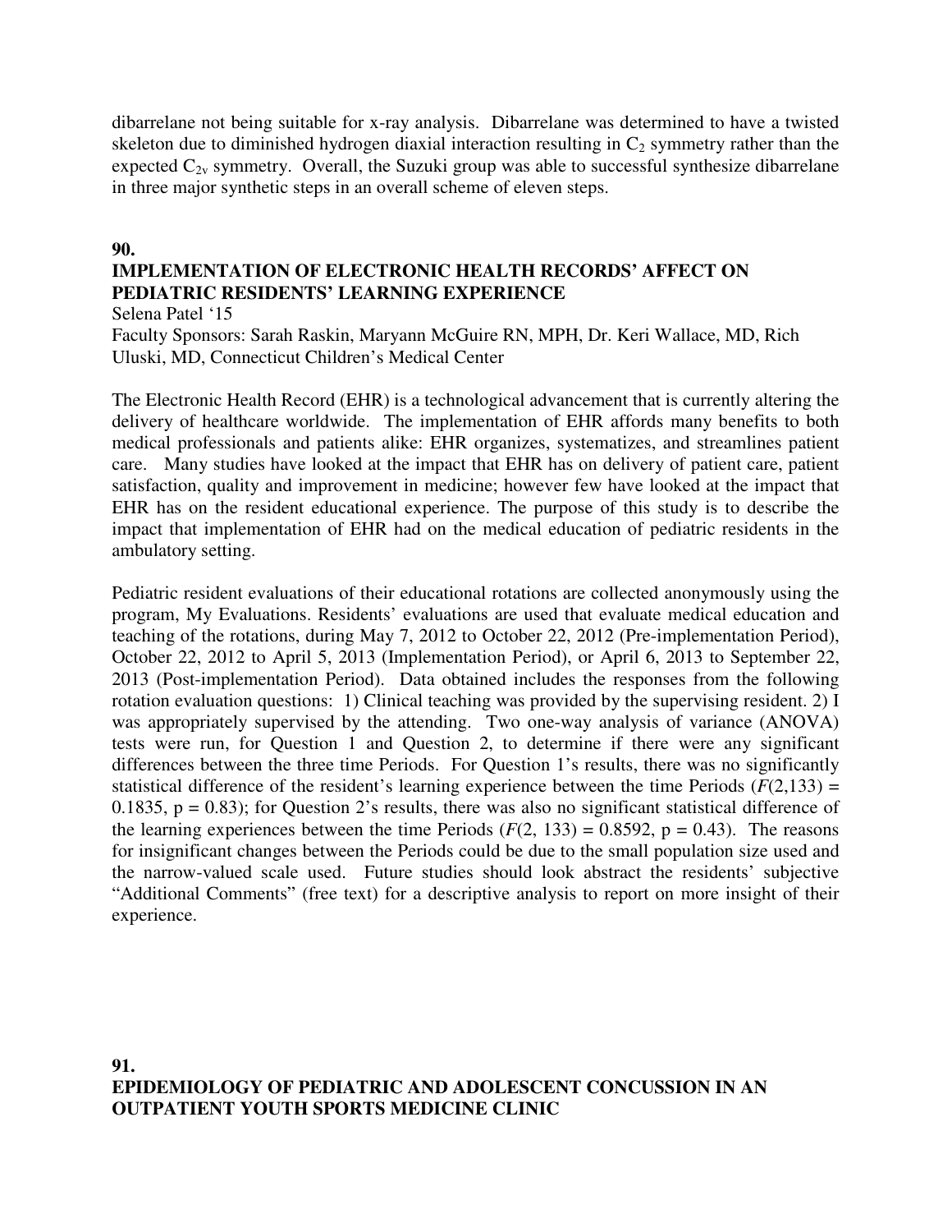dibarrelane not being suitable for x-ray analysis. Dibarrelane was determined to have a twisted skeleton due to diminished hydrogen diaxial interaction resulting in $C_2$ symmetry rather than the expected $C_{2v}$ symmetry. Overall, the Suzuki group was able to successful synthesize dibarrelane in three major synthetic steps in an overall scheme of eleven steps.

**90.**

**IMPLEMENTATION OF ELECTRONIC HEALTH RECORDS' AFFECT ON PEDIATRIC RESIDENTS' LEARNING EXPERIENCE**

Selena Patel '15

Faculty Sponsors: Sarah Raskin, Maryann McGuire RN, MPH, Dr. Keri Wallace, MD, Rich Uluski, MD, Connecticut Children's Medical Center

The Electronic Health Record (EHR) is a technological advancement that is currently altering the delivery of healthcare worldwide. The implementation of EHR affords many benefits to both medical professionals and patients alike: EHR organizes, systematizes, and streamlines patient care. Many studies have looked at the impact that EHR has on delivery of patient care, patient satisfaction, quality and improvement in medicine; however few have looked at the impact that EHR has on the resident educational experience. The purpose of this study is to describe the impact that implementation of EHR had on the medical education of pediatric residents in the ambulatory setting.

Pediatric resident evaluations of their educational rotations are collected anonymously using the program, My Evaluations. Residents' evaluations are used that evaluate medical education and teaching of the rotations, during May 7, 2012 to October 22, 2012 (Pre-implementation Period), October 22, 2012 to April 5, 2013 (Implementation Period), or April 6, 2013 to September 22, 2013 (Post-implementation Period). Data obtained includes the responses from the following rotation evaluation questions: 1) Clinical teaching was provided by the supervising resident. 2) I was appropriately supervised by the attending. Two one-way analysis of variance (ANOVA) tests were run, for Question 1 and Question 2, to determine if there were any significant differences between the three time Periods. For Question 1's results, there was no significantly statistical difference of the resident's learning experience between the time Periods ($F(2,133) = 0.1835$, $p = 0.83$); for Question 2's results, there was also no significant statistical difference of the learning experiences between the time Periods ($F(2, 133) = 0.8592$, $p = 0.43$). The reasons for insignificant changes between the Periods could be due to the small population size used and the narrow-valued scale used. Future studies should look abstract the residents' subjective "Additional Comments" (free text) for a descriptive analysis to report on more insight of their experience.

**91.**

**EPIDEMIOLOGY OF PEDIATRIC AND ADOLESCENT CONCUSSION IN AN OUTPATIENT YOUTH SPORTS MEDICINE CLINIC**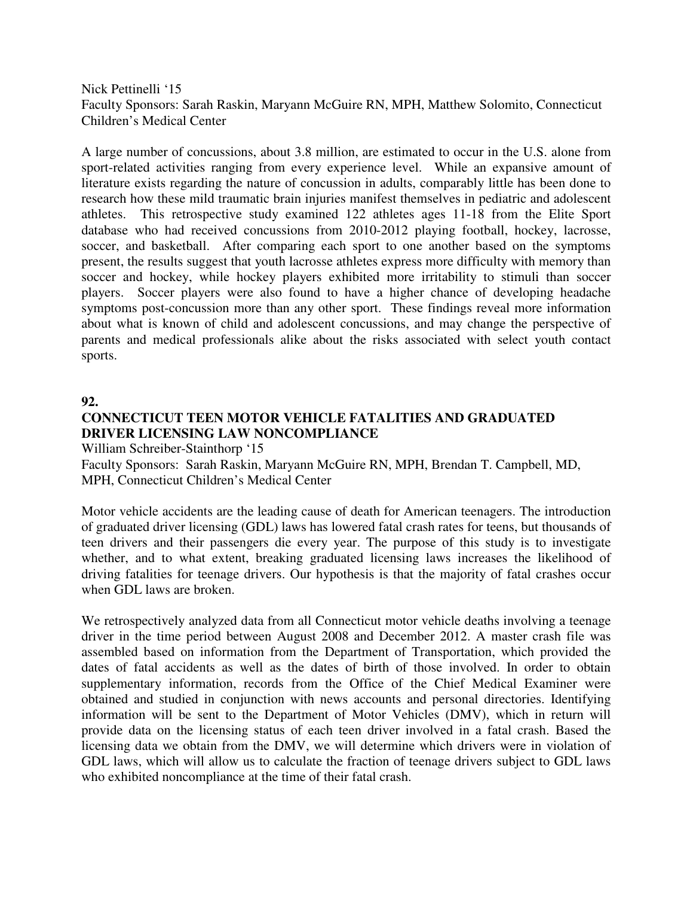Nick Pettinelli '15
Faculty Sponsors: Sarah Raskin, Maryann McGuire RN, MPH, Matthew Solomito, Connecticut Children's Medical Center

A large number of concussions, about 3.8 million, are estimated to occur in the U.S. alone from sport-related activities ranging from every experience level. While an expansive amount of literature exists regarding the nature of concussion in adults, comparably little has been done to research how these mild traumatic brain injuries manifest themselves in pediatric and adolescent athletes. This retrospective study examined 122 athletes ages 11-18 from the Elite Sport database who had received concussions from 2010-2012 playing football, hockey, lacrosse, soccer, and basketball. After comparing each sport to one another based on the symptoms present, the results suggest that youth lacrosse athletes express more difficulty with memory than soccer and hockey, while hockey players exhibited more irritability to stimuli than soccer players. Soccer players were also found to have a higher chance of developing headache symptoms post-concussion more than any other sport. These findings reveal more information about what is known of child and adolescent concussions, and may change the perspective of parents and medical professionals alike about the risks associated with select youth contact sports.

**92.**

**CONNECTICUT TEEN MOTOR VEHICLE FATALITIES AND GRADUATED DRIVER LICENSING LAW NONCOMPLIANCE**

William Schreiber-Stainthorp '15
Faculty Sponsors: Sarah Raskin, Maryann McGuire RN, MPH, Brendan T. Campbell, MD, MPH, Connecticut Children's Medical Center

Motor vehicle accidents are the leading cause of death for American teenagers. The introduction of graduated driver licensing (GDL) laws has lowered fatal crash rates for teens, but thousands of teen drivers and their passengers die every year. The purpose of this study is to investigate whether, and to what extent, breaking graduated licensing laws increases the likelihood of driving fatalities for teenage drivers. Our hypothesis is that the majority of fatal crashes occur when GDL laws are broken.

We retrospectively analyzed data from all Connecticut motor vehicle deaths involving a teenage driver in the time period between August 2008 and December 2012. A master crash file was assembled based on information from the Department of Transportation, which provided the dates of fatal accidents as well as the dates of birth of those involved. In order to obtain supplementary information, records from the Office of the Chief Medical Examiner were obtained and studied in conjunction with news accounts and personal directories. Identifying information will be sent to the Department of Motor Vehicles (DMV), which in return will provide data on the licensing status of each teen driver involved in a fatal crash. Based the licensing data we obtain from the DMV, we will determine which drivers were in violation of GDL laws, which will allow us to calculate the fraction of teenage drivers subject to GDL laws who exhibited noncompliance at the time of their fatal crash.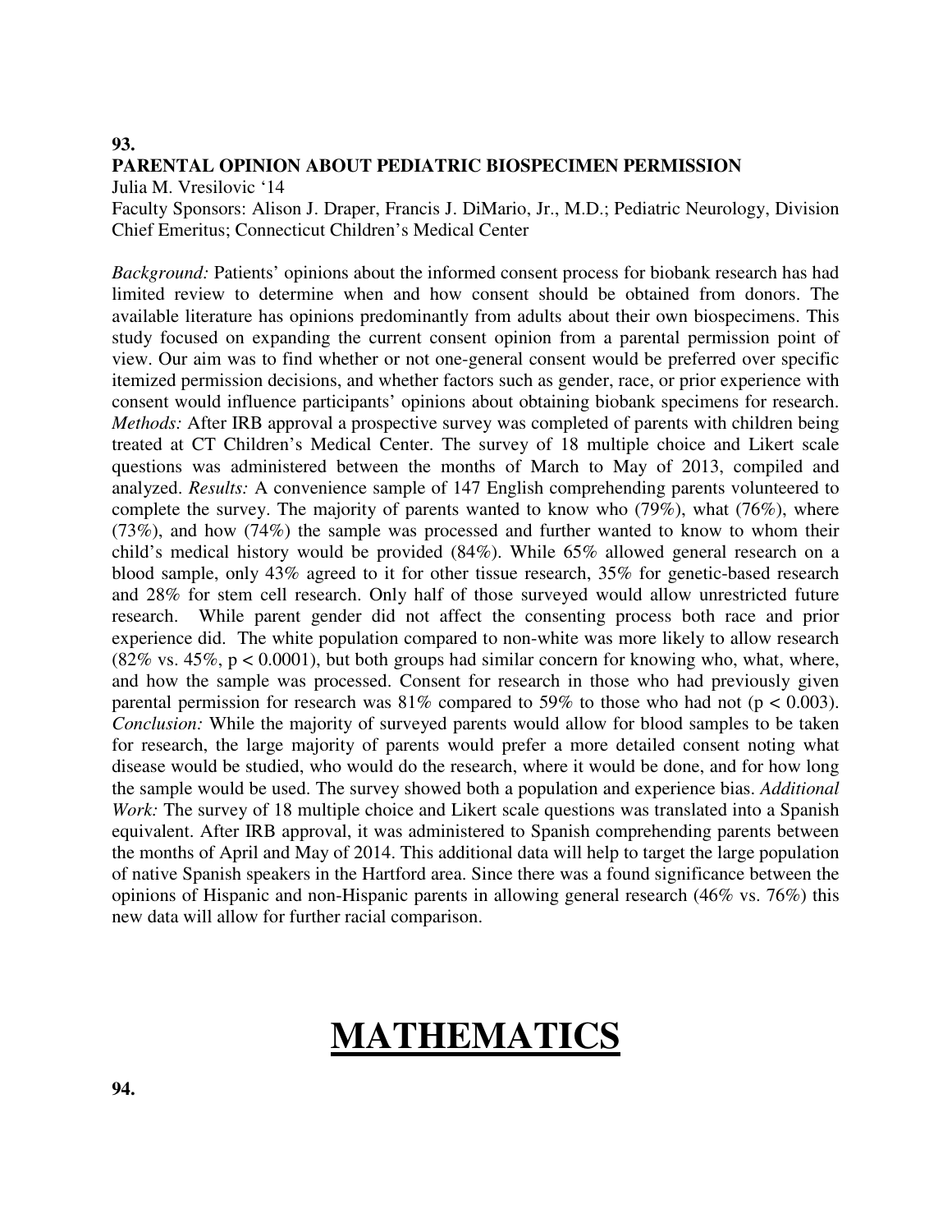**93.**

**PARENTAL OPINION ABOUT PEDIATRIC BIOSPECIMEN PERMISSION**

Julia M. Vresilovic '14

Faculty Sponsors: Alison J. Draper, Francis J. DiMario, Jr., M.D.; Pediatric Neurology, Division Chief Emeritus; Connecticut Children's Medical Center

*Background:* Patients' opinions about the informed consent process for biobank research has had limited review to determine when and how consent should be obtained from donors. The available literature has opinions predominantly from adults about their own biospecimens. This study focused on expanding the current consent opinion from a parental permission point of view. Our aim was to find whether or not one-general consent would be preferred over specific itemized permission decisions, and whether factors such as gender, race, or prior experience with consent would influence participants' opinions about obtaining biobank specimens for research. *Methods:* After IRB approval a prospective survey was completed of parents with children being treated at CT Children's Medical Center. The survey of 18 multiple choice and Likert scale questions was administered between the months of March to May of 2013, compiled and analyzed. *Results:* A convenience sample of 147 English comprehending parents volunteered to complete the survey. The majority of parents wanted to know who (79%), what (76%), where (73%), and how (74%) the sample was processed and further wanted to know to whom their child's medical history would be provided (84%). While 65% allowed general research on a blood sample, only 43% agreed to it for other tissue research, 35% for genetic-based research and 28% for stem cell research. Only half of those surveyed would allow unrestricted future research. While parent gender did not affect the consenting process both race and prior experience did. The white population compared to non-white was more likely to allow research (82% vs. 45%, $p < 0.0001$), but both groups had similar concern for knowing who, what, where, and how the sample was processed. Consent for research in those who had previously given parental permission for research was 81% compared to 59% to those who had not ($p < 0.003$). *Conclusion:* While the majority of surveyed parents would allow for blood samples to be taken for research, the large majority of parents would prefer a more detailed consent noting what disease would be studied, who would do the research, where it would be done, and for how long the sample would be used. The survey showed both a population and experience bias. *Additional Work:* The survey of 18 multiple choice and Likert scale questions was translated into a Spanish equivalent. After IRB approval, it was administered to Spanish comprehending parents between the months of April and May of 2014. This additional data will help to target the large population of native Spanish speakers in the Hartford area. Since there was a found significance between the opinions of Hispanic and non-Hispanic parents in allowing general research (46% vs. 76%) this new data will allow for further racial comparison.

# MATHEMATICS

**94.**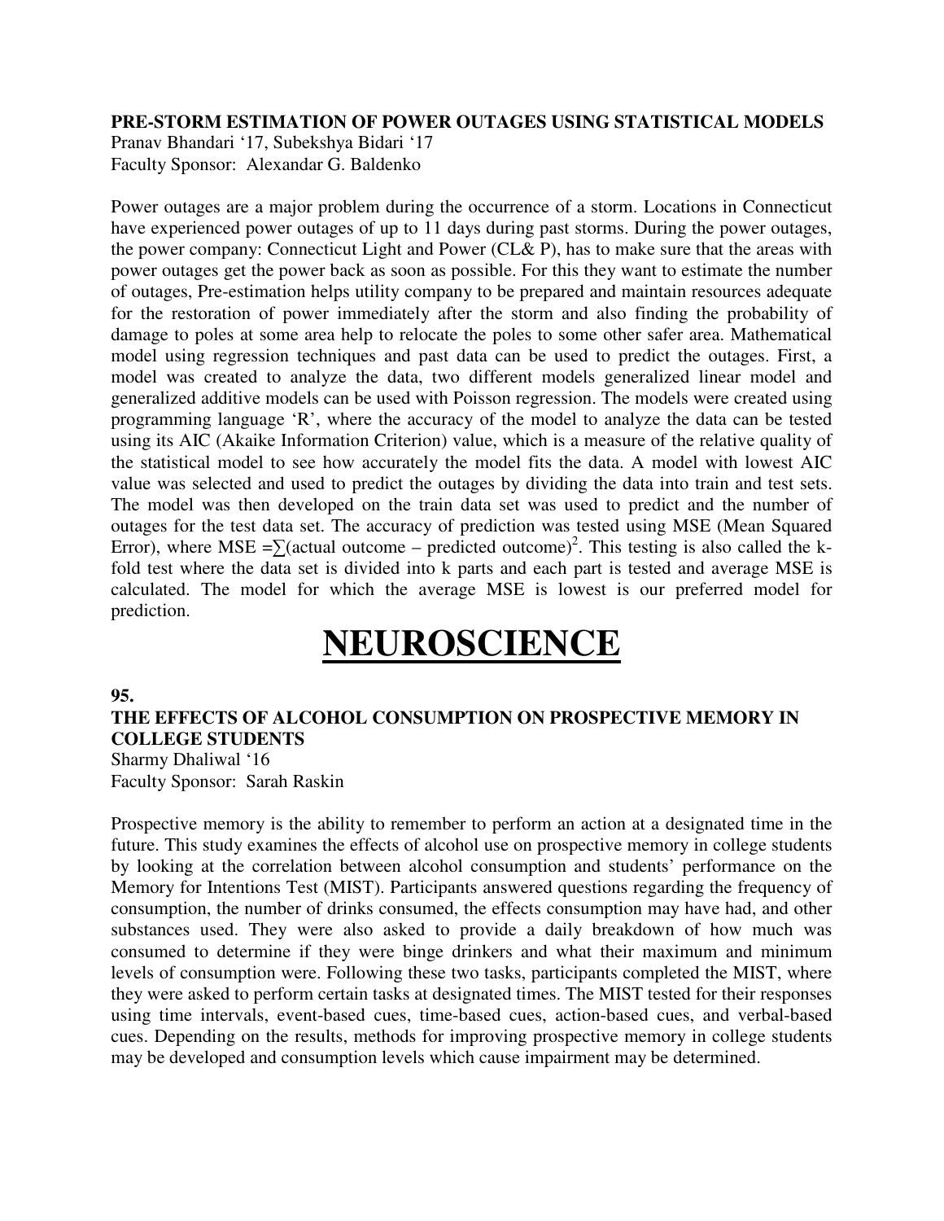### PRE-STORM ESTIMATION OF POWER OUTAGES USING STATISTICAL MODELS

Pranav Bhandari '17, Subekshya Bidari '17
Faculty Sponsor: Alexandar G. Baldenko

Power outages are a major problem during the occurrence of a storm. Locations in Connecticut have experienced power outages of up to 11 days during past storms. During the power outages, the power company: Connecticut Light and Power (CL& P), has to make sure that the areas with power outages get the power back as soon as possible. For this they want to estimate the number of outages, Pre-estimation helps utility company to be prepared and maintain resources adequate for the restoration of power immediately after the storm and also finding the probability of damage to poles at some area help to relocate the poles to some other safer area. Mathematical model using regression techniques and past data can be used to predict the outages. First, a model was created to analyze the data, two different models generalized linear model and generalized additive models can be used with Poisson regression. The models were created using programming language 'R', where the accuracy of the model to analyze the data can be tested using its AIC (Akaike Information Criterion) value, which is a measure of the relative quality of the statistical model to see how accurately the model fits the data. A model with lowest AIC value was selected and used to predict the outages by dividing the data into train and test sets. The model was then developed on the train data set was used to predict and the number of outages for the test data set. The accuracy of prediction was tested using MSE (Mean Squared Error), where MSE $=\sum(\text{actual outcome} - \text{predicted outcome})^2$. This testing is also called the k-fold test where the data set is divided into k parts and each part is tested and average MSE is calculated. The model for which the average MSE is lowest is our preferred model for prediction.

# NEUROSCIENCE

**95.**

### THE EFFECTS OF ALCOHOL CONSUMPTION ON PROSPECTIVE MEMORY IN COLLEGE STUDENTS

Sharmy Dhaliwal '16
Faculty Sponsor: Sarah Raskin

Prospective memory is the ability to remember to perform an action at a designated time in the future. This study examines the effects of alcohol use on prospective memory in college students by looking at the correlation between alcohol consumption and students' performance on the Memory for Intentions Test (MIST). Participants answered questions regarding the frequency of consumption, the number of drinks consumed, the effects consumption may have had, and other substances used. They were also asked to provide a daily breakdown of how much was consumed to determine if they were binge drinkers and what their maximum and minimum levels of consumption were. Following these two tasks, participants completed the MIST, where they were asked to perform certain tasks at designated times. The MIST tested for their responses using time intervals, event-based cues, time-based cues, action-based cues, and verbal-based cues. Depending on the results, methods for improving prospective memory in college students may be developed and consumption levels which cause impairment may be determined.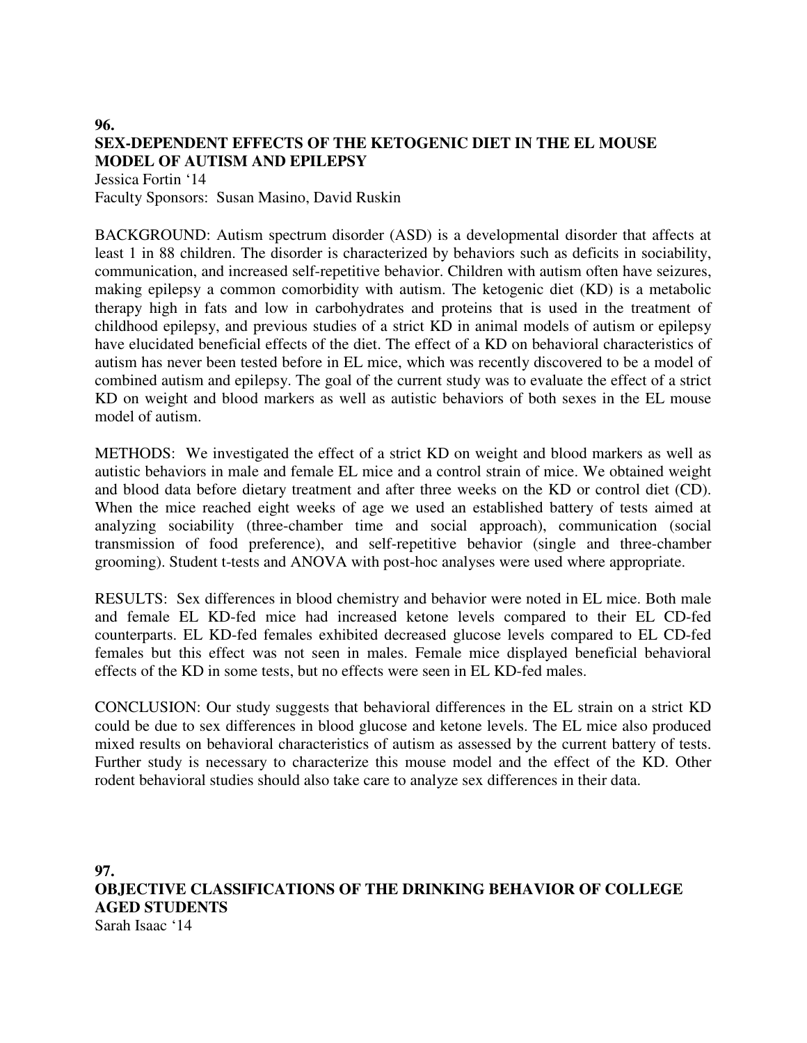**96.**
**SEX-DEPENDENT EFFECTS OF THE KETOGENIC DIET IN THE EL MOUSE MODEL OF AUTISM AND EPILEPSY**
Jessica Fortin '14
Faculty Sponsors: Susan Masino, David Ruskin

BACKGROUND: Autism spectrum disorder (ASD) is a developmental disorder that affects at least 1 in 88 children. The disorder is characterized by behaviors such as deficits in sociability, communication, and increased self-repetitive behavior. Children with autism often have seizures, making epilepsy a common comorbidity with autism. The ketogenic diet (KD) is a metabolic therapy high in fats and low in carbohydrates and proteins that is used in the treatment of childhood epilepsy, and previous studies of a strict KD in animal models of autism or epilepsy have elucidated beneficial effects of the diet. The effect of a KD on behavioral characteristics of autism has never been tested before in EL mice, which was recently discovered to be a model of combined autism and epilepsy. The goal of the current study was to evaluate the effect of a strict KD on weight and blood markers as well as autistic behaviors of both sexes in the EL mouse model of autism.

METHODS: We investigated the effect of a strict KD on weight and blood markers as well as autistic behaviors in male and female EL mice and a control strain of mice. We obtained weight and blood data before dietary treatment and after three weeks on the KD or control diet (CD). When the mice reached eight weeks of age we used an established battery of tests aimed at analyzing sociability (three-chamber time and social approach), communication (social transmission of food preference), and self-repetitive behavior (single and three-chamber grooming). Student t-tests and ANOVA with post-hoc analyses were used where appropriate.

RESULTS: Sex differences in blood chemistry and behavior were noted in EL mice. Both male and female EL KD-fed mice had increased ketone levels compared to their EL CD-fed counterparts. EL KD-fed females exhibited decreased glucose levels compared to EL CD-fed females but this effect was not seen in males. Female mice displayed beneficial behavioral effects of the KD in some tests, but no effects were seen in EL KD-fed males.

CONCLUSION: Our study suggests that behavioral differences in the EL strain on a strict KD could be due to sex differences in blood glucose and ketone levels. The EL mice also produced mixed results on behavioral characteristics of autism as assessed by the current battery of tests. Further study is necessary to characterize this mouse model and the effect of the KD. Other rodent behavioral studies should also take care to analyze sex differences in their data.

**97.**
**OBJECTIVE CLASSIFICATIONS OF THE DRINKING BEHAVIOR OF COLLEGE AGED STUDENTS**
Sarah Isaac '14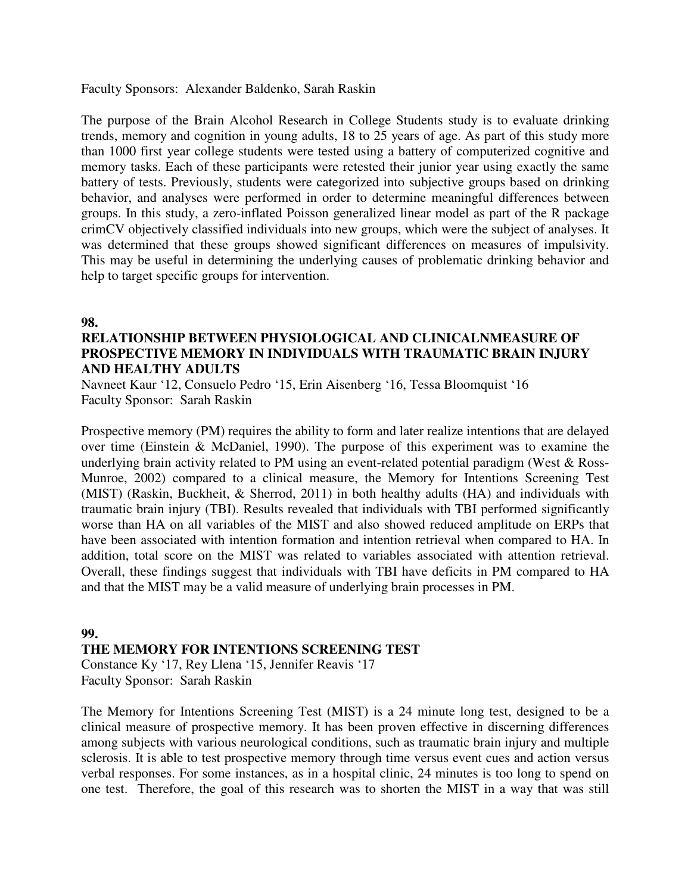Faculty Sponsors: Alexander Baldenko, Sarah Raskin

The purpose of the Brain Alcohol Research in College Students study is to evaluate drinking trends, memory and cognition in young adults, 18 to 25 years of age. As part of this study more than 1000 first year college students were tested using a battery of computerized cognitive and memory tasks. Each of these participants were retested their junior year using exactly the same battery of tests. Previously, students were categorized into subjective groups based on drinking behavior, and analyses were performed in order to determine meaningful differences between groups. In this study, a zero-inflated Poisson generalized linear model as part of the R package crimCV objectively classified individuals into new groups, which were the subject of analyses. It was determined that these groups showed significant differences on measures of impulsivity. This may be useful in determining the underlying causes of problematic drinking behavior and help to target specific groups for intervention.

**98.**

**RELATIONSHIP BETWEEN PHYSIOLOGICAL AND CLINICALNMEASURE OF PROSPECTIVE MEMORY IN INDIVIDUALS WITH TRAUMATIC BRAIN INJURY AND HEALTHY ADULTS**

Navneet Kaur '12, Consuelo Pedro '15, Erin Aisenberg '16, Tessa Bloomquist '16
Faculty Sponsor: Sarah Raskin

Prospective memory (PM) requires the ability to form and later realize intentions that are delayed over time (Einstein & McDaniel, 1990). The purpose of this experiment was to examine the underlying brain activity related to PM using an event-related potential paradigm (West & Ross-Munroe, 2002) compared to a clinical measure, the Memory for Intentions Screening Test (MIST) (Raskin, Buckheit, & Sherrod, 2011) in both healthy adults (HA) and individuals with traumatic brain injury (TBI). Results revealed that individuals with TBI performed significantly worse than HA on all variables of the MIST and also showed reduced amplitude on ERPs that have been associated with intention formation and intention retrieval when compared to HA. In addition, total score on the MIST was related to variables associated with attention retrieval. Overall, these findings suggest that individuals with TBI have deficits in PM compared to HA and that the MIST may be a valid measure of underlying brain processes in PM.

**99.**

**THE MEMORY FOR INTENTIONS SCREENING TEST**

Constance Ky '17, Rey Llena '15, Jennifer Reavis '17
Faculty Sponsor: Sarah Raskin

The Memory for Intentions Screening Test (MIST) is a 24 minute long test, designed to be a clinical measure of prospective memory. It has been proven effective in discerning differences among subjects with various neurological conditions, such as traumatic brain injury and multiple sclerosis. It is able to test prospective memory through time versus event cues and action versus verbal responses. For some instances, as in a hospital clinic, 24 minutes is too long to spend on one test. Therefore, the goal of this research was to shorten the MIST in a way that was still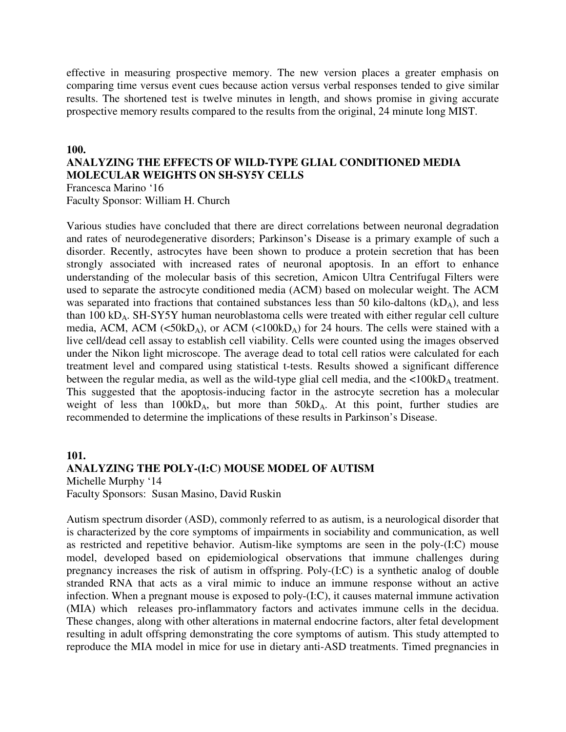effective in measuring prospective memory. The new version places a greater emphasis on comparing time versus event cues because action versus verbal responses tended to give similar results. The shortened test is twelve minutes in length, and shows promise in giving accurate prospective memory results compared to the results from the original, 24 minute long MIST.

**100.**

### ANALYZING THE EFFECTS OF WILD-TYPE GLIAL CONDITIONED MEDIA MOLECULAR WEIGHTS ON SH-SY5Y CELLS

Francesca Marino '16
Faculty Sponsor: William H. Church

Various studies have concluded that there are direct correlations between neuronal degradation and rates of neurodegenerative disorders; Parkinson's Disease is a primary example of such a disorder. Recently, astrocytes have been shown to produce a protein secretion that has been strongly associated with increased rates of neuronal apoptosis. In an effort to enhance understanding of the molecular basis of this secretion, Amicon Ultra Centrifugal Filters were used to separate the astrocyte conditioned media (ACM) based on molecular weight. The ACM was separated into fractions that contained substances less than 50 kilo-daltons ($kD_A$), and less than 100 $kD_A$. SH-SY5Y human neuroblastoma cells were treated with either regular cell culture media, ACM, ACM (<50$kD_A$), or ACM (<100$kD_A$) for 24 hours. The cells were stained with a live cell/dead cell assay to establish cell viability. Cells were counted using the images observed under the Nikon light microscope. The average dead to total cell ratios were calculated for each treatment level and compared using statistical t-tests. Results showed a significant difference between the regular media, as well as the wild-type glial cell media, and the <100$kD_A$ treatment. This suggested that the apoptosis-inducing factor in the astrocyte secretion has a molecular weight of less than 100$kD_A$, but more than 50$kD_A$. At this point, further studies are recommended to determine the implications of these results in Parkinson's Disease.

**101.**

### ANALYZING THE POLY-(I:C) MOUSE MODEL OF AUTISM

Michelle Murphy '14
Faculty Sponsors: Susan Masino, David Ruskin

Autism spectrum disorder (ASD), commonly referred to as autism, is a neurological disorder that is characterized by the core symptoms of impairments in sociability and communication, as well as restricted and repetitive behavior. Autism-like symptoms are seen in the poly-(I:C) mouse model, developed based on epidemiological observations that immune challenges during pregnancy increases the risk of autism in offspring. Poly-(I:C) is a synthetic analog of double stranded RNA that acts as a viral mimic to induce an immune response without an active infection. When a pregnant mouse is exposed to poly-(I:C), it causes maternal immune activation (MIA) which releases pro-inflammatory factors and activates immune cells in the decidua. These changes, along with other alterations in maternal endocrine factors, alter fetal development resulting in adult offspring demonstrating the core symptoms of autism. This study attempted to reproduce the MIA model in mice for use in dietary anti-ASD treatments. Timed pregnancies in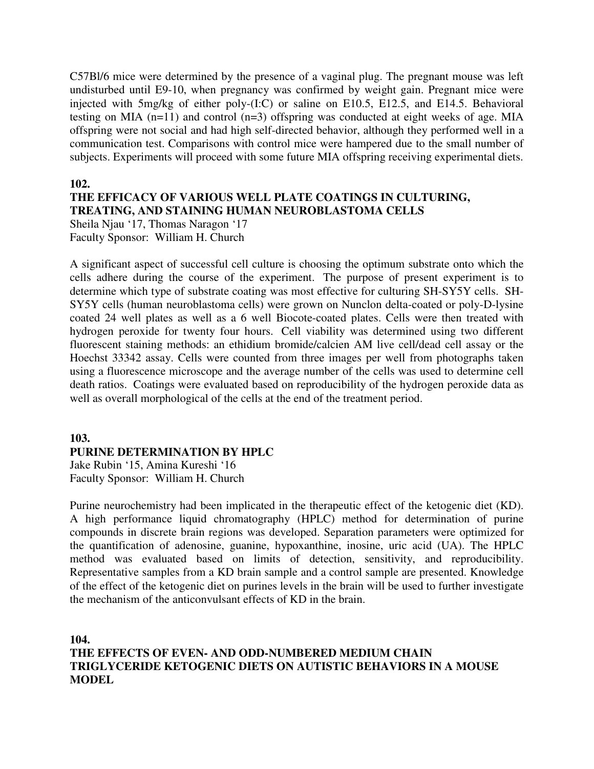C57Bl/6 mice were determined by the presence of a vaginal plug. The pregnant mouse was left undisturbed until E9-10, when pregnancy was confirmed by weight gain. Pregnant mice were injected with 5mg/kg of either poly-(I:C) or saline on E10.5, E12.5, and E14.5. Behavioral testing on MIA (n=11) and control (n=3) offspring was conducted at eight weeks of age. MIA offspring were not social and had high self-directed behavior, although they performed well in a communication test. Comparisons with control mice were hampered due to the small number of subjects. Experiments will proceed with some future MIA offspring receiving experimental diets.

**102.**

**THE EFFICACY OF VARIOUS WELL PLATE COATINGS IN CULTURING, TREATING, AND STAINING HUMAN NEUROBLASTOMA CELLS**

Sheila Njau '17, Thomas Naragon '17
Faculty Sponsor: William H. Church

A significant aspect of successful cell culture is choosing the optimum substrate onto which the cells adhere during the course of the experiment. The purpose of present experiment is to determine which type of substrate coating was most effective for culturing SH-SY5Y cells. SH-SY5Y cells (human neuroblastoma cells) were grown on Nunclon delta-coated or poly-D-lysine coated 24 well plates as well as a 6 well Biocote-coated plates. Cells were then treated with hydrogen peroxide for twenty four hours. Cell viability was determined using two different fluorescent staining methods: an ethidium bromide/calcien AM live cell/dead cell assay or the Hoechst 33342 assay. Cells were counted from three images per well from photographs taken using a fluorescence microscope and the average number of the cells was used to determine cell death ratios. Coatings were evaluated based on reproducibility of the hydrogen peroxide data as well as overall morphological of the cells at the end of the treatment period.

**103.**

**PURINE DETERMINATION BY HPLC**

Jake Rubin '15, Amina Kureshi '16
Faculty Sponsor: William H. Church

Purine neurochemistry had been implicated in the therapeutic effect of the ketogenic diet (KD). A high performance liquid chromatography (HPLC) method for determination of purine compounds in discrete brain regions was developed. Separation parameters were optimized for the quantification of adenosine, guanine, hypoxanthine, inosine, uric acid (UA). The HPLC method was evaluated based on limits of detection, sensitivity, and reproducibility. Representative samples from a KD brain sample and a control sample are presented. Knowledge of the effect of the ketogenic diet on purines levels in the brain will be used to further investigate the mechanism of the anticonvulsant effects of KD in the brain.

**104.**

**THE EFFECTS OF EVEN- AND ODD-NUMBERED MEDIUM CHAIN TRIGLYCERIDE KETOGENIC DIETS ON AUTISTIC BEHAVIORS IN A MOUSE MODEL**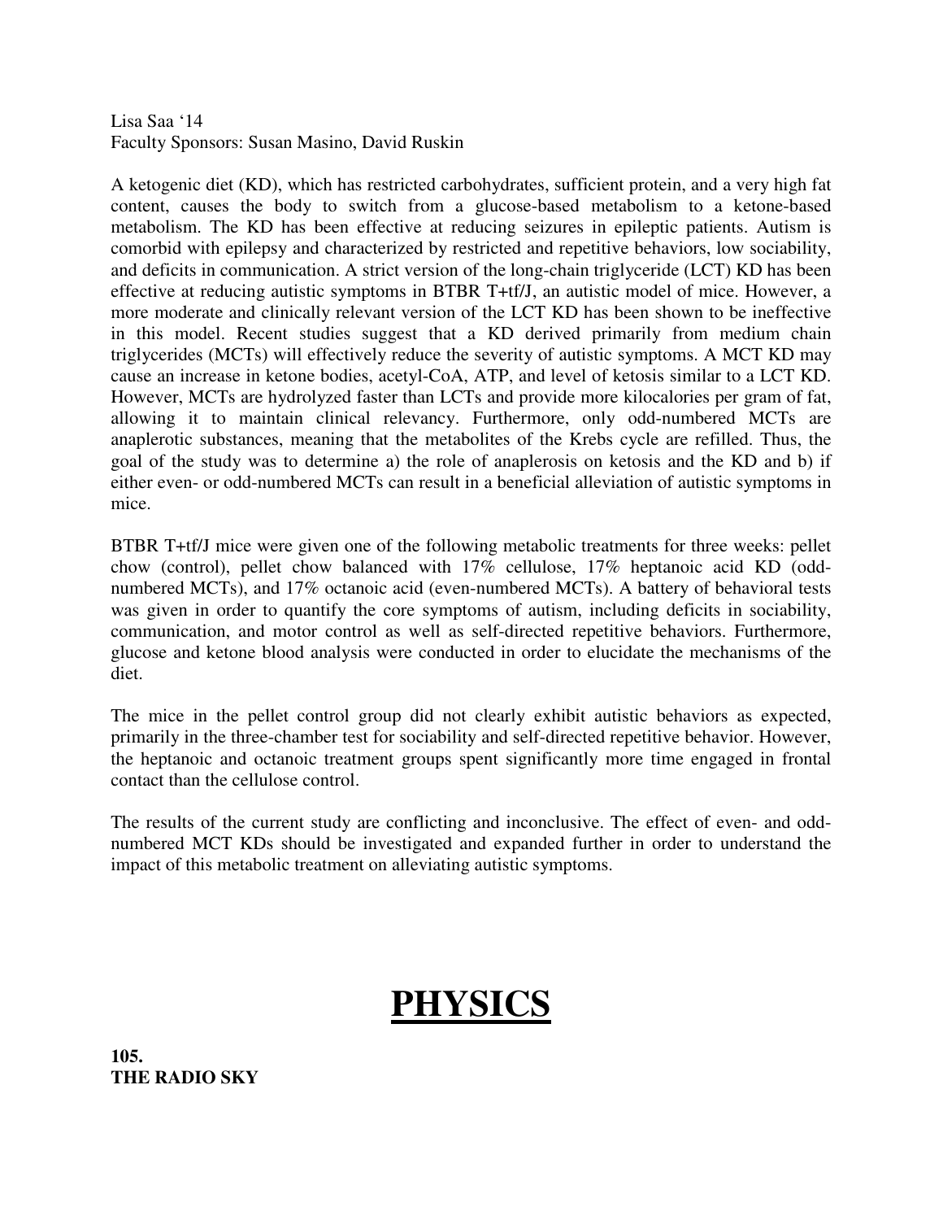Lisa Saa ‘14
Faculty Sponsors: Susan Masino, David Ruskin

A ketogenic diet (KD), which has restricted carbohydrates, sufficient protein, and a very high fat content, causes the body to switch from a glucose-based metabolism to a ketone-based metabolism. The KD has been effective at reducing seizures in epileptic patients. Autism is comorbid with epilepsy and characterized by restricted and repetitive behaviors, low sociability, and deficits in communication. A strict version of the long-chain triglyceride (LCT) KD has been effective at reducing autistic symptoms in BTBR T+tf/J, an autistic model of mice. However, a more moderate and clinically relevant version of the LCT KD has been shown to be ineffective in this model. Recent studies suggest that a KD derived primarily from medium chain triglycerides (MCTs) will effectively reduce the severity of autistic symptoms. A MCT KD may cause an increase in ketone bodies, acetyl-CoA, ATP, and level of ketosis similar to a LCT KD. However, MCTs are hydrolyzed faster than LCTs and provide more kilocalories per gram of fat, allowing it to maintain clinical relevancy. Furthermore, only odd-numbered MCTs are anaplerotic substances, meaning that the metabolites of the Krebs cycle are refilled. Thus, the goal of the study was to determine a) the role of anaplerosis on ketosis and the KD and b) if either even- or odd-numbered MCTs can result in a beneficial alleviation of autistic symptoms in mice.

BTBR T+tf/J mice were given one of the following metabolic treatments for three weeks: pellet chow (control), pellet chow balanced with 17% cellulose, 17% heptanoic acid KD (odd-numbered MCTs), and 17% octanoic acid (even-numbered MCTs). A battery of behavioral tests was given in order to quantify the core symptoms of autism, including deficits in sociability, communication, and motor control as well as self-directed repetitive behaviors. Furthermore, glucose and ketone blood analysis were conducted in order to elucidate the mechanisms of the diet.

The mice in the pellet control group did not clearly exhibit autistic behaviors as expected, primarily in the three-chamber test for sociability and self-directed repetitive behavior. However, the heptanoic and octanoic treatment groups spent significantly more time engaged in frontal contact than the cellulose control.

The results of the current study are conflicting and inconclusive. The effect of even- and odd-numbered MCT KDs should be investigated and expanded further in order to understand the impact of this metabolic treatment on alleviating autistic symptoms.

# PHYSICS

**105.**
**THE RADIO SKY**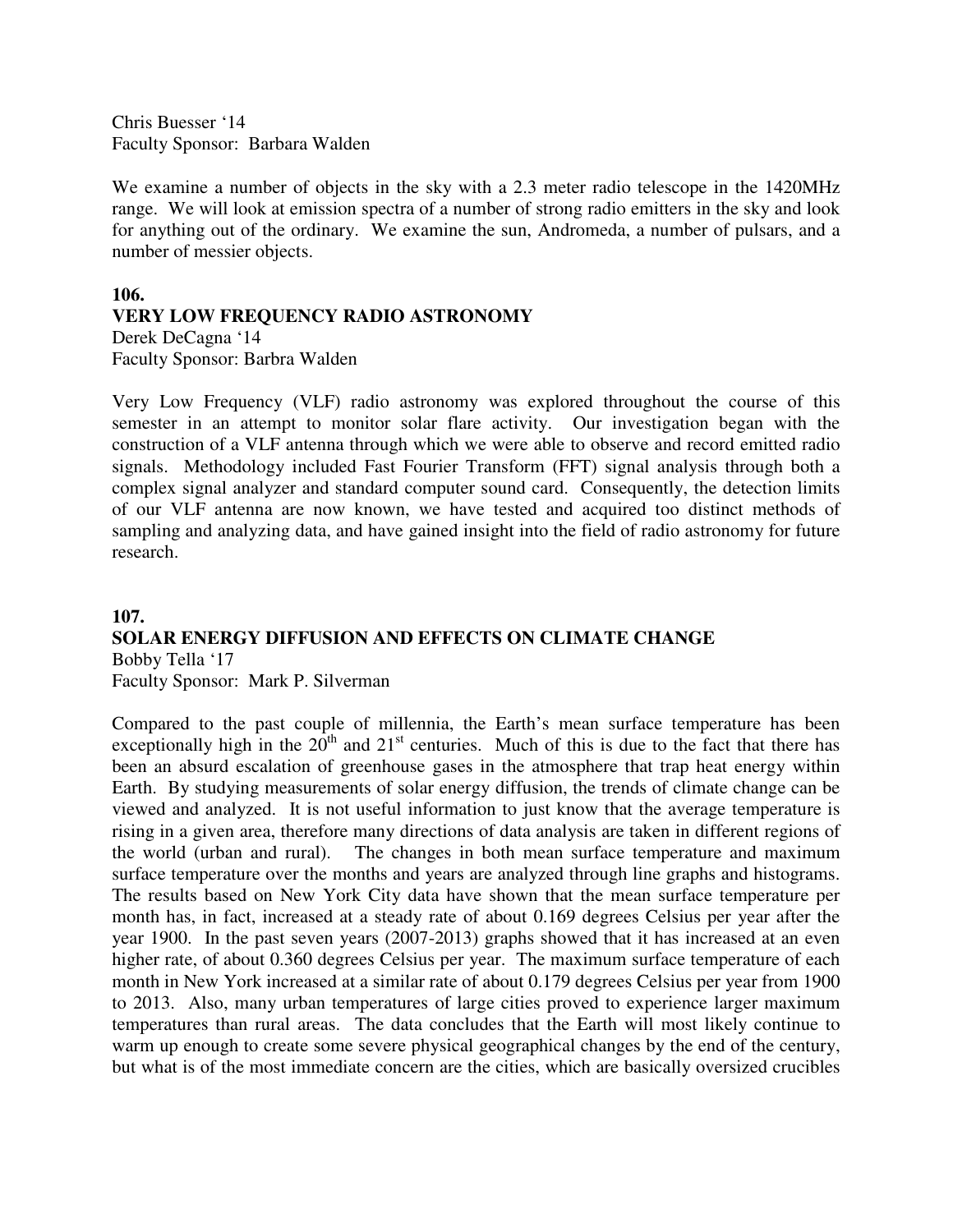Chris Buesser '14
Faculty Sponsor: Barbara Walden

We examine a number of objects in the sky with a 2.3 meter radio telescope in the 1420MHz range. We will look at emission spectra of a number of strong radio emitters in the sky and look for anything out of the ordinary. We examine the sun, Andromeda, a number of pulsars, and a number of messier objects.

**106.**
**VERY LOW FREQUENCY RADIO ASTRONOMY**
Derek DeCagna '14
Faculty Sponsor: Barbra Walden

Very Low Frequency (VLF) radio astronomy was explored throughout the course of this semester in an attempt to monitor solar flare activity. Our investigation began with the construction of a VLF antenna through which we were able to observe and record emitted radio signals. Methodology included Fast Fourier Transform (FFT) signal analysis through both a complex signal analyzer and standard computer sound card. Consequently, the detection limits of our VLF antenna are now known, we have tested and acquired too distinct methods of sampling and analyzing data, and have gained insight into the field of radio astronomy for future research.

**107.**
**SOLAR ENERGY DIFFUSION AND EFFECTS ON CLIMATE CHANGE**
Bobby Tella '17
Faculty Sponsor: Mark P. Silverman

Compared to the past couple of millennia, the Earth's mean surface temperature has been exceptionally high in the 20th and 21st centuries. Much of this is due to the fact that there has been an absurd escalation of greenhouse gases in the atmosphere that trap heat energy within Earth. By studying measurements of solar energy diffusion, the trends of climate change can be viewed and analyzed. It is not useful information to just know that the average temperature is rising in a given area, therefore many directions of data analysis are taken in different regions of the world (urban and rural). The changes in both mean surface temperature and maximum surface temperature over the months and years are analyzed through line graphs and histograms. The results based on New York City data have shown that the mean surface temperature per month has, in fact, increased at a steady rate of about 0.169 degrees Celsius per year after the year 1900. In the past seven years (2007-2013) graphs showed that it has increased at an even higher rate, of about 0.360 degrees Celsius per year. The maximum surface temperature of each month in New York increased at a similar rate of about 0.179 degrees Celsius per year from 1900 to 2013. Also, many urban temperatures of large cities proved to experience larger maximum temperatures than rural areas. The data concludes that the Earth will most likely continue to warm up enough to create some severe physical geographical changes by the end of the century, but what is of the most immediate concern are the cities, which are basically oversized crucibles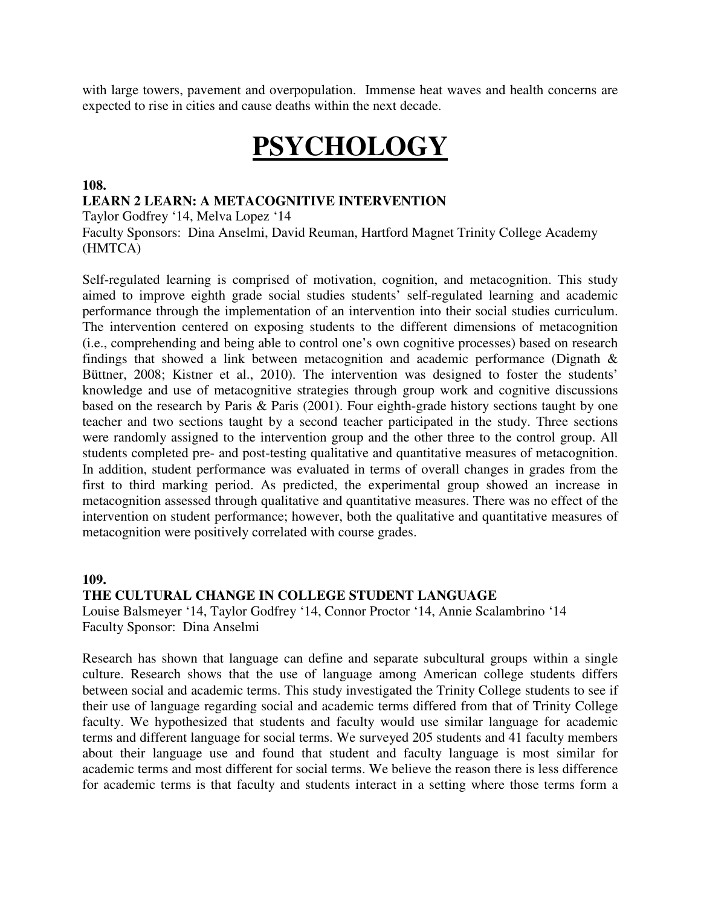with large towers, pavement and overpopulation. Immense heat waves and health concerns are expected to rise in cities and cause deaths within the next decade.

# PSYCHOLOGY

**108.**

**LEARN 2 LEARN: A METACOGNITIVE INTERVENTION**

Taylor Godfrey '14, Melva Lopez '14

Faculty Sponsors: Dina Anselmi, David Reuman, Hartford Magnet Trinity College Academy (HMTCA)

Self-regulated learning is comprised of motivation, cognition, and metacognition. This study aimed to improve eighth grade social studies students' self-regulated learning and academic performance through the implementation of an intervention into their social studies curriculum. The intervention centered on exposing students to the different dimensions of metacognition (i.e., comprehending and being able to control one's own cognitive processes) based on research findings that showed a link between metacognition and academic performance (Dignath & Büttner, 2008; Kistner et al., 2010). The intervention was designed to foster the students' knowledge and use of metacognitive strategies through group work and cognitive discussions based on the research by Paris & Paris (2001). Four eighth-grade history sections taught by one teacher and two sections taught by a second teacher participated in the study. Three sections were randomly assigned to the intervention group and the other three to the control group. All students completed pre- and post-testing qualitative and quantitative measures of metacognition. In addition, student performance was evaluated in terms of overall changes in grades from the first to third marking period. As predicted, the experimental group showed an increase in metacognition assessed through qualitative and quantitative measures. There was no effect of the intervention on student performance; however, both the qualitative and quantitative measures of metacognition were positively correlated with course grades.

**109.**

**THE CULTURAL CHANGE IN COLLEGE STUDENT LANGUAGE**

Louise Balsmeyer '14, Taylor Godfrey '14, Connor Proctor '14, Annie Scalambrino '14

Faculty Sponsor: Dina Anselmi

Research has shown that language can define and separate subcultural groups within a single culture. Research shows that the use of language among American college students differs between social and academic terms. This study investigated the Trinity College students to see if their use of language regarding social and academic terms differed from that of Trinity College faculty. We hypothesized that students and faculty would use similar language for academic terms and different language for social terms. We surveyed 205 students and 41 faculty members about their language use and found that student and faculty language is most similar for academic terms and most different for social terms. We believe the reason there is less difference for academic terms is that faculty and students interact in a setting where those terms form a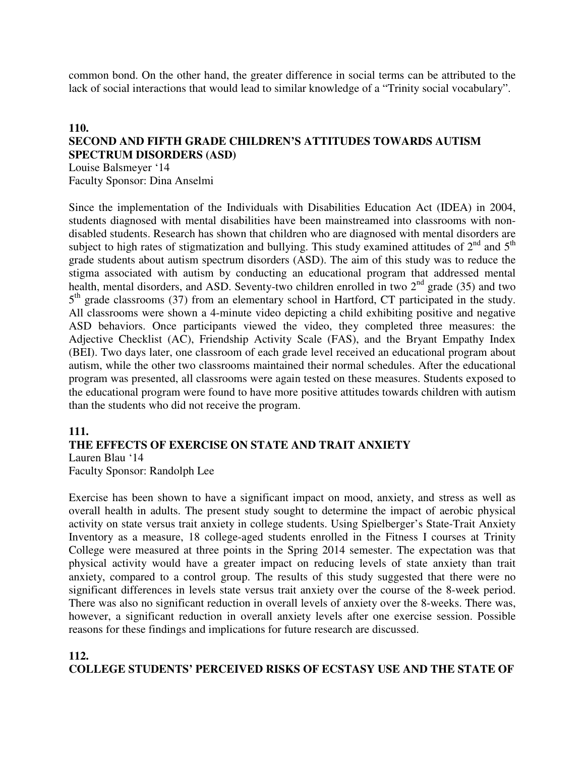common bond. On the other hand, the greater difference in social terms can be attributed to the lack of social interactions that would lead to similar knowledge of a "Trinity social vocabulary".

**110.**
**SECOND AND FIFTH GRADE CHILDREN'S ATTITUDES TOWARDS AUTISM SPECTRUM DISORDERS (ASD)**
Louise Balsmeyer '14
Faculty Sponsor: Dina Anselmi

Since the implementation of the Individuals with Disabilities Education Act (IDEA) in 2004, students diagnosed with mental disabilities have been mainstreamed into classrooms with non-disabled students. Research has shown that children who are diagnosed with mental disorders are subject to high rates of stigmatization and bullying. This study examined attitudes of 2nd and 5th grade students about autism spectrum disorders (ASD). The aim of this study was to reduce the stigma associated with autism by conducting an educational program that addressed mental health, mental disorders, and ASD. Seventy-two children enrolled in two 2nd grade (35) and two 5th grade classrooms (37) from an elementary school in Hartford, CT participated in the study. All classrooms were shown a 4-minute video depicting a child exhibiting positive and negative ASD behaviors. Once participants viewed the video, they completed three measures: the Adjective Checklist (AC), Friendship Activity Scale (FAS), and the Bryant Empathy Index (BEI). Two days later, one classroom of each grade level received an educational program about autism, while the other two classrooms maintained their normal schedules. After the educational program was presented, all classrooms were again tested on these measures. Students exposed to the educational program were found to have more positive attitudes towards children with autism than the students who did not receive the program.

**111.**
**THE EFFECTS OF EXERCISE ON STATE AND TRAIT ANXIETY**
Lauren Blau '14
Faculty Sponsor: Randolph Lee

Exercise has been shown to have a significant impact on mood, anxiety, and stress as well as overall health in adults. The present study sought to determine the impact of aerobic physical activity on state versus trait anxiety in college students. Using Spielberger's State-Trait Anxiety Inventory as a measure, 18 college-aged students enrolled in the Fitness I courses at Trinity College were measured at three points in the Spring 2014 semester. The expectation was that physical activity would have a greater impact on reducing levels of state anxiety than trait anxiety, compared to a control group. The results of this study suggested that there were no significant differences in levels state versus trait anxiety over the course of the 8-week period. There was also no significant reduction in overall levels of anxiety over the 8-weeks. There was, however, a significant reduction in overall anxiety levels after one exercise session. Possible reasons for these findings and implications for future research are discussed.

**112.**
**COLLEGE STUDENTS' PERCEIVED RISKS OF ECSTASY USE AND THE STATE OF**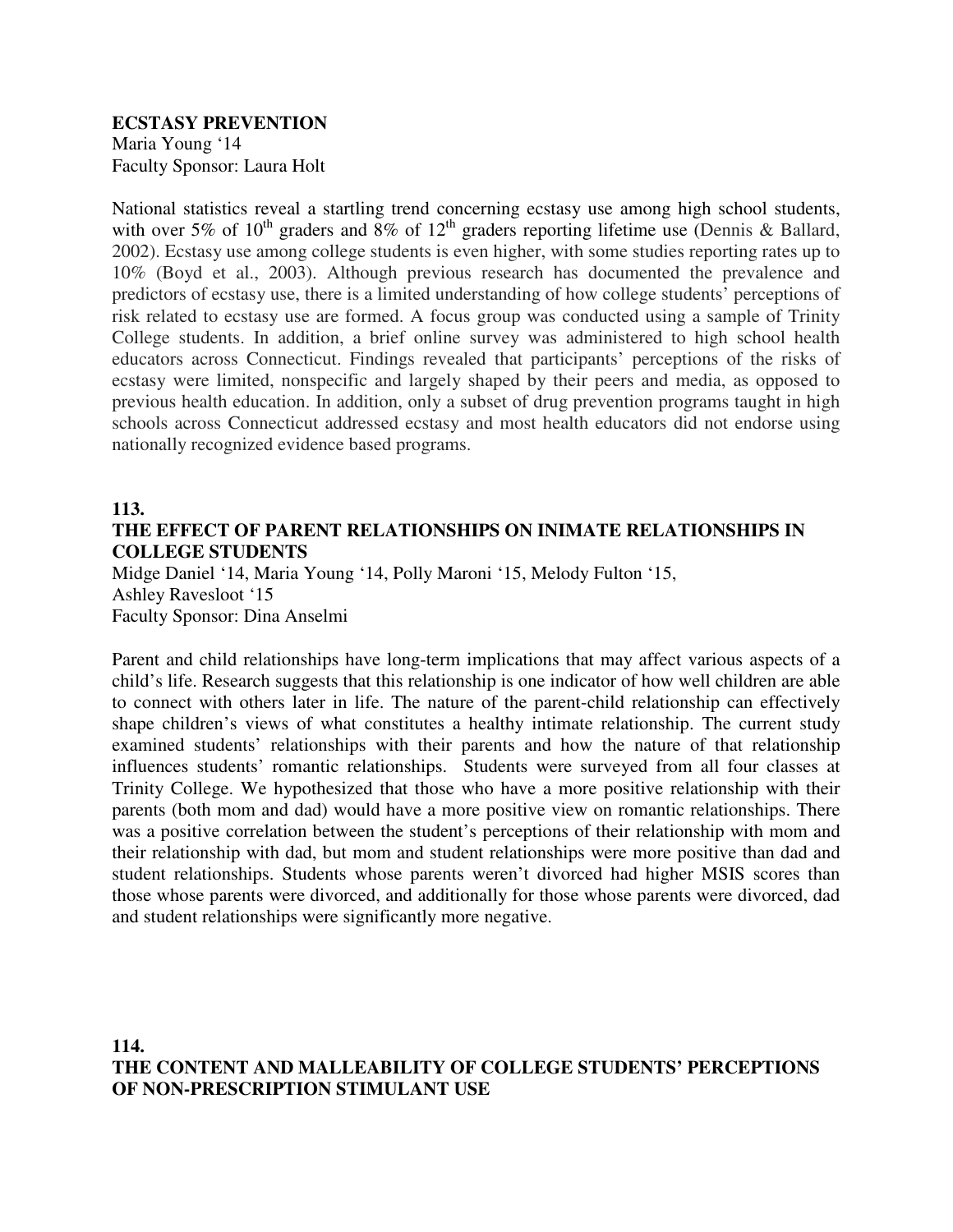**ECSTASY PREVENTION**
Maria Young '14
Faculty Sponsor: Laura Holt

National statistics reveal a startling trend concerning ecstasy use among high school students, with over 5% of 10th graders and 8% of 12th graders reporting lifetime use (Dennis & Ballard, 2002). Ecstasy use among college students is even higher, with some studies reporting rates up to 10% (Boyd et al., 2003). Although previous research has documented the prevalence and predictors of ecstasy use, there is a limited understanding of how college students' perceptions of risk related to ecstasy use are formed. A focus group was conducted using a sample of Trinity College students. In addition, a brief online survey was administered to high school health educators across Connecticut. Findings revealed that participants' perceptions of the risks of ecstasy were limited, nonspecific and largely shaped by their peers and media, as opposed to previous health education. In addition, only a subset of drug prevention programs taught in high schools across Connecticut addressed ecstasy and most health educators did not endorse using nationally recognized evidence based programs.

**113.**
**THE EFFECT OF PARENT RELATIONSHIPS ON INIMATE RELATIONSHIPS IN COLLEGE STUDENTS**
Midge Daniel '14, Maria Young '14, Polly Maroni '15, Melody Fulton '15, Ashley Ravesloot '15
Faculty Sponsor: Dina Anselmi

Parent and child relationships have long-term implications that may affect various aspects of a child's life. Research suggests that this relationship is one indicator of how well children are able to connect with others later in life. The nature of the parent-child relationship can effectively shape children's views of what constitutes a healthy intimate relationship. The current study examined students' relationships with their parents and how the nature of that relationship influences students' romantic relationships. Students were surveyed from all four classes at Trinity College. We hypothesized that those who have a more positive relationship with their parents (both mom and dad) would have a more positive view on romantic relationships. There was a positive correlation between the student's perceptions of their relationship with mom and their relationship with dad, but mom and student relationships were more positive than dad and student relationships. Students whose parents weren't divorced had higher MSIS scores than those whose parents were divorced, and additionally for those whose parents were divorced, dad and student relationships were significantly more negative.

**114.**
**THE CONTENT AND MALLEABILITY OF COLLEGE STUDENTS' PERCEPTIONS OF NON-PRESCRIPTION STIMULANT USE**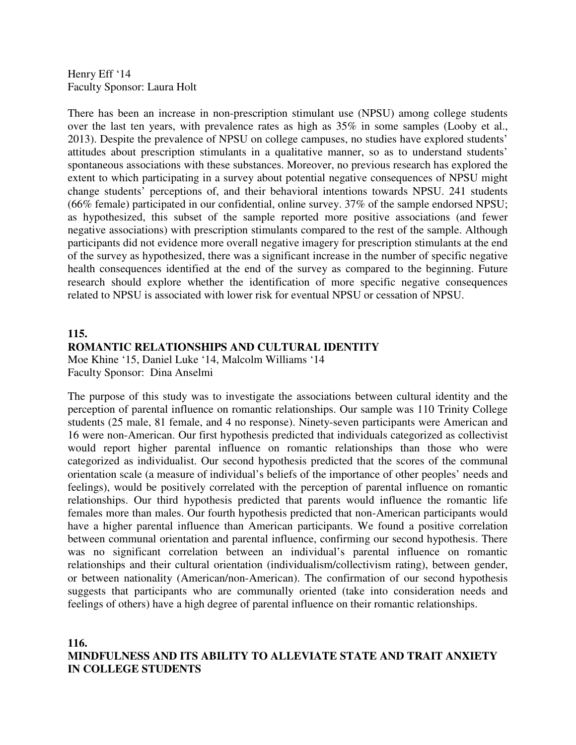Henry Eff '14
Faculty Sponsor: Laura Holt

There has been an increase in non-prescription stimulant use (NPSU) among college students over the last ten years, with prevalence rates as high as 35% in some samples (Looby et al., 2013). Despite the prevalence of NPSU on college campuses, no studies have explored students' attitudes about prescription stimulants in a qualitative manner, so as to understand students' spontaneous associations with these substances. Moreover, no previous research has explored the extent to which participating in a survey about potential negative consequences of NPSU might change students' perceptions of, and their behavioral intentions towards NPSU. 241 students (66% female) participated in our confidential, online survey. 37% of the sample endorsed NPSU; as hypothesized, this subset of the sample reported more positive associations (and fewer negative associations) with prescription stimulants compared to the rest of the sample. Although participants did not evidence more overall negative imagery for prescription stimulants at the end of the survey as hypothesized, there was a significant increase in the number of specific negative health consequences identified at the end of the survey as compared to the beginning. Future research should explore whether the identification of more specific negative consequences related to NPSU is associated with lower risk for eventual NPSU or cessation of NPSU.

**115.**
**ROMANTIC RELATIONSHIPS AND CULTURAL IDENTITY**
Moe Khine '15, Daniel Luke '14, Malcolm Williams '14
Faculty Sponsor: Dina Anselmi

The purpose of this study was to investigate the associations between cultural identity and the perception of parental influence on romantic relationships. Our sample was 110 Trinity College students (25 male, 81 female, and 4 no response). Ninety-seven participants were American and 16 were non-American. Our first hypothesis predicted that individuals categorized as collectivist would report higher parental influence on romantic relationships than those who were categorized as individualist. Our second hypothesis predicted that the scores of the communal orientation scale (a measure of individual's beliefs of the importance of other peoples' needs and feelings), would be positively correlated with the perception of parental influence on romantic relationships. Our third hypothesis predicted that parents would influence the romantic life females more than males. Our fourth hypothesis predicted that non-American participants would have a higher parental influence than American participants. We found a positive correlation between communal orientation and parental influence, confirming our second hypothesis. There was no significant correlation between an individual's parental influence on romantic relationships and their cultural orientation (individualism/collectivism rating), between gender, or between nationality (American/non-American). The confirmation of our second hypothesis suggests that participants who are communally oriented (take into consideration needs and feelings of others) have a high degree of parental influence on their romantic relationships.

**116.**
**MINDFULNESS AND ITS ABILITY TO ALLEVIATE STATE AND TRAIT ANXIETY IN COLLEGE STUDENTS**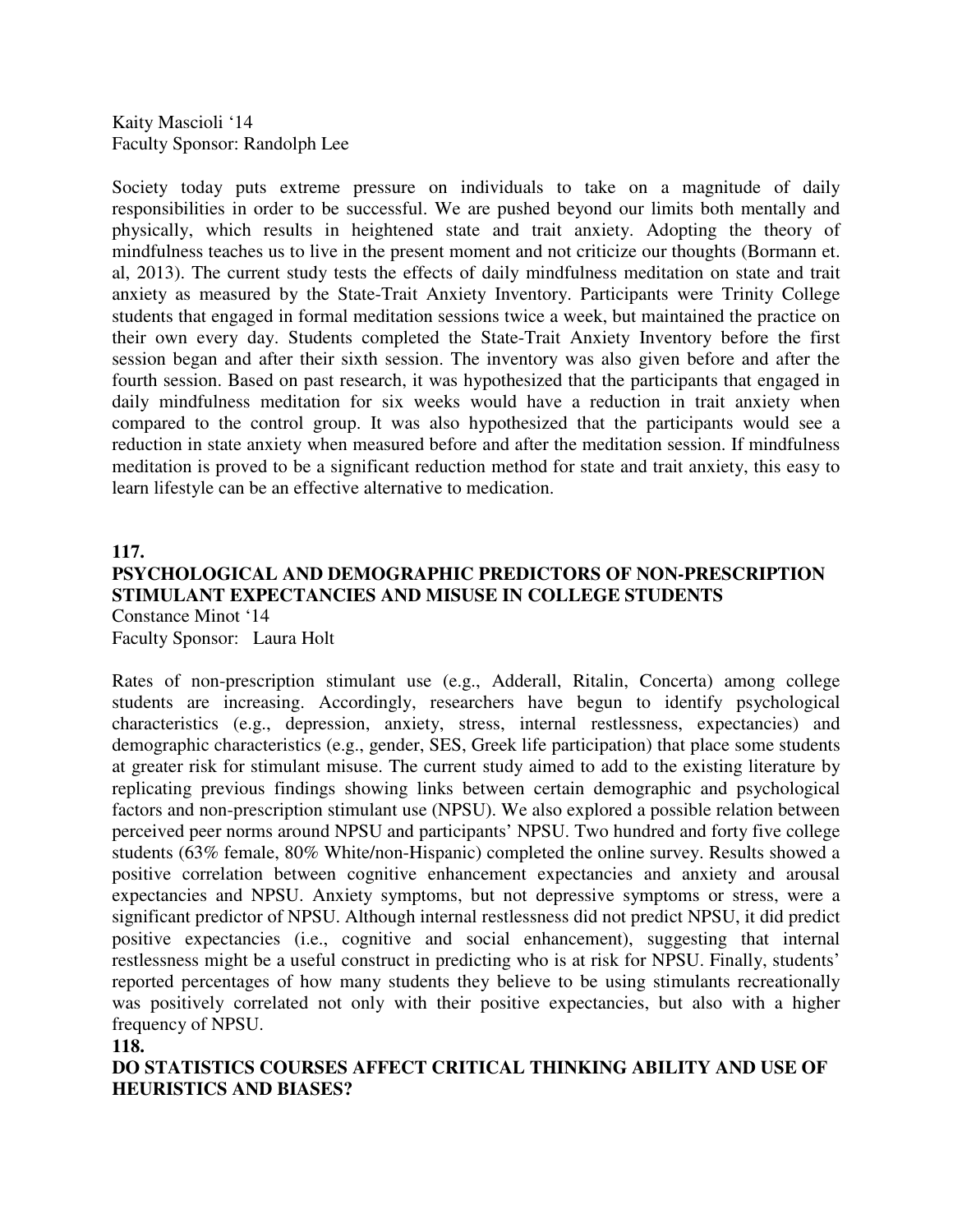Kaity Mascioli '14
Faculty Sponsor: Randolph Lee

Society today puts extreme pressure on individuals to take on a magnitude of daily responsibilities in order to be successful. We are pushed beyond our limits both mentally and physically, which results in heightened state and trait anxiety. Adopting the theory of mindfulness teaches us to live in the present moment and not criticize our thoughts (Bormann et. al, 2013). The current study tests the effects of daily mindfulness meditation on state and trait anxiety as measured by the State-Trait Anxiety Inventory. Participants were Trinity College students that engaged in formal meditation sessions twice a week, but maintained the practice on their own every day. Students completed the State-Trait Anxiety Inventory before the first session began and after their sixth session. The inventory was also given before and after the fourth session. Based on past research, it was hypothesized that the participants that engaged in daily mindfulness meditation for six weeks would have a reduction in trait anxiety when compared to the control group. It was also hypothesized that the participants would see a reduction in state anxiety when measured before and after the meditation session. If mindfulness meditation is proved to be a significant reduction method for state and trait anxiety, this easy to learn lifestyle can be an effective alternative to medication.

**117.**

**PSYCHOLOGICAL AND DEMOGRAPHIC PREDICTORS OF NON-PRESCRIPTION STIMULANT EXPECTANCIES AND MISUSE IN COLLEGE STUDENTS**

Constance Minot '14
Faculty Sponsor: Laura Holt

Rates of non-prescription stimulant use (e.g., Adderall, Ritalin, Concerta) among college students are increasing. Accordingly, researchers have begun to identify psychological characteristics (e.g., depression, anxiety, stress, internal restlessness, expectancies) and demographic characteristics (e.g., gender, SES, Greek life participation) that place some students at greater risk for stimulant misuse. The current study aimed to add to the existing literature by replicating previous findings showing links between certain demographic and psychological factors and non-prescription stimulant use (NPSU). We also explored a possible relation between perceived peer norms around NPSU and participants' NPSU. Two hundred and forty five college students (63% female, 80% White/non-Hispanic) completed the online survey. Results showed a positive correlation between cognitive enhancement expectancies and anxiety and arousal expectancies and NPSU. Anxiety symptoms, but not depressive symptoms or stress, were a significant predictor of NPSU. Although internal restlessness did not predict NPSU, it did predict positive expectancies (i.e., cognitive and social enhancement), suggesting that internal restlessness might be a useful construct in predicting who is at risk for NPSU. Finally, students' reported percentages of how many students they believe to be using stimulants recreationally was positively correlated not only with their positive expectancies, but also with a higher frequency of NPSU.

**118.**

**DO STATISTICS COURSES AFFECT CRITICAL THINKING ABILITY AND USE OF HEURISTICS AND BIASES?**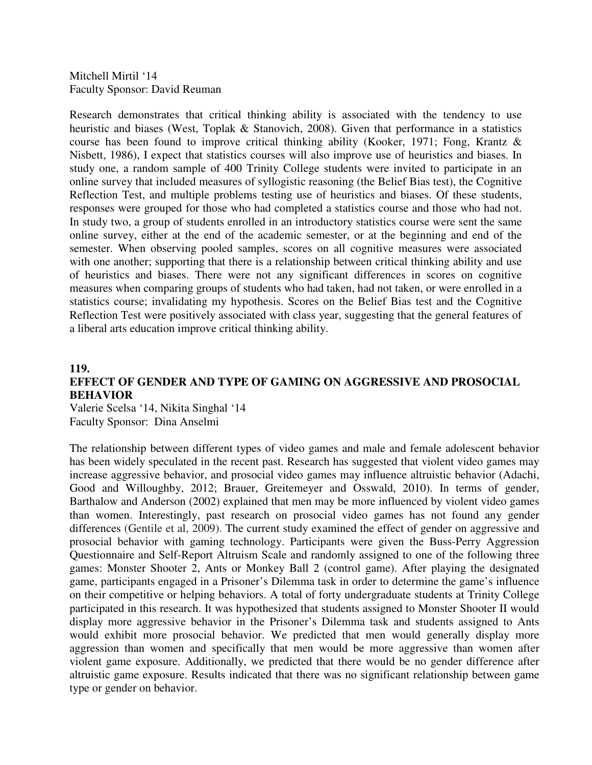Mitchell Mirtil '14
Faculty Sponsor: David Reuman

Research demonstrates that critical thinking ability is associated with the tendency to use heuristic and biases (West, Toplak & Stanovich, 2008). Given that performance in a statistics course has been found to improve critical thinking ability (Kooker, 1971; Fong, Krantz & Nisbett, 1986), I expect that statistics courses will also improve use of heuristics and biases. In study one, a random sample of 400 Trinity College students were invited to participate in an online survey that included measures of syllogistic reasoning (the Belief Bias test), the Cognitive Reflection Test, and multiple problems testing use of heuristics and biases. Of these students, responses were grouped for those who had completed a statistics course and those who had not. In study two, a group of students enrolled in an introductory statistics course were sent the same online survey, either at the end of the academic semester, or at the beginning and end of the semester. When observing pooled samples, scores on all cognitive measures were associated with one another; supporting that there is a relationship between critical thinking ability and use of heuristics and biases. There were not any significant differences in scores on cognitive measures when comparing groups of students who had taken, had not taken, or were enrolled in a statistics course; invalidating my hypothesis. Scores on the Belief Bias test and the Cognitive Reflection Test were positively associated with class year, suggesting that the general features of a liberal arts education improve critical thinking ability.

**119.**
**EFFECT OF GENDER AND TYPE OF GAMING ON AGGRESSIVE AND PROSOCIAL BEHAVIOR**

Valerie Scelsa '14, Nikita Singhal '14
Faculty Sponsor: Dina Anselmi

The relationship between different types of video games and male and female adolescent behavior has been widely speculated in the recent past. Research has suggested that violent video games may increase aggressive behavior, and prosocial video games may influence altruistic behavior (Adachi, Good and Willoughby, 2012; Brauer, Greitemeyer and Osswald, 2010). In terms of gender, Barthalow and Anderson (2002) explained that men may be more influenced by violent video games than women. Interestingly, past research on prosocial video games has not found any gender differences (Gentile et al, 2009). The current study examined the effect of gender on aggressive and prosocial behavior with gaming technology. Participants were given the Buss-Perry Aggression Questionnaire and Self-Report Altruism Scale and randomly assigned to one of the following three games: Monster Shooter 2, Ants or Monkey Ball 2 (control game). After playing the designated game, participants engaged in a Prisoner's Dilemma task in order to determine the game's influence on their competitive or helping behaviors. A total of forty undergraduate students at Trinity College participated in this research. It was hypothesized that students assigned to Monster Shooter II would display more aggressive behavior in the Prisoner's Dilemma task and students assigned to Ants would exhibit more prosocial behavior. We predicted that men would generally display more aggression than women and specifically that men would be more aggressive than women after violent game exposure. Additionally, we predicted that there would be no gender difference after altruistic game exposure. Results indicated that there was no significant relationship between game type or gender on behavior.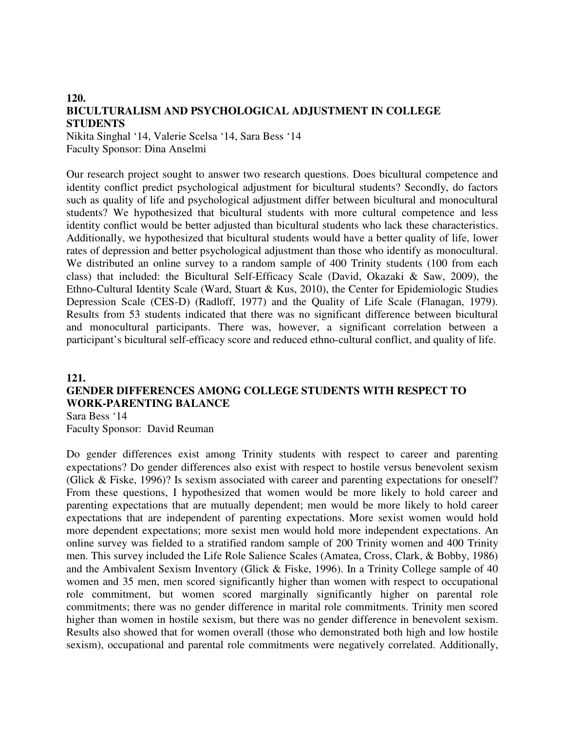## 120.
## BICULTURALISM AND PSYCHOLOGICAL ADJUSTMENT IN COLLEGE STUDENTS

Nikita Singhal '14, Valerie Scelsa '14, Sara Bess '14
Faculty Sponsor: Dina Anselmi

Our research project sought to answer two research questions. Does bicultural competence and identity conflict predict psychological adjustment for bicultural students? Secondly, do factors such as quality of life and psychological adjustment differ between bicultural and monocultural students? We hypothesized that bicultural students with more cultural competence and less identity conflict would be better adjusted than bicultural students who lack these characteristics. Additionally, we hypothesized that bicultural students would have a better quality of life, lower rates of depression and better psychological adjustment than those who identify as monocultural. We distributed an online survey to a random sample of 400 Trinity students (100 from each class) that included: the Bicultural Self-Efficacy Scale (David, Okazaki & Saw, 2009), the Ethno-Cultural Identity Scale (Ward, Stuart & Kus, 2010), the Center for Epidemiologic Studies Depression Scale (CES-D) (Radloff, 1977) and the Quality of Life Scale (Flanagan, 1979). Results from 53 students indicated that there was no significant difference between bicultural and monocultural participants. There was, however, a significant correlation between a participant's bicultural self-efficacy score and reduced ethno-cultural conflict, and quality of life.

## 121.
## GENDER DIFFERENCES AMONG COLLEGE STUDENTS WITH RESPECT TO WORK-PARENTING BALANCE

Sara Bess '14
Faculty Sponsor: David Reuman

Do gender differences exist among Trinity students with respect to career and parenting expectations? Do gender differences also exist with respect to hostile versus benevolent sexism (Glick & Fiske, 1996)? Is sexism associated with career and parenting expectations for oneself? From these questions, I hypothesized that women would be more likely to hold career and parenting expectations that are mutually dependent; men would be more likely to hold career expectations that are independent of parenting expectations. More sexist women would hold more dependent expectations; more sexist men would hold more independent expectations. An online survey was fielded to a stratified random sample of 200 Trinity women and 400 Trinity men. This survey included the Life Role Salience Scales (Amatea, Cross, Clark, & Bobby, 1986) and the Ambivalent Sexism Inventory (Glick & Fiske, 1996). In a Trinity College sample of 40 women and 35 men, men scored significantly higher than women with respect to occupational role commitment, but women scored marginally significantly higher on parental role commitments; there was no gender difference in marital role commitments. Trinity men scored higher than women in hostile sexism, but there was no gender difference in benevolent sexism. Results also showed that for women overall (those who demonstrated both high and low hostile sexism), occupational and parental role commitments were negatively correlated. Additionally,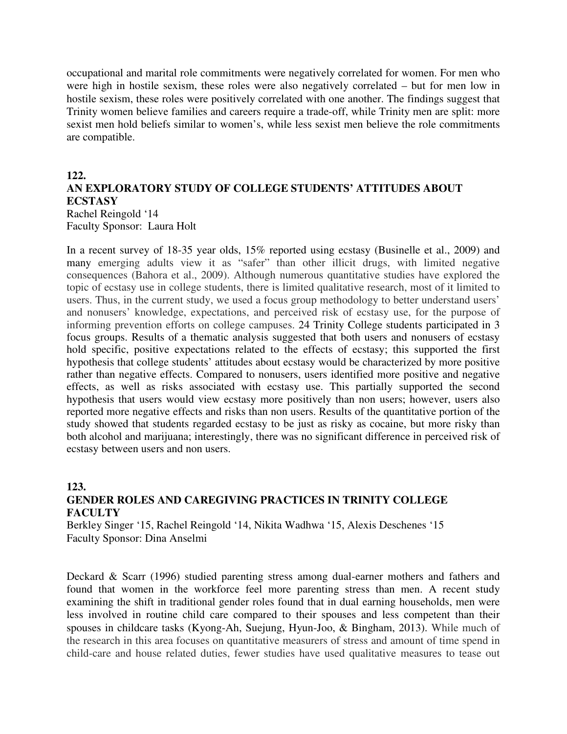occupational and marital role commitments were negatively correlated for women. For men who were high in hostile sexism, these roles were also negatively correlated – but for men low in hostile sexism, these roles were positively correlated with one another. The findings suggest that Trinity women believe families and careers require a trade-off, while Trinity men are split: more sexist men hold beliefs similar to women's, while less sexist men believe the role commitments are compatible.

**122.**
**AN EXPLORATORY STUDY OF COLLEGE STUDENTS' ATTITUDES ABOUT ECSTASY**
Rachel Reingold '14
Faculty Sponsor: Laura Holt

In a recent survey of 18-35 year olds, 15% reported using ecstasy (Businelle et al., 2009) and many emerging adults view it as "safer" than other illicit drugs, with limited negative consequences (Bahora et al., 2009). Although numerous quantitative studies have explored the topic of ecstasy use in college students, there is limited qualitative research, most of it limited to users. Thus, in the current study, we used a focus group methodology to better understand users' and nonusers' knowledge, expectations, and perceived risk of ecstasy use, for the purpose of informing prevention efforts on college campuses. 24 Trinity College students participated in 3 focus groups. Results of a thematic analysis suggested that both users and nonusers of ecstasy hold specific, positive expectations related to the effects of ecstasy; this supported the first hypothesis that college students' attitudes about ecstasy would be characterized by more positive rather than negative effects. Compared to nonusers, users identified more positive and negative effects, as well as risks associated with ecstasy use. This partially supported the second hypothesis that users would view ecstasy more positively than non users; however, users also reported more negative effects and risks than non users. Results of the quantitative portion of the study showed that students regarded ecstasy to be just as risky as cocaine, but more risky than both alcohol and marijuana; interestingly, there was no significant difference in perceived risk of ecstasy between users and non users.

**123.**
**GENDER ROLES AND CAREGIVING PRACTICES IN TRINITY COLLEGE FACULTY**
Berkley Singer '15, Rachel Reingold '14, Nikita Wadhwa '15, Alexis Deschenes '15
Faculty Sponsor: Dina Anselmi

Deckard & Scarr (1996) studied parenting stress among dual-earner mothers and fathers and found that women in the workforce feel more parenting stress than men. A recent study examining the shift in traditional gender roles found that in dual earning households, men were less involved in routine child care compared to their spouses and less competent than their spouses in childcare tasks (Kyong-Ah, Suejung, Hyun-Joo, & Bingham, 2013). While much of the research in this area focuses on quantitative measurers of stress and amount of time spend in child-care and house related duties, fewer studies have used qualitative measures to tease out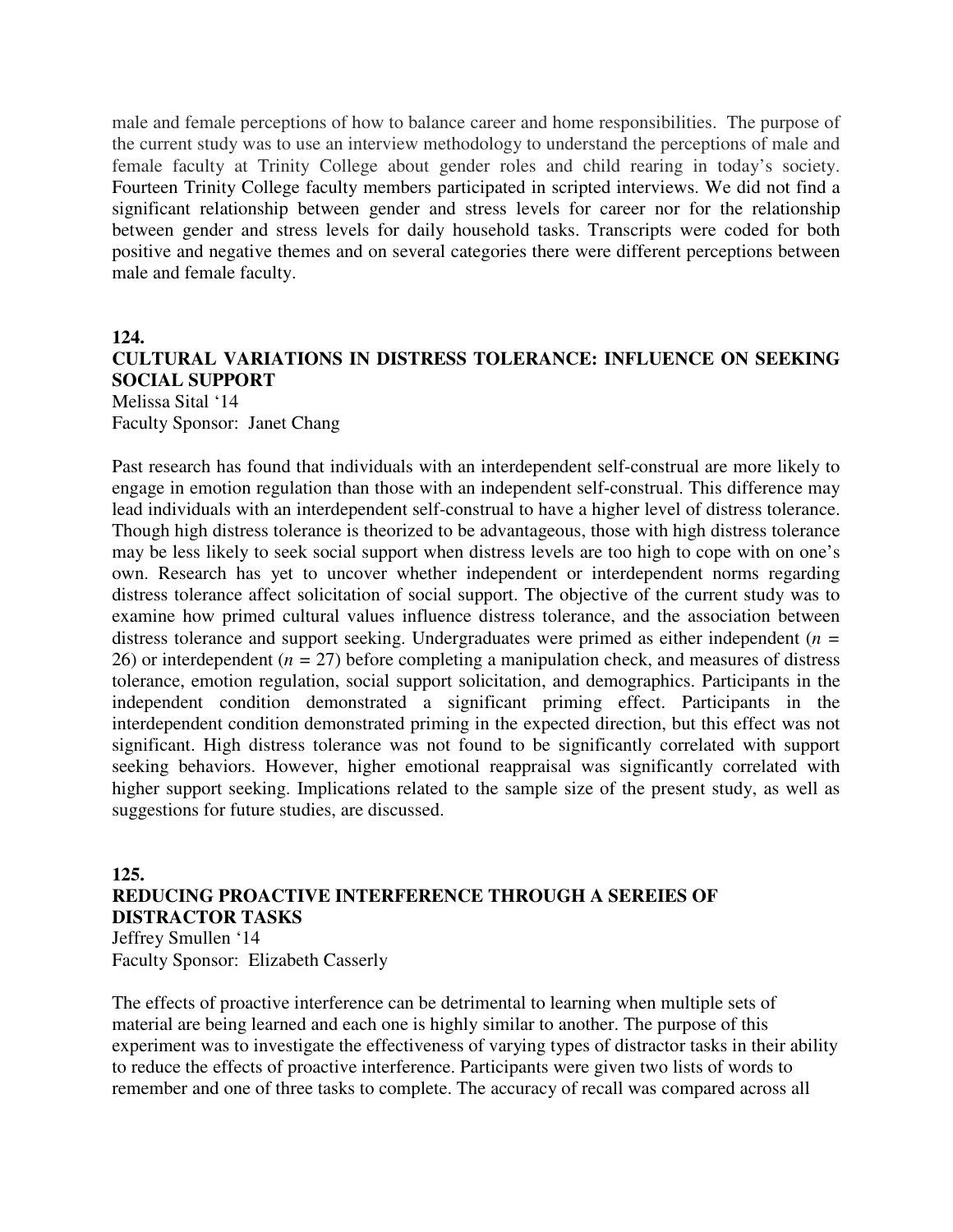male and female perceptions of how to balance career and home responsibilities. The purpose of the current study was to use an interview methodology to understand the perceptions of male and female faculty at Trinity College about gender roles and child rearing in today's society. Fourteen Trinity College faculty members participated in scripted interviews. We did not find a significant relationship between gender and stress levels for career nor for the relationship between gender and stress levels for daily household tasks. Transcripts were coded for both positive and negative themes and on several categories there were different perceptions between male and female faculty.

### 124.
### CULTURAL VARIATIONS IN DISTRESS TOLERANCE: INFLUENCE ON SEEKING SOCIAL SUPPORT

Melissa Sital '14
Faculty Sponsor: Janet Chang

Past research has found that individuals with an interdependent self-construal are more likely to engage in emotion regulation than those with an independent self-construal. This difference may lead individuals with an interdependent self-construal to have a higher level of distress tolerance. Though high distress tolerance is theorized to be advantageous, those with high distress tolerance may be less likely to seek social support when distress levels are too high to cope with on one's own. Research has yet to uncover whether independent or interdependent norms regarding distress tolerance affect solicitation of social support. The objective of the current study was to examine how primed cultural values influence distress tolerance, and the association between distress tolerance and support seeking. Undergraduates were primed as either independent ($n$ = 26) or interdependent ($n$ = 27) before completing a manipulation check, and measures of distress tolerance, emotion regulation, social support solicitation, and demographics. Participants in the independent condition demonstrated a significant priming effect. Participants in the interdependent condition demonstrated priming in the expected direction, but this effect was not significant. High distress tolerance was not found to be significantly correlated with support seeking behaviors. However, higher emotional reappraisal was significantly correlated with higher support seeking. Implications related to the sample size of the present study, as well as suggestions for future studies, are discussed.

### 125.
### REDUCING PROACTIVE INTERFERENCE THROUGH A SEREIES OF DISTRACTOR TASKS

Jeffrey Smullen '14
Faculty Sponsor: Elizabeth Casserly

The effects of proactive interference can be detrimental to learning when multiple sets of material are being learned and each one is highly similar to another. The purpose of this experiment was to investigate the effectiveness of varying types of distractor tasks in their ability to reduce the effects of proactive interference. Participants were given two lists of words to remember and one of three tasks to complete. The accuracy of recall was compared across all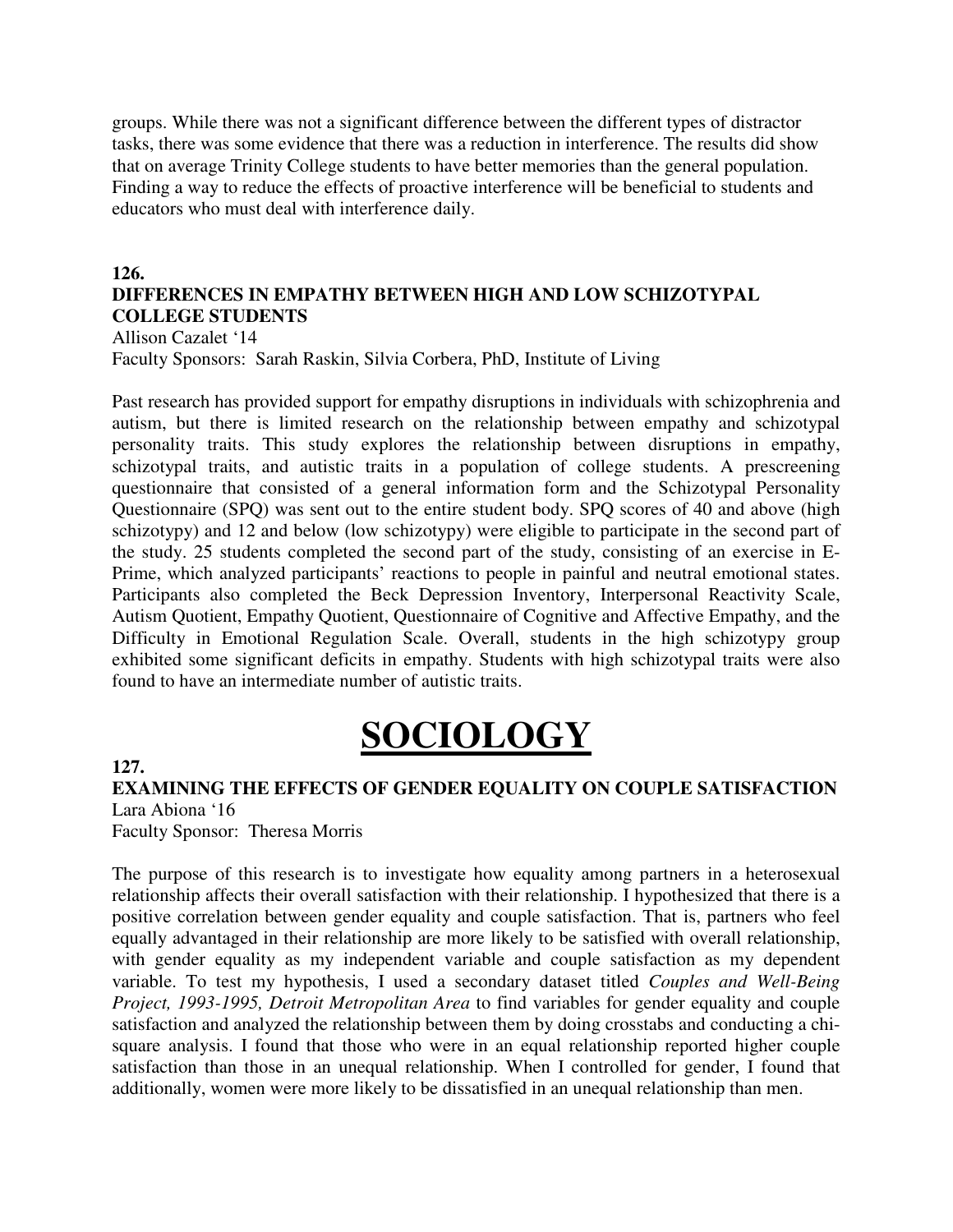groups. While there was not a significant difference between the different types of distractor tasks, there was some evidence that there was a reduction in interference. The results did show that on average Trinity College students to have better memories than the general population. Finding a way to reduce the effects of proactive interference will be beneficial to students and educators who must deal with interference daily.

**126.**

**DIFFERENCES IN EMPATHY BETWEEN HIGH AND LOW SCHIZOTYPAL COLLEGE STUDENTS**

Allison Cazalet '14

Faculty Sponsors: Sarah Raskin, Silvia Corbera, PhD, Institute of Living

Past research has provided support for empathy disruptions in individuals with schizophrenia and autism, but there is limited research on the relationship between empathy and schizotypal personality traits. This study explores the relationship between disruptions in empathy, schizotypal traits, and autistic traits in a population of college students. A prescreening questionnaire that consisted of a general information form and the Schizotypal Personality Questionnaire (SPQ) was sent out to the entire student body. SPQ scores of 40 and above (high schizotypy) and 12 and below (low schizotypy) were eligible to participate in the second part of the study. 25 students completed the second part of the study, consisting of an exercise in E-Prime, which analyzed participants' reactions to people in painful and neutral emotional states. Participants also completed the Beck Depression Inventory, Interpersonal Reactivity Scale, Autism Quotient, Empathy Quotient, Questionnaire of Cognitive and Affective Empathy, and the Difficulty in Emotional Regulation Scale. Overall, students in the high schizotypy group exhibited some significant deficits in empathy. Students with high schizotypal traits were also found to have an intermediate number of autistic traits.

# SOCIOLOGY

**127.**

**EXAMINING THE EFFECTS OF GENDER EQUALITY ON COUPLE SATISFACTION**

Lara Abiona '16

Faculty Sponsor: Theresa Morris

The purpose of this research is to investigate how equality among partners in a heterosexual relationship affects their overall satisfaction with their relationship. I hypothesized that there is a positive correlation between gender equality and couple satisfaction. That is, partners who feel equally advantaged in their relationship are more likely to be satisfied with overall relationship, with gender equality as my independent variable and couple satisfaction as my dependent variable. To test my hypothesis, I used a secondary dataset titled *Couples and Well-Being Project, 1993-1995, Detroit Metropolitan Area* to find variables for gender equality and couple satisfaction and analyzed the relationship between them by doing crosstabs and conducting a chi-square analysis. I found that those who were in an equal relationship reported higher couple satisfaction than those in an unequal relationship. When I controlled for gender, I found that additionally, women were more likely to be dissatisfied in an unequal relationship than men.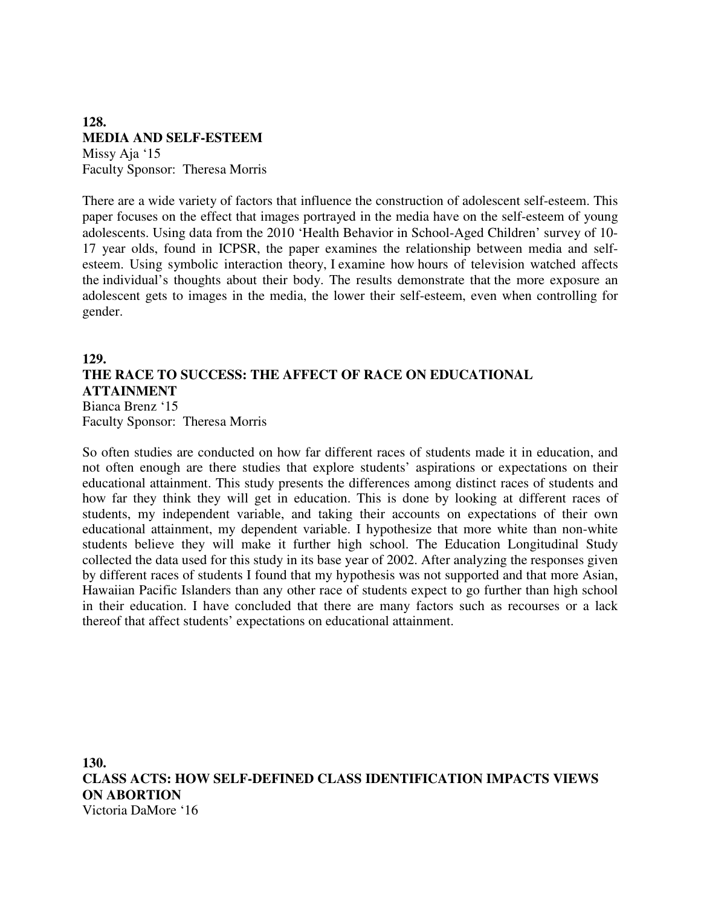**128.**
**MEDIA AND SELF-ESTEEM**
Missy Aja '15
Faculty Sponsor: Theresa Morris

There are a wide variety of factors that influence the construction of adolescent self-esteem. This paper focuses on the effect that images portrayed in the media have on the self-esteem of young adolescents. Using data from the 2010 'Health Behavior in School-Aged Children' survey of 10-17 year olds, found in ICPSR, the paper examines the relationship between media and self-esteem. Using symbolic interaction theory, I examine how hours of television watched affects the individual's thoughts about their body. The results demonstrate that the more exposure an adolescent gets to images in the media, the lower their self-esteem, even when controlling for gender.

**129.**
**THE RACE TO SUCCESS: THE AFFECT OF RACE ON EDUCATIONAL ATTAINMENT**
Bianca Brenz '15
Faculty Sponsor: Theresa Morris

So often studies are conducted on how far different races of students made it in education, and not often enough are there studies that explore students' aspirations or expectations on their educational attainment. This study presents the differences among distinct races of students and how far they think they will get in education. This is done by looking at different races of students, my independent variable, and taking their accounts on expectations of their own educational attainment, my dependent variable. I hypothesize that more white than non-white students believe they will make it further high school. The Education Longitudinal Study collected the data used for this study in its base year of 2002. After analyzing the responses given by different races of students I found that my hypothesis was not supported and that more Asian, Hawaiian Pacific Islanders than any other race of students expect to go further than high school in their education. I have concluded that there are many factors such as recourses or a lack thereof that affect students' expectations on educational attainment.

**130.**
**CLASS ACTS: HOW SELF-DEFINED CLASS IDENTIFICATION IMPACTS VIEWS ON ABORTION**
Victoria DaMore '16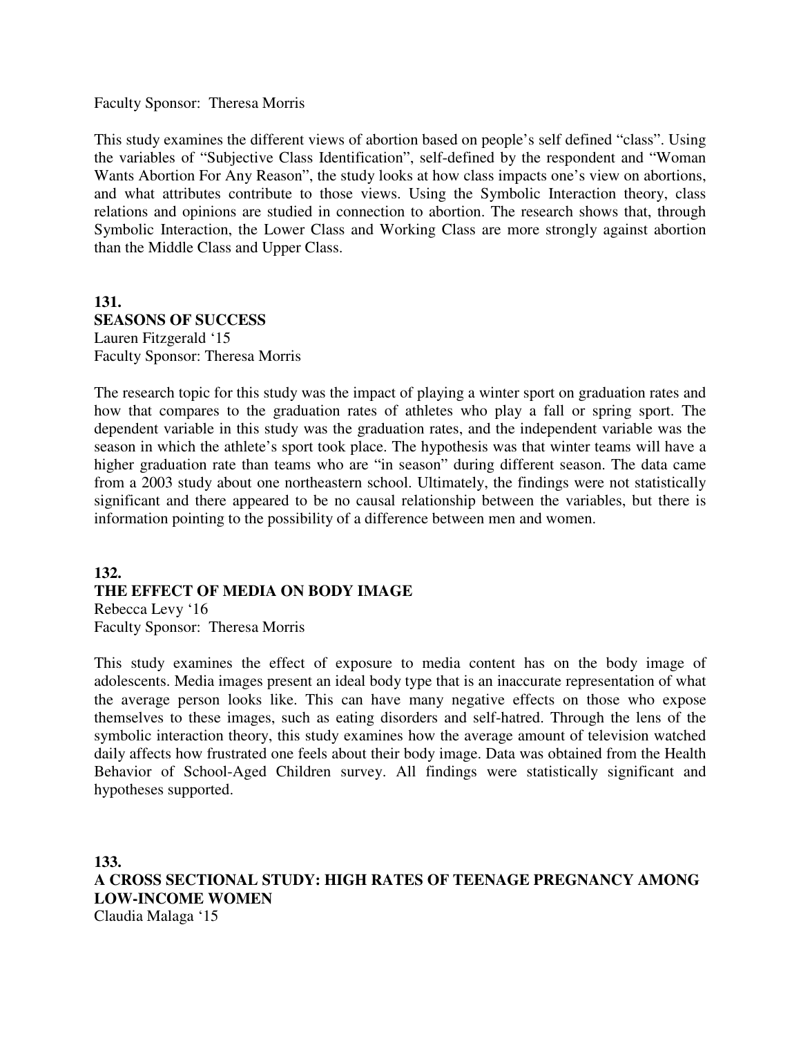Faculty Sponsor: Theresa Morris

This study examines the different views of abortion based on people's self defined "class". Using the variables of "Subjective Class Identification", self-defined by the respondent and "Woman Wants Abortion For Any Reason", the study looks at how class impacts one's view on abortions, and what attributes contribute to those views. Using the Symbolic Interaction theory, class relations and opinions are studied in connection to abortion. The research shows that, through Symbolic Interaction, the Lower Class and Working Class are more strongly against abortion than the Middle Class and Upper Class.

**131.**
**SEASONS OF SUCCESS**
Lauren Fitzgerald '15
Faculty Sponsor: Theresa Morris

The research topic for this study was the impact of playing a winter sport on graduation rates and how that compares to the graduation rates of athletes who play a fall or spring sport. The dependent variable in this study was the graduation rates, and the independent variable was the season in which the athlete's sport took place. The hypothesis was that winter teams will have a higher graduation rate than teams who are "in season" during different season. The data came from a 2003 study about one northeastern school. Ultimately, the findings were not statistically significant and there appeared to be no causal relationship between the variables, but there is information pointing to the possibility of a difference between men and women.

**132.**
**THE EFFECT OF MEDIA ON BODY IMAGE**
Rebecca Levy '16
Faculty Sponsor: Theresa Morris

This study examines the effect of exposure to media content has on the body image of adolescents. Media images present an ideal body type that is an inaccurate representation of what the average person looks like. This can have many negative effects on those who expose themselves to these images, such as eating disorders and self-hatred. Through the lens of the symbolic interaction theory, this study examines how the average amount of television watched daily affects how frustrated one feels about their body image. Data was obtained from the Health Behavior of School-Aged Children survey. All findings were statistically significant and hypotheses supported.

**133.**
**A CROSS SECTIONAL STUDY: HIGH RATES OF TEENAGE PREGNANCY AMONG LOW-INCOME WOMEN**
Claudia Malaga '15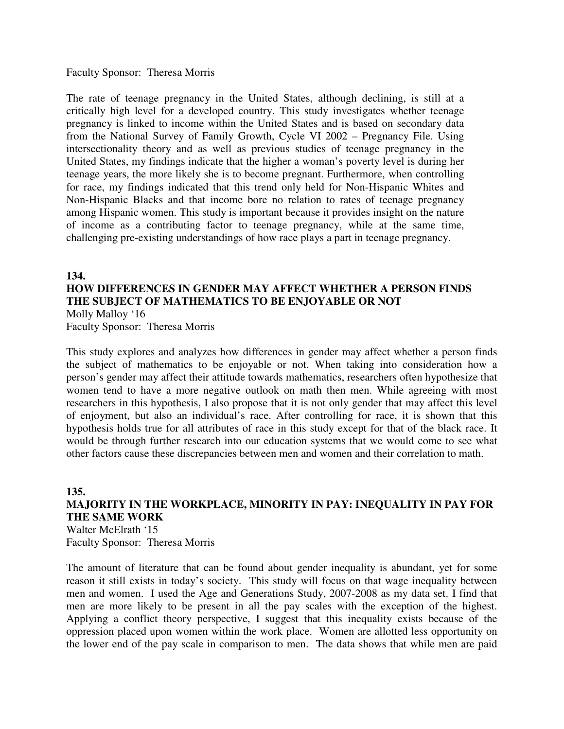Faculty Sponsor: Theresa Morris

The rate of teenage pregnancy in the United States, although declining, is still at a critically high level for a developed country. This study investigates whether teenage pregnancy is linked to income within the United States and is based on secondary data from the National Survey of Family Growth, Cycle VI 2002 – Pregnancy File. Using intersectionality theory and as well as previous studies of teenage pregnancy in the United States, my findings indicate that the higher a woman's poverty level is during her teenage years, the more likely she is to become pregnant. Furthermore, when controlling for race, my findings indicated that this trend only held for Non-Hispanic Whites and Non-Hispanic Blacks and that income bore no relation to rates of teenage pregnancy among Hispanic women. This study is important because it provides insight on the nature of income as a contributing factor to teenage pregnancy, while at the same time, challenging pre-existing understandings of how race plays a part in teenage pregnancy.

**134.**

**HOW DIFFERENCES IN GENDER MAY AFFECT WHETHER A PERSON FINDS THE SUBJECT OF MATHEMATICS TO BE ENJOYABLE OR NOT**

Molly Malloy '16
Faculty Sponsor: Theresa Morris

This study explores and analyzes how differences in gender may affect whether a person finds the subject of mathematics to be enjoyable or not. When taking into consideration how a person's gender may affect their attitude towards mathematics, researchers often hypothesize that women tend to have a more negative outlook on math then men. While agreeing with most researchers in this hypothesis, I also propose that it is not only gender that may affect this level of enjoyment, but also an individual's race. After controlling for race, it is shown that this hypothesis holds true for all attributes of race in this study except for that of the black race. It would be through further research into our education systems that we would come to see what other factors cause these discrepancies between men and women and their correlation to math.

**135.**

**MAJORITY IN THE WORKPLACE, MINORITY IN PAY: INEQUALITY IN PAY FOR THE SAME WORK**

Walter McElrath '15
Faculty Sponsor: Theresa Morris

The amount of literature that can be found about gender inequality is abundant, yet for some reason it still exists in today's society. This study will focus on that wage inequality between men and women. I used the Age and Generations Study, 2007-2008 as my data set. I find that men are more likely to be present in all the pay scales with the exception of the highest. Applying a conflict theory perspective, I suggest that this inequality exists because of the oppression placed upon women within the work place. Women are allotted less opportunity on the lower end of the pay scale in comparison to men. The data shows that while men are paid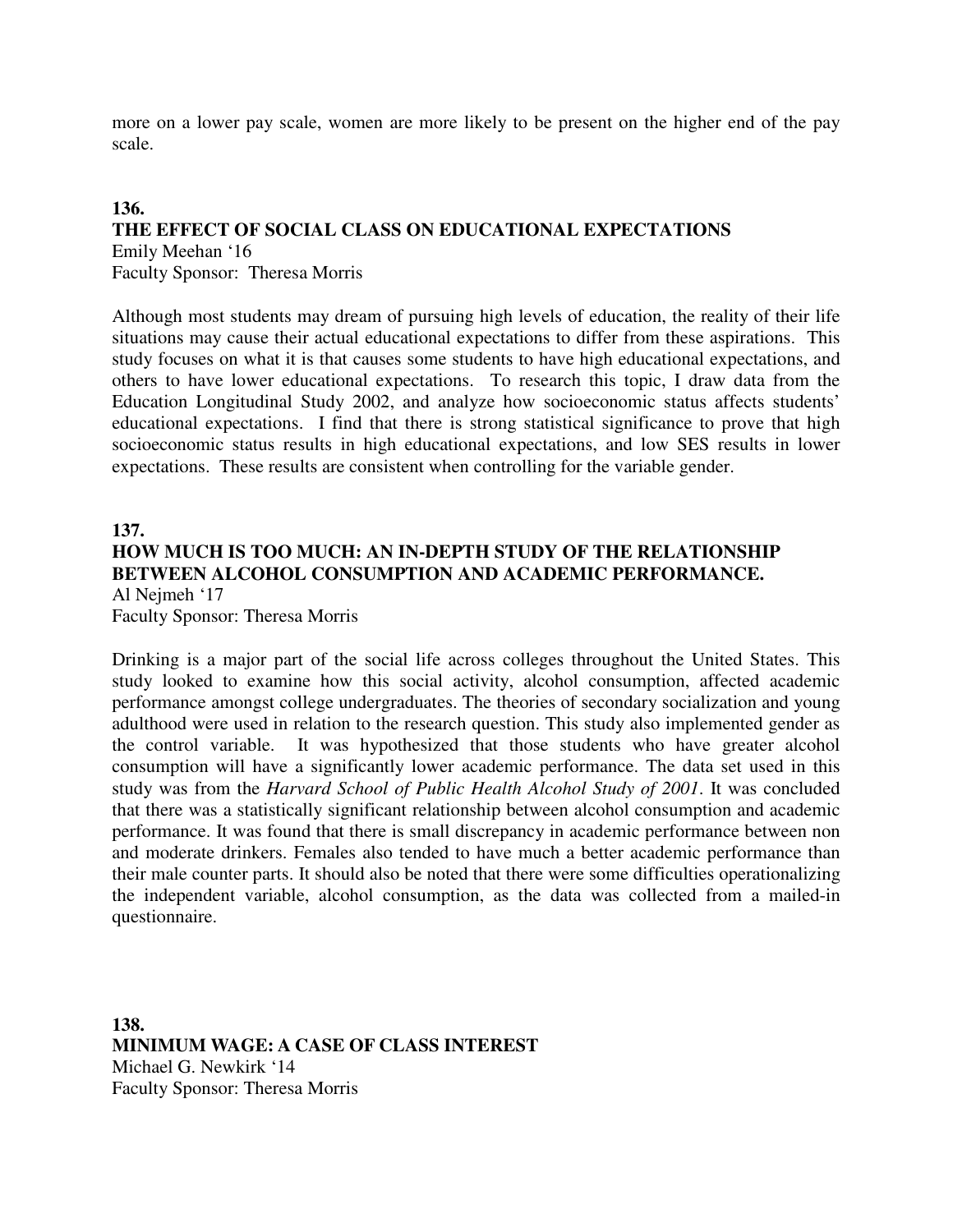more on a lower pay scale, women are more likely to be present on the higher end of the pay scale.

**136.**
**THE EFFECT OF SOCIAL CLASS ON EDUCATIONAL EXPECTATIONS**
Emily Meehan '16
Faculty Sponsor: Theresa Morris

Although most students may dream of pursuing high levels of education, the reality of their life situations may cause their actual educational expectations to differ from these aspirations. This study focuses on what it is that causes some students to have high educational expectations, and others to have lower educational expectations. To research this topic, I draw data from the Education Longitudinal Study 2002, and analyze how socioeconomic status affects students' educational expectations. I find that there is strong statistical significance to prove that high socioeconomic status results in high educational expectations, and low SES results in lower expectations. These results are consistent when controlling for the variable gender.

**137.**
**HOW MUCH IS TOO MUCH: AN IN-DEPTH STUDY OF THE RELATIONSHIP BETWEEN ALCOHOL CONSUMPTION AND ACADEMIC PERFORMANCE.**
Al Nejmeh '17
Faculty Sponsor: Theresa Morris

Drinking is a major part of the social life across colleges throughout the United States. This study looked to examine how this social activity, alcohol consumption, affected academic performance amongst college undergraduates. The theories of secondary socialization and young adulthood were used in relation to the research question. This study also implemented gender as the control variable. It was hypothesized that those students who have greater alcohol consumption will have a significantly lower academic performance. The data set used in this study was from the *Harvard School of Public Health Alcohol Study of 2001*. It was concluded that there was a statistically significant relationship between alcohol consumption and academic performance. It was found that there is small discrepancy in academic performance between non and moderate drinkers. Females also tended to have much a better academic performance than their male counter parts. It should also be noted that there were some difficulties operationalizing the independent variable, alcohol consumption, as the data was collected from a mailed-in questionnaire.

**138.**
**MINIMUM WAGE: A CASE OF CLASS INTEREST**
Michael G. Newkirk '14
Faculty Sponsor: Theresa Morris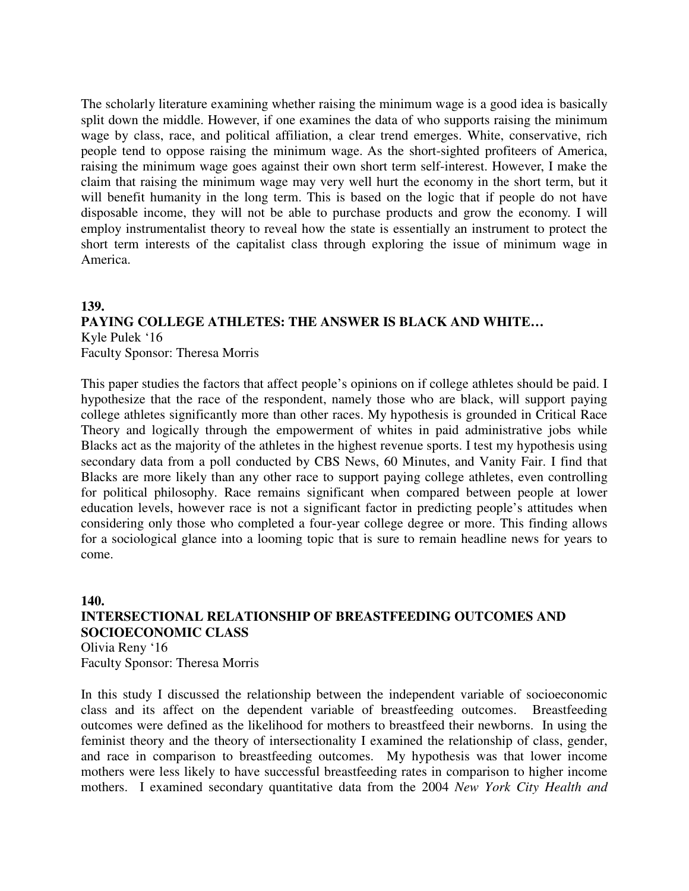The scholarly literature examining whether raising the minimum wage is a good idea is basically split down the middle. However, if one examines the data of who supports raising the minimum wage by class, race, and political affiliation, a clear trend emerges. White, conservative, rich people tend to oppose raising the minimum wage. As the short-sighted profiteers of America, raising the minimum wage goes against their own short term self-interest. However, I make the claim that raising the minimum wage may very well hurt the economy in the short term, but it will benefit humanity in the long term. This is based on the logic that if people do not have disposable income, they will not be able to purchase products and grow the economy. I will employ instrumentalist theory to reveal how the state is essentially an instrument to protect the short term interests of the capitalist class through exploring the issue of minimum wage in America.

**139.**

**PAYING COLLEGE ATHLETES: THE ANSWER IS BLACK AND WHITE…**

Kyle Pulek '16
Faculty Sponsor: Theresa Morris

This paper studies the factors that affect people's opinions on if college athletes should be paid. I hypothesize that the race of the respondent, namely those who are black, will support paying college athletes significantly more than other races. My hypothesis is grounded in Critical Race Theory and logically through the empowerment of whites in paid administrative jobs while Blacks act as the majority of the athletes in the highest revenue sports. I test my hypothesis using secondary data from a poll conducted by CBS News, 60 Minutes, and Vanity Fair. I find that Blacks are more likely than any other race to support paying college athletes, even controlling for political philosophy. Race remains significant when compared between people at lower education levels, however race is not a significant factor in predicting people's attitudes when considering only those who completed a four-year college degree or more. This finding allows for a sociological glance into a looming topic that is sure to remain headline news for years to come.

**140.**

**INTERSECTIONAL RELATIONSHIP OF BREASTFEEDING OUTCOMES AND SOCIOECONOMIC CLASS**

Olivia Reny '16
Faculty Sponsor: Theresa Morris

In this study I discussed the relationship between the independent variable of socioeconomic class and its affect on the dependent variable of breastfeeding outcomes. Breastfeeding outcomes were defined as the likelihood for mothers to breastfeed their newborns. In using the feminist theory and the theory of intersectionality I examined the relationship of class, gender, and race in comparison to breastfeeding outcomes. My hypothesis was that lower income mothers were less likely to have successful breastfeeding rates in comparison to higher income mothers. I examined secondary quantitative data from the 2004 *New York City Health and*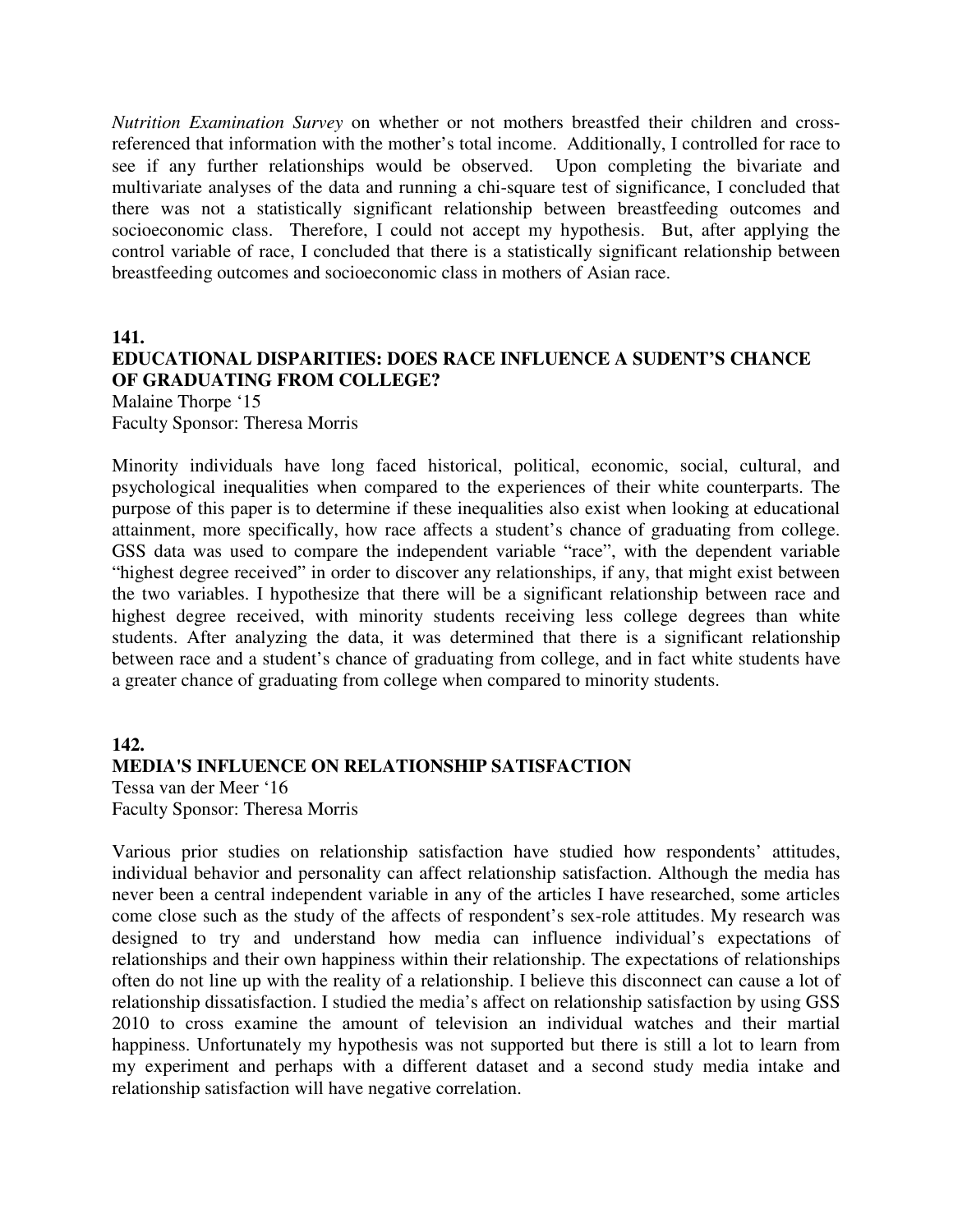*Nutrition Examination Survey* on whether or not mothers breastfed their children and cross-referenced that information with the mother's total income. Additionally, I controlled for race to see if any further relationships would be observed. Upon completing the bivariate and multivariate analyses of the data and running a chi-square test of significance, I concluded that there was not a statistically significant relationship between breastfeeding outcomes and socioeconomic class. Therefore, I could not accept my hypothesis. But, after applying the control variable of race, I concluded that there is a statistically significant relationship between breastfeeding outcomes and socioeconomic class in mothers of Asian race.

**141.**

**EDUCATIONAL DISPARITIES: DOES RACE INFLUENCE A SUDENT'S CHANCE OF GRADUATING FROM COLLEGE?**

Malaine Thorpe '15
Faculty Sponsor: Theresa Morris

Minority individuals have long faced historical, political, economic, social, cultural, and psychological inequalities when compared to the experiences of their white counterparts. The purpose of this paper is to determine if these inequalities also exist when looking at educational attainment, more specifically, how race affects a student's chance of graduating from college. GSS data was used to compare the independent variable "race", with the dependent variable "highest degree received" in order to discover any relationships, if any, that might exist between the two variables. I hypothesize that there will be a significant relationship between race and highest degree received, with minority students receiving less college degrees than white students. After analyzing the data, it was determined that there is a significant relationship between race and a student's chance of graduating from college, and in fact white students have a greater chance of graduating from college when compared to minority students.

**142.**

**MEDIA'S INFLUENCE ON RELATIONSHIP SATISFACTION**

Tessa van der Meer '16
Faculty Sponsor: Theresa Morris

Various prior studies on relationship satisfaction have studied how respondents' attitudes, individual behavior and personality can affect relationship satisfaction. Although the media has never been a central independent variable in any of the articles I have researched, some articles come close such as the study of the affects of respondent's sex-role attitudes. My research was designed to try and understand how media can influence individual's expectations of relationships and their own happiness within their relationship. The expectations of relationships often do not line up with the reality of a relationship. I believe this disconnect can cause a lot of relationship dissatisfaction. I studied the media's affect on relationship satisfaction by using GSS 2010 to cross examine the amount of television an individual watches and their martial happiness. Unfortunately my hypothesis was not supported but there is still a lot to learn from my experiment and perhaps with a different dataset and a second study media intake and relationship satisfaction will have negative correlation.